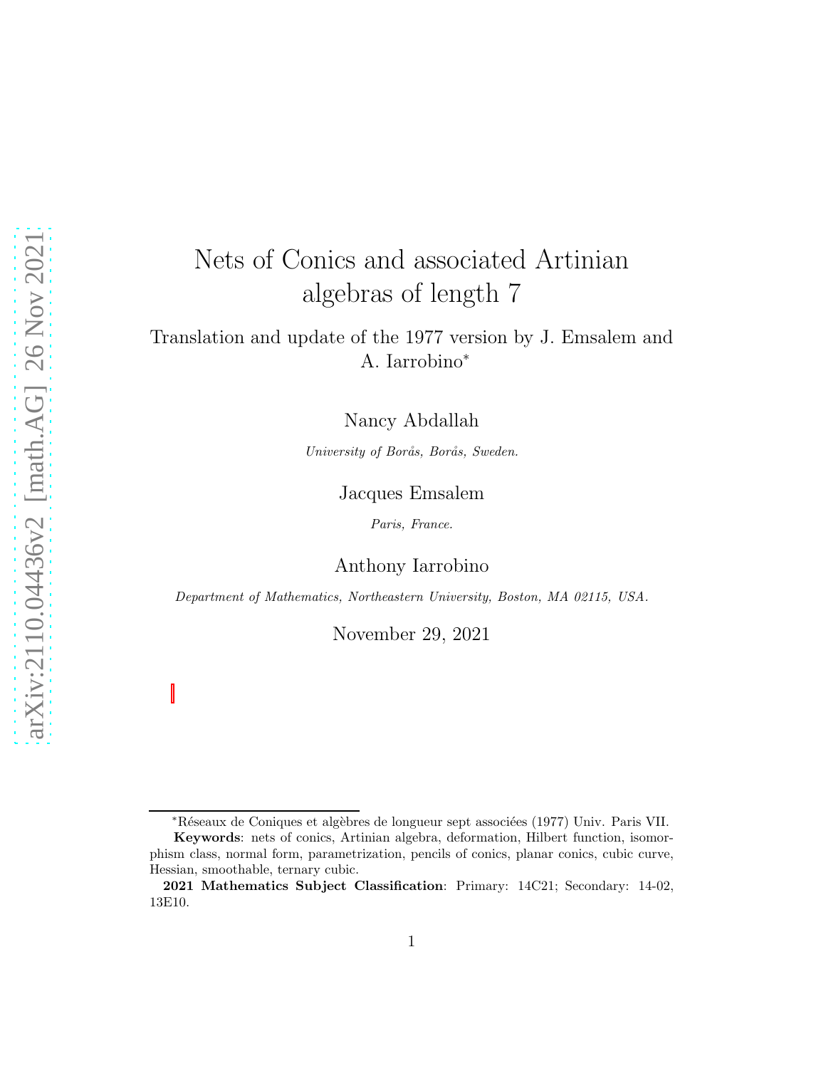# Nets of Conics and associated Artinian algebras of length 7

Translation and update of the 1977 version by J. Emsalem and A. Iarrobino*

Nancy Abdallah

*University of Borås, Borås, Sweden.*

Jacques Emsalem

*Paris, France.*

Anthony Iarrobino

*Department of Mathematics, Northeastern University, Boston, MA 02115, USA.*

November 29, 2021

---

*Réseaux de Coniques et algèbres de longueur sept associées (1977) Univ. Paris VII.

**Keywords**: nets of conics, Artinian algebra, deformation, Hilbert function, isomorphism class, normal form, parametrization, pencils of conics, planar conics, cubic curve, Hessian, smoothable, ternary cubic.

**2021 Mathematics Subject Classification**: Primary: 14C21; Secondary: 14-02, 13E10.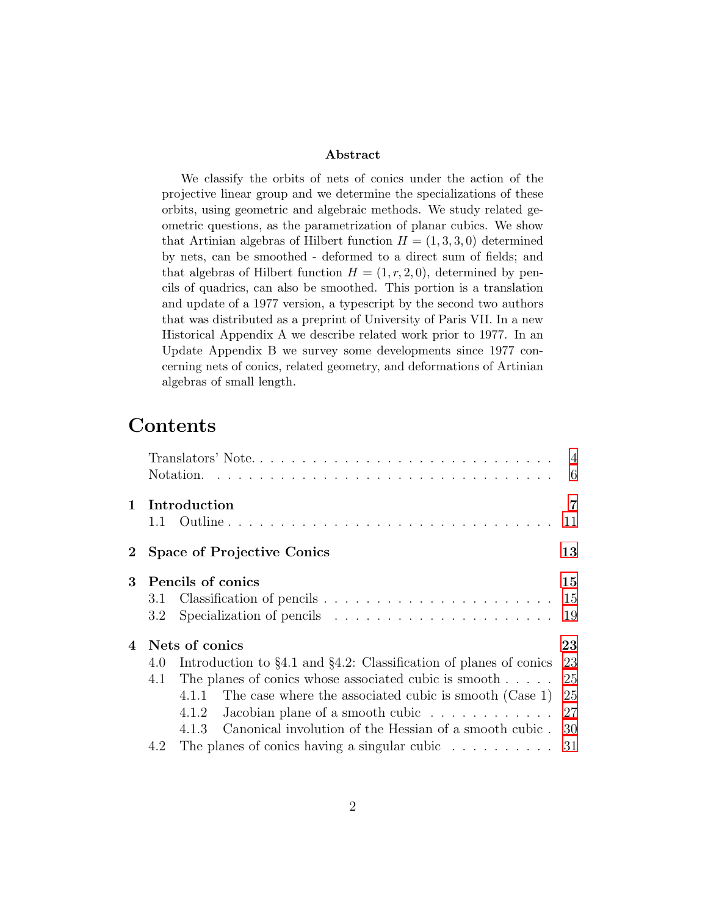**Abstract**

We classify the orbits of nets of conics under the action of the projective linear group and we determine the specializations of these orbits, using geometric and algebraic methods. We study related geometric questions, as the parametrization of planar cubics. We show that Artinian algebras of Hilbert function $H = (1, 3, 3, 0)$ determined by nets, can be smoothed - deformed to a direct sum of fields; and that algebras of Hilbert function $H = (1, r, 2, 0)$, determined by pencils of quadrics, can also be smoothed. This portion is a translation and update of a 1977 version, a typescript by the second two authors that was distributed as a preprint of University of Paris VII. In a new Historical Appendix A we describe related work prior to 1977. In an Update Appendix B we survey some developments since 1977 concerning nets of conics, related geometry, and deformations of Artinian algebras of small length.

# Contents

- Translators' Note . . . 4
- Notation . . . 6
- **1 Introduction** . . . **7**
  - 1.1 Outline . . . 11
- **2 Space of Projective Conics** . . . **13**
- **3 Pencils of conics** . . . **15**
  - 3.1 Classification of pencils . . . 15
  - 3.2 Specialization of pencils . . . 19
- **4 Nets of conics** . . . **23**
  - 4.0 Introduction to §4.1 and §4.2: Classification of planes of conics . . . 23
  - 4.1 The planes of conics whose associated cubic is smooth . . . 25
    - 4.1.1 The case where the associated cubic is smooth (Case 1) . . . 25
    - 4.1.2 Jacobian plane of a smooth cubic . . . 27
    - 4.1.3 Canonical involution of the Hessian of a smooth cubic . . . 30
  - 4.2 The planes of conics having a singular cubic . . . 31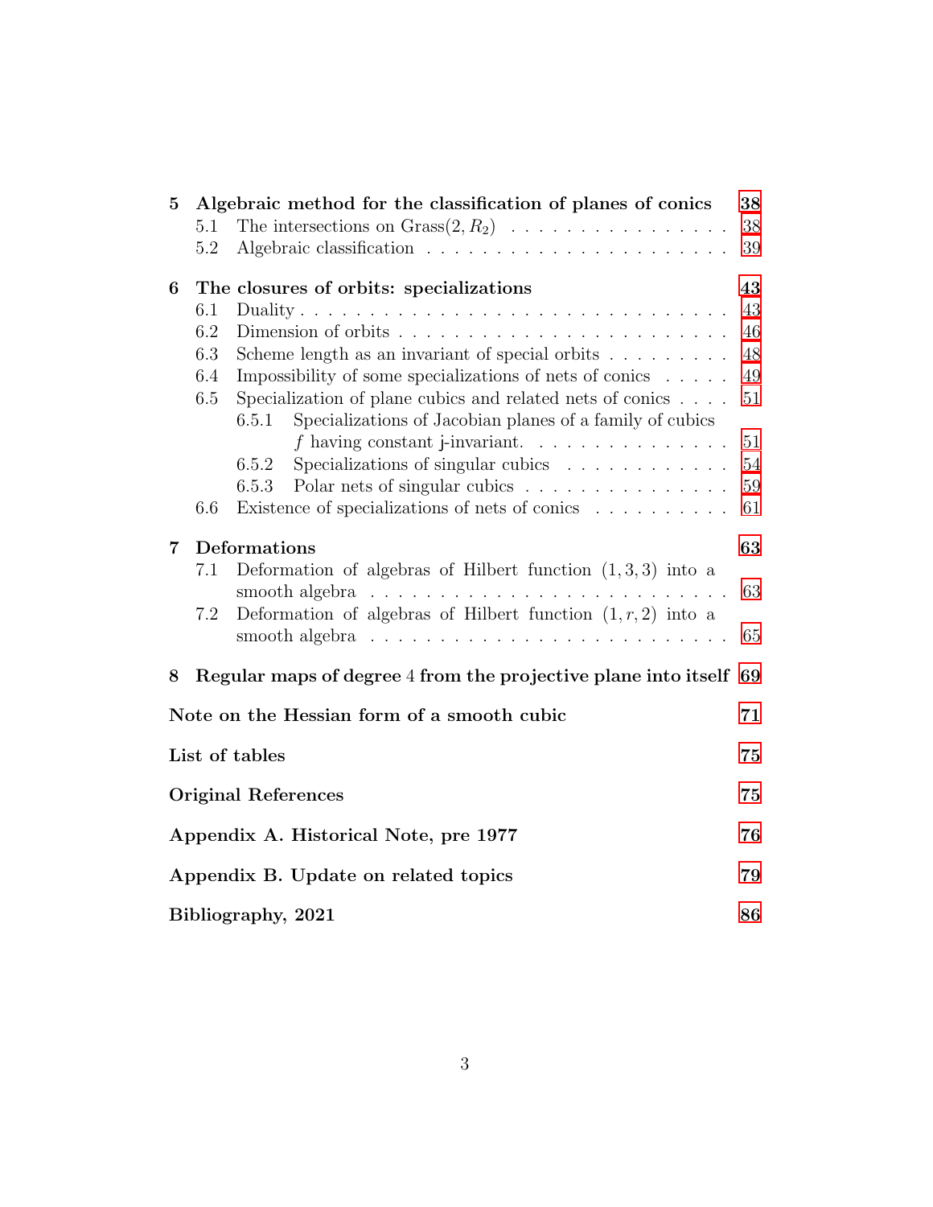- **5 Algebraic method for the classification of planes of conics** — 38
  - 5.1 The intersections on Grass$(2, R_2)$ — 38
  - 5.2 Algebraic classification — 39
- **6 The closures of orbits: specializations** — 43
  - 6.1 Duality — 43
  - 6.2 Dimension of orbits — 46
  - 6.3 Scheme length as an invariant of special orbits — 48
  - 6.4 Impossibility of some specializations of nets of conics — 49
  - 6.5 Specialization of plane cubics and related nets of conics — 51
    - 6.5.1 Specializations of Jacobian planes of a family of cubics $f$ having constant j-invariant. — 51
    - 6.5.2 Specializations of singular cubics — 54
    - 6.5.3 Polar nets of singular cubics — 59
  - 6.6 Existence of specializations of nets of conics — 61
- **7 Deformations** — 63
  - 7.1 Deformation of algebras of Hilbert function $(1, 3, 3)$ into a smooth algebra — 63
  - 7.2 Deformation of algebras of Hilbert function $(1, r, 2)$ into a smooth algebra — 65
- **8 Regular maps of degree 4 from the projective plane into itself** — 69
- **Note on the Hessian form of a smooth cubic** — 71
- **List of tables** — 75
- **Original References** — 75
- **Appendix A. Historical Note, pre 1977** — 76
- **Appendix B. Update on related topics** — 79
- **Bibliography, 2021** — 86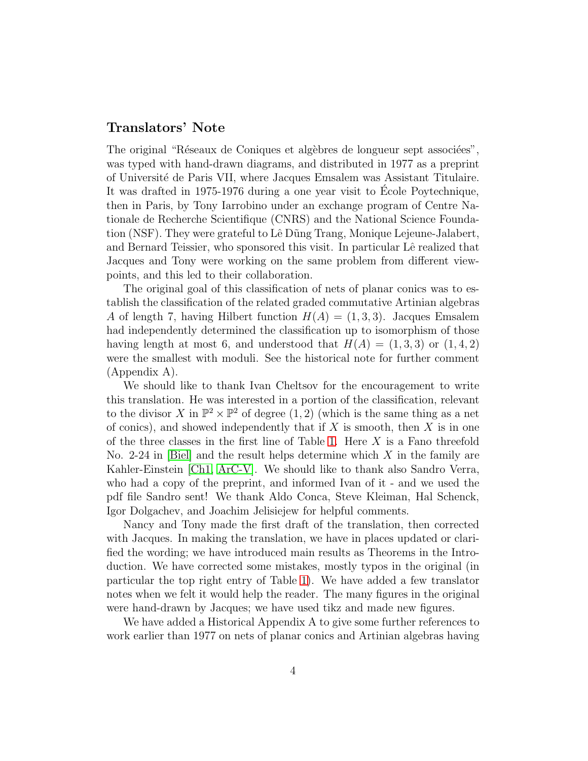## Translators' Note

The original "Réseaux de Coniques et algèbres de longueur sept associées", was typed with hand-drawn diagrams, and distributed in 1977 as a preprint of Université de Paris VII, where Jacques Emsalem was Assistant Titulaire. It was drafted in 1975-1976 during a one year visit to École Poytechnique, then in Paris, by Tony Iarrobino under an exchange program of Centre Nationale de Recherche Scientifique (CNRS) and the National Science Foundation (NSF). They were grateful to Lê Dũng Trang, Monique Lejeune-Jalabert, and Bernard Teissier, who sponsored this visit. In particular Lê realized that Jacques and Tony were working on the same problem from different viewpoints, and this led to their collaboration.

The original goal of this classification of nets of planar conics was to establish the classification of the related graded commutative Artinian algebras $A$ of length 7, having Hilbert function $H(A) = (1, 3, 3)$. Jacques Emsalem had independently determined the classification up to isomorphism of those having length at most 6, and understood that $H(A) = (1, 3, 3)$ or $(1, 4, 2)$ were the smallest with moduli. See the historical note for further comment (Appendix A).

We should like to thank Ivan Cheltsov for the encouragement to write this translation. He was interested in a portion of the classification, relevant to the divisor $X$ in $\mathbb{P}^2 \times \mathbb{P}^2$ of degree $(1, 2)$ (which is the same thing as a net of conics), and showed independently that if $X$ is smooth, then $X$ is in one of the three classes in the first line of Table 1. Here $X$ is a Fano threefold No. 2-24 in [Biel] and the result helps determine which $X$ in the family are Kahler-Einstein [Ch1, ArC-V]. We should like to thank also Sandro Verra, who had a copy of the preprint, and informed Ivan of it - and we used the pdf file Sandro sent! We thank Aldo Conca, Steve Kleiman, Hal Schenck, Igor Dolgachev, and Joachim Jelisiejew for helpful comments.

Nancy and Tony made the first draft of the translation, then corrected with Jacques. In making the translation, we have in places updated or clarified the wording; we have introduced main results as Theorems in the Introduction. We have corrected some mistakes, mostly typos in the original (in particular the top right entry of Table 1). We have added a few translator notes when we felt it would help the reader. The many figures in the original were hand-drawn by Jacques; we have used tikz and made new figures.

We have added a Historical Appendix A to give some further references to work earlier than 1977 on nets of planar conics and Artinian algebras having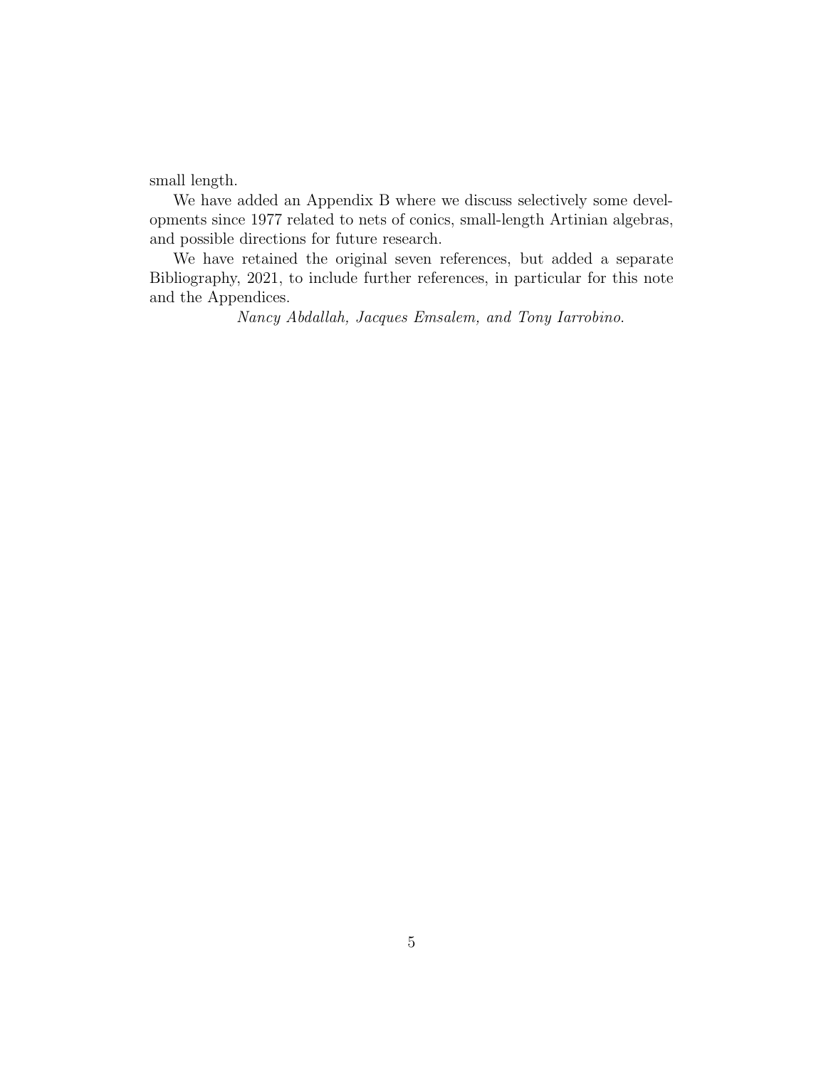small length.

We have added an Appendix B where we discuss selectively some developments since 1977 related to nets of conics, small-length Artinian algebras, and possible directions for future research.

We have retained the original seven references, but added a separate Bibliography, 2021, to include further references, in particular for this note and the Appendices.

*Nancy Abdallah, Jacques Emsalem, and Tony Iarrobino.*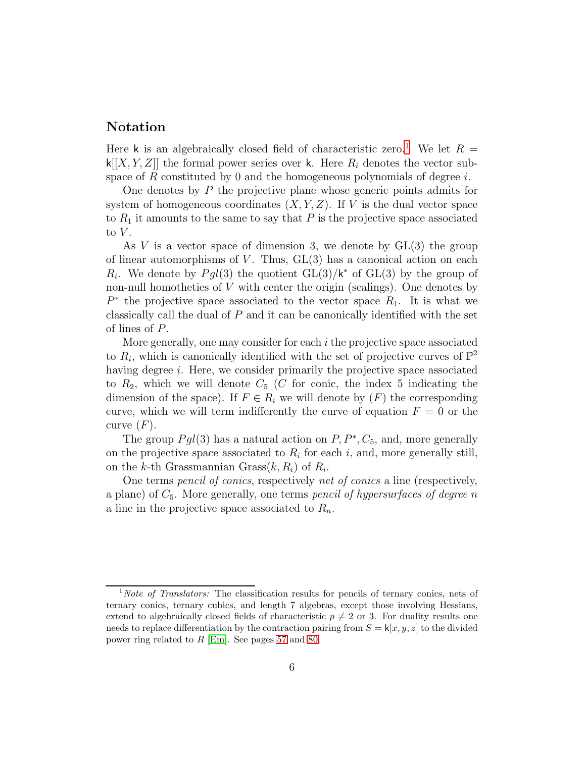## Notation

Here $\mathsf{k}$ is an algebraically closed field of characteristic zero.[1] We let $R = \mathsf{k}[[X, Y, Z]]$ the formal power series over $\mathsf{k}$. Here $R_i$ denotes the vector subspace of $R$ constituted by 0 and the homogeneous polynomials of degree $i$.

One denotes by $P$ the projective plane whose generic points admits for system of homogeneous coordinates $(X, Y, Z)$. If $V$ is the dual vector space to $R_1$ it amounts to the same to say that $P$ is the projective space associated to $V$.

As $V$ is a vector space of dimension 3, we denote by $\mathrm{GL}(3)$ the group of linear automorphisms of $V$. Thus, $\mathrm{GL}(3)$ has a canonical action on each $R_i$. We denote by $Pgl(3)$ the quotient $\mathrm{GL}(3)/\mathsf{k}^*$ of $\mathrm{GL}(3)$ by the group of non-null homotheties of $V$ with center the origin (scalings). One denotes by $P^*$ the projective space associated to the vector space $R_1$. It is what we classically call the dual of $P$ and it can be canonically identified with the set of lines of $P$.

More generally, one may consider for each $i$ the projective space associated to $R_i$, which is canonically identified with the set of projective curves of $\mathbb{P}^2$ having degree $i$. Here, we consider primarily the projective space associated to $R_2$, which we will denote $C_5$ ($C$ for conic, the index 5 indicating the dimension of the space). If $F \in R_i$ we will denote by $(F)$ the corresponding curve, which we will term indifferently the curve of equation $F = 0$ or the curve $(F)$.

The group $Pgl(3)$ has a natural action on $P, P^*, C_5$, and, more generally on the projective space associated to $R_i$ for each $i$, and, more generally still, on the $k$-th Grassmannian $\mathrm{Grass}(k, R_i)$ of $R_i$.

One terms *pencil of conics*, respectively *net of conics* a line (respectively, a plane) of $C_5$. More generally, one terms *pencil of hypersurfaces of degree $n$* a line in the projective space associated to $R_n$.

---

[1] *Note of Translators:* The classification results for pencils of ternary conics, nets of ternary conics, ternary cubics, and length 7 algebras, except those involving Hessians, extend to algebraically closed fields of characteristic $p \neq 2$ or 3. For duality results one needs to replace differentiation by the contraction pairing from $S = \mathsf{k}[x, y, z]$ to the divided power ring related to $R$ [Em]. See pages 57 and 80.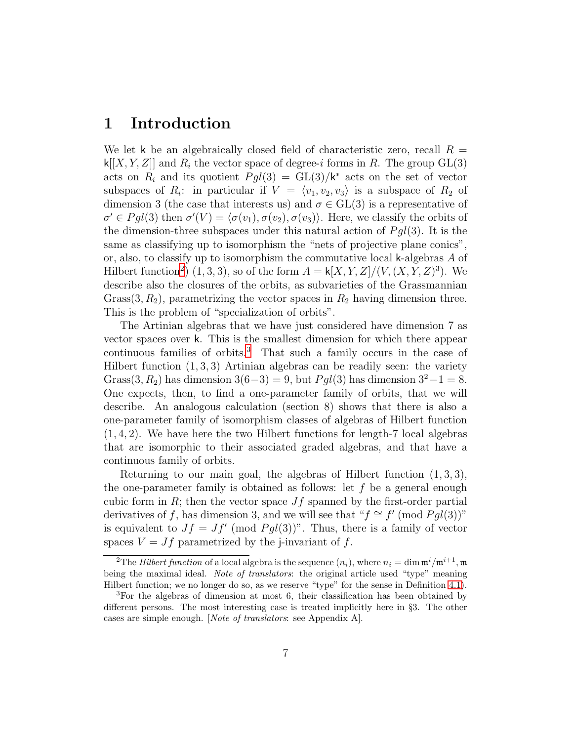# 1 Introduction

We let $\mathsf{k}$ be an algebraically closed field of characteristic zero, recall $R = \mathsf{k}[[X, Y, Z]]$ and $R_i$ the vector space of degree-$i$ forms in $R$. The group $\mathrm{GL}(3)$ acts on $R_i$ and its quotient $Pgl(3) = \mathrm{GL}(3)/\mathsf{k}^*$ acts on the set of vector subspaces of $R_i$: in particular if $V = \langle v_1, v_2, v_3 \rangle$ is a subspace of $R_2$ of dimension 3 (the case that interests us) and $\sigma \in \mathrm{GL}(3)$ is a representative of $\sigma' \in Pgl(3)$ then $\sigma'(V) = \langle \sigma(v_1), \sigma(v_2), \sigma(v_3) \rangle$. Here, we classify the orbits of the dimension-three subspaces under this natural action of $Pgl(3)$. It is the same as classifying up to isomorphism the "nets of projective plane conics", or, also, to classify up to isomorphism the commutative local $\mathsf{k}$-algebras $A$ of Hilbert function[2]) $(1, 3, 3)$, so of the form $A = \mathsf{k}[X, Y, Z]/(V, (X, Y, Z)^3)$. We describe also the closures of the orbits, as subvarieties of the Grassmannian $\mathrm{Grass}(3, R_2)$, parametrizing the vector spaces in $R_2$ having dimension three. This is the problem of "specialization of orbits".

The Artinian algebras that we have just considered have dimension 7 as vector spaces over $\mathsf{k}$. This is the smallest dimension for which there appear continuous families of orbits.[3] That such a family occurs in the case of Hilbert function $(1, 3, 3)$ Artinian algebras can be readily seen: the variety $\mathrm{Grass}(3, R_2)$ has dimension $3(6-3) = 9$, but $Pgl(3)$ has dimension $3^2 - 1 = 8$. One expects, then, to find a one-parameter family of orbits, that we will describe. An analogous calculation (section 8) shows that there is also a one-parameter family of isomorphism classes of algebras of Hilbert function $(1, 4, 2)$. We have here the two Hilbert functions for length-7 local algebras that are isomorphic to their associated graded algebras, and that have a continuous family of orbits.

Returning to our main goal, the algebras of Hilbert function $(1, 3, 3)$, the one-parameter family is obtained as follows: let $f$ be a general enough cubic form in $R$; then the vector space $Jf$ spanned by the first-order partial derivatives of $f$, has dimension 3, and we will see that "$f \cong f' \pmod{Pgl(3)}$" is equivalent to $Jf = Jf' \pmod{Pgl(3)}$". Thus, there is a family of vector spaces $V = Jf$ parametrized by the $\mathsf{j}$-invariant of $f$.

---

[2]The *Hilbert function* of a local algebra is the sequence $(n_i)$, where $n_i = \dim \mathfrak{m}^i/\mathfrak{m}^{i+1}$, $\mathfrak{m}$ being the maximal ideal. *Note of translators*: the original article used "type" meaning Hilbert function; we no longer do so, as we reserve "type" for the sense in Definition 4.1).

[3]For the algebras of dimension at most 6, their classification has been obtained by different persons. The most interesting case is treated implicitly here in §3. The other cases are simple enough. [*Note of translators*: see Appendix A].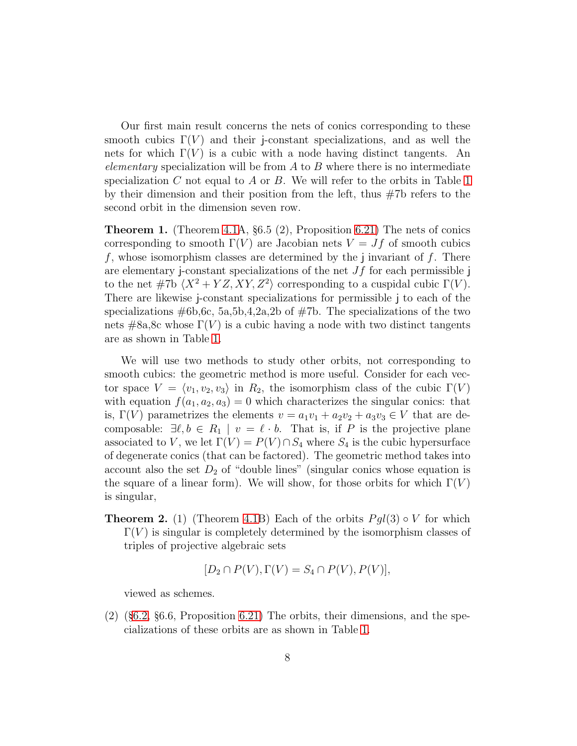Our first main result concerns the nets of conics corresponding to these smooth cubics $\Gamma(V)$ and their $\mathsf{j}$-constant specializations, and as well the nets for which $\Gamma(V)$ is a cubic with a node having distinct tangents. An *elementary* specialization will be from $A$ to $B$ where there is no intermediate specialization $C$ not equal to $A$ or $B$. We will refer to the orbits in Table 1 by their dimension and their position from the left, thus #7b refers to the second orbit in the dimension seven row.

**Theorem 1.** (Theorem 4.1A, §6.5 (2), Proposition 6.21) The nets of conics corresponding to smooth $\Gamma(V)$ are Jacobian nets $V = Jf$ of smooth cubics $f$, whose isomorphism classes are determined by the $\mathsf{j}$ invariant of $f$. There are elementary $\mathsf{j}$-constant specializations of the net $Jf$ for each permissible $\mathsf{j}$ to the net #7b $\langle X^2 + YZ, XY, Z^2 \rangle$ corresponding to a cuspidal cubic $\Gamma(V)$. There are likewise $\mathsf{j}$-constant specializations for permissible $\mathsf{j}$ to each of the specializations #6b,6c, 5a,5b,4,2a,2b of #7b. The specializations of the two nets #8a,8c whose $\Gamma(V)$ is a cubic having a node with two distinct tangents are as shown in Table 1.

We will use two methods to study other orbits, not corresponding to smooth cubics: the geometric method is more useful. Consider for each vector space $V = \langle v_1, v_2, v_3 \rangle$ in $R_2$, the isomorphism class of the cubic $\Gamma(V)$ with equation $f(a_1, a_2, a_3) = 0$ which characterizes the singular conics: that is, $\Gamma(V)$ parametrizes the elements $v = a_1v_1 + a_2v_2 + a_3v_3 \in V$ that are decomposable: $\exists \ell, b \in R_1 \mid v = \ell \cdot b$. That is, if $P$ is the projective plane associated to $V$, we let $\Gamma(V) = P(V) \cap S_4$ where $S_4$ is the cubic hypersurface of degenerate conics (that can be factored). The geometric method takes into account also the set $D_2$ of "double lines" (singular conics whose equation is the square of a linear form). We will show, for those orbits for which $\Gamma(V)$ is singular,

**Theorem 2.** (1) (Theorem 4.1B) Each of the orbits $Pgl(3) \circ V$ for which $\Gamma(V)$ is singular is completely determined by the isomorphism classes of triples of projective algebraic sets

$$[D_2 \cap P(V), \Gamma(V) = S_4 \cap P(V), P(V)],$$

viewed as schemes.

(2) (§6.2, §6.6, Proposition 6.21) The orbits, their dimensions, and the specializations of these orbits are as shown in Table 1.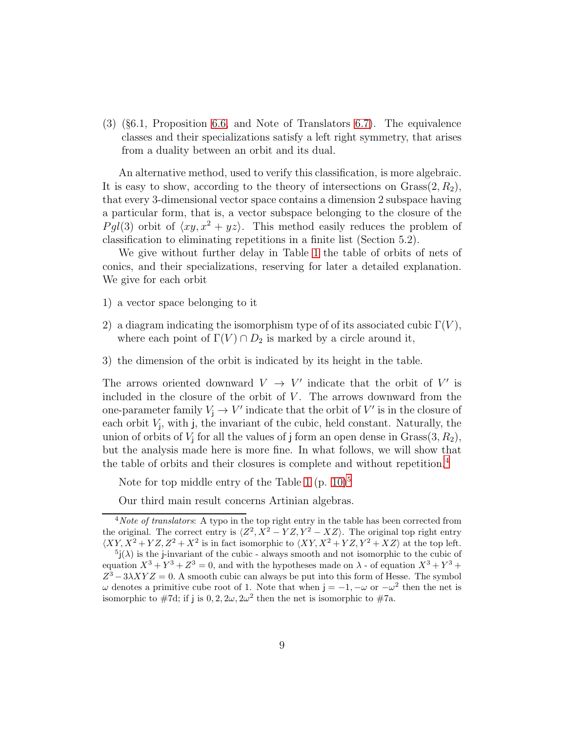(3) (§6.1, Proposition 6.6, and Note of Translators 6.7). The equivalence classes and their specializations satisfy a left right symmetry, that arises from a duality between an orbit and its dual.

An alternative method, used to verify this classification, is more algebraic. It is easy to show, according to the theory of intersections on $\mathrm{Grass}(2, R_2)$, that every 3-dimensional vector space contains a dimension 2 subspace having a particular form, that is, a vector subspace belonging to the closure of the $Pgl(3)$ orbit of $\langle xy, x^2 + yz\rangle$. This method easily reduces the problem of classification to eliminating repetitions in a finite list (Section 5.2).

We give without further delay in Table 1 the table of orbits of nets of conics, and their specializations, reserving for later a detailed explanation. We give for each orbit

1) a vector space belonging to it

2) a diagram indicating the isomorphism type of of its associated cubic $\Gamma(V)$, where each point of $\Gamma(V) \cap D_2$ is marked by a circle around it,

3) the dimension of the orbit is indicated by its height in the table.

The arrows oriented downward $V \to V'$ indicate that the orbit of $V'$ is included in the closure of the orbit of $V$. The arrows downward from the one-parameter family $V_{\mathsf{j}} \to V'$ indicate that the orbit of $V'$ is in the closure of each orbit $V_{\mathsf{j}}$, with $\mathsf{j}$, the invariant of the cubic, held constant. Naturally, the union of orbits of $V_{\mathsf{j}}$ for all the values of $\mathsf{j}$ form an open dense in $\mathrm{Grass}(3, R_2)$, but the analysis made here is more fine. In what follows, we will show that the table of orbits and their closures is complete and without repetition.[4]

Note for top middle entry of the Table 1 (p. 10)[5]

Our third main result concerns Artinian algebras.

---

[4] *Note of translators*: A typo in the top right entry in the table has been corrected from the original. The correct entry is $\langle Z^2, X^2 - YZ, Y^2 - XZ\rangle$. The original top right entry $\langle XY, X^2 + YZ, Z^2 + X^2$ is in fact isomorphic to $\langle XY, X^2 + YZ, Y^2 + XZ\rangle$ at the top left.

[5] $\mathsf{j}(\lambda)$ is the j-invariant of the cubic - always smooth and not isomorphic to the cubic of equation $X^3 + Y^3 + Z^3 = 0$, and with the hypotheses made on $\lambda$ - of equation $X^3 + Y^3 + Z^3 - 3\lambda XYZ = 0$. A smooth cubic can always be put into this form of Hesse. The symbol $\omega$ denotes a primitive cube root of 1. Note that when $\mathsf{j} = -1, -\omega$ or $-\omega^2$ then the net is isomorphic to #7d; if $\mathsf{j}$ is $0, 2, 2\omega, 2\omega^2$ then the net is isomorphic to #7a.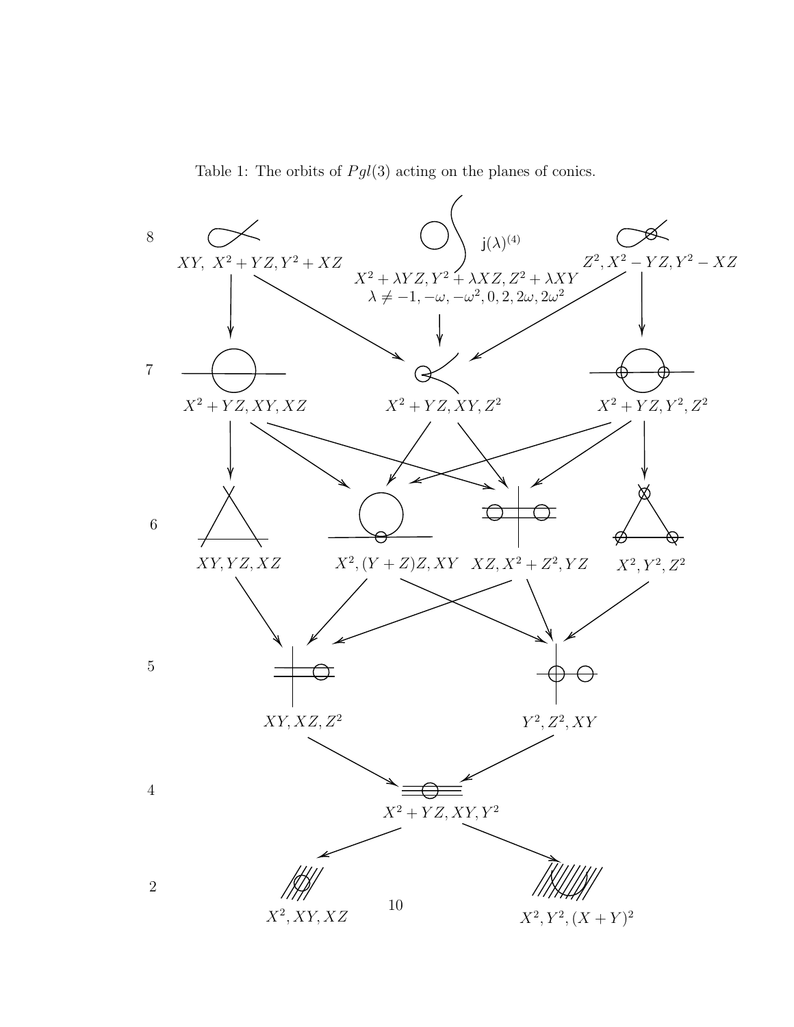Table 1: The orbits of $Pgl(3)$ acting on the planes of conics.

8

$XY,\ X^2+YZ, Y^2+XZ$

$\mathsf{j}(\lambda)^{(4)}$

$X^2+\lambda YZ, Y^2+\lambda XZ, Z^2+\lambda XY$
$\lambda \neq -1, -\omega, -\omega^2, 0, 2, 2\omega, 2\omega^2$

$Z^2, X^2-YZ, Y^2-XZ$

7

$X^2+YZ, XY, XZ$

$X^2+YZ, XY, Z^2$

$X^2+YZ, Y^2, Z^2$

6

$XY, YZ, XZ$

$X^2, (Y+Z)Z, XY$

$XZ, X^2+Z^2, YZ$

$X^2, Y^2, Z^2$

5

$XY, XZ, Z^2$

$Y^2, Z^2, XY$

4

$X^2+YZ, XY, Y^2$

2

$X^2, XY, XZ$

$X^2, Y^2, (X+Y)^2$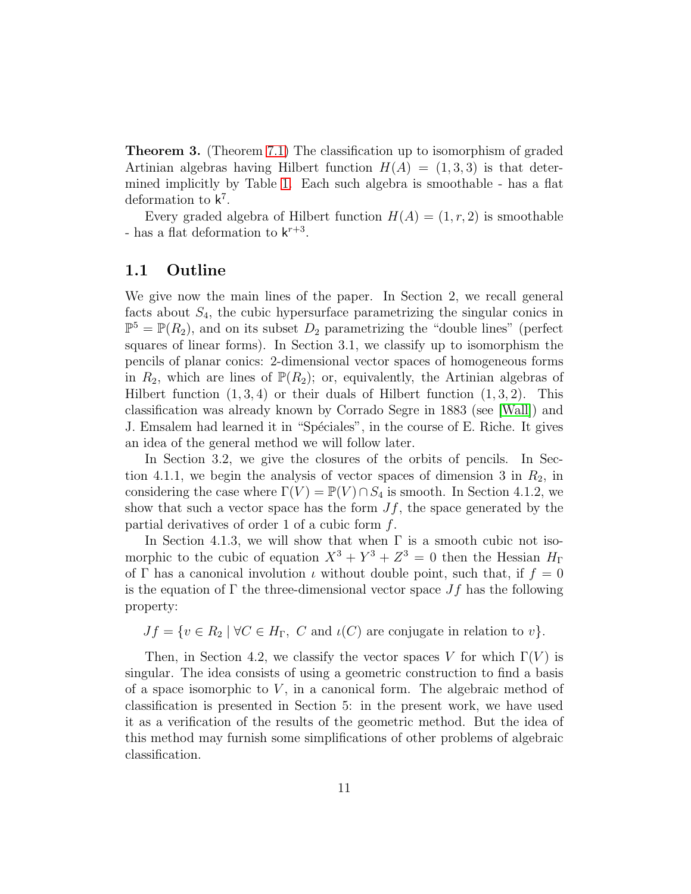**Theorem 3.** (Theorem 7.1) The classification up to isomorphism of graded Artinian algebras having Hilbert function $H(A) = (1,3,3)$ is that determined implicitly by Table 1. Each such algebra is smoothable - has a flat deformation to $\mathsf{k}^7$.

Every graded algebra of Hilbert function $H(A) = (1,r,2)$ is smoothable - has a flat deformation to $\mathsf{k}^{r+3}$.

## 1.1 Outline

We give now the main lines of the paper. In Section 2, we recall general facts about $S_4$, the cubic hypersurface parametrizing the singular conics in $\mathbb{P}^5 = \mathbb{P}(R_2)$, and on its subset $D_2$ parametrizing the "double lines" (perfect squares of linear forms). In Section 3.1, we classify up to isomorphism the pencils of planar conics: 2-dimensional vector spaces of homogeneous forms in $R_2$, which are lines of $\mathbb{P}(R_2)$; or, equivalently, the Artinian algebras of Hilbert function $(1,3,4)$ or their duals of Hilbert function $(1,3,2)$. This classification was already known by Corrado Segre in 1883 (see [Wall]) and J. Emsalem had learned it in "Spéciales", in the course of E. Riche. It gives an idea of the general method we will follow later.

In Section 3.2, we give the closures of the orbits of pencils. In Section 4.1.1, we begin the analysis of vector spaces of dimension 3 in $R_2$, in considering the case where $\Gamma(V) = \mathbb{P}(V) \cap S_4$ is smooth. In Section 4.1.2, we show that such a vector space has the form $Jf$, the space generated by the partial derivatives of order 1 of a cubic form $f$.

In Section 4.1.3, we will show that when $\Gamma$ is a smooth cubic not isomorphic to the cubic of equation $X^3 + Y^3 + Z^3 = 0$ then the Hessian $H_\Gamma$ of $\Gamma$ has a canonical involution $\iota$ without double point, such that, if $f = 0$ is the equation of $\Gamma$ the three-dimensional vector space $Jf$ has the following property:

$$Jf = \{v \in R_2 \mid \forall C \in H_\Gamma,\ C \text{ and } \iota(C) \text{ are conjugate in relation to } v\}.$$

Then, in Section 4.2, we classify the vector spaces $V$ for which $\Gamma(V)$ is singular. The idea consists of using a geometric construction to find a basis of a space isomorphic to $V$, in a canonical form. The algebraic method of classification is presented in Section 5: in the present work, we have used it as a verification of the results of the geometric method. But the idea of this method may furnish some simplifications of other problems of algebraic classification.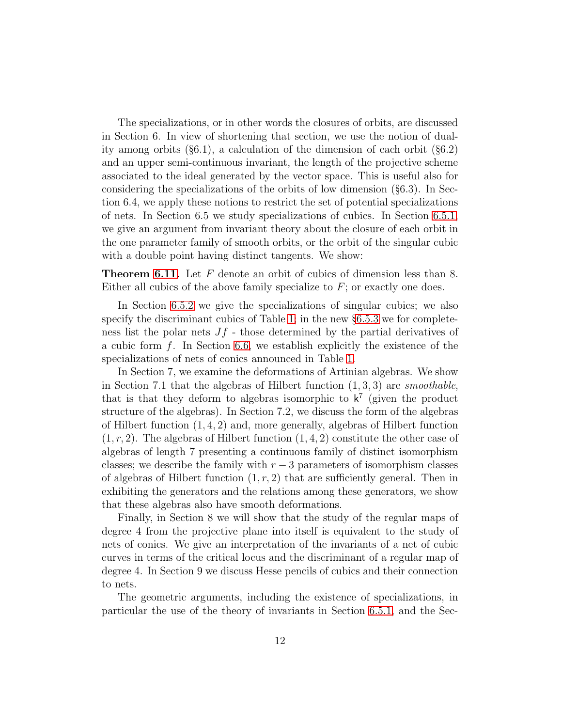The specializations, or in other words the closures of orbits, are discussed in Section 6. In view of shortening that section, we use the notion of duality among orbits (§6.1), a calculation of the dimension of each orbit (§6.2) and an upper semi-continuous invariant, the length of the projective scheme associated to the ideal generated by the vector space. This is useful also for considering the specializations of the orbits of low dimension (§6.3). In Section 6.4, we apply these notions to restrict the set of potential specializations of nets. In Section 6.5 we study specializations of cubics. In Section 6.5.1, we give an argument from invariant theory about the closure of each orbit in the one parameter family of smooth orbits, or the orbit of the singular cubic with a double point having distinct tangents. We show:

**Theorem 6.11.** Let $F$ denote an orbit of cubics of dimension less than 8. Either all cubics of the above family specialize to $F$; or exactly one does.

In Section 6.5.2 we give the specializations of singular cubics; we also specify the discriminant cubics of Table 1; in the new §6.5.3 we for completeness list the polar nets $Jf$ - those determined by the partial derivatives of a cubic form $f$. In Section 6.6, we establish explicitly the existence of the specializations of nets of conics announced in Table 1.

In Section 7, we examine the deformations of Artinian algebras. We show in Section 7.1 that the algebras of Hilbert function $(1, 3, 3)$ are *smoothable*, that is that they deform to algebras isomorphic to $\mathsf{k}^7$ (given the product structure of the algebras). In Section 7.2, we discuss the form of the algebras of Hilbert function $(1, 4, 2)$ and, more generally, algebras of Hilbert function $(1, r, 2)$. The algebras of Hilbert function $(1, 4, 2)$ constitute the other case of algebras of length 7 presenting a continuous family of distinct isomorphism classes; we describe the family with $r - 3$ parameters of isomorphism classes of algebras of Hilbert function $(1, r, 2)$ that are sufficiently general. Then in exhibiting the generators and the relations among these generators, we show that these algebras also have smooth deformations.

Finally, in Section 8 we will show that the study of the regular maps of degree 4 from the projective plane into itself is equivalent to the study of nets of conics. We give an interpretation of the invariants of a net of cubic curves in terms of the critical locus and the discriminant of a regular map of degree 4. In Section 9 we discuss Hesse pencils of cubics and their connection to nets.

The geometric arguments, including the existence of specializations, in particular the use of the theory of invariants in Section 6.5.1, and the Sec-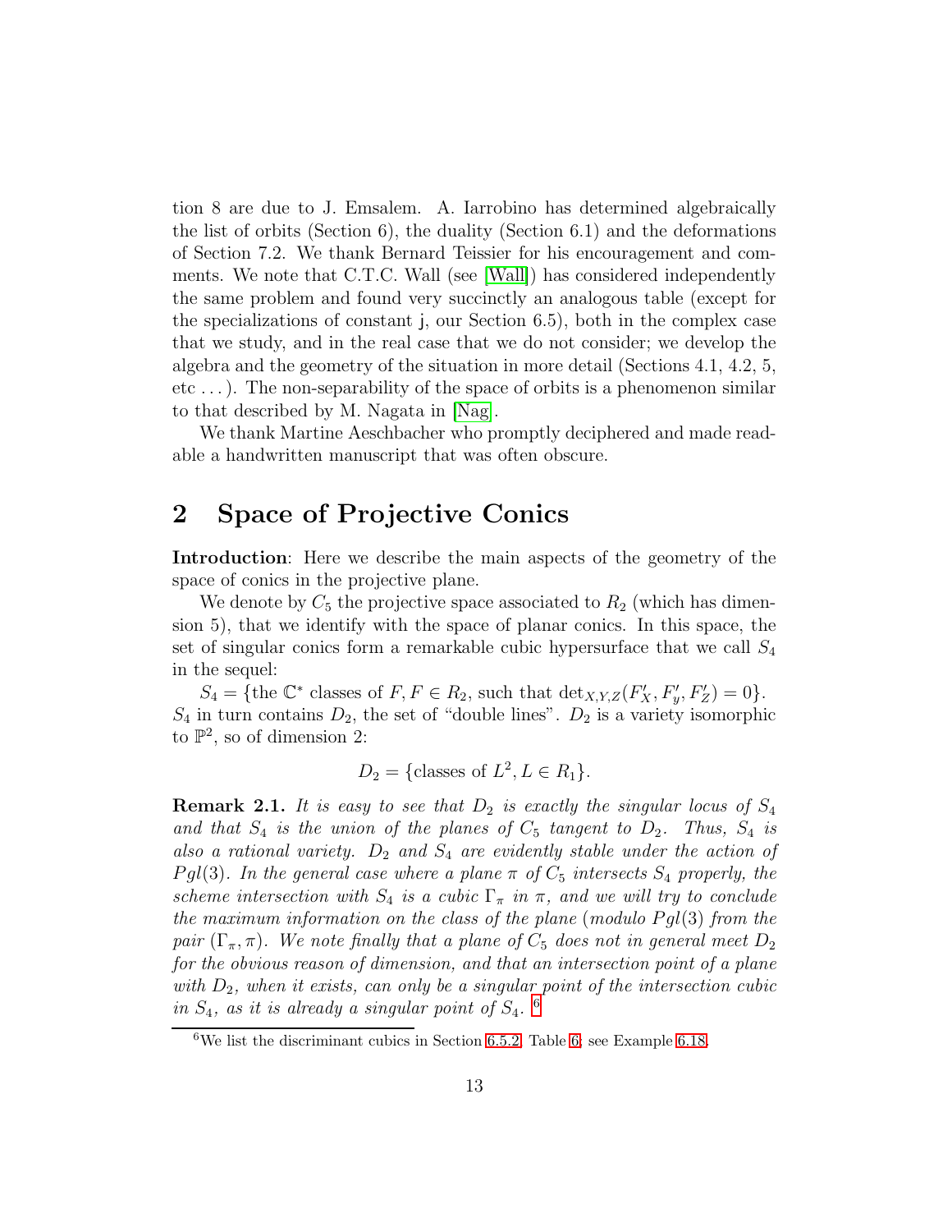tion 8 are due to J. Emsalem. A. Iarrobino has determined algebraically the list of orbits (Section 6), the duality (Section 6.1) and the deformations of Section 7.2. We thank Bernard Teissier for his encouragement and comments. We note that C.T.C. Wall (see [Wall]) has considered independently the same problem and found very succinctly an analogous table (except for the specializations of constant j, our Section 6.5), both in the complex case that we study, and in the real case that we do not consider; we develop the algebra and the geometry of the situation in more detail (Sections 4.1, 4.2, 5, etc ...). The non-separability of the space of orbits is a phenomenon similar to that described by M. Nagata in [Nag].

We thank Martine Aeschbacher who promptly deciphered and made readable a handwritten manuscript that was often obscure.

## 2 Space of Projective Conics

**Introduction**: Here we describe the main aspects of the geometry of the space of conics in the projective plane.

We denote by $C_5$ the projective space associated to $R_2$ (which has dimension 5), that we identify with the space of planar conics. In this space, the set of singular conics form a remarkable cubic hypersurface that we call $S_4$ in the sequel:

$S_4 = \{$the $\mathbb{C}^*$ classes of $F, F \in R_2$, such that $\det_{X,Y,Z}(F'_X, F'_y, F'_Z) = 0\}$. $S_4$ in turn contains $D_2$, the set of "double lines". $D_2$ is a variety isomorphic to $\mathbb{P}^2$, so of dimension 2:

$$D_2 = \{\text{classes of } L^2, L \in R_1\}.$$

**Remark 2.1.** *It is easy to see that $D_2$ is exactly the singular locus of $S_4$ and that $S_4$ is the union of the planes of $C_5$ tangent to $D_2$. Thus, $S_4$ is also a rational variety. $D_2$ and $S_4$ are evidently stable under the action of $Pgl(3)$. In the general case where a plane $\pi$ of $C_5$ intersects $S_4$ properly, the scheme intersection with $S_4$ is a cubic $\Gamma_\pi$ in $\pi$, and we will try to conclude the maximum information on the class of the plane (modulo $Pgl(3)$ from the pair $(\Gamma_\pi, \pi)$. We note finally that a plane of $C_5$ does not in general meet $D_2$ for the obvious reason of dimension, and that an intersection point of a plane with $D_2$, when it exists, can only be a singular point of the intersection cubic in $S_4$, as it is already a singular point of $S_4$.* [6]

[6] We list the discriminant cubics in Section 6.5.2, Table 6; see Example 6.18.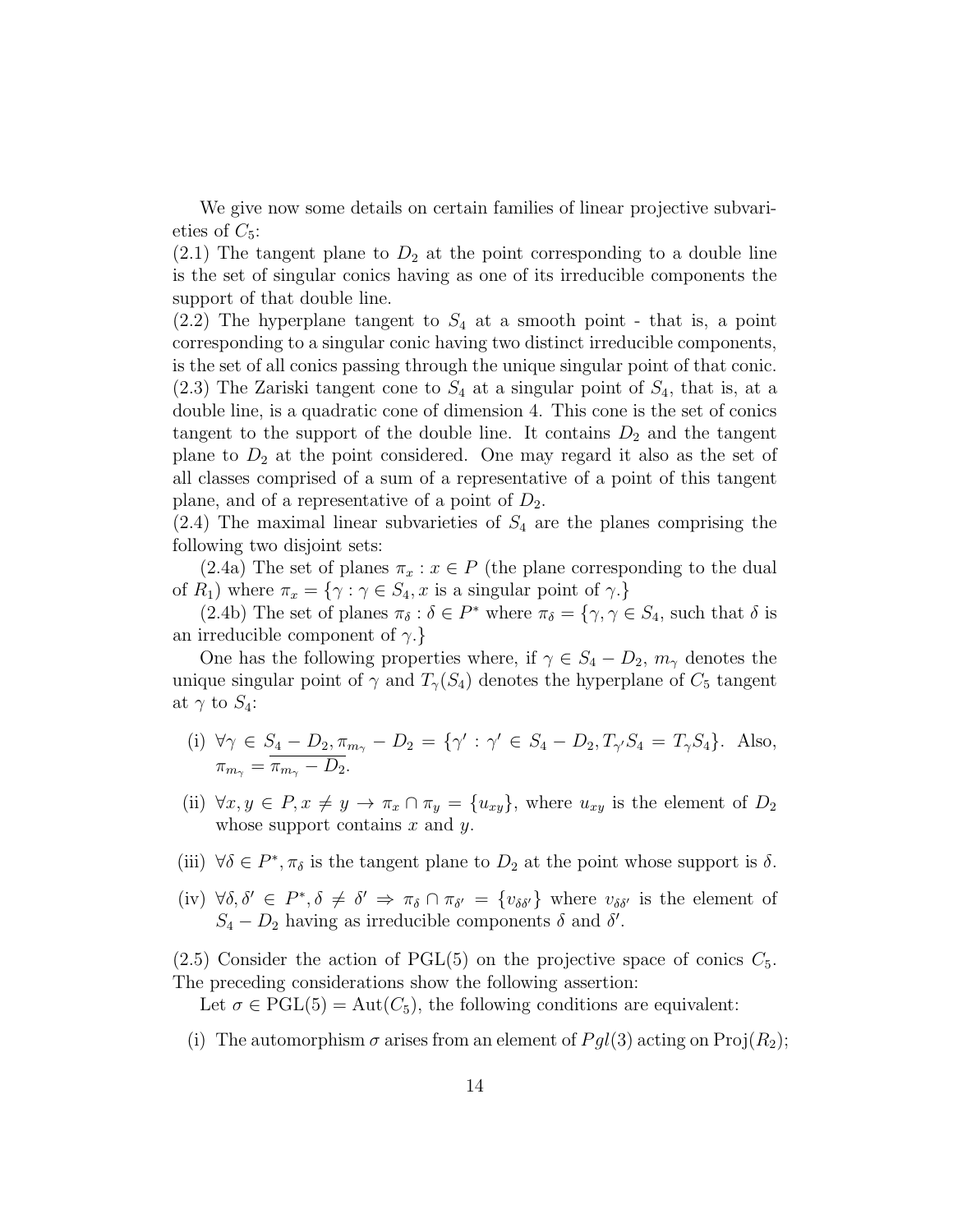We give now some details on certain families of linear projective subvarieties of $C_5$:

(2.1) The tangent plane to $D_2$ at the point corresponding to a double line is the set of singular conics having as one of its irreducible components the support of that double line.

(2.2) The hyperplane tangent to $S_4$ at a smooth point - that is, a point corresponding to a singular conic having two distinct irreducible components, is the set of all conics passing through the unique singular point of that conic.

(2.3) The Zariski tangent cone to $S_4$ at a singular point of $S_4$, that is, at a double line, is a quadratic cone of dimension 4. This cone is the set of conics tangent to the support of the double line. It contains $D_2$ and the tangent plane to $D_2$ at the point considered. One may regard it also as the set of all classes comprised of a sum of a representative of a point of this tangent plane, and of a representative of a point of $D_2$.

(2.4) The maximal linear subvarieties of $S_4$ are the planes comprising the following two disjoint sets:

(2.4a) The set of planes $\pi_x : x \in P$ (the plane corresponding to the dual of $R_1$) where $\pi_x = \{\gamma : \gamma \in S_4, x$ is a singular point of $\gamma.\}$

(2.4b) The set of planes $\pi_\delta : \delta \in P^*$ where $\pi_\delta = \{\gamma, \gamma \in S_4$, such that $\delta$ is an irreducible component of $\gamma.\}$

One has the following properties where, if $\gamma \in S_4 - D_2$, $m_\gamma$ denotes the unique singular point of $\gamma$ and $T_\gamma(S_4)$ denotes the hyperplane of $C_5$ tangent at $\gamma$ to $S_4$:

- (i) $\forall \gamma \in S_4 - D_2, \pi_{m_\gamma} - D_2 = \{\gamma' : \gamma' \in S_4 - D_2, T_{\gamma'} S_4 = T_\gamma S_4\}$. Also, $\pi_{m_\gamma} = \overline{\pi_{m_\gamma} - D_2}$.
- (ii) $\forall x, y \in P, x \neq y \rightarrow \pi_x \cap \pi_y = \{u_{xy}\}$, where $u_{xy}$ is the element of $D_2$ whose support contains $x$ and $y$.
- (iii) $\forall \delta \in P^*, \pi_\delta$ is the tangent plane to $D_2$ at the point whose support is $\delta$.
- (iv) $\forall \delta, \delta' \in P^*, \delta \neq \delta' \Rightarrow \pi_\delta \cap \pi_{\delta'} = \{v_{\delta\delta'}\}$ where $v_{\delta\delta'}$ is the element of $S_4 - D_2$ having as irreducible components $\delta$ and $\delta'$.

(2.5) Consider the action of PGL(5) on the projective space of conics $C_5$. The preceding considerations show the following assertion:

Let $\sigma \in \mathrm{PGL}(5) = \mathrm{Aut}(C_5)$, the following conditions are equivalent:

- (i) The automorphism $\sigma$ arises from an element of $Pgl(3)$ acting on $\mathrm{Proj}(R_2)$;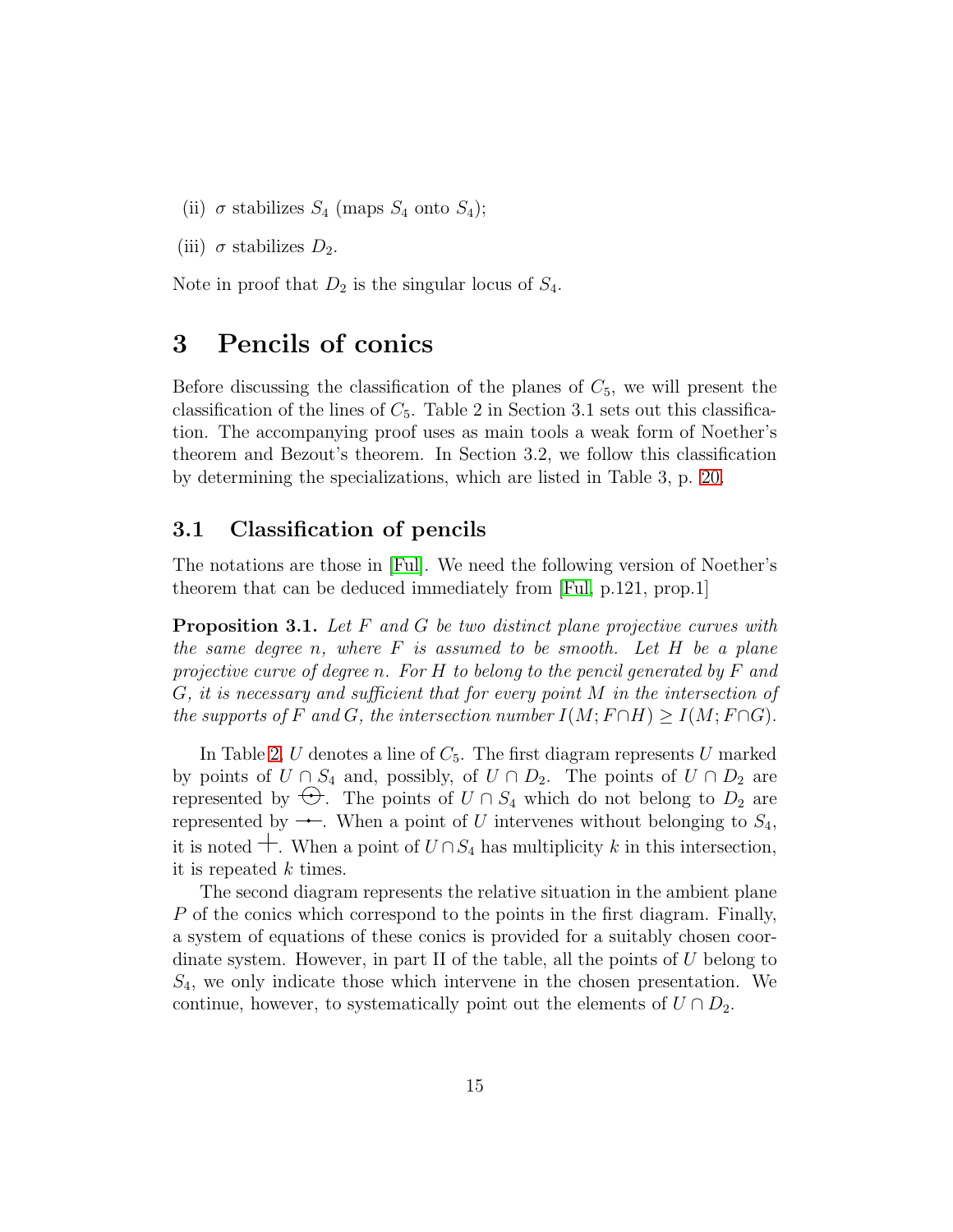(ii) $\sigma$ stabilizes $S_4$ (maps $S_4$ onto $S_4$);

(iii) $\sigma$ stabilizes $D_2$.

Note in proof that $D_2$ is the singular locus of $S_4$.

# 3 Pencils of conics

Before discussing the classification of the planes of $C_5$, we will present the classification of the lines of $C_5$. Table 2 in Section 3.1 sets out this classification. The accompanying proof uses as main tools a weak form of Noether's theorem and Bezout's theorem. In Section 3.2, we follow this classification by determining the specializations, which are listed in Table 3, p. 20.

## 3.1 Classification of pencils

The notations are those in [Ful]. We need the following version of Noether's theorem that can be deduced immediately from [Ful, p.121, prop.1]

**Proposition 3.1.** *Let $F$ and $G$ be two distinct plane projective curves with the same degree $n$, where $F$ is assumed to be smooth. Let $H$ be a plane projective curve of degree $n$. For $H$ to belong to the pencil generated by $F$ and $G$, it is necessary and sufficient that for every point $M$ in the intersection of the supports of $F$ and $G$, the intersection number $I(M; F \cap H) \geq I(M; F \cap G)$.*

In Table 2, $U$ denotes a line of $C_5$. The first diagram represents $U$ marked by points of $U \cap S_4$ and, possibly, of $U \cap D_2$. The points of $U \cap D_2$ are represented by ⊕. The points of $U \cap S_4$ which do not belong to $D_2$ are represented by ⊸. When a point of $U$ intervenes without belonging to $S_4$, it is noted +. When a point of $U \cap S_4$ has multiplicity $k$ in this intersection, it is repeated $k$ times.

The second diagram represents the relative situation in the ambient plane $P$ of the conics which correspond to the points in the first diagram. Finally, a system of equations of these conics is provided for a suitably chosen coordinate system. However, in part II of the table, all the points of $U$ belong to $S_4$, we only indicate those which intervene in the chosen presentation. We continue, however, to systematically point out the elements of $U \cap D_2$.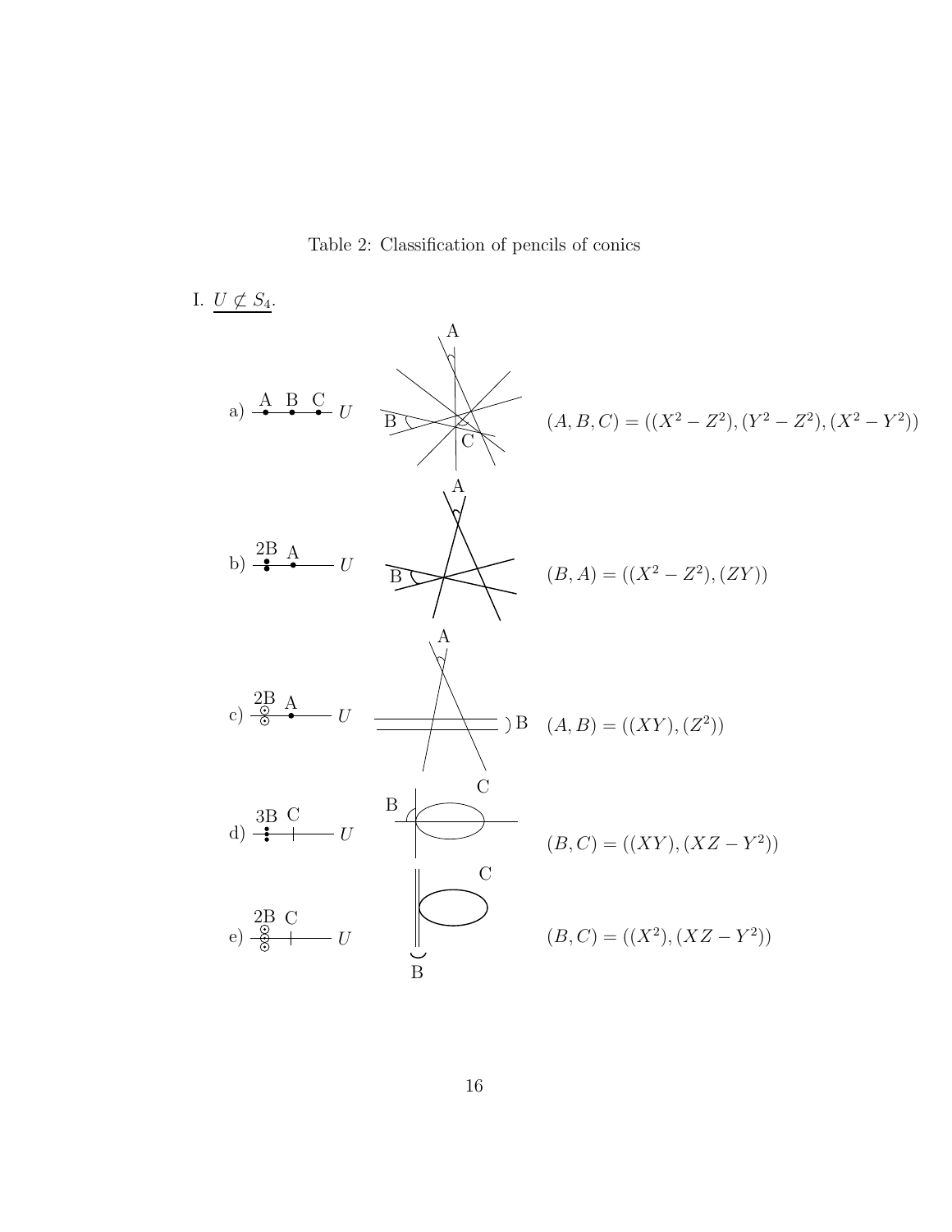Table 2: Classification of pencils of conics

I. $\underline{U \not\subset S_4}$.

a) $(A, B, C) = ((X^2 - Z^2), (Y^2 - Z^2), (X^2 - Y^2))$

b) $(B, A) = ((X^2 - Z^2), (ZY))$

c) $(A, B) = ((XY), (Z^2))$

d) $(B, C) = ((XY), (XZ - Y^2))$

e) $(B, C) = ((X^2), (XZ - Y^2))$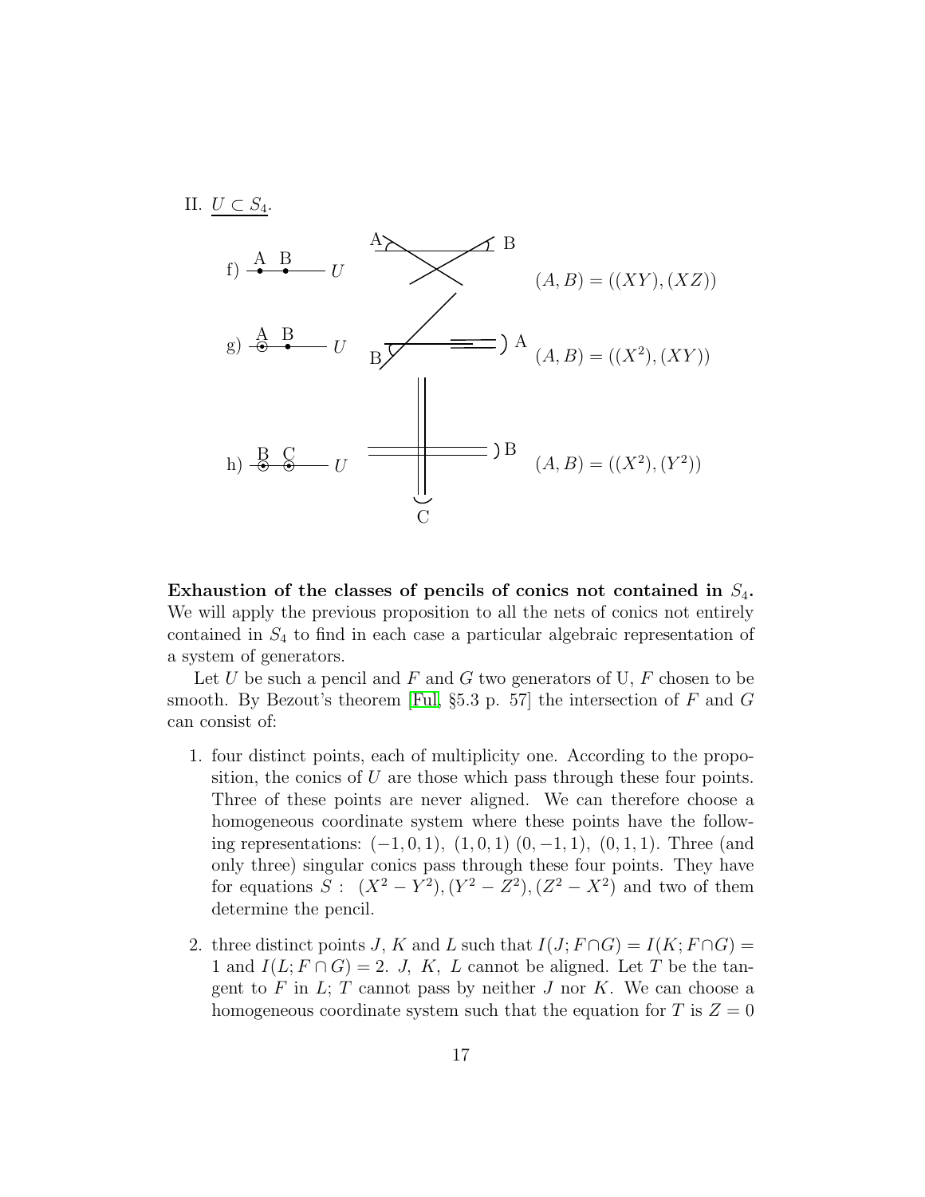II. $U \subset S_4$.

f) A B — $U$ $\quad (A, B) = ((XY), (XZ))$

g) A B — $U$ $\quad (A, B) = ((X^2), (XY))$

h) B C — $U$ $\quad (A, B) = ((X^2), (Y^2))$

**Exhaustion of the classes of pencils of conics not contained in $S_4$.** We will apply the previous proposition to all the nets of conics not entirely contained in $S_4$ to find in each case a particular algebraic representation of a system of generators.

Let $U$ be such a pencil and $F$ and $G$ two generators of U, $F$ chosen to be smooth. By Bezout's theorem [Ful, §5.3 p. 57] the intersection of $F$ and $G$ can consist of:

1. four distinct points, each of multiplicity one. According to the proposition, the conics of $U$ are those which pass through these four points. Three of these points are never aligned. We can therefore choose a homogeneous coordinate system where these points have the following representations: $(-1, 0, 1),\ (1, 0, 1)\ (0, -1, 1),\ (0, 1, 1)$. Three (and only three) singular conics pass through these four points. They have for equations $S:\ (X^2 - Y^2), (Y^2 - Z^2), (Z^2 - X^2)$ and two of them determine the pencil.

2. three distinct points $J$, $K$ and $L$ such that $I(J; F \cap G) = I(K; F \cap G) = 1$ and $I(L; F \cap G) = 2$. $J,\ K,\ L$ cannot be aligned. Let $T$ be the tangent to $F$ in $L$; $T$ cannot pass by neither $J$ nor $K$. We can choose a homogeneous coordinate system such that the equation for $T$ is $Z = 0$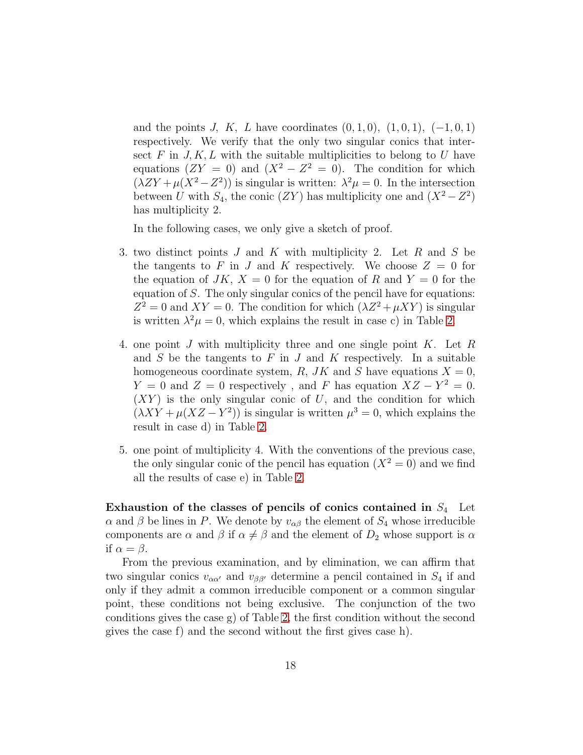and the points $J$, $K$, $L$ have coordinates $(0,1,0)$, $(1,0,1)$, $(-1,0,1)$ respectively. We verify that the only two singular conics that intersect $F$ in $J, K, L$ with the suitable multiplicities to belong to $U$ have equations $(ZY = 0)$ and $(X^2 - Z^2 = 0)$. The condition for which $(\lambda ZY + \mu(X^2 - Z^2))$ is singular is written: $\lambda^2\mu = 0$. In the intersection between $U$ with $S_4$, the conic $(ZY)$ has multiplicity one and $(X^2 - Z^2)$ has multiplicity 2.

In the following cases, we only give a sketch of proof.

3. two distinct points $J$ and $K$ with multiplicity 2. Let $R$ and $S$ be the tangents to $F$ in $J$ and $K$ respectively. We choose $Z = 0$ for the equation of $JK$, $X = 0$ for the equation of $R$ and $Y = 0$ for the equation of $S$. The only singular conics of the pencil have for equations: $Z^2 = 0$ and $XY = 0$. The condition for which $(\lambda Z^2 + \mu XY)$ is singular is written $\lambda^2\mu = 0$, which explains the result in case c) in Table 2.

4. one point $J$ with multiplicity three and one single point $K$. Let $R$ and $S$ be the tangents to $F$ in $J$ and $K$ respectively. In a suitable homogeneous coordinate system, $R$, $JK$ and $S$ have equations $X = 0$, $Y = 0$ and $Z = 0$ respectively , and $F$ has equation $XZ - Y^2 = 0$. $(XY)$ is the only singular conic of $U$, and the condition for which $(\lambda XY + \mu(XZ - Y^2))$ is singular is written $\mu^3 = 0$, which explains the result in case d) in Table 2.

5. one point of multiplicity 4. With the conventions of the previous case, the only singular conic of the pencil has equation $(X^2 = 0)$ and we find all the results of case e) in Table 2.

**Exhaustion of the classes of pencils of conics contained in $S_4$** Let $\alpha$ and $\beta$ be lines in $P$. We denote by $v_{\alpha\beta}$ the element of $S_4$ whose irreducible components are $\alpha$ and $\beta$ if $\alpha \neq \beta$ and the element of $D_2$ whose support is $\alpha$ if $\alpha = \beta$.

From the previous examination, and by elimination, we can affirm that two singular conics $v_{\alpha\alpha'}$ and $v_{\beta\beta'}$ determine a pencil contained in $S_4$ if and only if they admit a common irreducible component or a common singular point, these conditions not being exclusive. The conjunction of the two conditions gives the case g) of Table 2, the first condition without the second gives the case f) and the second without the first gives case h).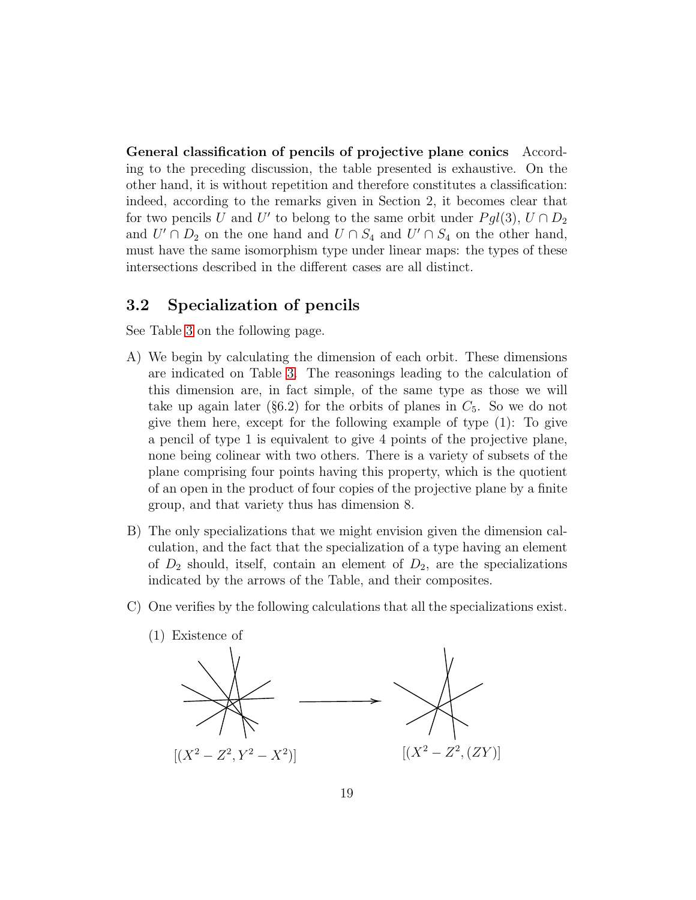**General classification of pencils of projective plane conics** According to the preceding discussion, the table presented is exhaustive. On the other hand, it is without repetition and therefore constitutes a classification: indeed, according to the remarks given in Section 2, it becomes clear that for two pencils $U$ and $U'$ to belong to the same orbit under $Pgl(3)$, $U \cap D_2$ and $U' \cap D_2$ on the one hand and $U \cap S_4$ and $U' \cap S_4$ on the other hand, must have the same isomorphism type under linear maps: the types of these intersections described in the different cases are all distinct.

## 3.2 Specialization of pencils

See Table 3 on the following page.

A) We begin by calculating the dimension of each orbit. These dimensions are indicated on Table 3. The reasonings leading to the calculation of this dimension are, in fact simple, of the same type as those we will take up again later (§6.2) for the orbits of planes in $C_5$. So we do not give them here, except for the following example of type (1): To give a pencil of type 1 is equivalent to give 4 points of the projective plane, none being colinear with two others. There is a variety of subsets of the plane comprising four points having this property, which is the quotient of an open in the product of four copies of the projective plane by a finite group, and that variety thus has dimension 8.

B) The only specializations that we might envision given the dimension calculation, and the fact that the specialization of a type having an element of $D_2$ should, itself, contain an element of $D_2$, are the specializations indicated by the arrows of the Table, and their composites.

C) One verifies by the following calculations that all the specializations exist.

   (1) Existence of

$[(X^2 - Z^2, Y^2 - X^2)]$ $\longrightarrow$ $[(X^2 - Z^2, (ZY)]$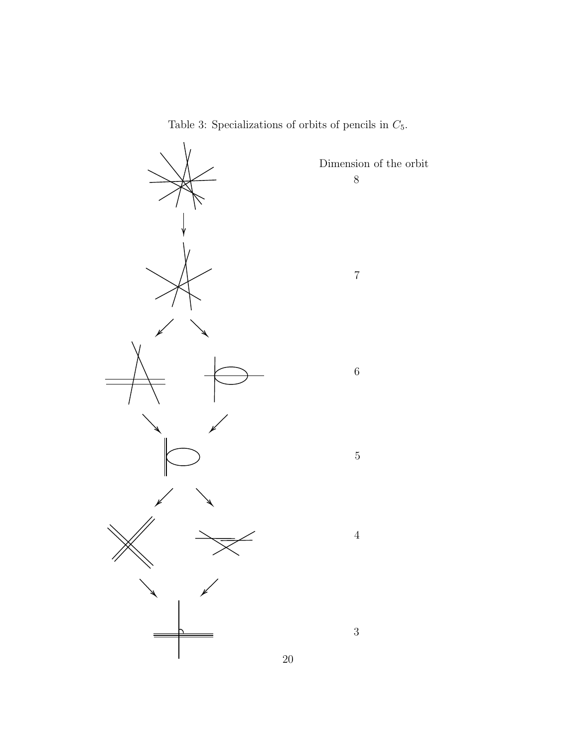Table 3: Specializations of orbits of pencils in $C_5$.

Dimension of the orbit

8

7

6

5

4

3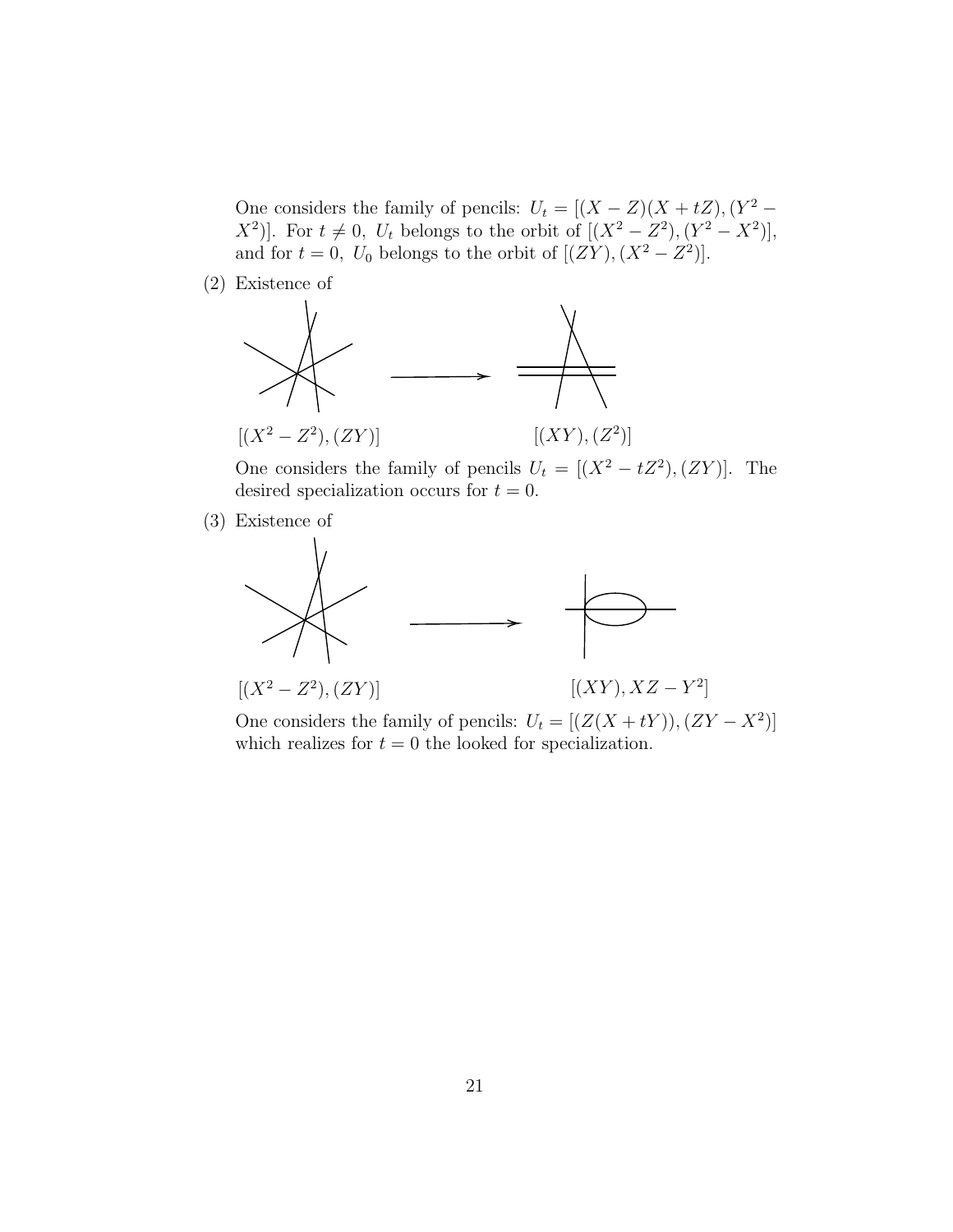One considers the family of pencils: $U_t = [(X - Z)(X + tZ), (Y^2 - X^2)]$. For $t \neq 0$, $U_t$ belongs to the orbit of $[(X^2 - Z^2), (Y^2 - X^2)]$, and for $t = 0$, $U_0$ belongs to the orbit of $[(ZY), (X^2 - Z^2)]$.

(2) Existence of

$[(X^2 - Z^2), (ZY)]$ $\longrightarrow$ $[(XY), (Z^2)]$

One considers the family of pencils $U_t = [(X^2 - tZ^2), (ZY)]$. The desired specialization occurs for $t = 0$.

(3) Existence of

$[(X^2 - Z^2), (ZY)]$ $\longrightarrow$ $[(XY), XZ - Y^2]$

One considers the family of pencils: $U_t = [(Z(X + tY)), (ZY - X^2)]$ which realizes for $t = 0$ the looked for specialization.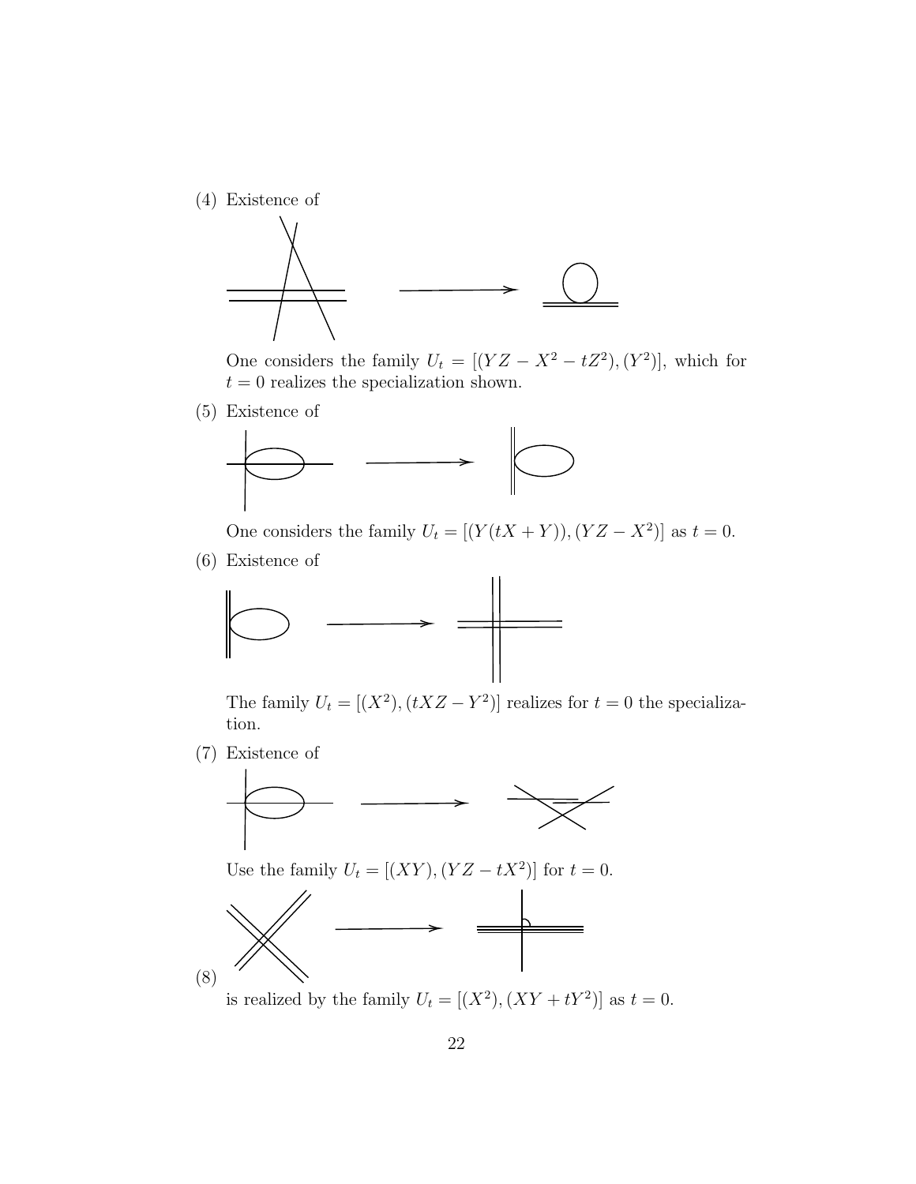(4) Existence of

One considers the family $U_t = [(YZ - X^2 - tZ^2), (Y^2)]$, which for $t = 0$ realizes the specialization shown.

(5) Existence of

One considers the family $U_t = [(Y(tX + Y)), (YZ - X^2)]$ as $t = 0$.

(6) Existence of

The family $U_t = [(X^2), (tXZ - Y^2)]$ realizes for $t = 0$ the specialization.

(7) Existence of

Use the family $U_t = [(XY), (YZ - tX^2)]$ for $t = 0$.

(8) is realized by the family $U_t = [(X^2), (XY + tY^2)]$ as $t = 0$.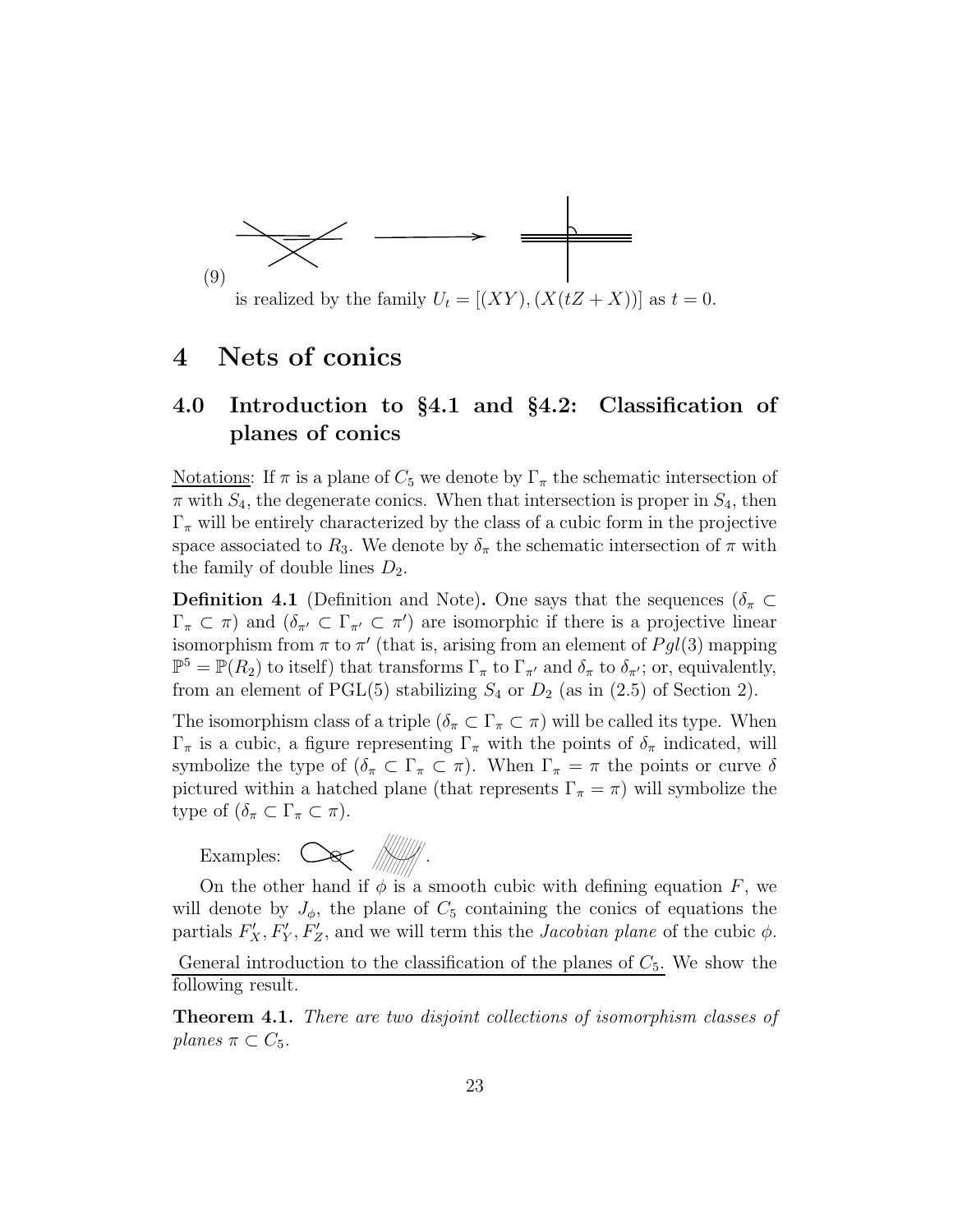(9)

is realized by the family $U_t = [(XY), (X(tZ + X))]$ as $t = 0$.

# 4 Nets of conics

## 4.0 Introduction to §4.1 and §4.2: Classification of planes of conics

Notations: If $\pi$ is a plane of $C_5$ we denote by $\Gamma_\pi$ the schematic intersection of $\pi$ with $S_4$, the degenerate conics. When that intersection is proper in $S_4$, then $\Gamma_\pi$ will be entirely characterized by the class of a cubic form in the projective space associated to $R_3$. We denote by $\delta_\pi$ the schematic intersection of $\pi$ with the family of double lines $D_2$.

**Definition 4.1** (Definition and Note)**.** One says that the sequences $(\delta_\pi \subset \Gamma_\pi \subset \pi)$ and $(\delta_{\pi'} \subset \Gamma_{\pi'} \subset \pi')$ are isomorphic if there is a projective linear isomorphism from $\pi$ to $\pi'$ (that is, arising from an element of $Pgl(3)$ mapping $\mathbb{P}^5 = \mathbb{P}(R_2)$ to itself) that transforms $\Gamma_\pi$ to $\Gamma_{\pi'}$ and $\delta_\pi$ to $\delta_{\pi'}$; or, equivalently, from an element of PGL(5) stabilizing $S_4$ or $D_2$ (as in (2.5) of Section 2).

The isomorphism class of a triple $(\delta_\pi \subset \Gamma_\pi \subset \pi)$ will be called its type. When $\Gamma_\pi$ is a cubic, a figure representing $\Gamma_\pi$ with the points of $\delta_\pi$ indicated, will symbolize the type of $(\delta_\pi \subset \Gamma_\pi \subset \pi)$. When $\Gamma_\pi = \pi$ the points or curve $\delta$ pictured within a hatched plane (that represents $\Gamma_\pi = \pi$) will symbolize the type of $(\delta_\pi \subset \Gamma_\pi \subset \pi)$.

Examples: .

On the other hand if $\phi$ is a smooth cubic with defining equation $F$, we will denote by $J_\phi$, the plane of $C_5$ containing the conics of equations the partials $F'_X, F'_Y, F'_Z$, and we will term this the *Jacobian plane* of the cubic $\phi$.

General introduction to the classification of the planes of $C_5$. We show the following result.

**Theorem 4.1.** *There are two disjoint collections of isomorphism classes of planes $\pi \subset C_5$.*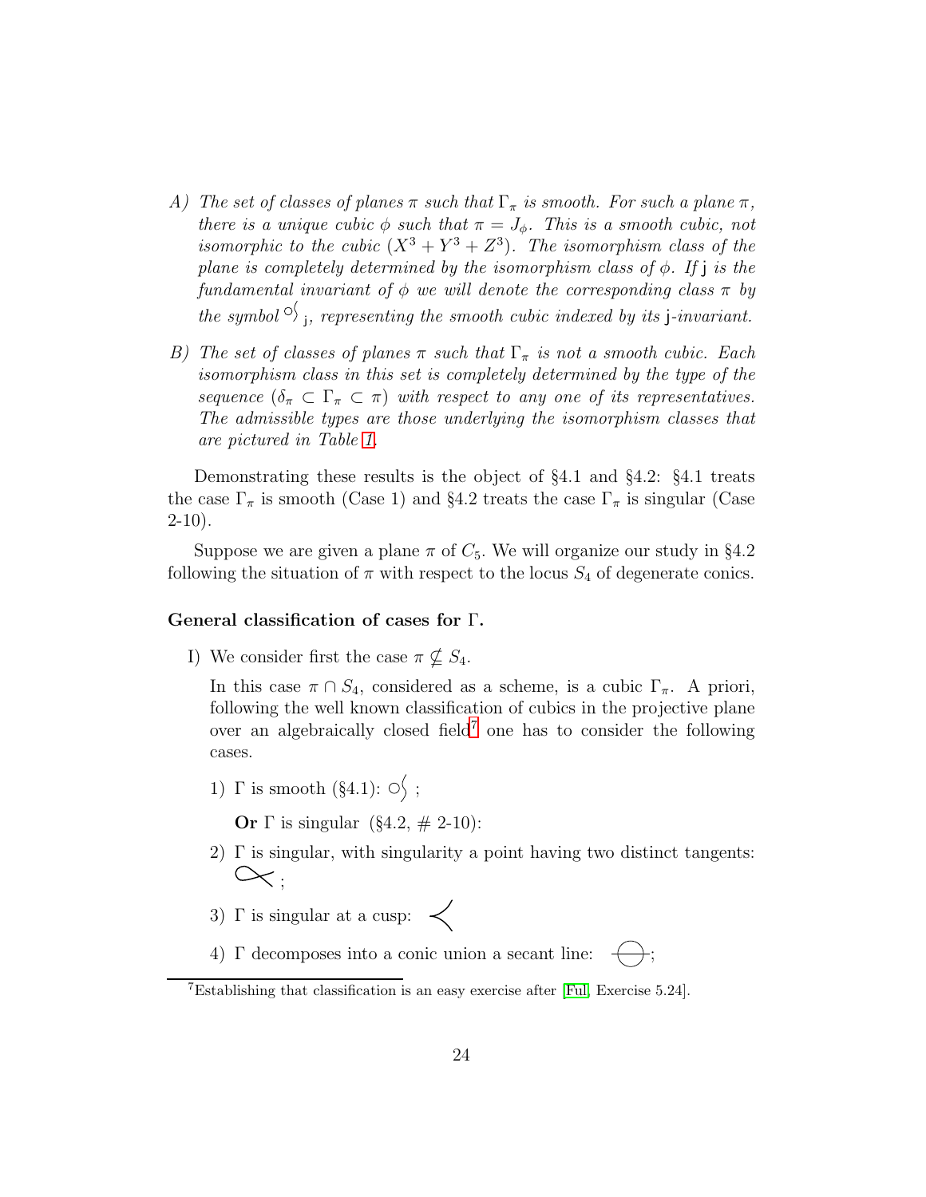A) *The set of classes of planes $\pi$ such that $\Gamma_\pi$ is smooth. For such a plane $\pi$, there is a unique cubic $\phi$ such that $\pi = J_\phi$. This is a smooth cubic, not isomorphic to the cubic $(X^3 + Y^3 + Z^3)$. The isomorphism class of the plane is completely determined by the isomorphism class of $\phi$. If $\mathsf{j}$ is the fundamental invariant of $\phi$ we will denote the corresponding class $\pi$ by the symbol $\circ\!\wr_{\,\mathsf{j}}$, representing the smooth cubic indexed by its $\mathsf{j}$-invariant.*

B) *The set of classes of planes $\pi$ such that $\Gamma_\pi$ is not a smooth cubic. Each isomorphism class in this set is completely determined by the type of the sequence $(\delta_\pi \subset \Gamma_\pi \subset \pi)$ with respect to any one of its representatives. The admissible types are those underlying the isomorphism classes that are pictured in Table 1.*

Demonstrating these results is the object of §4.1 and §4.2: §4.1 treats the case $\Gamma_\pi$ is smooth (Case 1) and §4.2 treats the case $\Gamma_\pi$ is singular (Case 2-10).

Suppose we are given a plane $\pi$ of $C_5$. We will organize our study in §4.2 following the situation of $\pi$ with respect to the locus $S_4$ of degenerate conics.

**General classification of cases for $\Gamma$.**

I) We consider first the case $\pi \not\subset S_4$.

In this case $\pi \cap S_4$, considered as a scheme, is a cubic $\Gamma_\pi$. A priori, following the well known classification of cubics in the projective plane over an algebraically closed field[7] one has to consider the following cases.

1) $\Gamma$ is smooth (§4.1): $\circ\!\wr$ ;

   **Or** $\Gamma$ is singular (§4.2, # 2-10):

2) $\Gamma$ is singular, with singularity a point having two distinct tangents: ;

3) $\Gamma$ is singular at a cusp:

4) $\Gamma$ decomposes into a conic union a secant line: ;

[7] Establishing that classification is an easy exercise after [Ful, Exercise 5.24].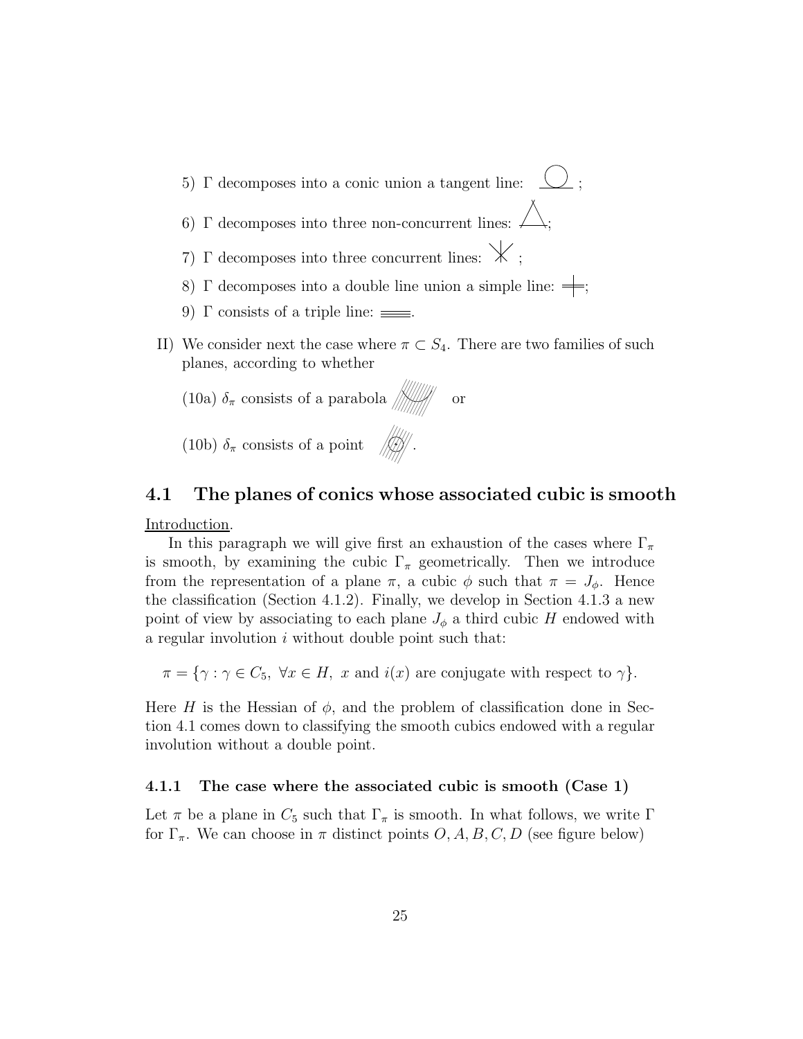5) $\Gamma$ decomposes into a conic union a tangent line: ;

6) $\Gamma$ decomposes into three non-concurrent lines: ;

7) $\Gamma$ decomposes into three concurrent lines: ;

8) $\Gamma$ decomposes into a double line union a simple line: ;

9) $\Gamma$ consists of a triple line: .

II) We consider next the case where $\pi \subset S_4$. There are two families of such planes, according to whether

(10a) $\delta_\pi$ consists of a parabola  or

(10b) $\delta_\pi$ consists of a point .

## 4.1 The planes of conics whose associated cubic is smooth

Introduction.

In this paragraph we will give first an exhaustion of the cases where $\Gamma_\pi$ is smooth, by examining the cubic $\Gamma_\pi$ geometrically. Then we introduce from the representation of a plane $\pi$, a cubic $\phi$ such that $\pi = J_\phi$. Hence the classification (Section 4.1.2). Finally, we develop in Section 4.1.3 a new point of view by associating to each plane $J_\phi$ a third cubic $H$ endowed with a regular involution $i$ without double point such that:

$$\pi = \{\gamma : \gamma \in C_5,\ \forall x \in H,\ x \text{ and } i(x) \text{ are conjugate with respect to } \gamma\}.$$

Here $H$ is the Hessian of $\phi$, and the problem of classification done in Section 4.1 comes down to classifying the smooth cubics endowed with a regular involution without a double point.

### 4.1.1 The case where the associated cubic is smooth (Case 1)

Let $\pi$ be a plane in $C_5$ such that $\Gamma_\pi$ is smooth. In what follows, we write $\Gamma$ for $\Gamma_\pi$. We can choose in $\pi$ distinct points $O, A, B, C, D$ (see figure below)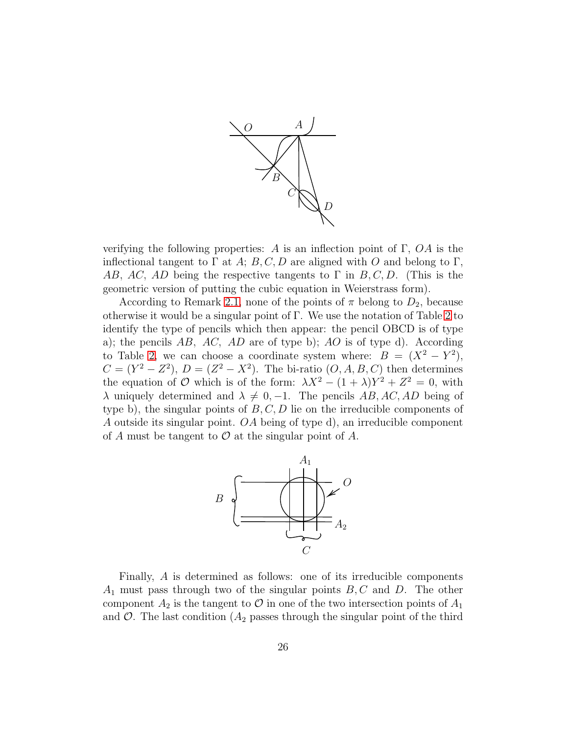verifying the following properties: $A$ is an inflection point of $\Gamma$, $OA$ is the inflectional tangent to $\Gamma$ at $A$; $B, C, D$ are aligned with $O$ and belong to $\Gamma$, $AB$, $AC$, $AD$ being the respective tangents to $\Gamma$ in $B, C, D$. (This is the geometric version of putting the cubic equation in Weierstrass form).

According to Remark 2.1, none of the points of $\pi$ belong to $D_2$, because otherwise it would be a singular point of $\Gamma$. We use the notation of Table 2 to identify the type of pencils which then appear: the pencil OBCD is of type a); the pencils $AB$, $AC$, $AD$ are of type b); $AO$ is of type d). According to Table 2, we can choose a coordinate system where: $B = (X^2 - Y^2)$, $C = (Y^2 - Z^2)$, $D = (Z^2 - X^2)$. The bi-ratio $(O, A, B, C)$ then determines the equation of $\mathcal{O}$ which is of the form: $\lambda X^2 - (1 + \lambda)Y^2 + Z^2 = 0$, with $\lambda$ uniquely determined and $\lambda \neq 0, -1$. The pencils $AB, AC, AD$ being of type b), the singular points of $B, C, D$ lie on the irreducible components of $A$ outside its singular point. $OA$ being of type d), an irreducible component of $A$ must be tangent to $\mathcal{O}$ at the singular point of $A$.

Finally, $A$ is determined as follows: one of its irreducible components $A_1$ must pass through two of the singular points $B, C$ and $D$. The other component $A_2$ is the tangent to $\mathcal{O}$ in one of the two intersection points of $A_1$ and $\mathcal{O}$. The last condition ($A_2$ passes through the singular point of the third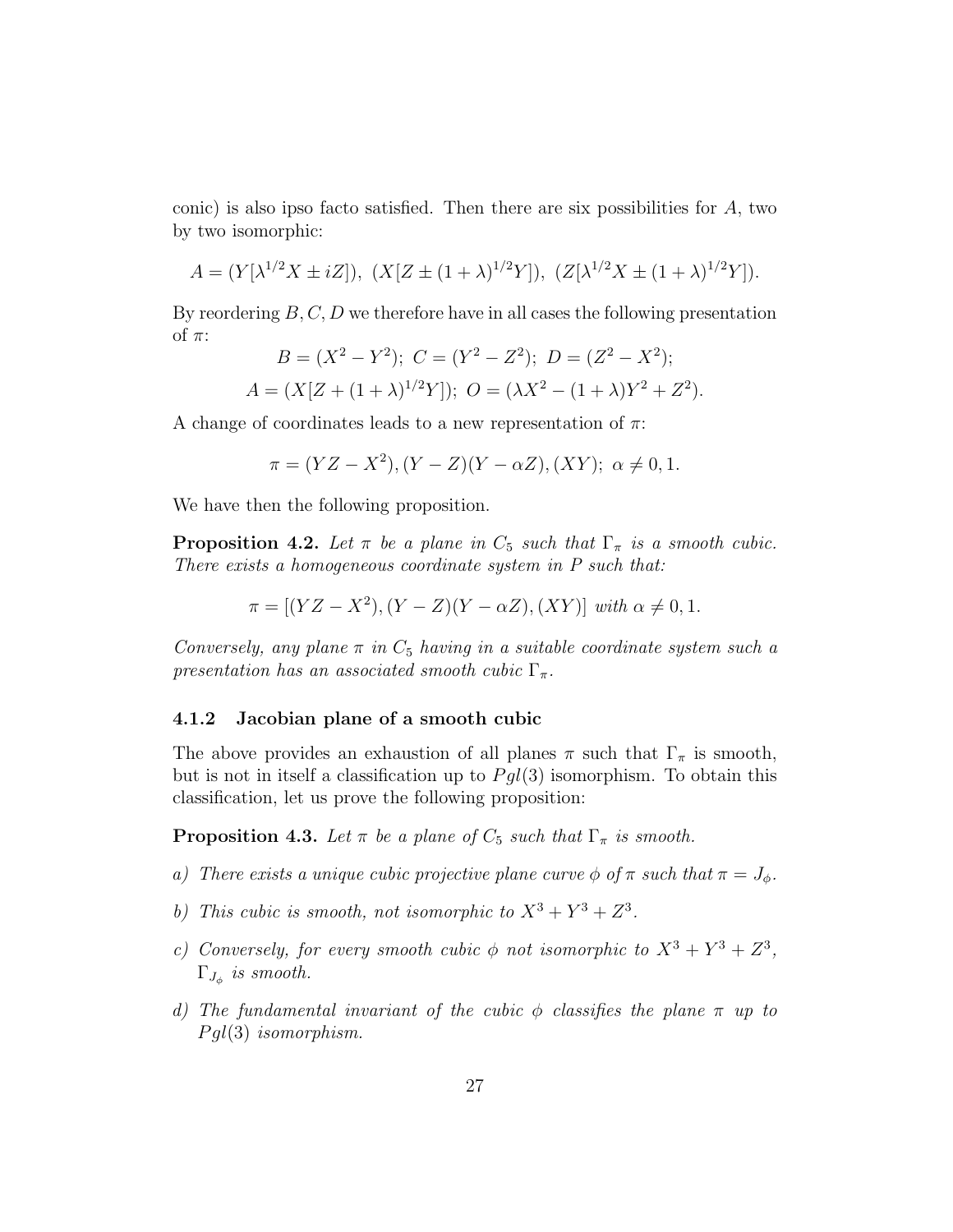conic) is also ipso facto satisfied. Then there are six possibilities for $A$, two by two isomorphic:

$$A = (Y[\lambda^{1/2}X \pm iZ]),\ (X[Z \pm (1+\lambda)^{1/2}Y]),\ (Z[\lambda^{1/2}X \pm (1+\lambda)^{1/2}Y]).$$

By reordering $B, C, D$ we therefore have in all cases the following presentation of $\pi$:

$$B = (X^2 - Y^2);\ C = (Y^2 - Z^2);\ D = (Z^2 - X^2);$$

$$A = (X[Z + (1+\lambda)^{1/2}Y]);\ O = (\lambda X^2 - (1+\lambda)Y^2 + Z^2).$$

A change of coordinates leads to a new representation of $\pi$:

$$\pi = (YZ - X^2), (Y - Z)(Y - \alpha Z), (XY);\ \alpha \neq 0, 1.$$

We have then the following proposition.

**Proposition 4.2.** *Let $\pi$ be a plane in $C_5$ such that $\Gamma_\pi$ is a smooth cubic. There exists a homogeneous coordinate system in $P$ such that:*

$$\pi = [(YZ - X^2), (Y - Z)(Y - \alpha Z), (XY)] \text{ with } \alpha \neq 0, 1.$$

*Conversely, any plane $\pi$ in $C_5$ having in a suitable coordinate system such a presentation has an associated smooth cubic $\Gamma_\pi$.*

#### 4.1.2 Jacobian plane of a smooth cubic

The above provides an exhaustion of all planes $\pi$ such that $\Gamma_\pi$ is smooth, but is not in itself a classification up to $Pgl(3)$ isomorphism. To obtain this classification, let us prove the following proposition:

**Proposition 4.3.** *Let $\pi$ be a plane of $C_5$ such that $\Gamma_\pi$ is smooth.*

*a) There exists a unique cubic projective plane curve $\phi$ of $\pi$ such that $\pi = J_\phi$.*

*b) This cubic is smooth, not isomorphic to $X^3 + Y^3 + Z^3$.*

*c) Conversely, for every smooth cubic $\phi$ not isomorphic to $X^3 + Y^3 + Z^3$, $\Gamma_{J_\phi}$ is smooth.*

*d) The fundamental invariant of the cubic $\phi$ classifies the plane $\pi$ up to $Pgl(3)$ isomorphism.*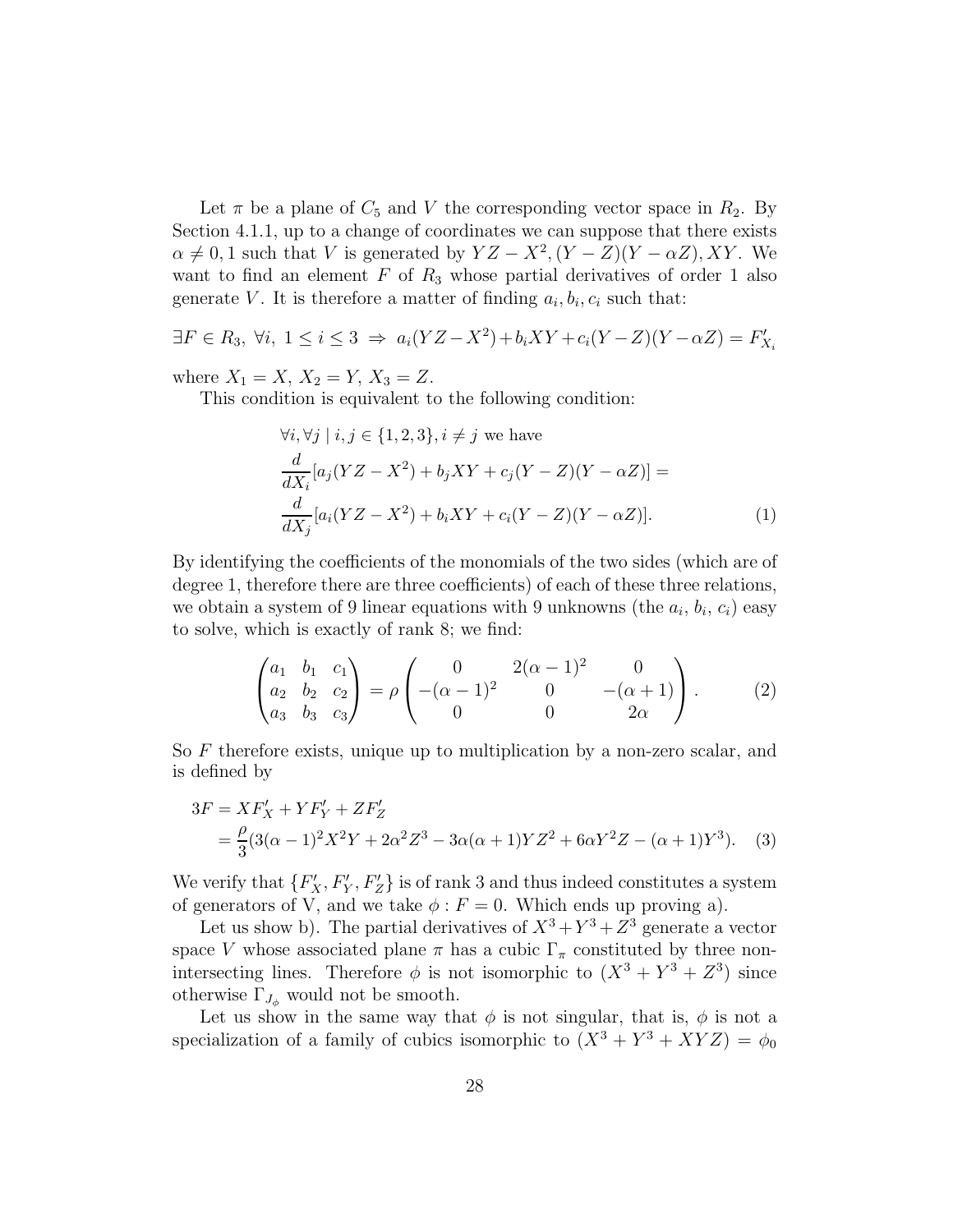Let $\pi$ be a plane of $C_5$ and $V$ the corresponding vector space in $R_2$. By Section 4.1.1, up to a change of coordinates we can suppose that there exists $\alpha \neq 0, 1$ such that $V$ is generated by $YZ - X^2, (Y - Z)(Y - \alpha Z), XY$. We want to find an element $F$ of $R_3$ whose partial derivatives of order 1 also generate $V$. It is therefore a matter of finding $a_i, b_i, c_i$ such that:

$$\exists F \in R_3,\ \forall i,\ 1 \leq i \leq 3 \ \Rightarrow\ a_i(YZ - X^2) + b_i XY + c_i(Y - Z)(Y - \alpha Z) = F'_{X_i}$$

where $X_1 = X$, $X_2 = Y$, $X_3 = Z$.

This condition is equivalent to the following condition:

$$\begin{aligned}
&\forall i, \forall j \mid i, j \in \{1, 2, 3\}, i \neq j \text{ we have} \\
&\frac{d}{dX_i}[a_j(YZ - X^2) + b_j XY + c_j(Y - Z)(Y - \alpha Z)] = \\
&\frac{d}{dX_j}[a_i(YZ - X^2) + b_i XY + c_i(Y - Z)(Y - \alpha Z)].
\end{aligned} \tag{1}$$

By identifying the coefficients of the monomials of the two sides (which are of degree 1, therefore there are three coefficients) of each of these three relations, we obtain a system of 9 linear equations with 9 unknowns (the $a_i$, $b_i$, $c_i$) easy to solve, which is exactly of rank 8; we find:

$$\begin{pmatrix} a_1 & b_1 & c_1 \\ a_2 & b_2 & c_2 \\ a_3 & b_3 & c_3 \end{pmatrix} = \rho \begin{pmatrix} 0 & 2(\alpha - 1)^2 & 0 \\ -(\alpha - 1)^2 & 0 & -(\alpha + 1) \\ 0 & 0 & 2\alpha \end{pmatrix}. \tag{2}$$

So $F$ therefore exists, unique up to multiplication by a non-zero scalar, and is defined by

$$\begin{aligned}
3F &= XF'_X + YF'_Y + ZF'_Z \\
&= \frac{\rho}{3}(3(\alpha - 1)^2 X^2 Y + 2\alpha^2 Z^3 - 3\alpha(\alpha + 1)YZ^2 + 6\alpha Y^2 Z - (\alpha + 1)Y^3).
\end{aligned} \tag{3}$$

We verify that $\{F'_X, F'_Y, F'_Z\}$ is of rank 3 and thus indeed constitutes a system of generators of V, and we take $\phi : F = 0$. Which ends up proving a).

Let us show b). The partial derivatives of $X^3 + Y^3 + Z^3$ generate a vector space $V$ whose associated plane $\pi$ has a cubic $\Gamma_\pi$ constituted by three non-intersecting lines. Therefore $\phi$ is not isomorphic to $(X^3 + Y^3 + Z^3)$ since otherwise $\Gamma_{J_\phi}$ would not be smooth.

Let us show in the same way that $\phi$ is not singular, that is, $\phi$ is not a specialization of a family of cubics isomorphic to $(X^3 + Y^3 + XYZ) = \phi_0$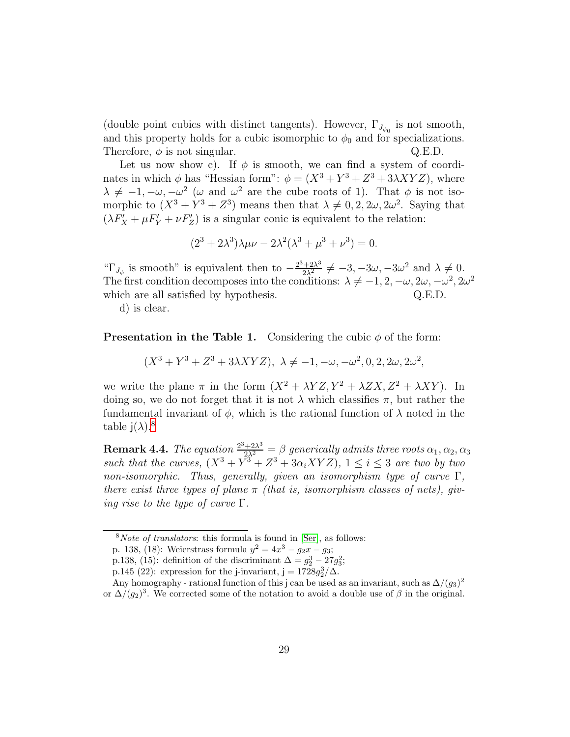(double point cubics with distinct tangents). However, $\Gamma_{J_{\phi_0}}$ is not smooth, and this property holds for a cubic isomorphic to $\phi_0$ and for specializations. Therefore, $\phi$ is not singular. Q.E.D.

Let us now show c). If $\phi$ is smooth, we can find a system of coordinates in which $\phi$ has "Hessian form": $\phi = (X^3 + Y^3 + Z^3 + 3\lambda XYZ)$, where $\lambda \neq -1, -\omega, -\omega^2$ ($\omega$ and $\omega^2$ are the cube roots of 1). That $\phi$ is not isomorphic to $(X^3 + Y^3 + Z^3)$ means then that $\lambda \neq 0, 2, 2\omega, 2\omega^2$. Saying that $(\lambda F'_X + \mu F'_Y + \nu F'_Z)$ is a singular conic is equivalent to the relation:

$$(2^3 + 2\lambda^3)\lambda\mu\nu - 2\lambda^2(\lambda^3 + \mu^3 + \nu^3) = 0.$$

"$\Gamma_{J_\phi}$ is smooth" is equivalent then to $-\frac{2^3+2\lambda^3}{2\lambda^2} \neq -3, -3\omega, -3\omega^2$ and $\lambda \neq 0$. The first condition decomposes into the conditions: $\lambda \neq -1, 2, -\omega, 2\omega, -\omega^2, 2\omega^2$ which are all satisfied by hypothesis. Q.E.D.

d) is clear.

**Presentation in the Table 1.** Considering the cubic $\phi$ of the form:

$$(X^3 + Y^3 + Z^3 + 3\lambda XYZ),\ \lambda \neq -1, -\omega, -\omega^2, 0, 2, 2\omega, 2\omega^2,$$

we write the plane $\pi$ in the form $(X^2 + \lambda YZ, Y^2 + \lambda ZX, Z^2 + \lambda XY)$. In doing so, we do not forget that it is not $\lambda$ which classifies $\pi$, but rather the fundamental invariant of $\phi$, which is the rational function of $\lambda$ noted in the table $\mathsf{j}(\lambda)$.[8]

**Remark 4.4.** *The equation $\frac{2^3+2\lambda^3}{2\lambda^2} = \beta$ generically admits three roots $\alpha_1, \alpha_2, \alpha_3$ such that the curves, $(X^3 + Y^3 + Z^3 + 3\alpha_i XYZ)$, $1 \leq i \leq 3$ are two by two non-isomorphic. Thus, generally, given an isomorphism type of curve $\Gamma$, there exist three types of plane $\pi$ (that is, isomorphism classes of nets), giving rise to the type of curve $\Gamma$.*

---

[8] *Note of translators*: this formula is found in [Ser], as follows:

p. 138, (18): Weierstrass formula $y^2 = 4x^3 - g_2 x - g_3$;

p.138, (15): definition of the discriminant $\Delta = g_2^3 - 27g_3^2$;

p.145 (22): expression for the j-invariant, $\mathsf{j} = 1728 g_2^3/\Delta$.

Any homography - rational function of this $\mathsf{j}$ can be used as an invariant, such as $\Delta/(g_3)^2$ or $\Delta/(g_2)^3$. We corrected some of the notation to avoid a double use of $\beta$ in the original.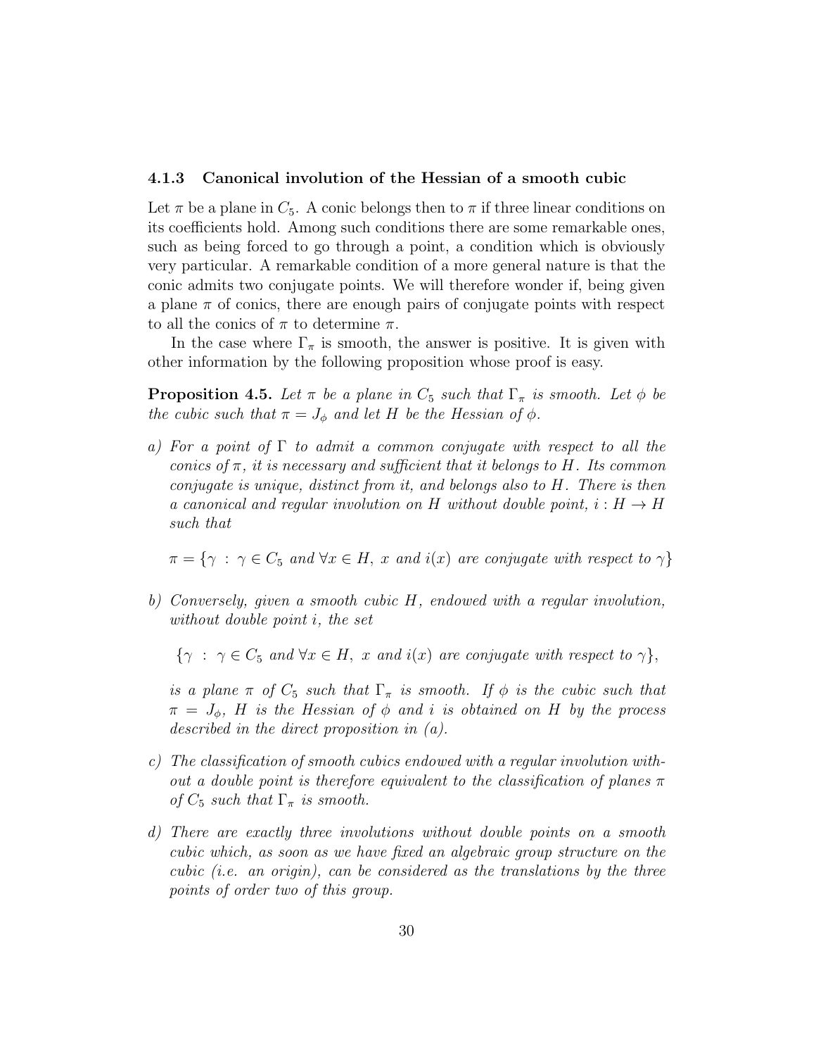#### 4.1.3 Canonical involution of the Hessian of a smooth cubic

Let $\pi$ be a plane in $C_5$. A conic belongs then to $\pi$ if three linear conditions on its coefficients hold. Among such conditions there are some remarkable ones, such as being forced to go through a point, a condition which is obviously very particular. A remarkable condition of a more general nature is that the conic admits two conjugate points. We will therefore wonder if, being given a plane $\pi$ of conics, there are enough pairs of conjugate points with respect to all the conics of $\pi$ to determine $\pi$.

In the case where $\Gamma_\pi$ is smooth, the answer is positive. It is given with other information by the following proposition whose proof is easy.

**Proposition 4.5.** *Let $\pi$ be a plane in $C_5$ such that $\Gamma_\pi$ is smooth. Let $\phi$ be the cubic such that $\pi = J_\phi$ and let $H$ be the Hessian of $\phi$.*

*a) For a point of $\Gamma$ to admit a common conjugate with respect to all the conics of $\pi$, it is necessary and sufficient that it belongs to $H$. Its common conjugate is unique, distinct from it, and belongs also to $H$. There is then a canonical and regular involution on $H$ without double point, $i : H \to H$ such that*

$$\pi = \{\gamma \ : \ \gamma \in C_5 \text{ and } \forall x \in H, \ x \text{ and } i(x) \text{ are conjugate with respect to } \gamma\}$$

*b) Conversely, given a smooth cubic $H$, endowed with a regular involution, without double point $i$, the set*

$$\{\gamma \ : \ \gamma \in C_5 \text{ and } \forall x \in H, \ x \text{ and } i(x) \text{ are conjugate with respect to } \gamma\},$$

*is a plane $\pi$ of $C_5$ such that $\Gamma_\pi$ is smooth. If $\phi$ is the cubic such that $\pi = J_\phi$, $H$ is the Hessian of $\phi$ and $i$ is obtained on $H$ by the process described in the direct proposition in (a).*

*c) The classification of smooth cubics endowed with a regular involution without a double point is therefore equivalent to the classification of planes $\pi$ of $C_5$ such that $\Gamma_\pi$ is smooth.*

*d) There are exactly three involutions without double points on a smooth cubic which, as soon as we have fixed an algebraic group structure on the cubic (i.e. an origin), can be considered as the translations by the three points of order two of this group.*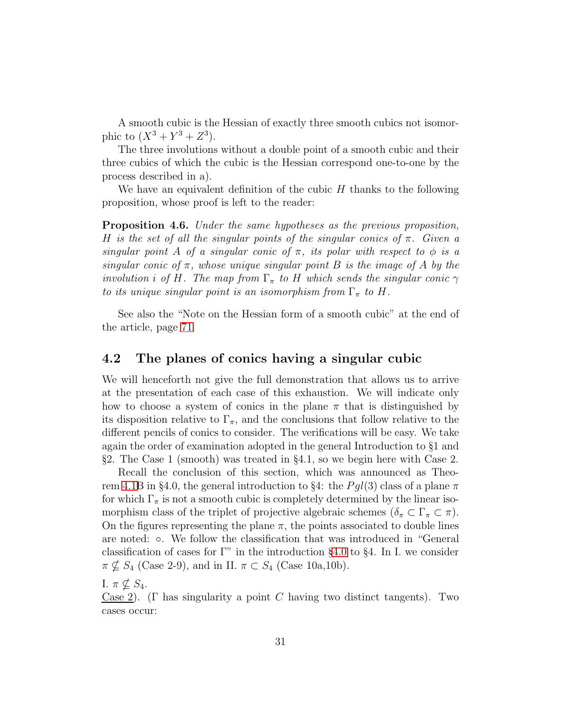A smooth cubic is the Hessian of exactly three smooth cubics not isomorphic to $(X^3 + Y^3 + Z^3)$.

The three involutions without a double point of a smooth cubic and their three cubics of which the cubic is the Hessian correspond one-to-one by the process described in a).

We have an equivalent definition of the cubic $H$ thanks to the following proposition, whose proof is left to the reader:

**Proposition 4.6.** *Under the same hypotheses as the previous proposition, $H$ is the set of all the singular points of the singular conics of $\pi$. Given a singular point $A$ of a singular conic of $\pi$, its polar with respect to $\phi$ is a singular conic of $\pi$, whose unique singular point $B$ is the image of $A$ by the involution $i$ of $H$. The map from $\Gamma_\pi$ to $H$ which sends the singular conic $\gamma$ to its unique singular point is an isomorphism from $\Gamma_\pi$ to $H$.*

See also the "Note on the Hessian form of a smooth cubic" at the end of the article, page 71.

## 4.2 The planes of conics having a singular cubic

We will henceforth not give the full demonstration that allows us to arrive at the presentation of each case of this exhaustion. We will indicate only how to choose a system of conics in the plane $\pi$ that is distinguished by its disposition relative to $\Gamma_\pi$, and the conclusions that follow relative to the different pencils of conics to consider. The verifications will be easy. We take again the order of examination adopted in the general Introduction to §1 and §2. The Case 1 (smooth) was treated in §4.1, so we begin here with Case 2.

Recall the conclusion of this section, which was announced as Theorem 4.1B in §4.0, the general introduction to §4: the $Pgl(3)$ class of a plane $\pi$ for which $\Gamma_\pi$ is not a smooth cubic is completely determined by the linear isomorphism class of the triplet of projective algebraic schemes $(\delta_\pi \subset \Gamma_\pi \subset \pi)$. On the figures representing the plane $\pi$, the points associated to double lines are noted: $\circ$. We follow the classification that was introduced in "General classification of cases for $\Gamma$" in the introduction §4.0 to §4. In I. we consider $\pi \not\subseteq S_4$ (Case 2-9), and in II. $\pi \subset S_4$ (Case 10a,10b).

I. $\pi \not\subseteq S_4$.

Case 2). ($\Gamma$ has singularity a point $C$ having two distinct tangents). Two cases occur: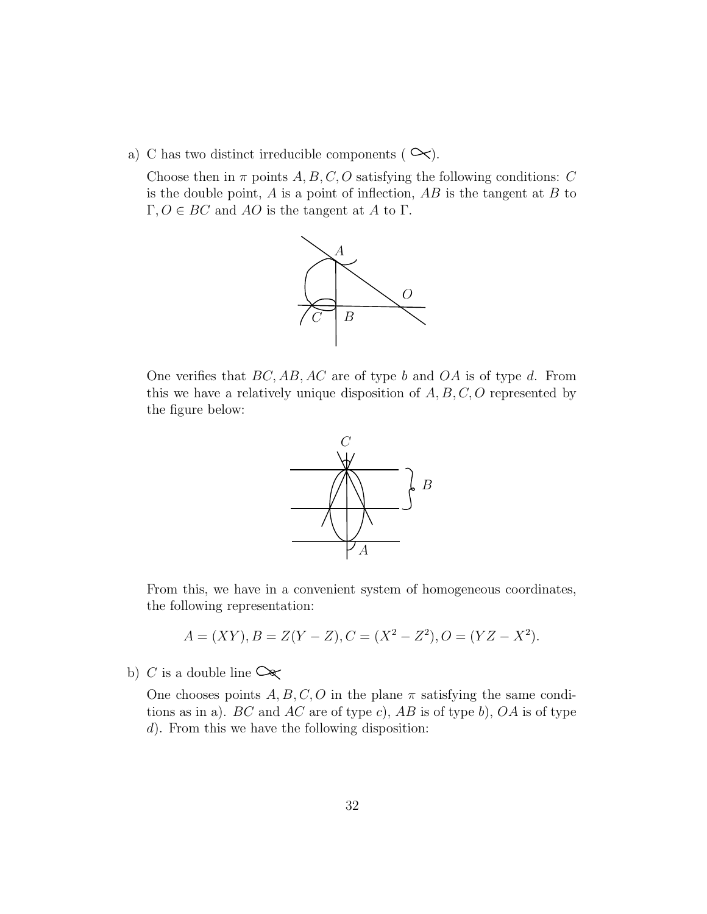a) C has two distinct irreducible components ( ∝ ).

   Choose then in $\pi$ points $A, B, C, O$ satisfying the following conditions: $C$ is the double point, $A$ is a point of inflection, $AB$ is the tangent at $B$ to $\Gamma, O \in BC$ and $AO$ is the tangent at $A$ to $\Gamma$.

   One verifies that $BC, AB, AC$ are of type $b$ and $OA$ is of type $d$. From this we have a relatively unique disposition of $A, B, C, O$ represented by the figure below:

   From this, we have in a convenient system of homogeneous coordinates, the following representation:

$$A = (XY), B = Z(Y - Z), C = (X^2 - Z^2), O = (YZ - X^2).$$

b) $C$ is a double line

   One chooses points $A, B, C, O$ in the plane $\pi$ satisfying the same conditions as in a). $BC$ and $AC$ are of type $c$), $AB$ is of type $b$), $OA$ is of type $d$). From this we have the following disposition: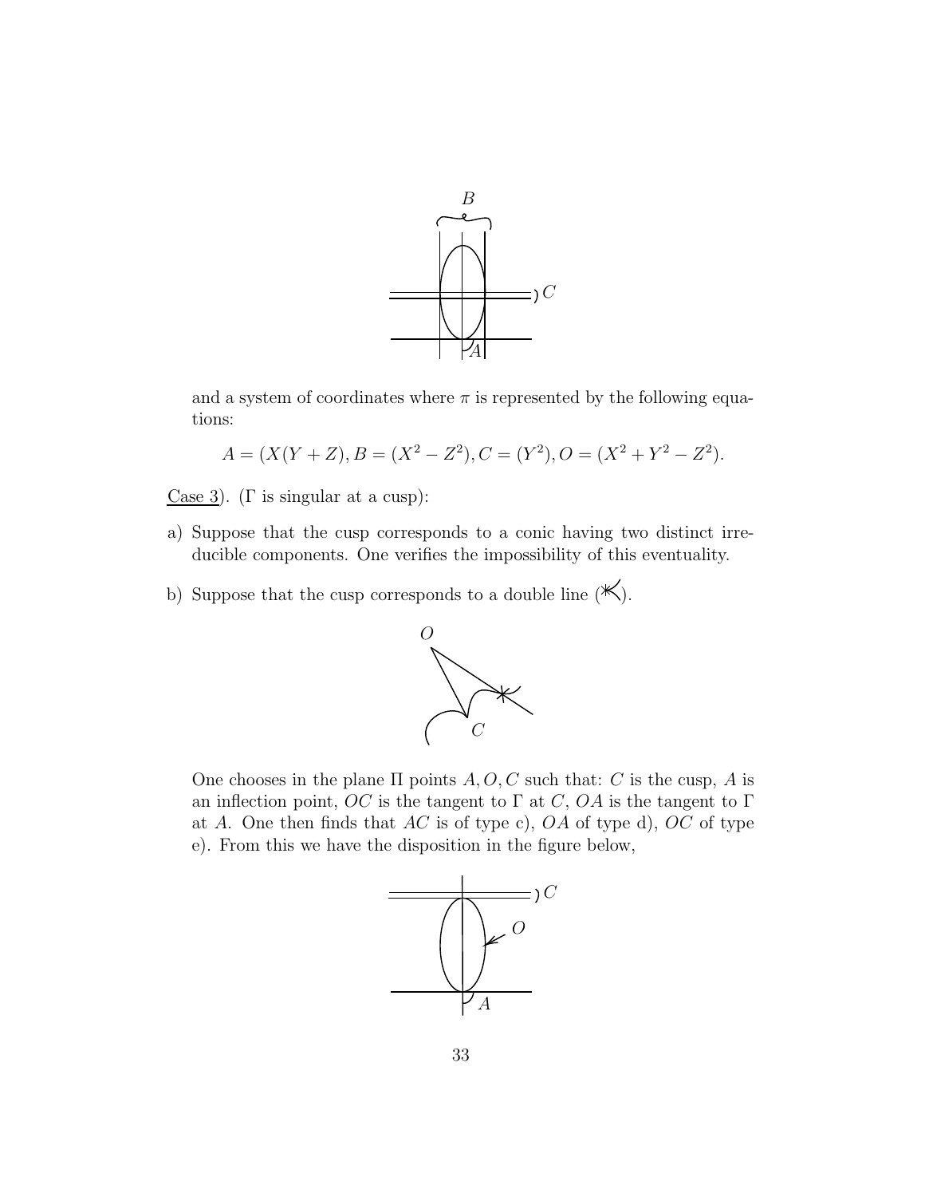and a system of coordinates where $\pi$ is represented by the following equations:

$$A = (X(Y+Z), B = (X^2 - Z^2), C = (Y^2), O = (X^2 + Y^2 - Z^2).$$

<u>Case 3</u>). ($\Gamma$ is singular at a cusp):

a) Suppose that the cusp corresponds to a conic having two distinct irreducible components. One verifies the impossibility of this eventuality.

b) Suppose that the cusp corresponds to a double line (*).

One chooses in the plane $\Pi$ points $A, O, C$ such that: $C$ is the cusp, $A$ is an inflection point, $OC$ is the tangent to $\Gamma$ at $C$, $OA$ is the tangent to $\Gamma$ at $A$. One then finds that $AC$ is of type c), $OA$ of type d), $OC$ of type e). From this we have the disposition in the figure below,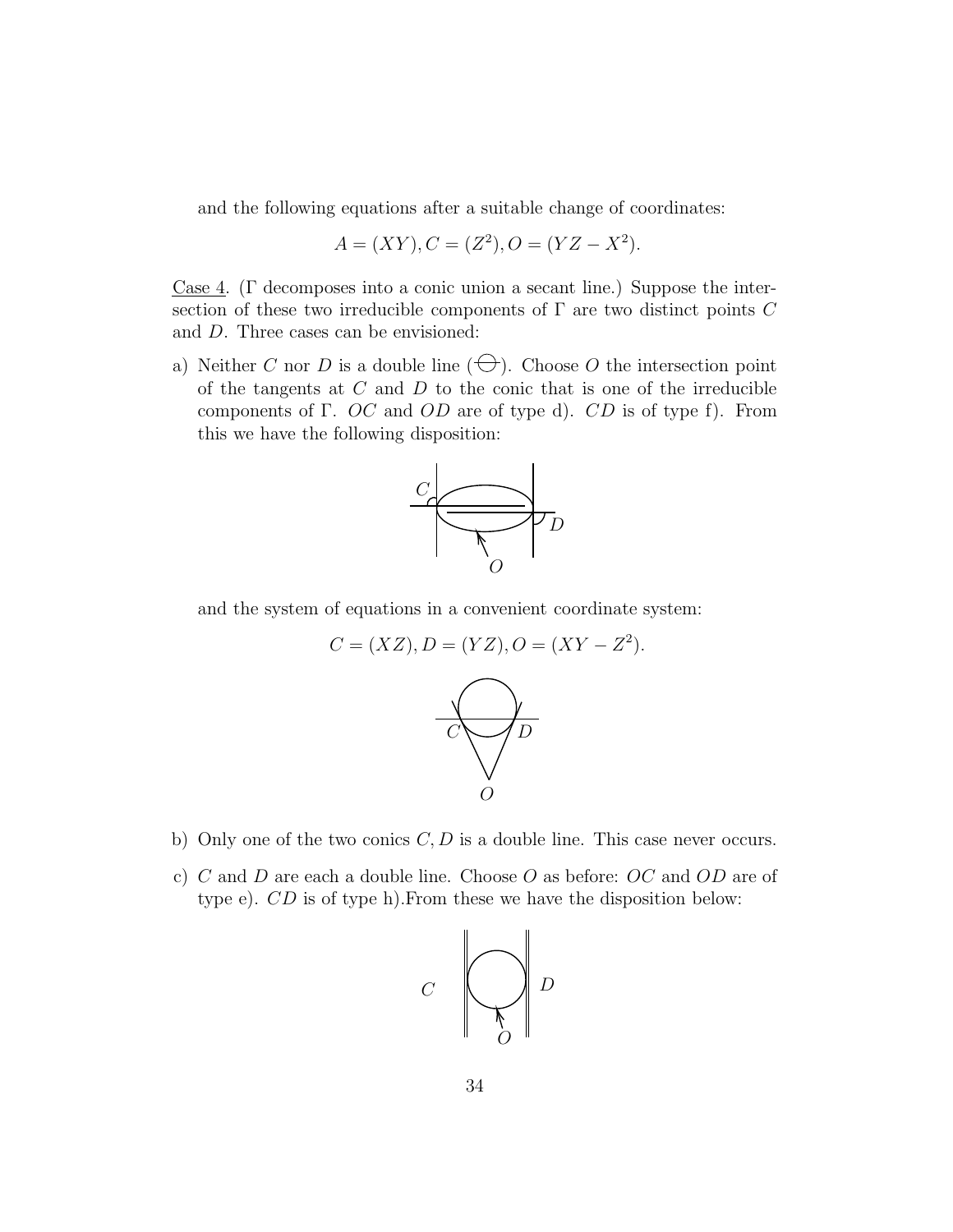and the following equations after a suitable change of coordinates:

$$A = (XY), C = (Z^2), O = (YZ - X^2).$$

Case 4. ($\Gamma$ decomposes into a conic union a secant line.) Suppose the intersection of these two irreducible components of $\Gamma$ are two distinct points $C$ and $D$. Three cases can be envisioned:

a) Neither $C$ nor $D$ is a double line ($\ominus$). Choose $O$ the intersection point of the tangents at $C$ and $D$ to the conic that is one of the irreducible components of $\Gamma$. $OC$ and $OD$ are of type d). $CD$ is of type f). From this we have the following disposition:

   and the system of equations in a convenient coordinate system:

   $$C = (XZ), D = (YZ), O = (XY - Z^2).$$

b) Only one of the two conics $C, D$ is a double line. This case never occurs.

c) $C$ and $D$ are each a double line. Choose $O$ as before: $OC$ and $OD$ are of type e). $CD$ is of type h).From these we have the disposition below: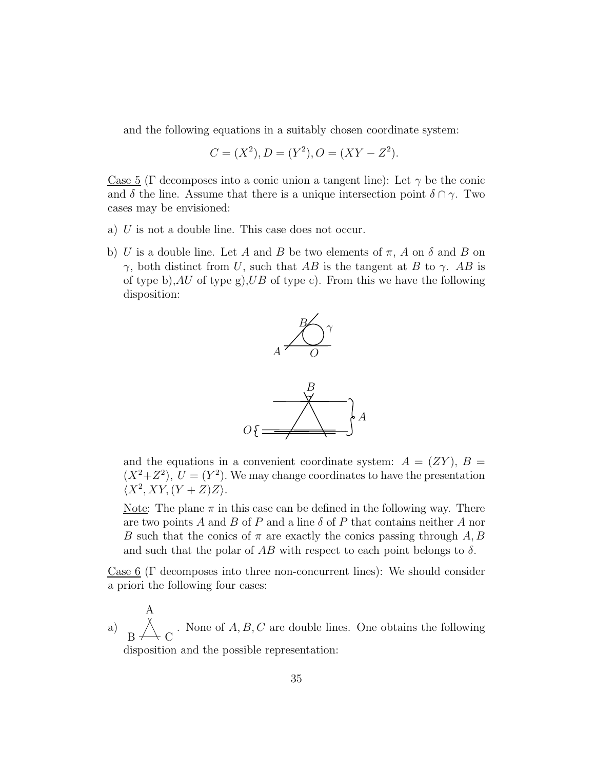and the following equations in a suitably chosen coordinate system:

$$C = (X^2), D = (Y^2), O = (XY - Z^2).$$

Case 5 ($\Gamma$ decomposes into a conic union a tangent line): Let $\gamma$ be the conic and $\delta$ the line. Assume that there is a unique intersection point $\delta \cap \gamma$. Two cases may be envisioned:

a) $U$ is not a double line. This case does not occur.

b) $U$ is a double line. Let $A$ and $B$ be two elements of $\pi$, $A$ on $\delta$ and $B$ on $\gamma$, both distinct from $U$, such that $AB$ is the tangent at $B$ to $\gamma$. $AB$ is of type b),$AU$ of type g),$UB$ of type c). From this we have the following disposition:

   and the equations in a convenient coordinate system: $A = (ZY)$, $B = (X^2+Z^2)$, $U = (Y^2)$. We may change coordinates to have the presentation $\langle X^2, XY, (Y+Z)Z \rangle$.

   Note: The plane $\pi$ in this case can be defined in the following way. There are two points $A$ and $B$ of $P$ and a line $\delta$ of $P$ that contains neither $A$ nor $B$ such that the conics of $\pi$ are exactly the conics passing through $A, B$ and such that the polar of $AB$ with respect to each point belongs to $\delta$.

Case 6 ($\Gamma$ decomposes into three non-concurrent lines): We should consider a priori the following four cases:

a) None of $A, B, C$ are double lines. One obtains the following disposition and the possible representation: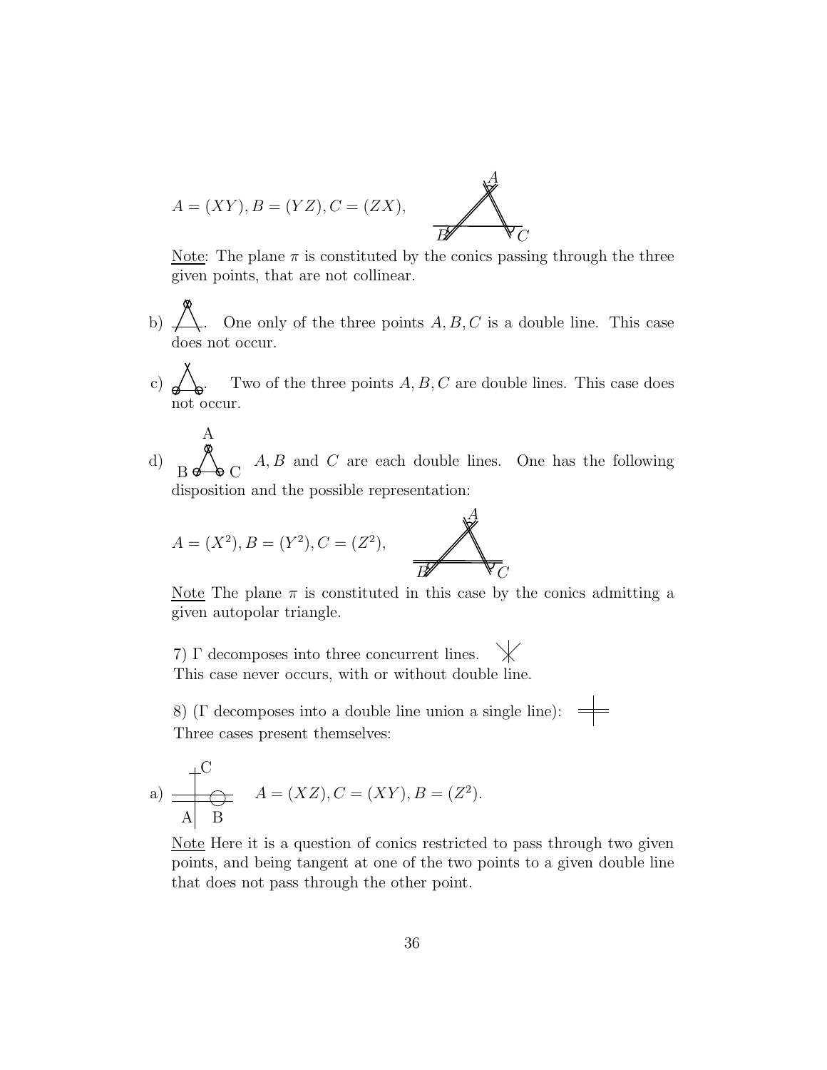$A = (XY), B = (YZ), C = (ZX),$

Note: The plane $\pi$ is constituted by the conics passing through the three given points, that are not collinear.

b) One only of the three points $A, B, C$ is a double line. This case does not occur.

c) Two of the three points $A, B, C$ are double lines. This case does not occur.

d) $A, B$ and $C$ are each double lines. One has the following disposition and the possible representation:

$A = (X^2), B = (Y^2), C = (Z^2),$

Note The plane $\pi$ is constituted in this case by the conics admitting a given autopolar triangle.

7) $\Gamma$ decomposes into three concurrent lines.
This case never occurs, with or without double line.

8) ($\Gamma$ decomposes into a double line union a single line):
Three cases present themselves:

a) $A = (XZ), C = (XY), B = (Z^2).$

Note Here it is a question of conics restricted to pass through two given points, and being tangent at one of the two points to a given double line that does not pass through the other point.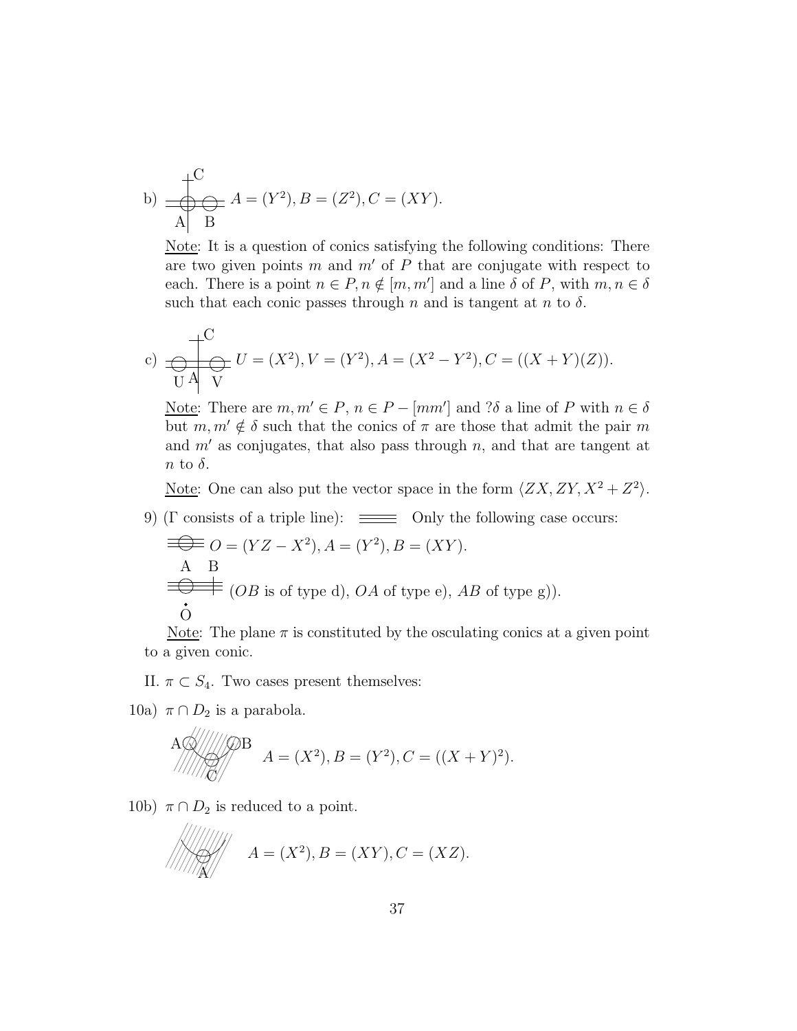b) $A = (Y^2), B = (Z^2), C = (XY)$.

Note: It is a question of conics satisfying the following conditions: There are two given points $m$ and $m'$ of $P$ that are conjugate with respect to each. There is a point $n \in P, n \notin [m, m']$ and a line $\delta$ of $P$, with $m, n \in \delta$ such that each conic passes through $n$ and is tangent at $n$ to $\delta$.

c) $U = (X^2), V = (Y^2), A = (X^2 - Y^2), C = ((X + Y)(Z))$.

Note: There are $m, m' \in P$, $n \in P - [mm']$ and ?$\delta$ a line of $P$ with $n \in \delta$ but $m, m' \notin \delta$ such that the conics of $\pi$ are those that admit the pair $m$ and $m'$ as conjugates, that also pass through $n$, and that are tangent at $n$ to $\delta$.

Note: One can also put the vector space in the form $\langle ZX, ZY, X^2 + Z^2 \rangle$.

9) ($\Gamma$ consists of a triple line): Only the following case occurs:

$O = (YZ - X^2), A = (Y^2), B = (XY)$.

($OB$ is of type d), $OA$ of type e), $AB$ of type g)).

Note: The plane $\pi$ is constituted by the osculating conics at a given point to a given conic.

II. $\pi \subset S_4$. Two cases present themselves:

10a) $\pi \cap D_2$ is a parabola.

$A = (X^2), B = (Y^2), C = ((X + Y)^2)$.

10b) $\pi \cap D_2$ is reduced to a point.

$A = (X^2), B = (XY), C = (XZ)$.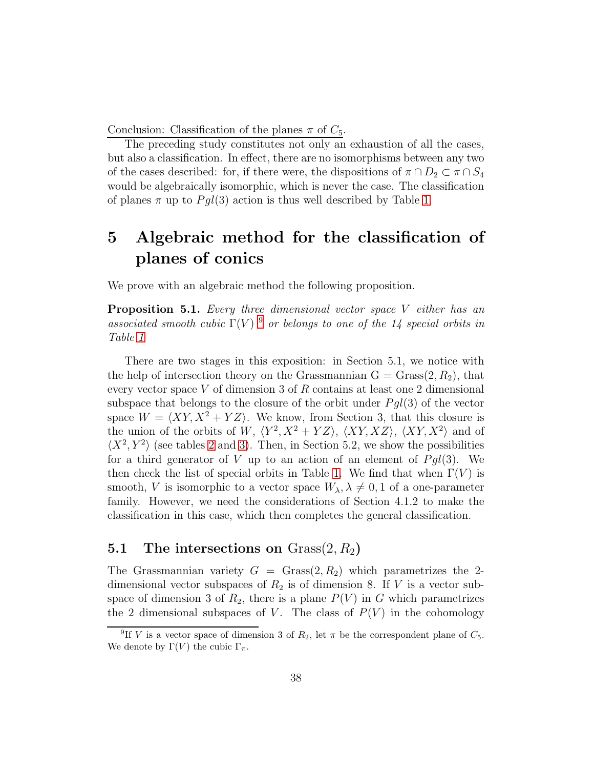Conclusion: Classification of the planes $\pi$ of $C_5$.

The preceding study constitutes not only an exhaustion of all the cases, but also a classification. In effect, there are no isomorphisms between any two of the cases described: for, if there were, the dispositions of $\pi \cap D_2 \subset \pi \cap S_4$ would be algebraically isomorphic, which is never the case. The classification of planes $\pi$ up to $Pgl(3)$ action is thus well described by Table 1.

# 5 Algebraic method for the classification of planes of conics

We prove with an algebraic method the following proposition.

**Proposition 5.1.** *Every three dimensional vector space $V$ either has an associated smooth cubic $\Gamma(V)$ [9] or belongs to one of the 14 special orbits in Table 1*

There are two stages in this exposition: in Section 5.1, we notice with the help of intersection theory on the Grassmannian $G = \mathrm{Grass}(2, R_2)$, that every vector space $V$ of dimension 3 of $R$ contains at least one 2 dimensional subspace that belongs to the closure of the orbit under $Pgl(3)$ of the vector space $W = \langle XY, X^2 + YZ \rangle$. We know, from Section 3, that this closure is the union of the orbits of $W$, $\langle Y^2, X^2 + YZ \rangle$, $\langle XY, XZ \rangle$, $\langle XY, X^2 \rangle$ and of $\langle X^2, Y^2 \rangle$ (see tables 2 and 3). Then, in Section 5.2, we show the possibilities for a third generator of $V$ up to an action of an element of $Pgl(3)$. We then check the list of special orbits in Table 1. We find that when $\Gamma(V)$ is smooth, $V$ is isomorphic to a vector space $W_\lambda, \lambda \neq 0, 1$ of a one-parameter family. However, we need the considerations of Section 4.1.2 to make the classification in this case, which then completes the general classification.

## 5.1 The intersections on $\mathrm{Grass}(2, R_2)$

The Grassmannian variety $G = \mathrm{Grass}(2, R_2)$ which parametrizes the 2-dimensional vector subspaces of $R_2$ is of dimension 8. If $V$ is a vector subspace of dimension 3 of $R_2$, there is a plane $P(V)$ in $G$ which parametrizes the 2 dimensional subspaces of $V$. The class of $P(V)$ in the cohomology

[9] If $V$ is a vector space of dimension 3 of $R_2$, let $\pi$ be the correspondent plane of $C_5$. We denote by $\Gamma(V)$ the cubic $\Gamma_\pi$.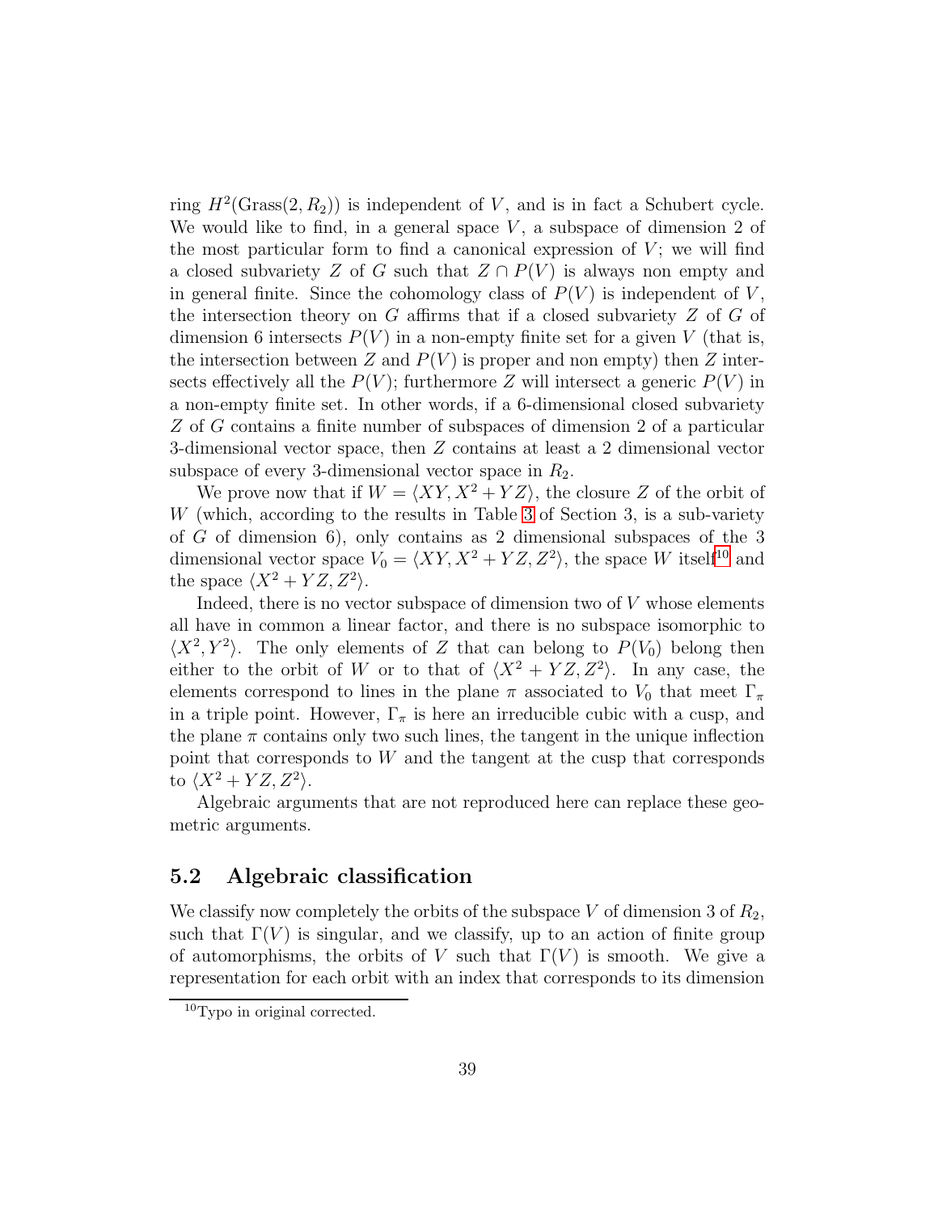ring $H^2(\text{Grass}(2, R_2))$ is independent of $V$, and is in fact a Schubert cycle. We would like to find, in a general space $V$, a subspace of dimension 2 of the most particular form to find a canonical expression of $V$; we will find a closed subvariety $Z$ of $G$ such that $Z \cap P(V)$ is always non empty and in general finite. Since the cohomology class of $P(V)$ is independent of $V$, the intersection theory on $G$ affirms that if a closed subvariety $Z$ of $G$ of dimension 6 intersects $P(V)$ in a non-empty finite set for a given $V$ (that is, the intersection between $Z$ and $P(V)$ is proper and non empty) then $Z$ intersects effectively all the $P(V)$; furthermore $Z$ will intersect a generic $P(V)$ in a non-empty finite set. In other words, if a 6-dimensional closed subvariety $Z$ of $G$ contains a finite number of subspaces of dimension 2 of a particular 3-dimensional vector space, then $Z$ contains at least a 2 dimensional vector subspace of every 3-dimensional vector space in $R_2$.

We prove now that if $W = \langle XY, X^2 + YZ \rangle$, the closure $Z$ of the orbit of $W$ (which, according to the results in Table 3 of Section 3, is a sub-variety of $G$ of dimension 6), only contains as 2 dimensional subspaces of the 3 dimensional vector space $V_0 = \langle XY, X^2 + YZ, Z^2 \rangle$, the space $W$ itself[10] and the space $\langle X^2 + YZ, Z^2 \rangle$.

Indeed, there is no vector subspace of dimension two of $V$ whose elements all have in common a linear factor, and there is no subspace isomorphic to $\langle X^2, Y^2 \rangle$. The only elements of $Z$ that can belong to $P(V_0)$ belong then either to the orbit of $W$ or to that of $\langle X^2 + YZ, Z^2 \rangle$. In any case, the elements correspond to lines in the plane $\pi$ associated to $V_0$ that meet $\Gamma_\pi$ in a triple point. However, $\Gamma_\pi$ is here an irreducible cubic with a cusp, and the plane $\pi$ contains only two such lines, the tangent in the unique inflection point that corresponds to $W$ and the tangent at the cusp that corresponds to $\langle X^2 + YZ, Z^2 \rangle$.

Algebraic arguments that are not reproduced here can replace these geometric arguments.

## 5.2 Algebraic classification

We classify now completely the orbits of the subspace $V$ of dimension 3 of $R_2$, such that $\Gamma(V)$ is singular, and we classify, up to an action of finite group of automorphisms, the orbits of $V$ such that $\Gamma(V)$ is smooth. We give a representation for each orbit with an index that corresponds to its dimension

[10] Typo in original corrected.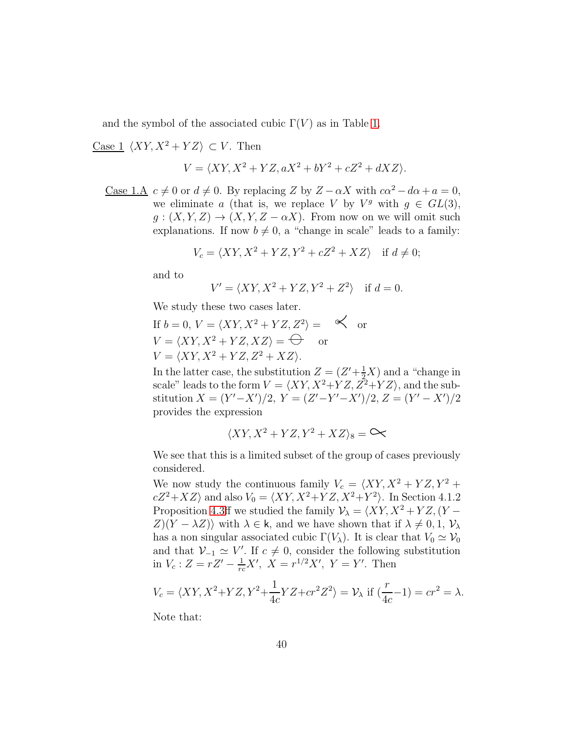and the symbol of the associated cubic $\Gamma(V)$ as in Table 1.

<u>Case 1</u> $\langle XY, X^2+YZ\rangle \subset V$. Then

$$V = \langle XY, X^2+YZ, aX^2+bY^2+cZ^2+dXZ\rangle.$$

<u>Case 1.A</u> $c \neq 0$ or $d \neq 0$. By replacing $Z$ by $Z-\alpha X$ with $c\alpha^2 - d\alpha + a = 0$, we eliminate $a$ (that is, we replace $V$ by $V^g$ with $g \in GL(3)$, $g : (X,Y,Z) \to (X,Y,Z-\alpha X)$. From now on we will omit such explanations. If now $b \neq 0$, a "change in scale" leads to a family:

$$V_c = \langle XY, X^2+YZ, Y^2+cZ^2+XZ\rangle \quad \text{if } d \neq 0;$$

and to

$$V' = \langle XY, X^2+YZ, Y^2+Z^2\rangle \quad \text{if } d = 0.$$

We study these two cases later.

If $b = 0$, $V = \langle XY, X^2+YZ, Z^2\rangle =$ or
$V = \langle XY, X^2+YZ, XZ\rangle =$ or
$V = \langle XY, X^2+YZ, Z^2+XZ\rangle$.

In the latter case, the substitution $Z = (Z'+\frac{1}{2}X)$ and a "change in scale" leads to the form $V = \langle XY, X^2+YZ, Z^2+YZ\rangle$, and the substitution $X = (Y'-X')/2$, $Y = (Z'-Y'-X')/2$, $Z = (Y'-X')/2$ provides the expression

$$\langle XY, X^2+YZ, Y^2+XZ\rangle_8 =$$

We see that this is a limited subset of the group of cases previously considered.

We now study the continuous family $V_c = \langle XY, X^2+YZ, Y^2+cZ^2+XZ\rangle$ and also $V_0 = \langle XY, X^2+YZ, X^2+Y^2\rangle$. In Section 4.1.2 Proposition 4.3ff we studied the family $\mathcal{V}_\lambda = \langle XY, X^2+YZ, (Y-Z)(Y-\lambda Z)\rangle$ with $\lambda \in \mathsf{k}$, and we have shown that if $\lambda \neq 0, 1$, $\mathcal{V}_\lambda$ has a non singular associated cubic $\Gamma(V_\lambda)$. It is clear that $V_0 \simeq \mathcal{V}_0$ and that $\mathcal{V}_{-1} \simeq V'$. If $c \neq 0$, consider the following substitution in $V_c : Z = rZ' - \frac{1}{rc}X'$, $X = r^{1/2}X'$, $Y = Y'$. Then

$$V_c = \langle XY, X^2+YZ, Y^2+\frac{1}{4c}YZ+cr^2Z^2\rangle = \mathcal{V}_\lambda \text{ if } (\frac{r}{4c}-1) = cr^2 = \lambda.$$

Note that: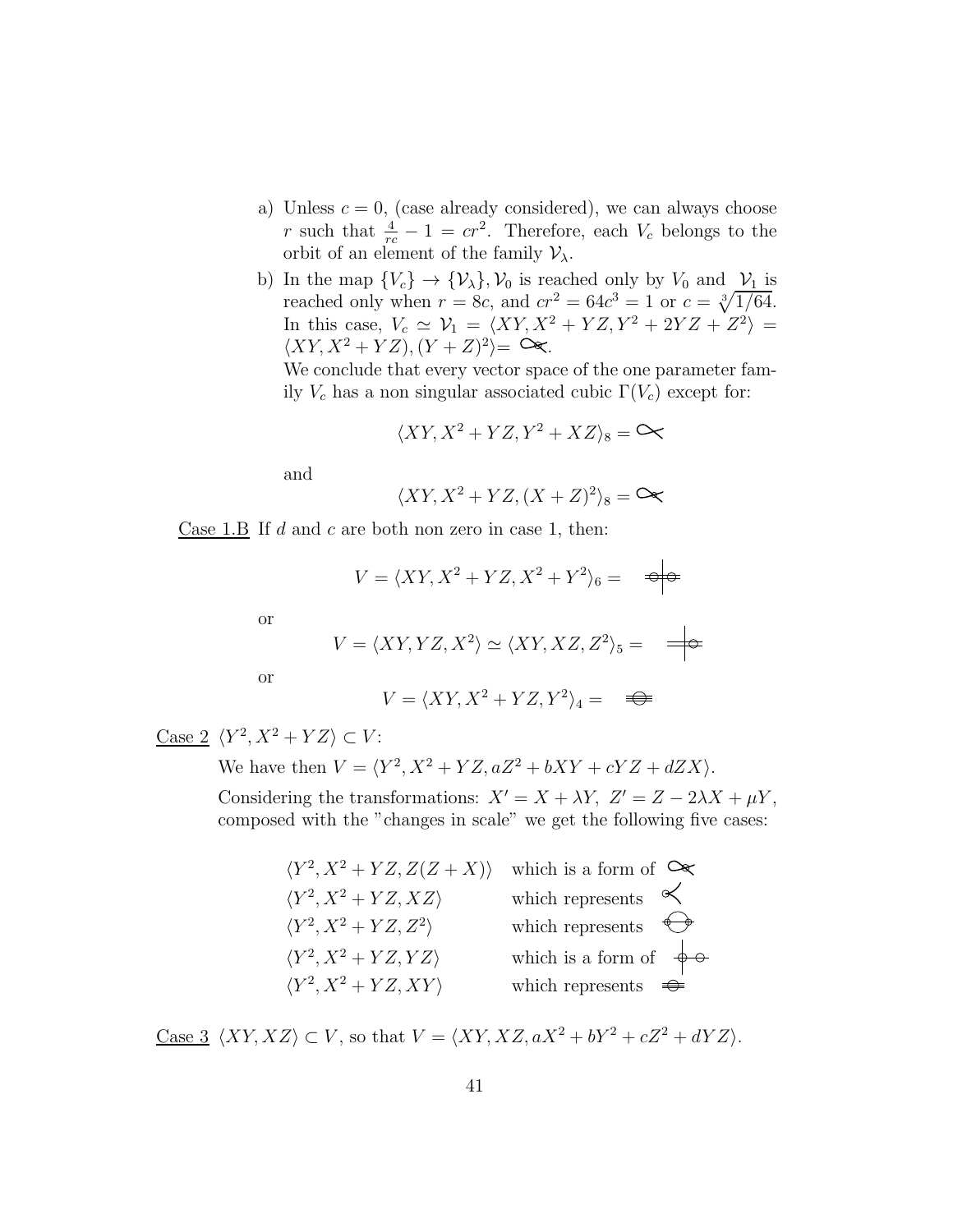a) Unless $c = 0$, (case already considered), we can always choose $r$ such that $\frac{4}{rc} - 1 = cr^2$. Therefore, each $V_c$ belongs to the orbit of an element of the family $\mathcal{V}_\lambda$.

b) In the map $\{V_c\} \to \{\mathcal{V}_\lambda\}$, $\mathcal{V}_0$ is reached only by $V_0$ and $\mathcal{V}_1$ is reached only when $r = 8c$, and $cr^2 = 64c^3 = 1$ or $c = \sqrt[3]{1/64}$. In this case, $V_c \simeq \mathcal{V}_1 = \langle XY, X^2 + YZ, Y^2 + 2YZ + Z^2 \rangle = \langle XY, X^2 + YZ), (Y + Z)^2 \rangle =$ .

We conclude that every vector space of the one parameter family $V_c$ has a non singular associated cubic $\Gamma(V_c)$ except for:

$$\langle XY, X^2 + YZ, Y^2 + XZ \rangle_8 =$$

and

$$\langle XY, X^2 + YZ, (X + Z)^2 \rangle_8 =$$

Case 1.B If $d$ and $c$ are both non zero in case 1, then:

$$V = \langle XY, X^2 + YZ, X^2 + Y^2 \rangle_6 =$$

or

$$V = \langle XY, YZ, X^2 \rangle \simeq \langle XY, XZ, Z^2 \rangle_5 =$$

or

$$V = \langle XY, X^2 + YZ, Y^2 \rangle_4 =$$

Case 2 $\langle Y^2, X^2 + YZ \rangle \subset V$:

We have then $V = \langle Y^2, X^2 + YZ, aZ^2 + bXY + cYZ + dZX \rangle$.

Considering the transformations: $X' = X + \lambda Y,\ Z' = Z - 2\lambda X + \mu Y$, composed with the "changes in scale" we get the following five cases:

| | |
|---|---|
| $\langle Y^2, X^2 + YZ, Z(Z + X) \rangle$ | which is a form of |
| $\langle Y^2, X^2 + YZ, XZ \rangle$ | which represents |
| $\langle Y^2, X^2 + YZ, Z^2 \rangle$ | which represents |
| $\langle Y^2, X^2 + YZ, YZ \rangle$ | which is a form of |
| $\langle Y^2, X^2 + YZ, XY \rangle$ | which represents |

Case 3 $\langle XY, XZ \rangle \subset V$, so that $V = \langle XY, XZ, aX^2 + bY^2 + cZ^2 + dYZ \rangle$.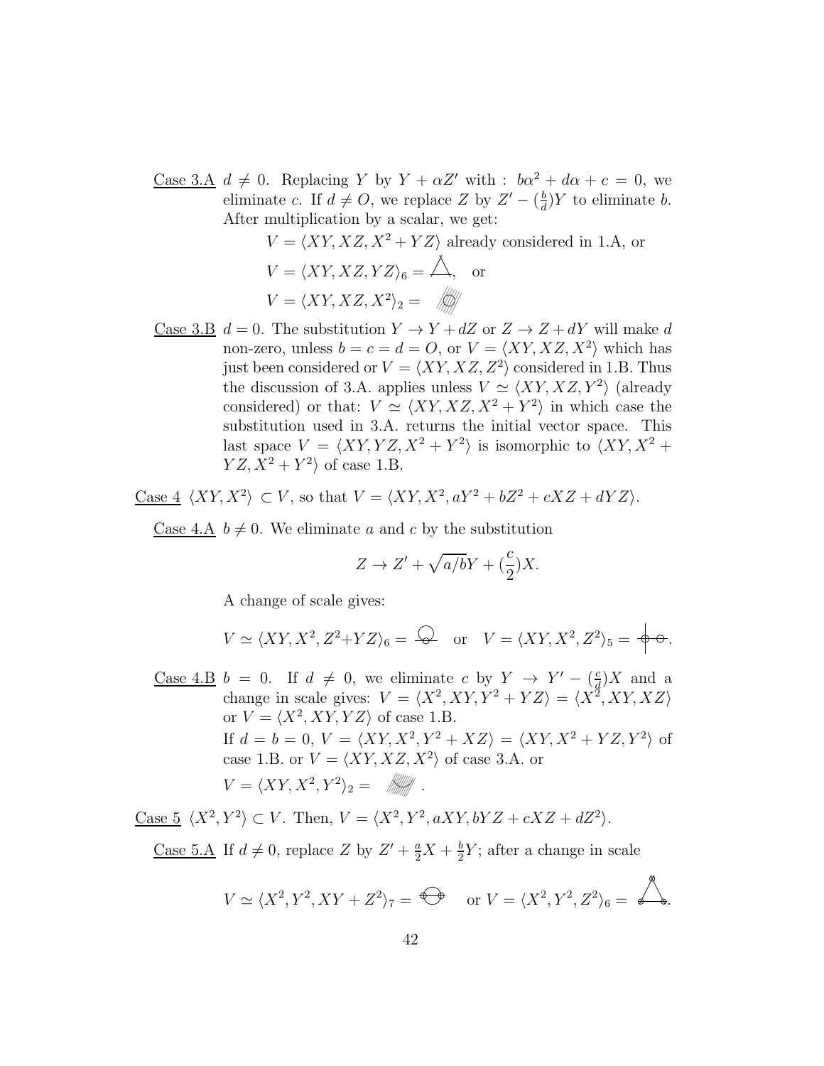Case 3.A $d \neq 0$. Replacing $Y$ by $Y + \alpha Z'$ with : $b\alpha^2 + d\alpha + c = 0$, we eliminate $c$. If $d \neq O$, we replace $Z$ by $Z' - (\frac{b}{d})Y$ to eliminate $b$. After multiplication by a scalar, we get:

$V = \langle XY, XZ, X^2 + YZ\rangle$ already considered in 1.A, or

$V = \langle XY, XZ, YZ\rangle_6 =$ , or

$V = \langle XY, XZ, X^2\rangle_2 =$

Case 3.B $d = 0$. The substitution $Y \to Y + dZ$ or $Z \to Z + dY$ will make $d$ non-zero, unless $b = c = d = O$, or $V = \langle XY, XZ, X^2\rangle$ which has just been considered or $V = \langle XY, XZ, Z^2\rangle$ considered in 1.B. Thus the discussion of 3.A. applies unless $V \simeq \langle XY, XZ, Y^2\rangle$ (already considered) or that: $V \simeq \langle XY, XZ, X^2 + Y^2\rangle$ in which case the substitution used in 3.A. returns the initial vector space. This last space $V = \langle XY, YZ, X^2 + Y^2\rangle$ is isomorphic to $\langle XY, X^2 + YZ, X^2 + Y^2\rangle$ of case 1.B.

Case 4 $\langle XY, X^2\rangle \subset V$, so that $V = \langle XY, X^2, aY^2 + bZ^2 + cXZ + dYZ\rangle$.

Case 4.A $b \neq 0$. We eliminate $a$ and $c$ by the substitution

$$Z \to Z' + \sqrt{a/b}Y + (\frac{c}{2})X.$$

A change of scale gives:

$$V \simeq \langle XY, X^2, Z^2 + YZ\rangle_6 = \quad \text{or} \quad V = \langle XY, X^2, Z^2\rangle_5 = .$$

Case 4.B $b = 0$. If $d \neq 0$, we eliminate $c$ by $Y \to Y' - (\frac{c}{d})X$ and a change in scale gives: $V = \langle X^2, XY, Y^2 + YZ\rangle = \langle X^2, XY, XZ\rangle$ or $V = \langle X^2, XY, YZ\rangle$ of case 1.B.
If $d = b = 0$, $V = \langle XY, X^2, Y^2 + XZ\rangle = \langle XY, X^2 + YZ, Y^2\rangle$ of case 1.B. or $V = \langle XY, XZ, X^2\rangle$ of case 3.A. or
$V = \langle XY, X^2, Y^2\rangle_2 =$ .

Case 5 $\langle X^2, Y^2\rangle \subset V$. Then, $V = \langle X^2, Y^2, aXY, bYZ + cXZ + dZ^2\rangle$.

Case 5.A If $d \neq 0$, replace $Z$ by $Z' + \frac{a}{2}X + \frac{b}{2}Y$; after a change in scale

$$V \simeq \langle X^2, Y^2, XY + Z^2\rangle_7 = \quad \text{or } V = \langle X^2, Y^2, Z^2\rangle_6 = .$$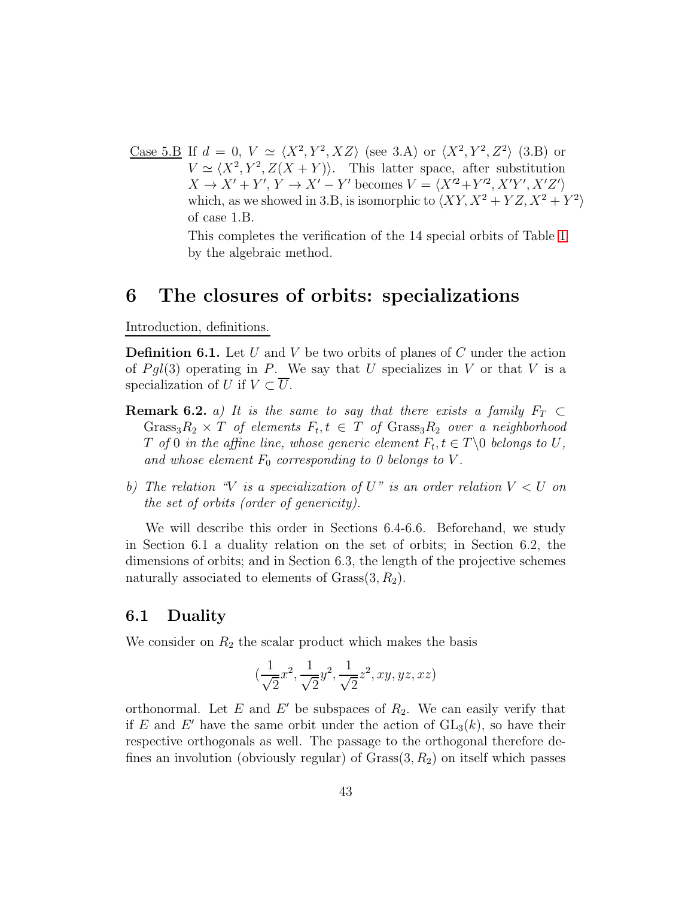Case 5.B If $d = 0$, $V \simeq \langle X^2, Y^2, XZ\rangle$ (see 3.A) or $\langle X^2, Y^2, Z^2\rangle$ (3.B) or $V \simeq \langle X^2, Y^2, Z(X+Y)\rangle$. This latter space, after substitution $X \to X' + Y'$, $Y \to X' - Y'$ becomes $V = \langle X'^2 + Y'^2, X'Y', X'Z'\rangle$ which, as we showed in 3.B, is isomorphic to $\langle XY, X^2 + YZ, X^2 + Y^2\rangle$ of case 1.B.

This completes the verification of the 14 special orbits of Table 1 by the algebraic method.

# 6 The closures of orbits: specializations

Introduction, definitions.

**Definition 6.1.** Let $U$ and $V$ be two orbits of planes of $C$ under the action of $Pgl(3)$ operating in $P$. We say that $U$ specializes in $V$ or that $V$ is a specialization of $U$ if $V \subset \overline{U}$.

**Remark 6.2.** *a) It is the same to say that there exists a family $F_T \subset \mathrm{Grass}_3 R_2 \times T$ of elements $F_t, t \in T$ of $\mathrm{Grass}_3 R_2$ over a neighborhood $T$ of 0 in the affine line, whose generic element $F_t, t \in T \backslash 0$ belongs to $U$, and whose element $F_0$ corresponding to 0 belongs to $V$.*

*b) The relation "V is a specialization of U" is an order relation $V < U$ on the set of orbits (order of genericity).*

We will describe this order in Sections 6.4-6.6. Beforehand, we study in Section 6.1 a duality relation on the set of orbits; in Section 6.2, the dimensions of orbits; and in Section 6.3, the length of the projective schemes naturally associated to elements of $\mathrm{Grass}(3, R_2)$.

## 6.1 Duality

We consider on $R_2$ the scalar product which makes the basis

$$(\frac{1}{\sqrt{2}}x^2, \frac{1}{\sqrt{2}}y^2, \frac{1}{\sqrt{2}}z^2, xy, yz, xz)$$

orthonormal. Let $E$ and $E'$ be subspaces of $R_2$. We can easily verify that if $E$ and $E'$ have the same orbit under the action of $\mathrm{GL}_3(k)$, so have their respective orthogonals as well. The passage to the orthogonal therefore defines an involution (obviously regular) of $\mathrm{Grass}(3, R_2)$ on itself which passes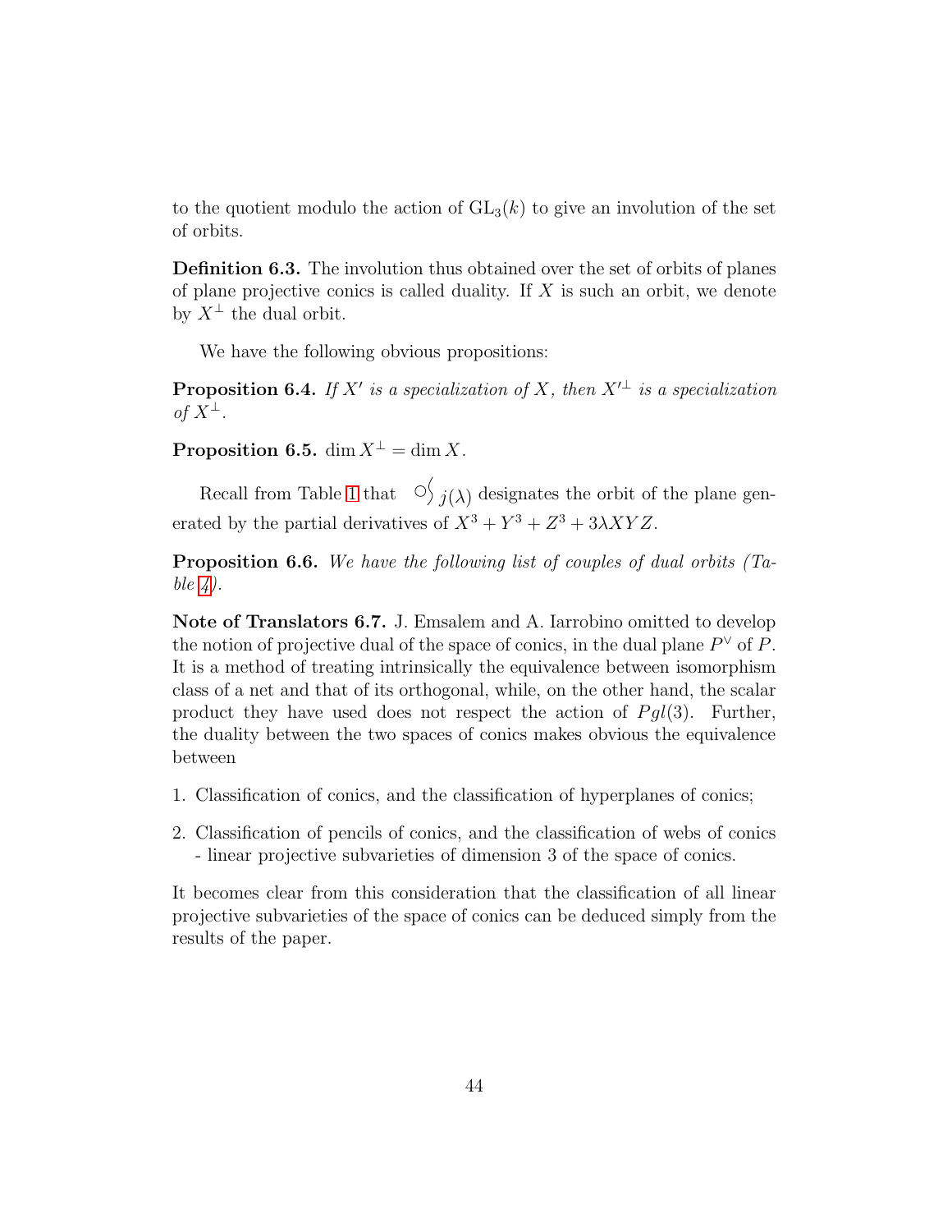to the quotient modulo the action of $\mathrm{GL}_3(k)$ to give an involution of the set of orbits.

**Definition 6.3.** The involution thus obtained over the set of orbits of planes of plane projective conics is called duality. If $X$ is such an orbit, we denote by $X^\perp$ the dual orbit.

We have the following obvious propositions:

**Proposition 6.4.** *If $X'$ is a specialization of $X$, then $X'^\perp$ is a specialization of $X^\perp$.*

**Proposition 6.5.** $\dim X^\perp = \dim X$.

Recall from Table 1 that $\bigcirc\!\!\langle_{j(\lambda)}$ designates the orbit of the plane generated by the partial derivatives of $X^3 + Y^3 + Z^3 + 3\lambda XYZ$.

**Proposition 6.6.** *We have the following list of couples of dual orbits (Table 4).*

**Note of Translators 6.7.** J. Emsalem and A. Iarrobino omitted to develop the notion of projective dual of the space of conics, in the dual plane $P^\vee$ of $P$. It is a method of treating intrinsically the equivalence between isomorphism class of a net and that of its orthogonal, while, on the other hand, the scalar product they have used does not respect the action of $Pgl(3)$. Further, the duality between the two spaces of conics makes obvious the equivalence between

1. Classification of conics, and the classification of hyperplanes of conics;
2. Classification of pencils of conics, and the classification of webs of conics - linear projective subvarieties of dimension 3 of the space of conics.

It becomes clear from this consideration that the classification of all linear projective subvarieties of the space of conics can be deduced simply from the results of the paper.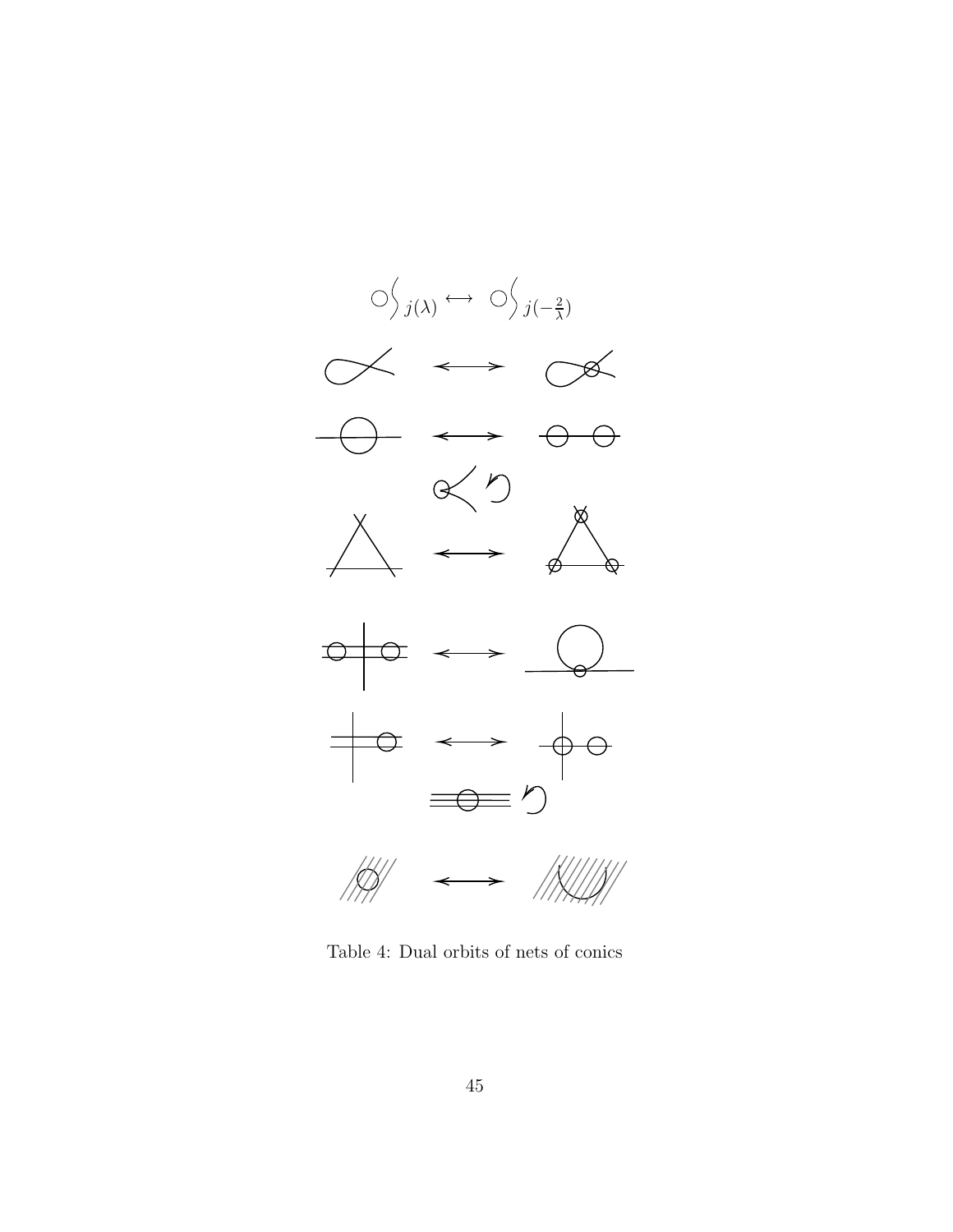$j(\lambda) \longleftrightarrow j(-\frac{2}{\lambda})$

Table 4: Dual orbits of nets of conics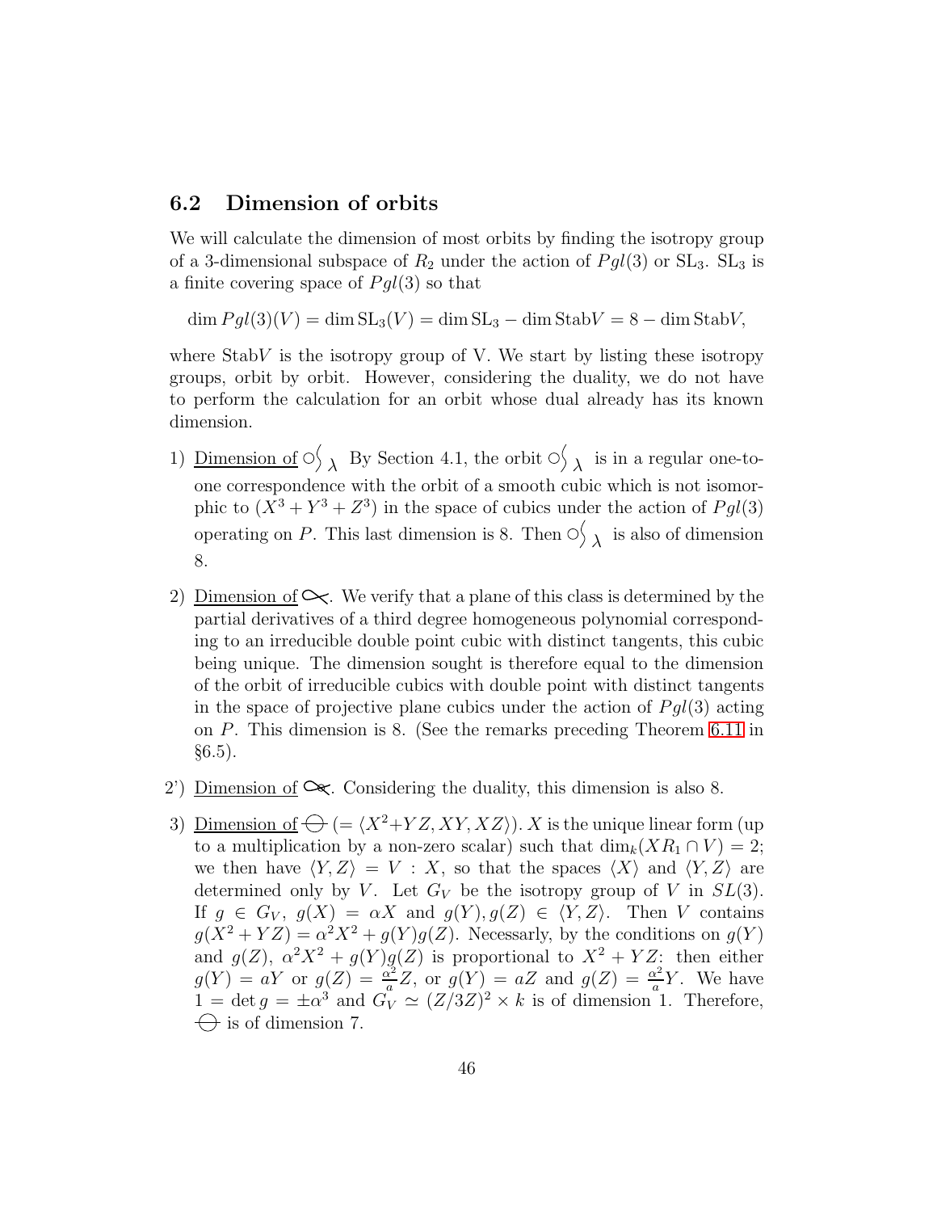## 6.2 Dimension of orbits

We will calculate the dimension of most orbits by finding the isotropy group of a 3-dimensional subspace of $R_2$ under the action of $Pgl(3)$ or $\mathrm{SL}_3$. $\mathrm{SL}_3$ is a finite covering space of $Pgl(3)$ so that

$$\dim Pgl(3)(V) = \dim \mathrm{SL}_3(V) = \dim \mathrm{SL}_3 - \dim \mathrm{Stab}V = 8 - \dim \mathrm{Stab}V,$$

where $\mathrm{Stab}V$ is the isotropy group of V. We start by listing these isotropy groups, orbit by orbit. However, considering the duality, we do not have to perform the calculation for an orbit whose dual already has its known dimension.

1) Dimension of $\bigcirc\!\!\int_\lambda$ By Section 4.1, the orbit $\bigcirc\!\!\int_\lambda$ is in a regular one-to-one correspondence with the orbit of a smooth cubic which is not isomorphic to $(X^3+Y^3+Z^3)$ in the space of cubics under the action of $Pgl(3)$ operating on $P$. This last dimension is 8. Then $\bigcirc\!\!\int_\lambda$ is also of dimension 8.

2) Dimension of $\propto$. We verify that a plane of this class is determined by the partial derivatives of a third degree homogeneous polynomial corresponding to an irreducible double point cubic with distinct tangents, this cubic being unique. The dimension sought is therefore equal to the dimension of the orbit of irreducible cubics with double point with distinct tangents in the space of projective plane cubics under the action of $Pgl(3)$ acting on $P$. This dimension is 8. (See the remarks preceding Theorem 6.11 in §6.5).

2') Dimension of $\propto$. Considering the duality, this dimension is also 8.

3) Dimension of $\ominus$ $(=\langle X^2+YZ, XY, XZ\rangle)$. $X$ is the unique linear form (up to a multiplication by a non-zero scalar) such that $\dim_k(XR_1\cap V)=2$; we then have $\langle Y,Z\rangle = V : X$, so that the spaces $\langle X\rangle$ and $\langle Y,Z\rangle$ are determined only by $V$. Let $G_V$ be the isotropy group of $V$ in $SL(3)$. If $g\in G_V$, $g(X)=\alpha X$ and $g(Y), g(Z)\in\langle Y,Z\rangle$. Then $V$ contains $g(X^2+YZ)=\alpha^2X^2+g(Y)g(Z)$. Necessarily, by the conditions on $g(Y)$ and $g(Z)$, $\alpha^2X^2+g(Y)g(Z)$ is proportional to $X^2+YZ$: then either $g(Y)=aY$ or $g(Z)=\frac{\alpha^2}{a}Z$, or $g(Y)=aZ$ and $g(Z)=\frac{\alpha^2}{a}Y$. We have $1=\det g=\pm\alpha^3$ and $G_V\simeq(Z/3Z)^2\times k$ is of dimension 1. Therefore, $\ominus$ is of dimension 7.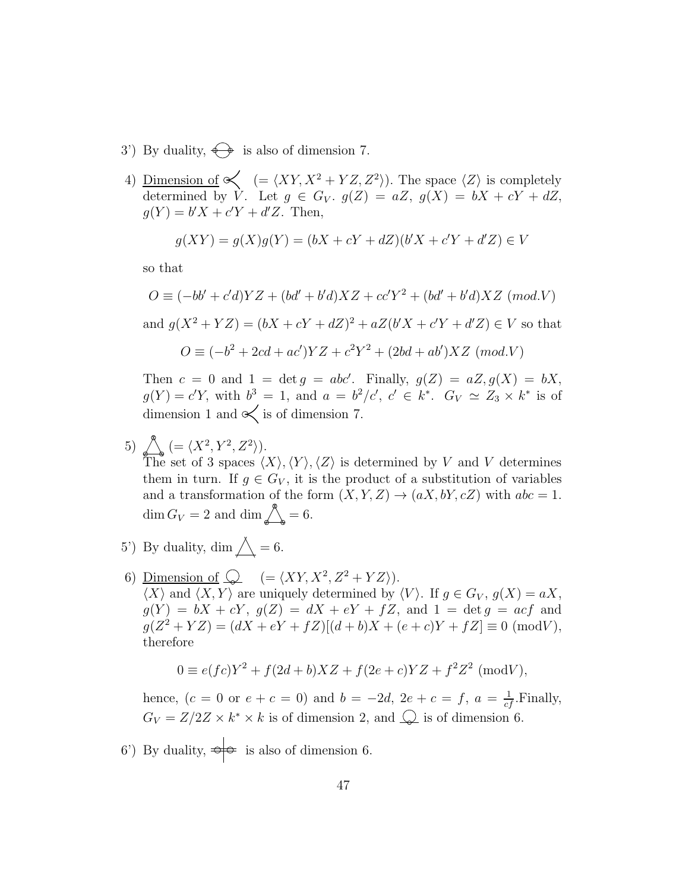3') By duality, [diagram] is also of dimension 7.

4) Dimension of [diagram] $(= \langle XY, X^2+YZ, Z^2\rangle)$. The space $\langle Z\rangle$ is completely determined by $V$. Let $g \in G_V$. $g(Z) = aZ$, $g(X) = bX + cY + dZ$, $g(Y) = b'X + c'Y + d'Z$. Then,

$$g(XY) = g(X)g(Y) = (bX + cY + dZ)(b'X + c'Y + d'Z) \in V$$

so that

$$O \equiv (-bb' + c'd)YZ + (bd' + b'd)XZ + cc'Y^2 + (bd' + b'd)XZ \ (mod.V)$$

and $g(X^2 + YZ) = (bX + cY + dZ)^2 + aZ(b'X + c'Y + d'Z) \in V$ so that

$$O \equiv (-b^2 + 2cd + ac')YZ + c^2Y^2 + (2bd + ab')XZ \ (mod.V)$$

Then $c = 0$ and $1 = \det g = abc'$. Finally, $g(Z) = aZ, g(X) = bX$, $g(Y) = c'Y$, with $b^3 = 1$, and $a = b^2/c'$, $c' \in k^*$. $G_V \simeq Z_3 \times k^*$ is of dimension 1 and [diagram] is of dimension 7.

5) [diagram] $(= \langle X^2, Y^2, Z^2\rangle)$.
The set of 3 spaces $\langle X\rangle, \langle Y\rangle, \langle Z\rangle$ is determined by $V$ and $V$ determines them in turn. If $g \in G_V$, it is the product of a substitution of variables and a transformation of the form $(X, Y, Z) \to (aX, bY, cZ)$ with $abc = 1$. $\dim G_V = 2$ and $\dim$ [diagram] $= 6$.

5') By duality, $\dim$ [diagram] $= 6$.

6) Dimension of [diagram] $(= \langle XY, X^2, Z^2 + YZ\rangle)$.
$\langle X\rangle$ and $\langle X, Y\rangle$ are uniquely determined by $\langle V\rangle$. If $g \in G_V$, $g(X) = aX$, $g(Y) = bX + cY$, $g(Z) = dX + eY + fZ$, and $1 = \det g = acf$ and $g(Z^2 + YZ) = (dX + eY + fZ)[(d + b)X + (e + c)Y + fZ] \equiv 0 \ (\text{mod}V)$, therefore

$$0 \equiv e(fc)Y^2 + f(2d + b)XZ + f(2e + c)YZ + f^2Z^2 \ (\text{mod}V),$$

hence, ($c = 0$ or $e + c = 0$) and $b = -2d$, $2e + c = f$, $a = \frac{1}{cf}$.Finally, $G_V = Z/2Z \times k^* \times k$ is of dimension 2, and [diagram] is of dimension 6.

6') By duality, [diagram] is also of dimension 6.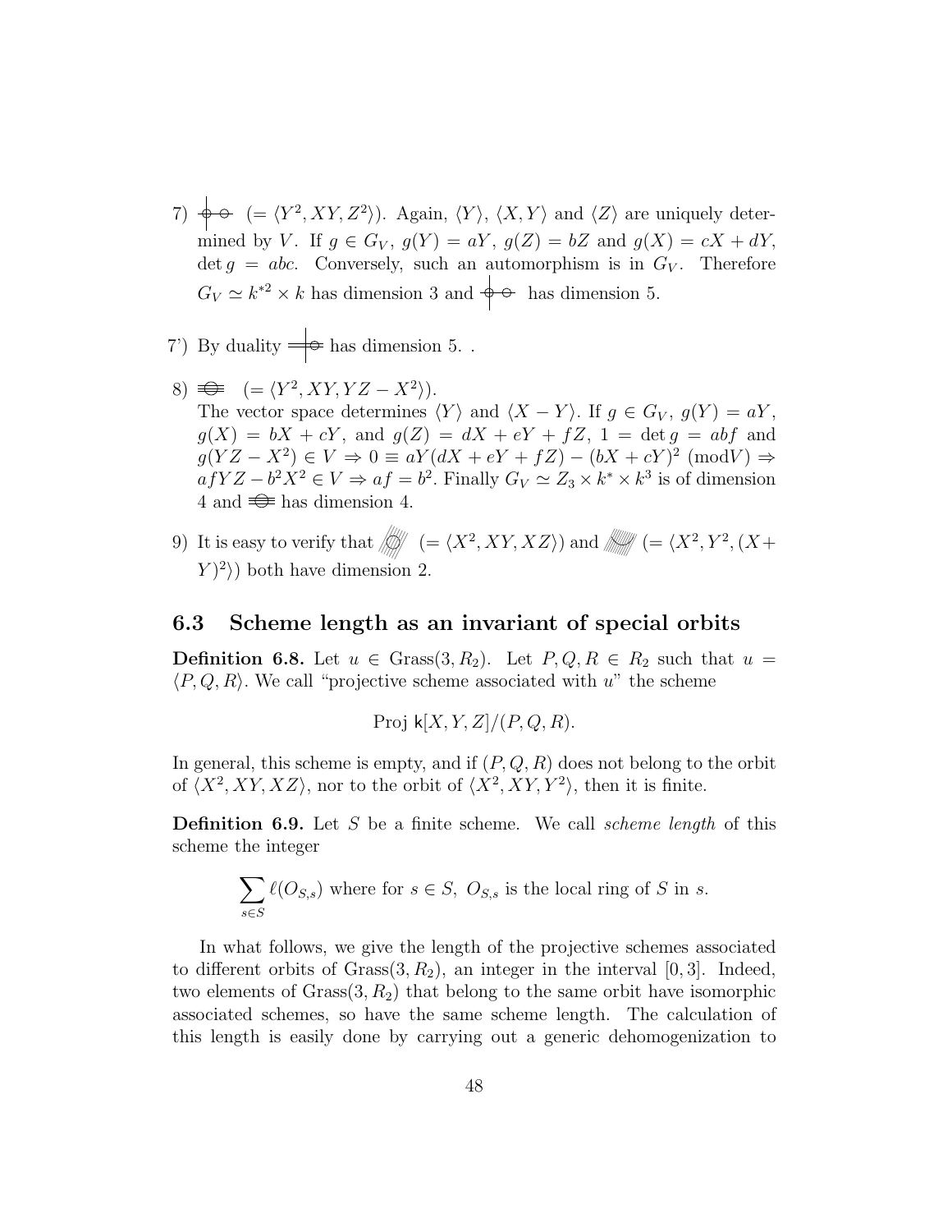7) ⦶ ($= \langle Y^2, XY, Z^2\rangle$). Again, $\langle Y\rangle$, $\langle X, Y\rangle$ and $\langle Z\rangle$ are uniquely determined by $V$. If $g \in G_V$, $g(Y) = aY$, $g(Z) = bZ$ and $g(X) = cX + dY$, $\det g = abc$. Conversely, such an automorphism is in $G_V$. Therefore $G_V \simeq k^{*2} \times k$ has dimension 3 and ⦶ has dimension 5.

7') By duality ⦶ has dimension 5. .

8) ⦶ ($= \langle Y^2, XY, YZ - X^2\rangle$).
The vector space determines $\langle Y\rangle$ and $\langle X - Y\rangle$. If $g \in G_V$, $g(Y) = aY$, $g(X) = bX + cY$, and $g(Z) = dX + eY + fZ$, $1 = \det g = abf$ and $g(YZ - X^2) \in V \Rightarrow 0 \equiv aY(dX + eY + fZ) - (bX + cY)^2 \pmod{V} \Rightarrow afYZ - b^2X^2 \in V \Rightarrow af = b^2$. Finally $G_V \simeq Z_3 \times k^* \times k^3$ is of dimension 4 and ⦶ has dimension 4.

9) It is easy to verify that ⦶ ($= \langle X^2, XY, XZ\rangle$) and ⦶ ($= \langle X^2, Y^2, (X+Y)^2\rangle$) both have dimension 2.

## 6.3 Scheme length as an invariant of special orbits

**Definition 6.8.** Let $u \in \text{Grass}(3, R_2)$. Let $P, Q, R \in R_2$ such that $u = \langle P, Q, R\rangle$. We call "projective scheme associated with $u$" the scheme

$$\text{Proj } \mathsf{k}[X, Y, Z]/(P, Q, R).$$

In general, this scheme is empty, and if $(P, Q, R)$ does not belong to the orbit of $\langle X^2, XY, XZ\rangle$, nor to the orbit of $\langle X^2, XY, Y^2\rangle$, then it is finite.

**Definition 6.9.** Let $S$ be a finite scheme. We call *scheme length* of this scheme the integer

$$\sum_{s \in S} \ell(O_{S,s}) \text{ where for } s \in S,\ O_{S,s} \text{ is the local ring of } S \text{ in } s.$$

In what follows, we give the length of the projective schemes associated to different orbits of $\text{Grass}(3, R_2)$, an integer in the interval $[0, 3]$. Indeed, two elements of $\text{Grass}(3, R_2)$ that belong to the same orbit have isomorphic associated schemes, so have the same scheme length. The calculation of this length is easily done by carrying out a generic dehomogenization to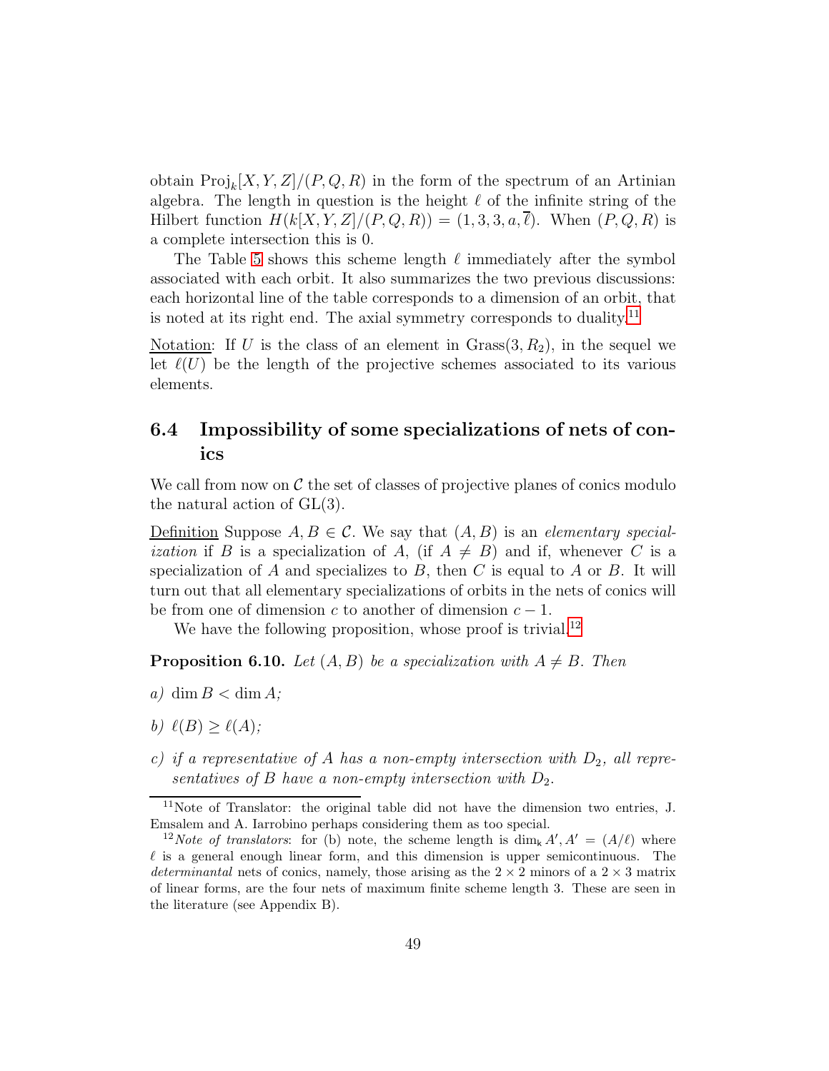obtain $\mathrm{Proj}_k[X,Y,Z]/(P,Q,R)$ in the form of the spectrum of an Artinian algebra. The length in question is the height $\ell$ of the infinite string of the Hilbert function $H(k[X,Y,Z]/(P,Q,R)) = (1,3,3,a,\overline{\ell})$. When $(P,Q,R)$ is a complete intersection this is 0.

The Table 5 shows this scheme length $\ell$ immediately after the symbol associated with each orbit. It also summarizes the two previous discussions: each horizontal line of the table corresponds to a dimension of an orbit, that is noted at its right end. The axial symmetry corresponds to duality.[11]

Notation: If $U$ is the class of an element in $\mathrm{Grass}(3, R_2)$, in the sequel we let $\ell(U)$ be the length of the projective schemes associated to its various elements.

## 6.4 Impossibility of some specializations of nets of conics

We call from now on $\mathcal{C}$ the set of classes of projective planes of conics modulo the natural action of $\mathrm{GL}(3)$.

Definition Suppose $A, B \in \mathcal{C}$. We say that $(A,B)$ is an *elementary specialization* if $B$ is a specialization of $A$, (if $A \neq B$) and if, whenever $C$ is a specialization of $A$ and specializes to $B$, then $C$ is equal to $A$ or $B$. It will turn out that all elementary specializations of orbits in the nets of conics will be from one of dimension $c$ to another of dimension $c-1$.

We have the following proposition, whose proof is trivial.[12]

**Proposition 6.10.** *Let $(A,B)$ be a specialization with $A \neq B$. Then*

*a)* $\dim B < \dim A$*;*

*b)* $\ell(B) \geq \ell(A)$*;*

*c) if a representative of $A$ has a non-empty intersection with $D_2$, all representatives of $B$ have a non-empty intersection with $D_2$.*

---

[11] Note of Translator: the original table did not have the dimension two entries, J. Emsalem and A. Iarrobino perhaps considering them as too special.

[12] *Note of translators*: for (b) note, the scheme length is $\dim_{\mathsf{k}} A', A' = (A/\ell)$ where $\ell$ is a general enough linear form, and this dimension is upper semicontinuous. The *determinantal* nets of conics, namely, those arising as the $2 \times 2$ minors of a $2 \times 3$ matrix of linear forms, are the four nets of maximum finite scheme length 3. These are seen in the literature (see Appendix B).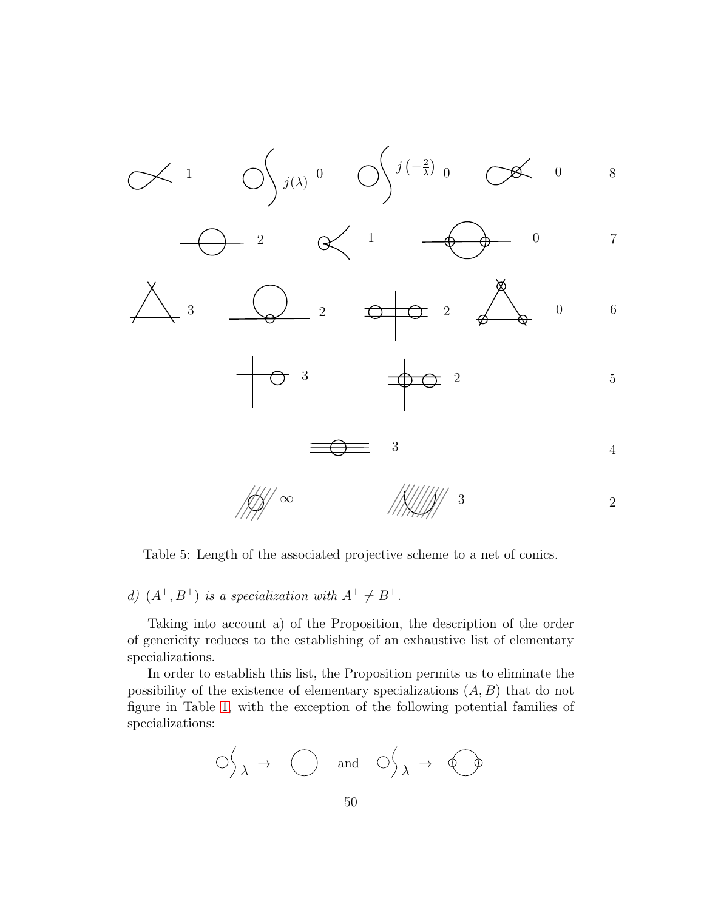| | | | | | | | | |
|---|---|---|---|---|---|---|---|---|
| | 1 | $j(\lambda)$ | 0 | $j\left(-\frac{2}{\lambda}\right)$ | 0 | | 0 | 8 |
| | 2 | | 1 | | 0 | | | 7 |
| | 3 | | 2 | | 2 | | 0 | 6 |
| | 3 | | 2 | | | | | 5 |
| | 3 | | | | | | | 4 |
| | $\infty$ | | 3 | | | | | 2 |

Table 5: Length of the associated projective scheme to a net of conics.

*d) $(A^{\perp}, B^{\perp})$ is a specialization with $A^{\perp} \neq B^{\perp}$.*

Taking into account a) of the Proposition, the description of the order of genericity reduces to the establishing of an exhaustive list of elementary specializations.

In order to establish this list, the Proposition permits us to eliminate the possibility of the existence of elementary specializations $(A, B)$ that do not figure in Table 1, with the exception of the following potential families of specializations:

$$\lambda \rightarrow \quad \text{and} \quad \lambda \rightarrow$$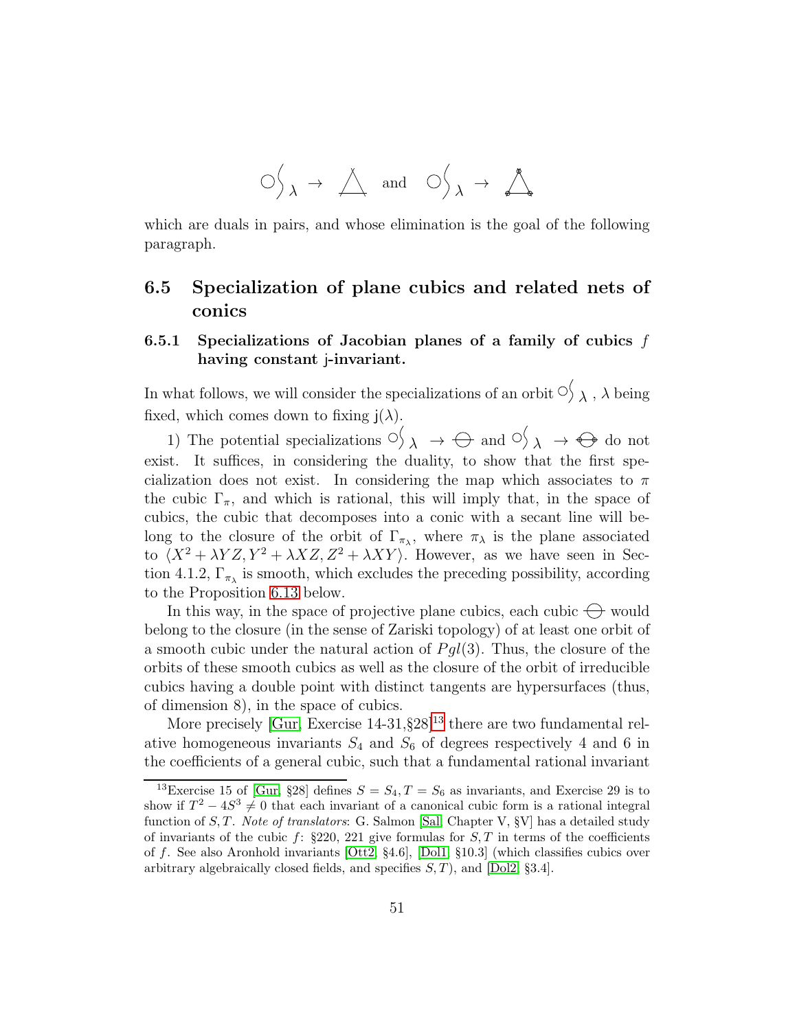$\circ\!\rangle_\lambda \to \triangle$ and $\circ\!\rangle_\lambda \to \triangle$

which are duals in pairs, and whose elimination is the goal of the following paragraph.

## 6.5 Specialization of plane cubics and related nets of conics

### 6.5.1 Specializations of Jacobian planes of a family of cubics $f$ having constant j-invariant.

In what follows, we will consider the specializations of an orbit $\circ\!\rangle_\lambda$, $\lambda$ being fixed, which comes down to fixing $\mathsf{j}(\lambda)$.

1) The potential specializations $\circ\!\rangle_\lambda \to \ominus$ and $\circ\!\rangle_\lambda \to \ominus$ do not exist. It suffices, in considering the duality, to show that the first specialization does not exist. In considering the map which associates to $\pi$ the cubic $\Gamma_\pi$, and which is rational, this will imply that, in the space of cubics, the cubic that decomposes into a conic with a secant line will belong to the closure of the orbit of $\Gamma_{\pi_\lambda}$, where $\pi_\lambda$ is the plane associated to $\langle X^2 + \lambda YZ, Y^2 + \lambda XZ, Z^2 + \lambda XY \rangle$. However, as we have seen in Section 4.1.2, $\Gamma_{\pi_\lambda}$ is smooth, which excludes the preceding possibility, according to the Proposition 6.13 below.

In this way, in the space of projective plane cubics, each cubic $\ominus$ would belong to the closure (in the sense of Zariski topology) of at least one orbit of a smooth cubic under the natural action of $Pgl(3)$. Thus, the closure of the orbits of these smooth cubics as well as the closure of the orbit of irreducible cubics having a double point with distinct tangents are hypersurfaces (thus, of dimension 8), in the space of cubics.

More precisely [Gur, Exercise 14-31,§28][13] there are two fundamental relative homogeneous invariants $S_4$ and $S_6$ of degrees respectively 4 and 6 in the coefficients of a general cubic, such that a fundamental rational invariant

[13] Exercise 15 of [Gur, §28] defines $S = S_4, T = S_6$ as invariants, and Exercise 29 is to show if $T^2 - 4S^3 \neq 0$ that each invariant of a canonical cubic form is a rational integral function of $S, T$. *Note of translators*: G. Salmon [Sal, Chapter V, §V] has a detailed study of invariants of the cubic $f$: §220, 221 give formulas for $S, T$ in terms of the coefficients of $f$. See also Aronhold invariants [Ott2, §4.6], [Dol1, §10.3] (which classifies cubics over arbitrary algebraically closed fields, and specifies $S, T$), and [Dol2, §3.4].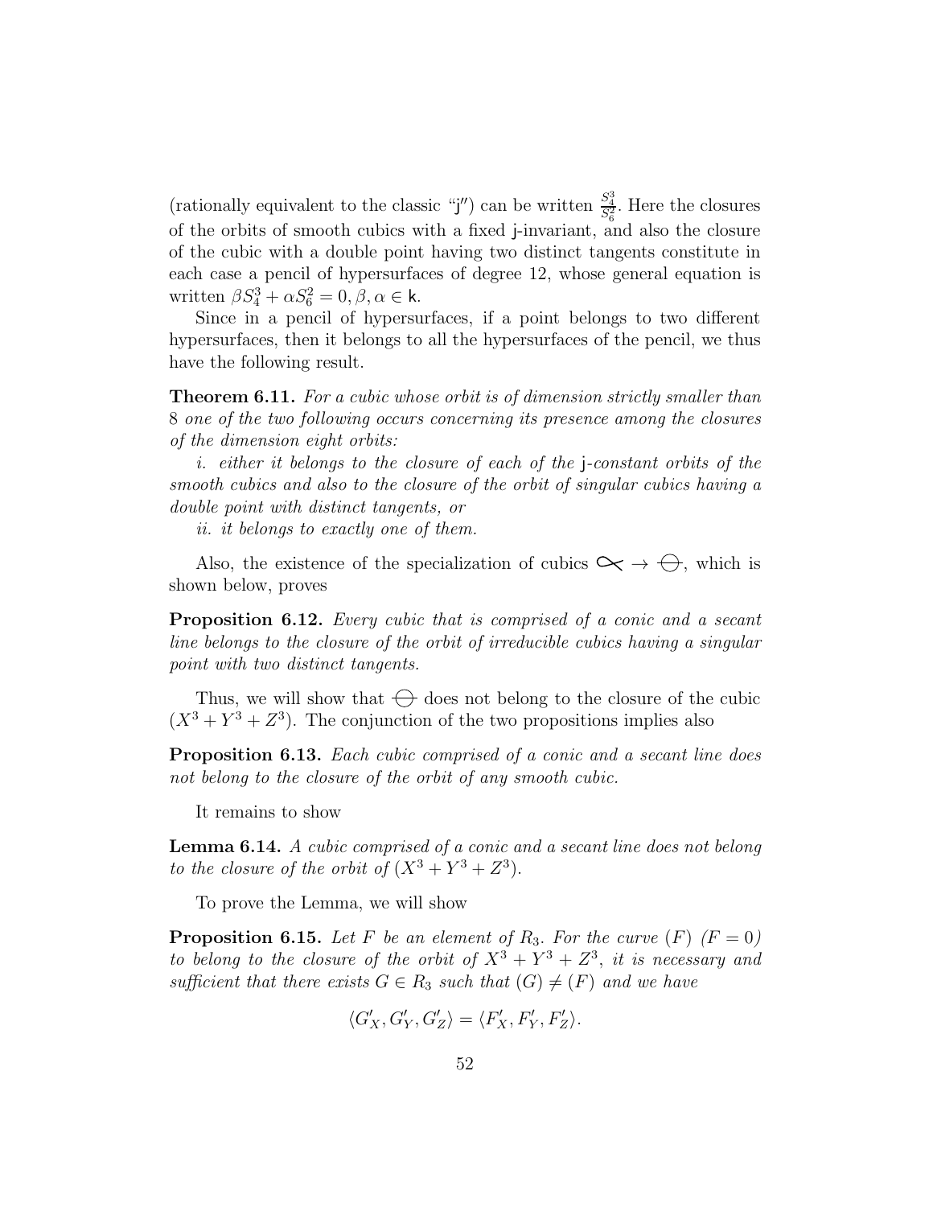(rationally equivalent to the classic "j′′) can be written $\frac{S_4^3}{S_6^2}$. Here the closures of the orbits of smooth cubics with a fixed j-invariant, and also the closure of the cubic with a double point having two distinct tangents constitute in each case a pencil of hypersurfaces of degree 12, whose general equation is written $\beta S_4^3 + \alpha S_6^2 = 0, \beta, \alpha \in \mathsf{k}$.

Since in a pencil of hypersurfaces, if a point belongs to two different hypersurfaces, then it belongs to all the hypersurfaces of the pencil, we thus have the following result.

**Theorem 6.11.** *For a cubic whose orbit is of dimension strictly smaller than* 8 *one of the two following occurs concerning its presence among the closures of the dimension eight orbits:*

*i. either it belongs to the closure of each of the* j*-constant orbits of the smooth cubics and also to the closure of the orbit of singular cubics having a double point with distinct tangents, or*

*ii. it belongs to exactly one of them.*

Also, the existence of the specialization of cubics $\propto \to \ominus$, which is shown below, proves

**Proposition 6.12.** *Every cubic that is comprised of a conic and a secant line belongs to the closure of the orbit of irreducible cubics having a singular point with two distinct tangents.*

Thus, we will show that $\ominus$ does not belong to the closure of the cubic $(X^3 + Y^3 + Z^3)$. The conjunction of the two propositions implies also

**Proposition 6.13.** *Each cubic comprised of a conic and a secant line does not belong to the closure of the orbit of any smooth cubic.*

It remains to show

**Lemma 6.14.** *A cubic comprised of a conic and a secant line does not belong to the closure of the orbit of* $(X^3 + Y^3 + Z^3)$.

To prove the Lemma, we will show

**Proposition 6.15.** *Let* $F$ *be an element of* $R_3$. *For the curve* $(F)$ $(F = 0)$ *to belong to the closure of the orbit of* $X^3 + Y^3 + Z^3$, *it is necessary and sufficient that there exists* $G \in R_3$ *such that* $(G) \neq (F)$ *and we have*

$$\langle G'_X, G'_Y, G'_Z \rangle = \langle F'_X, F'_Y, F'_Z \rangle.$$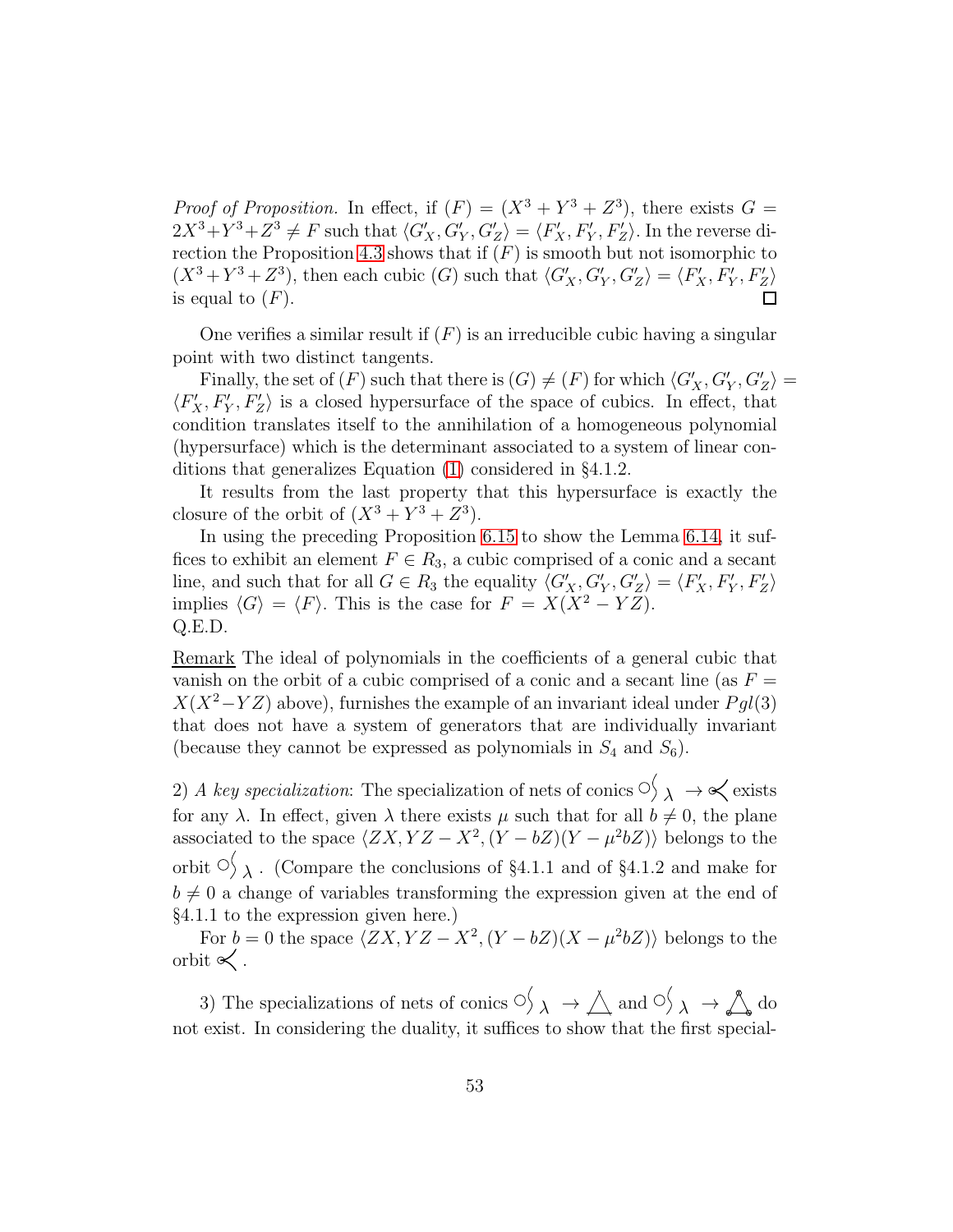*Proof of Proposition.* In effect, if $(F) = (X^3 + Y^3 + Z^3)$, there exists $G = 2X^3+Y^3+Z^3 \neq F$ such that $\langle G'_X, G'_Y, G'_Z\rangle = \langle F'_X, F'_Y, F'_Z\rangle$. In the reverse direction the Proposition 4.3 shows that if $(F)$ is smooth but not isomorphic to $(X^3+Y^3+Z^3)$, then each cubic $(G)$ such that $\langle G'_X, G'_Y, G'_Z\rangle = \langle F'_X, F'_Y, F'_Z\rangle$ is equal to $(F)$. □

One verifies a similar result if $(F)$ is an irreducible cubic having a singular point with two distinct tangents.

Finally, the set of $(F)$ such that there is $(G) \neq (F)$ for which $\langle G'_X, G'_Y, G'_Z\rangle = \langle F'_X, F'_Y, F'_Z\rangle$ is a closed hypersurface of the space of cubics. In effect, that condition translates itself to the annihilation of a homogeneous polynomial (hypersurface) which is the determinant associated to a system of linear conditions that generalizes Equation (1) considered in §4.1.2.

It results from the last property that this hypersurface is exactly the closure of the orbit of $(X^3 + Y^3 + Z^3)$.

In using the preceding Proposition 6.15 to show the Lemma 6.14, it suffices to exhibit an element $F \in R_3$, a cubic comprised of a conic and a secant line, and such that for all $G \in R_3$ the equality $\langle G'_X, G'_Y, G'_Z\rangle = \langle F'_X, F'_Y, F'_Z\rangle$ implies $\langle G\rangle = \langle F\rangle$. This is the case for $F = X(X^2 - YZ)$.
Q.E.D.

<u>Remark</u> The ideal of polynomials in the coefficients of a general cubic that vanish on the orbit of a cubic comprised of a conic and a secant line (as $F = X(X^2-YZ)$ above), furnishes the example of an invariant ideal under $Pgl(3)$ that does not have a system of generators that are individually invariant (because they cannot be expressed as polynomials in $S_4$ and $S_6$).

2) *A key specialization*: The specialization of nets of conics $\circ\!\rangle_\lambda \to \propto\!\!<$ exists for any $\lambda$. In effect, given $\lambda$ there exists $\mu$ such that for all $b \neq 0$, the plane associated to the space $\langle ZX, YZ - X^2, (Y - bZ)(Y - \mu^2 bZ)\rangle$ belongs to the orbit $\circ\!\rangle_\lambda$. (Compare the conclusions of §4.1.1 and of §4.1.2 and make for $b \neq 0$ a change of variables transforming the expression given at the end of §4.1.1 to the expression given here.)

For $b = 0$ the space $\langle ZX, YZ - X^2, (Y - bZ)(X - \mu^2 bZ)\rangle$ belongs to the orbit $\propto\!\!<$.

3) The specializations of nets of conics $\circ\!\rangle_\lambda \to \triangle$ and $\circ\!\rangle_\lambda \to \triangle$ do not exist. In considering the duality, it suffices to show that the first special-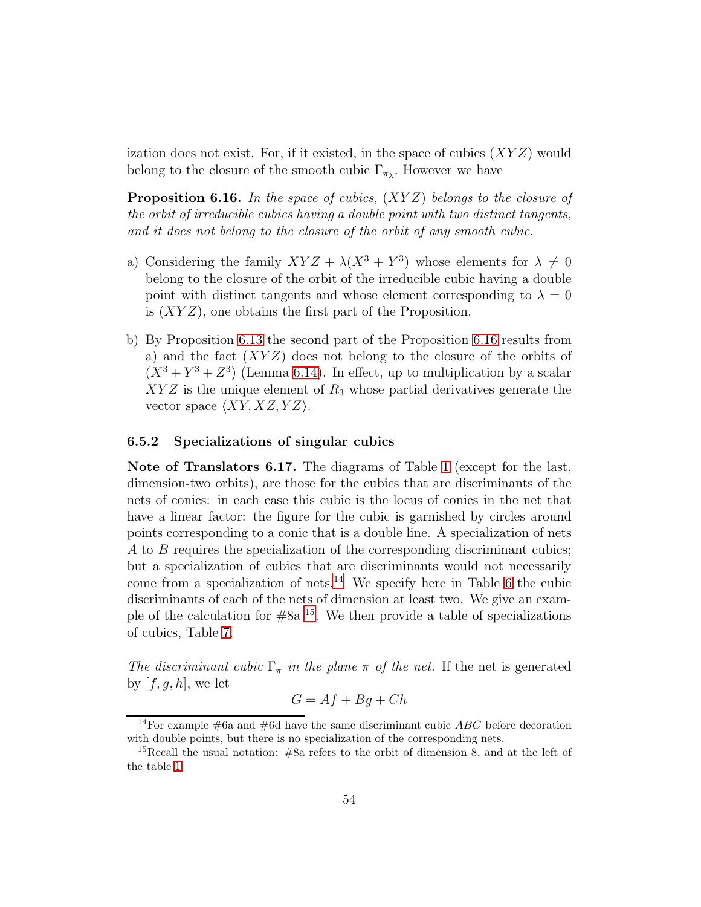ization does not exist. For, if it existed, in the space of cubics $(XYZ)$ would belong to the closure of the smooth cubic $\Gamma_{\pi_\lambda}$. However we have

**Proposition 6.16.** *In the space of cubics, $(XYZ)$ belongs to the closure of the orbit of irreducible cubics having a double point with two distinct tangents, and it does not belong to the closure of the orbit of any smooth cubic.*

a) Considering the family $XYZ + \lambda(X^3 + Y^3)$ whose elements for $\lambda \neq 0$ belong to the closure of the orbit of the irreducible cubic having a double point with distinct tangents and whose element corresponding to $\lambda = 0$ is $(XYZ)$, one obtains the first part of the Proposition.

b) By Proposition 6.13 the second part of the Proposition 6.16 results from a) and the fact $(XYZ)$ does not belong to the closure of the orbits of $(X^3 + Y^3 + Z^3)$ (Lemma 6.14). In effect, up to multiplication by a scalar $XYZ$ is the unique element of $R_3$ whose partial derivatives generate the vector space $\langle XY, XZ, YZ \rangle$.

### 6.5.2 Specializations of singular cubics

**Note of Translators 6.17.** The diagrams of Table 1 (except for the last, dimension-two orbits), are those for the cubics that are discriminants of the nets of conics: in each case this cubic is the locus of conics in the net that have a linear factor: the figure for the cubic is garnished by circles around points corresponding to a conic that is a double line. A specialization of nets $A$ to $B$ requires the specialization of the corresponding discriminant cubics; but a specialization of cubics that are discriminants would not necessarily come from a specialization of nets.[14] We specify here in Table 6 the cubic discriminants of each of the nets of dimension at least two. We give an example of the calculation for #8a [15]. We then provide a table of specializations of cubics, Table 7.

*The discriminant cubic $\Gamma_\pi$ in the plane $\pi$ of the net.* If the net is generated by $[f, g, h]$, we let

$$G = Af + Bg + Ch$$

[14] For example #6a and #6d have the same discriminant cubic $ABC$ before decoration with double points, but there is no specialization of the corresponding nets.

[15] Recall the usual notation: #8a refers to the orbit of dimension 8, and at the left of the table 1.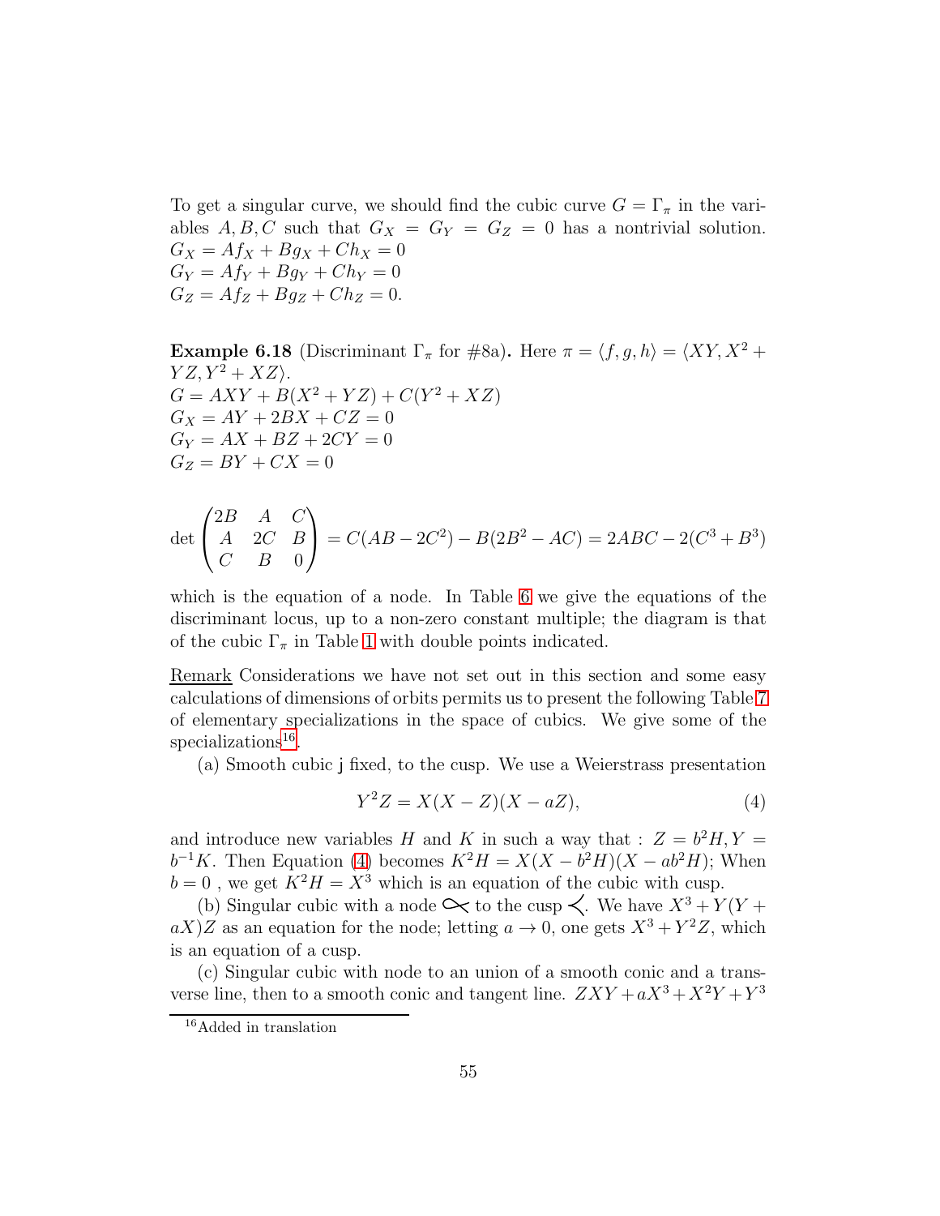To get a singular curve, we should find the cubic curve $G = \Gamma_\pi$ in the variables $A, B, C$ such that $G_X = G_Y = G_Z = 0$ has a nontrivial solution.
$G_X = Af_X + Bg_X + Ch_X = 0$
$G_Y = Af_Y + Bg_Y + Ch_Y = 0$
$G_Z = Af_Z + Bg_Z + Ch_Z = 0.$

**Example 6.18** (Discriminant $\Gamma_\pi$ for #8a)**.** Here $\pi = \langle f, g, h \rangle = \langle XY, X^2 + YZ, Y^2 + XZ \rangle$.
$G = AXY + B(X^2 + YZ) + C(Y^2 + XZ)$
$G_X = AY + 2BX + CZ = 0$
$G_Y = AX + BZ + 2CY = 0$
$G_Z = BY + CX = 0$

$$\det \begin{pmatrix} 2B & A & C \\ A & 2C & B \\ C & B & 0 \end{pmatrix} = C(AB - 2C^2) - B(2B^2 - AC) = 2ABC - 2(C^3 + B^3)$$

which is the equation of a node. In Table 6 we give the equations of the discriminant locus, up to a non-zero constant multiple; the diagram is that of the cubic $\Gamma_\pi$ in Table 1 with double points indicated.

<u>Remark</u> Considerations we have not set out in this section and some easy calculations of dimensions of orbits permits us to present the following Table 7 of elementary specializations in the space of cubics. We give some of the specializations[16].

(a) Smooth cubic j fixed, to the cusp. We use a Weierstrass presentation

$$Y^2 Z = X(X - Z)(X - aZ), \tag{4}$$

and introduce new variables $H$ and $K$ in such a way that : $Z = b^2 H, Y = b^{-1} K$. Then Equation (4) becomes $K^2 H = X(X - b^2 H)(X - ab^2 H)$; When $b = 0$ , we get $K^2 H = X^3$ which is an equation of the cubic with cusp.

(b) Singular cubic with a node $\propto$ to the cusp $\prec$. We have $X^3 + Y(Y + aX)Z$ as an equation for the node; letting $a \to 0$, one gets $X^3 + Y^2 Z$, which is an equation of a cusp.

(c) Singular cubic with node to an union of a smooth conic and a transverse line, then to a smooth conic and tangent line. $ZXY + aX^3 + X^2 Y + Y^3$

[16] Added in translation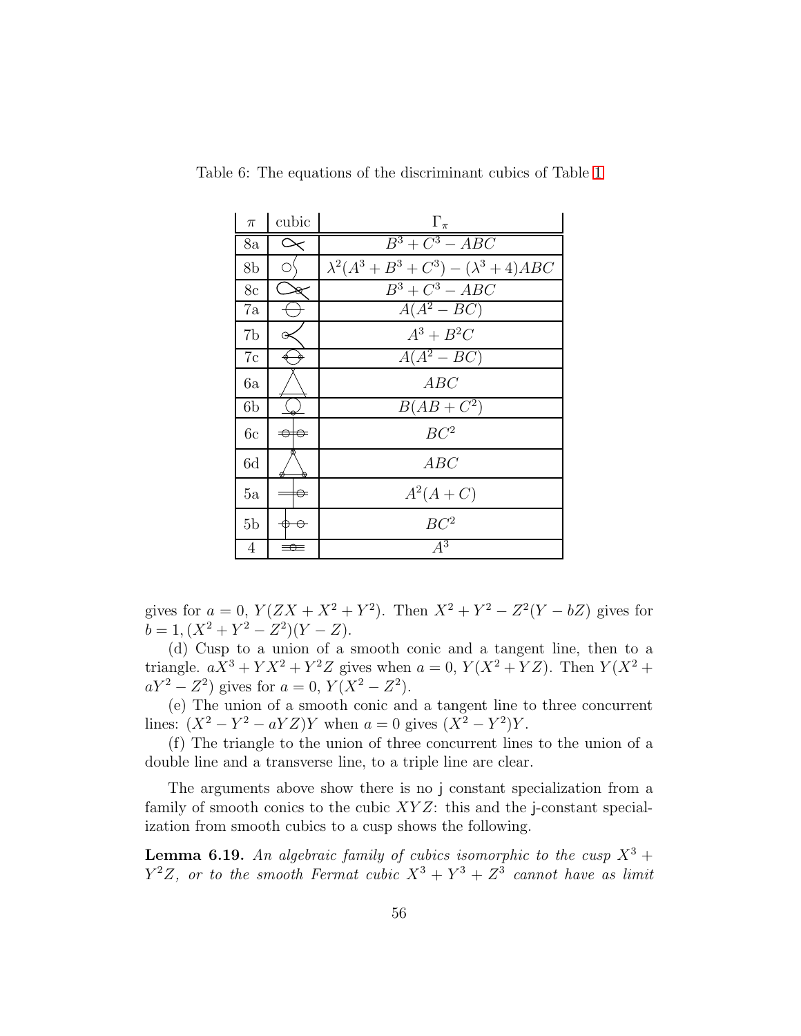Table 6: The equations of the discriminant cubics of Table 1

| $\pi$ | cubic | $\Gamma_\pi$ |
|---|---|---|
| 8a | | $B^3 + C^3 - ABC$ |
| 8b | | $\lambda^2(A^3 + B^3 + C^3) - (\lambda^3 + 4)ABC$ |
| 8c | | $B^3 + C^3 - ABC$ |
| 7a | | $A(A^2 - BC)$ |
| 7b | | $A^3 + B^2C$ |
| 7c | | $A(A^2 - BC)$ |
| 6a | | $ABC$ |
| 6b | | $B(AB + C^2)$ |
| 6c | | $BC^2$ |
| 6d | | $ABC$ |
| 5a | | $A^2(A + C)$ |
| 5b | | $BC^2$ |
| 4 | | $A^3$ |

gives for $a = 0$, $Y(ZX + X^2 + Y^2)$. Then $X^2 + Y^2 - Z^2(Y - bZ)$ gives for $b = 1, (X^2 + Y^2 - Z^2)(Y - Z)$.

(d) Cusp to a union of a smooth conic and a tangent line, then to a triangle. $aX^3 + YX^2 + Y^2Z$ gives when $a = 0$, $Y(X^2 + YZ)$. Then $Y(X^2 + aY^2 - Z^2)$ gives for $a = 0$, $Y(X^2 - Z^2)$.

(e) The union of a smooth conic and a tangent line to three concurrent lines: $(X^2 - Y^2 - aYZ)Y$ when $a = 0$ gives $(X^2 - Y^2)Y$.

(f) The triangle to the union of three concurrent lines to the union of a double line and a transverse line, to a triple line are clear.

The arguments above show there is no j constant specialization from a family of smooth conics to the cubic $XYZ$: this and the j-constant specialization from smooth cubics to a cusp shows the following.

**Lemma 6.19.** *An algebraic family of cubics isomorphic to the cusp $X^3 + Y^2Z$, or to the smooth Fermat cubic $X^3 + Y^3 + Z^3$ cannot have as limit*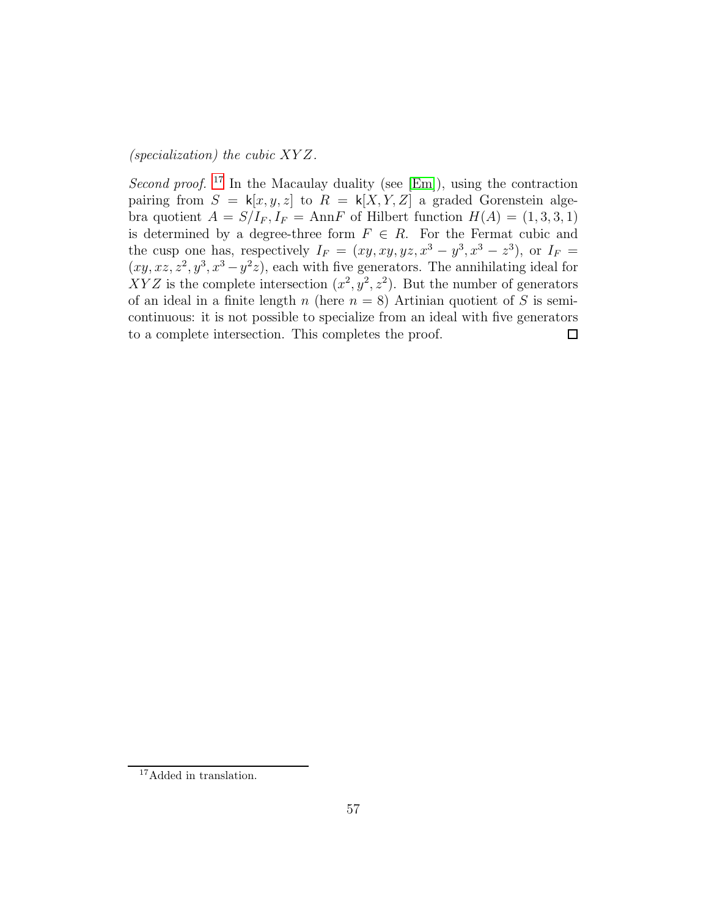*(specialization) the cubic $XYZ$.*

*Second proof.* [17] In the Macaulay duality (see [Em]), using the contraction pairing from $S = \mathsf{k}[x, y, z]$ to $R = \mathsf{k}[X, Y, Z]$ a graded Gorenstein algebra quotient $A = S/I_F, I_F = \mathrm{Ann}F$ of Hilbert function $H(A) = (1, 3, 3, 1)$ is determined by a degree-three form $F \in R$. For the Fermat cubic and the cusp one has, respectively $I_F = (xy, xy, yz, x^3 - y^3, x^3 - z^3)$, or $I_F = (xy, xz, z^2, y^3, x^3 - y^2z)$, each with five generators. The annihilating ideal for $XYZ$ is the complete intersection $(x^2, y^2, z^2)$. But the number of generators of an ideal in a finite length $n$ (here $n = 8$) Artinian quotient of $S$ is semicontinuous: it is not possible to specialize from an ideal with five generators to a complete intersection. This completes the proof. □

[17] Added in translation.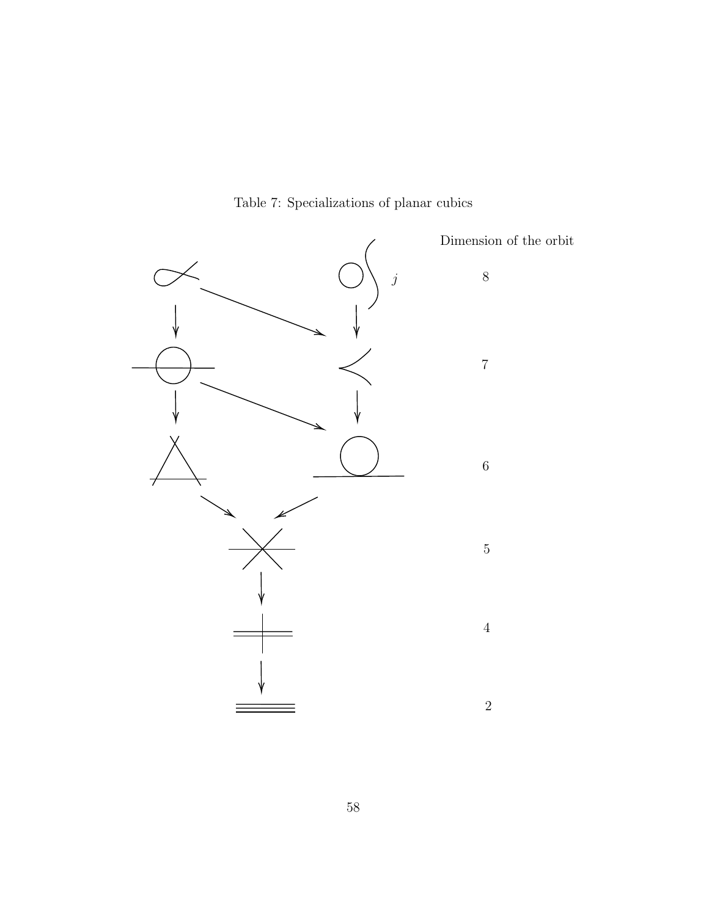Table 7: Specializations of planar cubics

| | | Dimension of the orbit |
|---|---|---|
| | $j$ | 8 |
| | | 7 |
| | | 6 |
| | | 5 |
| | | 4 |
| | | 2 |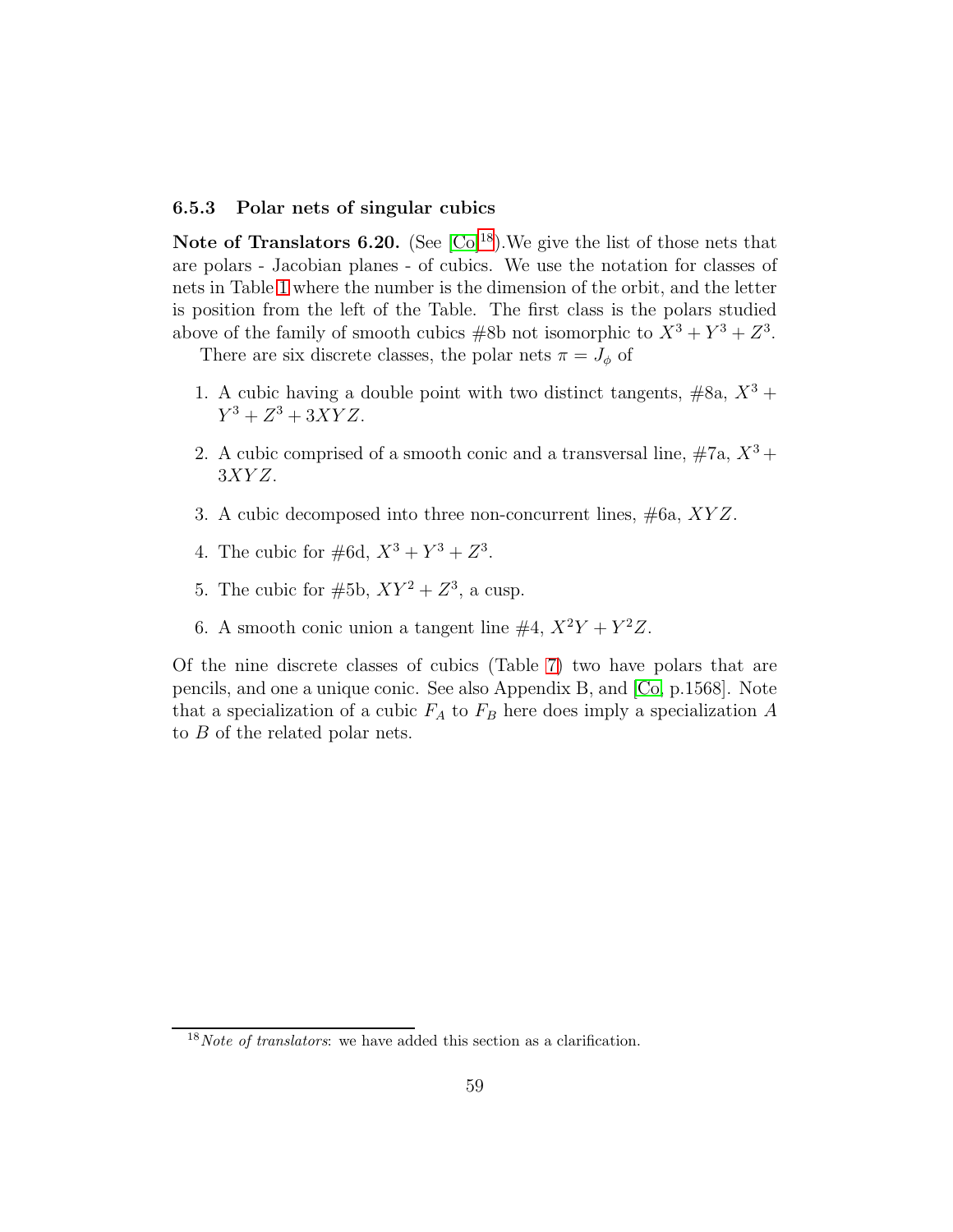### 6.5.3 Polar nets of singular cubics

**Note of Translators 6.20.** (See [Co][18]).We give the list of those nets that are polars - Jacobian planes - of cubics. We use the notation for classes of nets in Table 1 where the number is the dimension of the orbit, and the letter is position from the left of the Table. The first class is the polars studied above of the family of smooth cubics #8b not isomorphic to $X^3 + Y^3 + Z^3$.

There are six discrete classes, the polar nets $\pi = J_\phi$ of

1. A cubic having a double point with two distinct tangents, #8a, $X^3 + Y^3 + Z^3 + 3XYZ$.
2. A cubic comprised of a smooth conic and a transversal line, #7a, $X^3 + 3XYZ$.
3. A cubic decomposed into three non-concurrent lines, #6a, $XYZ$.
4. The cubic for #6d, $X^3 + Y^3 + Z^3$.
5. The cubic for #5b, $XY^2 + Z^3$, a cusp.
6. A smooth conic union a tangent line #4, $X^2Y + Y^2Z$.

Of the nine discrete classes of cubics (Table 7) two have polars that are pencils, and one a unique conic. See also Appendix B, and [Co, p.1568]. Note that a specialization of a cubic $F_A$ to $F_B$ here does imply a specialization $A$ to $B$ of the related polar nets.

[18] *Note of translators*: we have added this section as a clarification.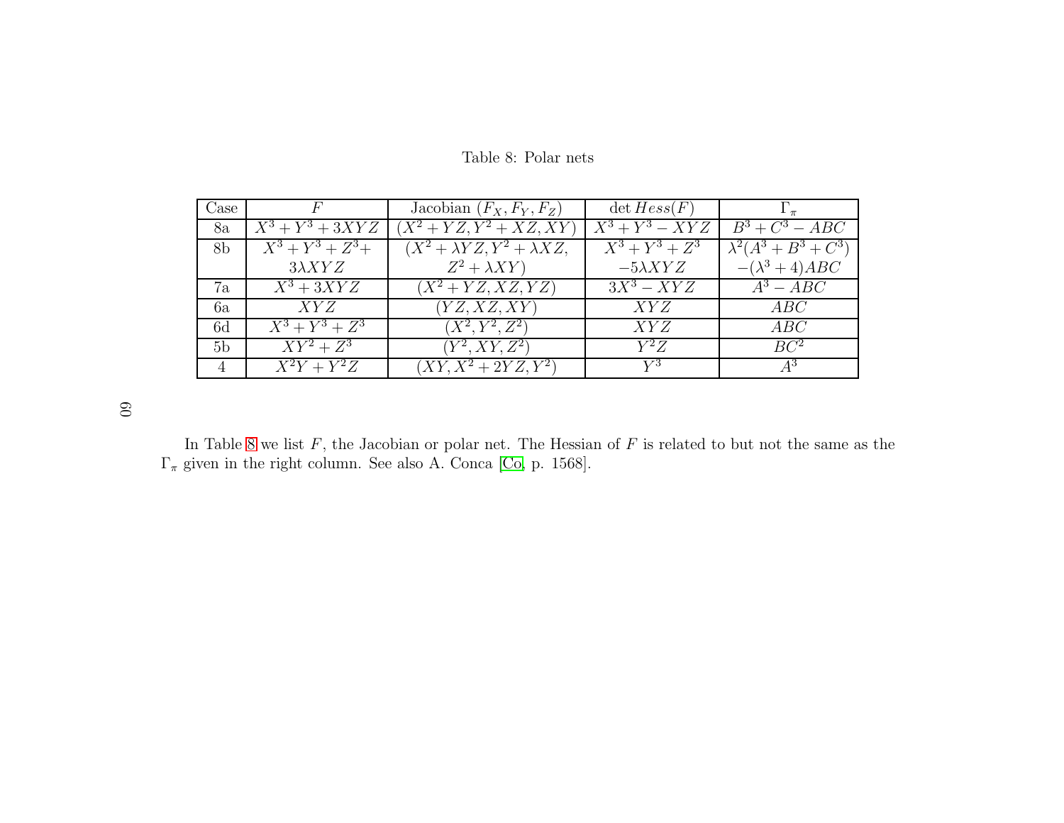Table 8: Polar nets

| Case | $F$ | Jacobian $(F_X, F_Y, F_Z)$ | $\det Hess(F)$ | $\Gamma_\pi$ |
|---|---|---|---|---|
| 8a | $X^3 + Y^3 + 3XYZ$ | $(X^2 + YZ, Y^2 + XZ, XY)$ | $X^3 + Y^3 - XYZ$ | $B^3 + C^3 - ABC$ |
| 8b | $X^3 + Y^3 + Z^3 + 3\lambda XYZ$ | $(X^2 + \lambda YZ, Y^2 + \lambda XZ, Z^2 + \lambda XY)$ | $X^3 + Y^3 + Z^3 - 5\lambda XYZ$ | $\lambda^2(A^3 + B^3 + C^3) - (\lambda^3 + 4)ABC$ |
| 7a | $X^3 + 3XYZ$ | $(X^2 + YZ, XZ, YZ)$ | $3X^3 - XYZ$ | $A^3 - ABC$ |
| 6a | $XYZ$ | $(YZ, XZ, XY)$ | $XYZ$ | $ABC$ |
| 6d | $X^3 + Y^3 + Z^3$ | $(X^2, Y^2, Z^2)$ | $XYZ$ | $ABC$ |
| 5b | $XY^2 + Z^3$ | $(Y^2, XY, Z^2)$ | $Y^2Z$ | $BC^2$ |
| 4 | $X^2Y + Y^2Z$ | $(XY, X^2 + 2YZ, Y^2)$ | $Y^3$ | $A^3$ |

In Table 8 we list $F$, the Jacobian or polar net. The Hessian of $F$ is related to but not the same as the $\Gamma_\pi$ given in the right column. See also A. Conca [Co, p. 1568].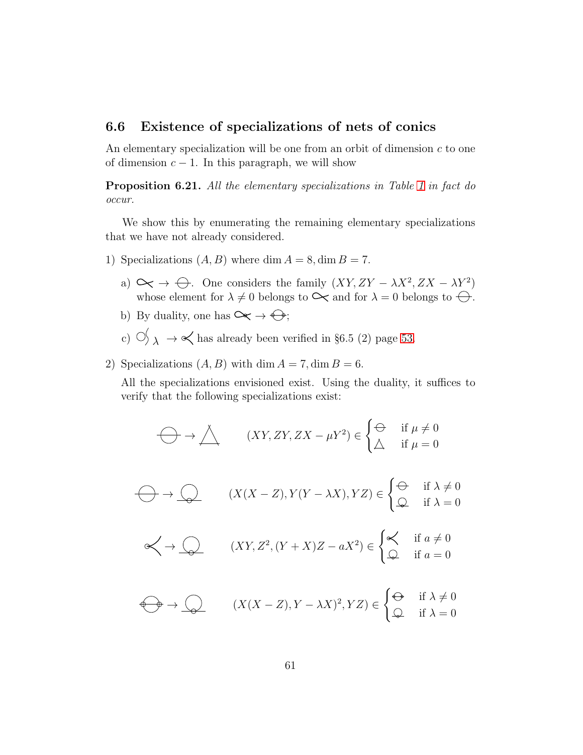### 6.6 Existence of specializations of nets of conics

An elementary specialization will be one from an orbit of dimension $c$ to one of dimension $c-1$. In this paragraph, we will show

**Proposition 6.21.** *All the elementary specializations in Table 1 in fact do occur.*

We show this by enumerating the remaining elementary specializations that we have not already considered.

1) Specializations $(A, B)$ where $\dim A = 8, \dim B = 7$.

   a) ∝ → ⊖. One considers the family $(XY, ZY - \lambda X^2, ZX - \lambda Y^2)$ whose element for $\lambda \neq 0$ belongs to ∝ and for $\lambda = 0$ belongs to ⊖.

   b) By duality, one has ∝ → ⊖;

   c) $\bigcirc\!\!\!\langle_{\lambda}$ → ∢ has already been verified in §6.5 (2) page 53.

2) Specializations $(A, B)$ with $\dim A = 7, \dim B = 6$.

   All the specializations envisioned exist. Using the duality, it suffices to verify that the following specializations exist:

$$⊖ \to △ \qquad (XY, ZY, ZX - \mu Y^2) \in \begin{cases} ⊖ & \text{if } \mu \neq 0 \\ △ & \text{if } \mu = 0 \end{cases}$$

$$⊖ \to \underline{\bigcirc} \qquad (X(X-Z), Y(Y-\lambda X), YZ) \in \begin{cases} ⊖ & \text{if } \lambda \neq 0 \\ \underline{\bigcirc} & \text{if } \lambda = 0 \end{cases}$$

$$∢ \to \underline{\bigcirc} \qquad (XY, Z^2, (Y+X)Z - aX^2) \in \begin{cases} ∢ & \text{if } a \neq 0 \\ \underline{\bigcirc} & \text{if } a = 0 \end{cases}$$

$$⊖ \to \underline{\bigcirc} \qquad (X(X-Z), Y - \lambda X)^2, YZ) \in \begin{cases} ⊖ & \text{if } \lambda \neq 0 \\ \underline{\bigcirc} & \text{if } \lambda = 0 \end{cases}$$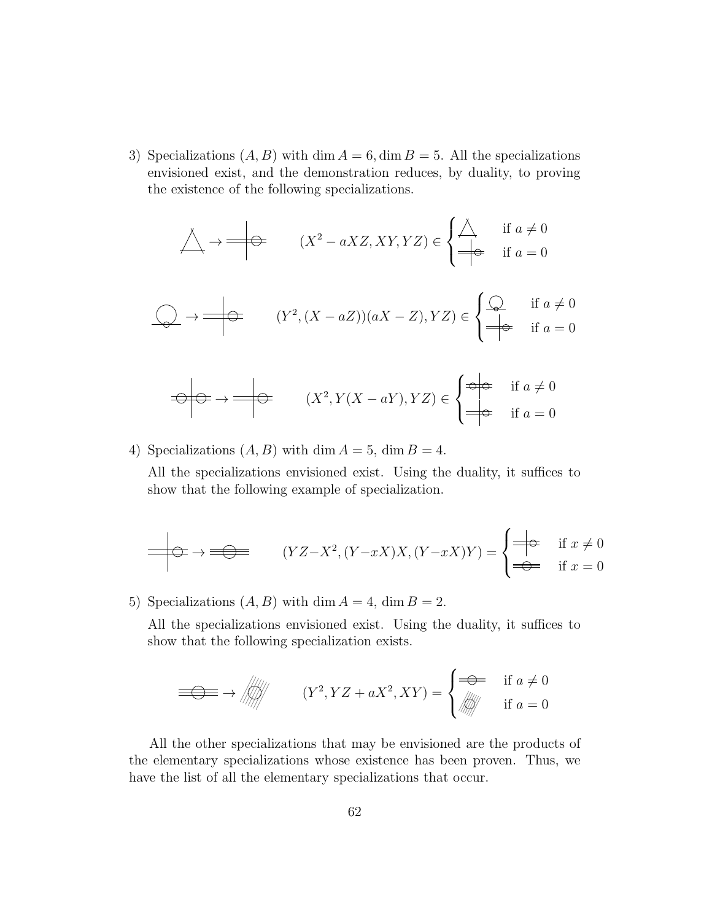3) Specializations $(A, B)$ with $\dim A = 6, \dim B = 5$. All the specializations envisioned exist, and the demonstration reduces, by duality, to proving the existence of the following specializations.

$$(X^2 - aXZ, XY, YZ) \in \begin{cases} & \text{if } a \neq 0 \\ & \text{if } a = 0 \end{cases}$$

$$(Y^2, (X - aZ))(aX - Z), YZ) \in \begin{cases} & \text{if } a \neq 0 \\ & \text{if } a = 0 \end{cases}$$

$$(X^2, Y(X - aY), YZ) \in \begin{cases} & \text{if } a \neq 0 \\ & \text{if } a = 0 \end{cases}$$

4) Specializations $(A, B)$ with $\dim A = 5$, $\dim B = 4$.

   All the specializations envisioned exist. Using the duality, it suffices to show that the following example of specialization.

$$(YZ - X^2, (Y - xX)X, (Y - xX)Y) = \begin{cases} & \text{if } x \neq 0 \\ & \text{if } x = 0 \end{cases}$$

5) Specializations $(A, B)$ with $\dim A = 4$, $\dim B = 2$.

   All the specializations envisioned exist. Using the duality, it suffices to show that the following specialization exists.

$$(Y^2, YZ + aX^2, XY) = \begin{cases} & \text{if } a \neq 0 \\ & \text{if } a = 0 \end{cases}$$

All the other specializations that may be envisioned are the products of the elementary specializations whose existence has been proven. Thus, we have the list of all the elementary specializations that occur.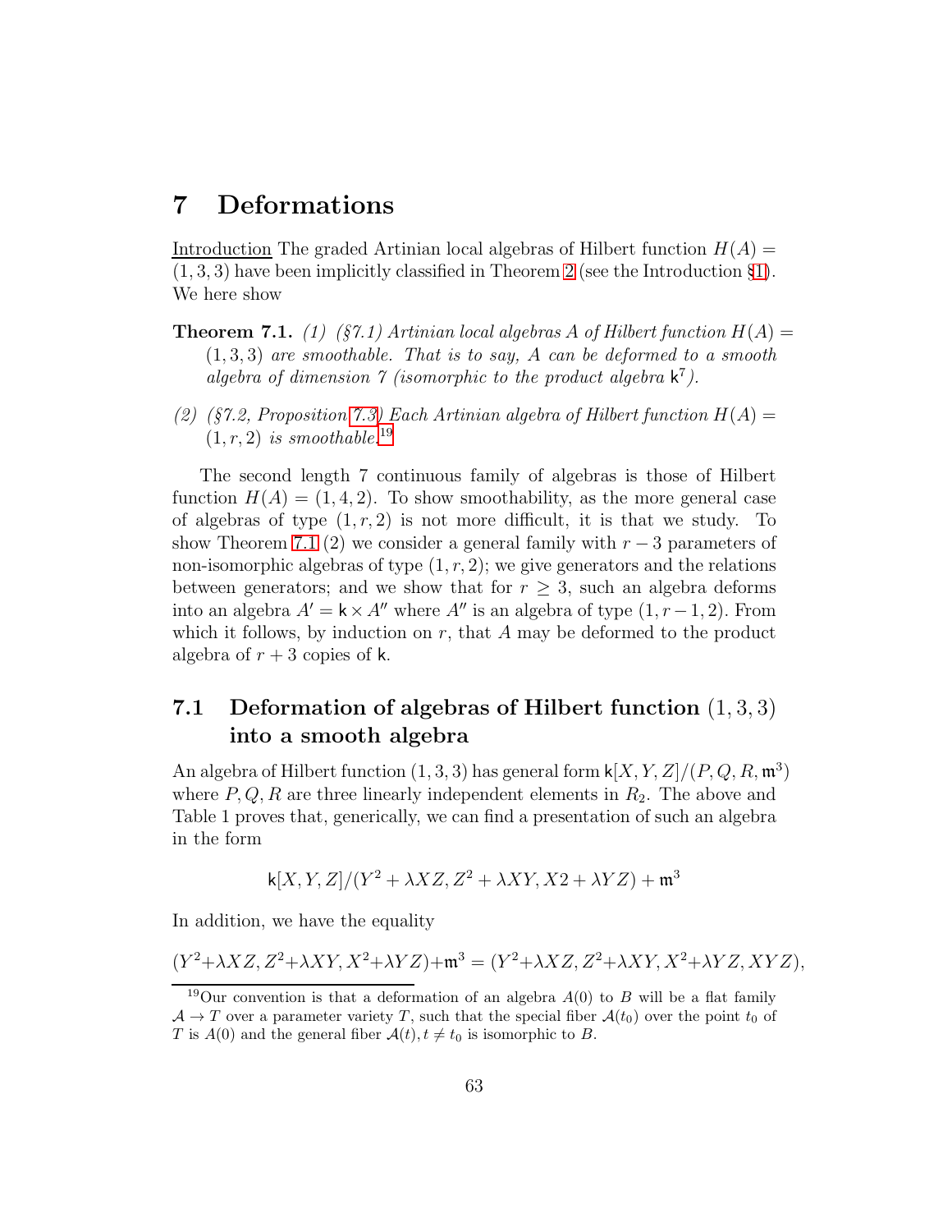# 7 Deformations

Introduction The graded Artinian local algebras of Hilbert function $H(A) = (1, 3, 3)$ have been implicitly classified in Theorem 2 (see the Introduction §1). We here show

**Theorem 7.1.** *(1) (§7.1) Artinian local algebras $A$ of Hilbert function $H(A) = (1, 3, 3)$ are smoothable. That is to say, $A$ can be deformed to a smooth algebra of dimension 7 (isomorphic to the product algebra $\mathsf{k}^7$).*

*(2) (§7.2, Proposition 7.3) Each Artinian algebra of Hilbert function $H(A) = (1, r, 2)$ is smoothable.*[19]

The second length 7 continuous family of algebras is those of Hilbert function $H(A) = (1, 4, 2)$. To show smoothability, as the more general case of algebras of type $(1, r, 2)$ is not more difficult, it is that we study. To show Theorem 7.1 (2) we consider a general family with $r - 3$ parameters of non-isomorphic algebras of type $(1, r, 2)$; we give generators and the relations between generators; and we show that for $r \geq 3$, such an algebra deforms into an algebra $A' = \mathsf{k} \times A''$ where $A''$ is an algebra of type $(1, r - 1, 2)$. From which it follows, by induction on $r$, that $A$ may be deformed to the product algebra of $r + 3$ copies of $\mathsf{k}$.

## 7.1 Deformation of algebras of Hilbert function $(1, 3, 3)$ into a smooth algebra

An algebra of Hilbert function $(1, 3, 3)$ has general form $\mathsf{k}[X, Y, Z]/(P, Q, R, \mathfrak{m}^3)$ where $P, Q, R$ are three linearly independent elements in $R_2$. The above and Table 1 proves that, generically, we can find a presentation of such an algebra in the form

$$\mathsf{k}[X, Y, Z]/(Y^2 + \lambda XZ, Z^2 + \lambda XY, X2 + \lambda YZ) + \mathfrak{m}^3$$

In addition, we have the equality

$$(Y^2 + \lambda XZ, Z^2 + \lambda XY, X^2 + \lambda YZ) + \mathfrak{m}^3 = (Y^2 + \lambda XZ, Z^2 + \lambda XY, X^2 + \lambda YZ, XYZ),$$

[19] Our convention is that a deformation of an algebra $A(0)$ to $B$ will be a flat family $\mathcal{A} \to T$ over a parameter variety $T$, such that the special fiber $\mathcal{A}(t_0)$ over the point $t_0$ of $T$ is $A(0)$ and the general fiber $\mathcal{A}(t), t \neq t_0$ is isomorphic to $B$.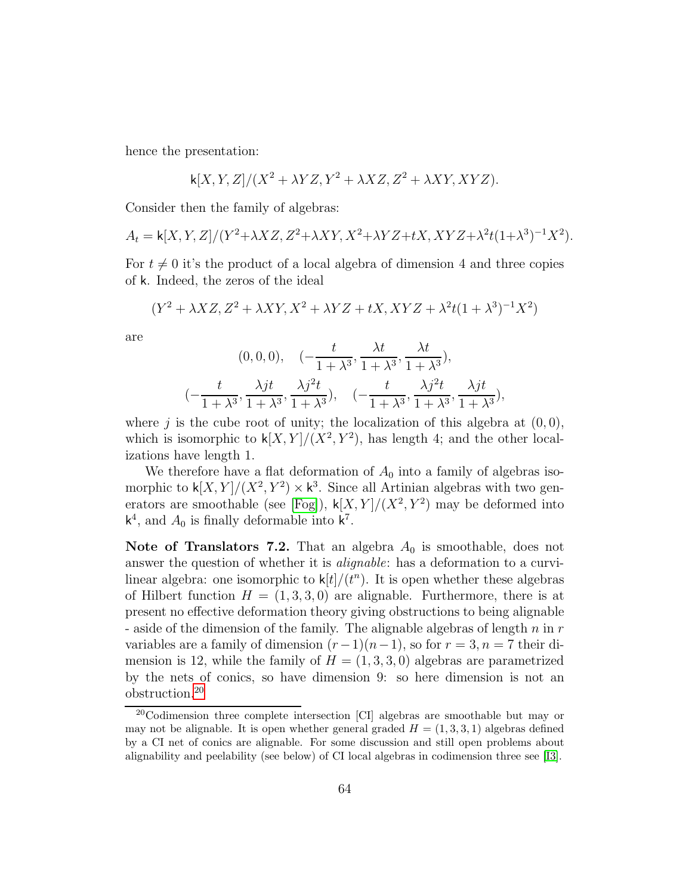hence the presentation:

$$\mathsf{k}[X,Y,Z]/(X^2+\lambda YZ, Y^2+\lambda XZ, Z^2+\lambda XY, XYZ).$$

Consider then the family of algebras:

$$A_t = \mathsf{k}[X,Y,Z]/(Y^2+\lambda XZ, Z^2+\lambda XY, X^2+\lambda YZ+tX, XYZ+\lambda^2 t(1+\lambda^3)^{-1}X^2).$$

For $t \neq 0$ it's the product of a local algebra of dimension 4 and three copies of $\mathsf{k}$. Indeed, the zeros of the ideal

$$(Y^2+\lambda XZ, Z^2+\lambda XY, X^2+\lambda YZ+tX, XYZ+\lambda^2 t(1+\lambda^3)^{-1}X^2)$$

are

$$(0,0,0), \quad (-\frac{t}{1+\lambda^3}, \frac{\lambda t}{1+\lambda^3}, \frac{\lambda t}{1+\lambda^3}),$$
$$(-\frac{t}{1+\lambda^3}, \frac{\lambda j t}{1+\lambda^3}, \frac{\lambda j^2 t}{1+\lambda^3}), \quad (-\frac{t}{1+\lambda^3}, \frac{\lambda j^2 t}{1+\lambda^3}, \frac{\lambda j t}{1+\lambda^3}),$$

where $j$ is the cube root of unity; the localization of this algebra at $(0,0)$, which is isomorphic to $\mathsf{k}[X,Y]/(X^2,Y^2)$, has length 4; and the other localizations have length 1.

We therefore have a flat deformation of $A_0$ into a family of algebras isomorphic to $\mathsf{k}[X,Y]/(X^2,Y^2)\times \mathsf{k}^3$. Since all Artinian algebras with two generators are smoothable (see [Fog]), $\mathsf{k}[X,Y]/(X^2,Y^2)$ may be deformed into $\mathsf{k}^4$, and $A_0$ is finally deformable into $\mathsf{k}^7$.

**Note of Translators 7.2.** That an algebra $A_0$ is smoothable, does not answer the question of whether it is *alignable*: has a deformation to a curvilinear algebra: one isomorphic to $\mathsf{k}[t]/(t^n)$. It is open whether these algebras of Hilbert function $H=(1,3,3,0)$ are alignable. Furthermore, there is at present no effective deformation theory giving obstructions to being alignable - aside of the dimension of the family. The alignable algebras of length $n$ in $r$ variables are a family of dimension $(r-1)(n-1)$, so for $r=3, n=7$ their dimension is 12, while the family of $H=(1,3,3,0)$ algebras are parametrized by the nets of conics, so have dimension 9: so here dimension is not an obstruction.[20]

[20] Codimension three complete intersection [CI] algebras are smoothable but may or may not be alignable. It is open whether general graded $H=(1,3,3,1)$ algebras defined by a CI net of conics are alignable. For some discussion and still open problems about alignability and peelability (see below) of CI local algebras in codimension three see [I3].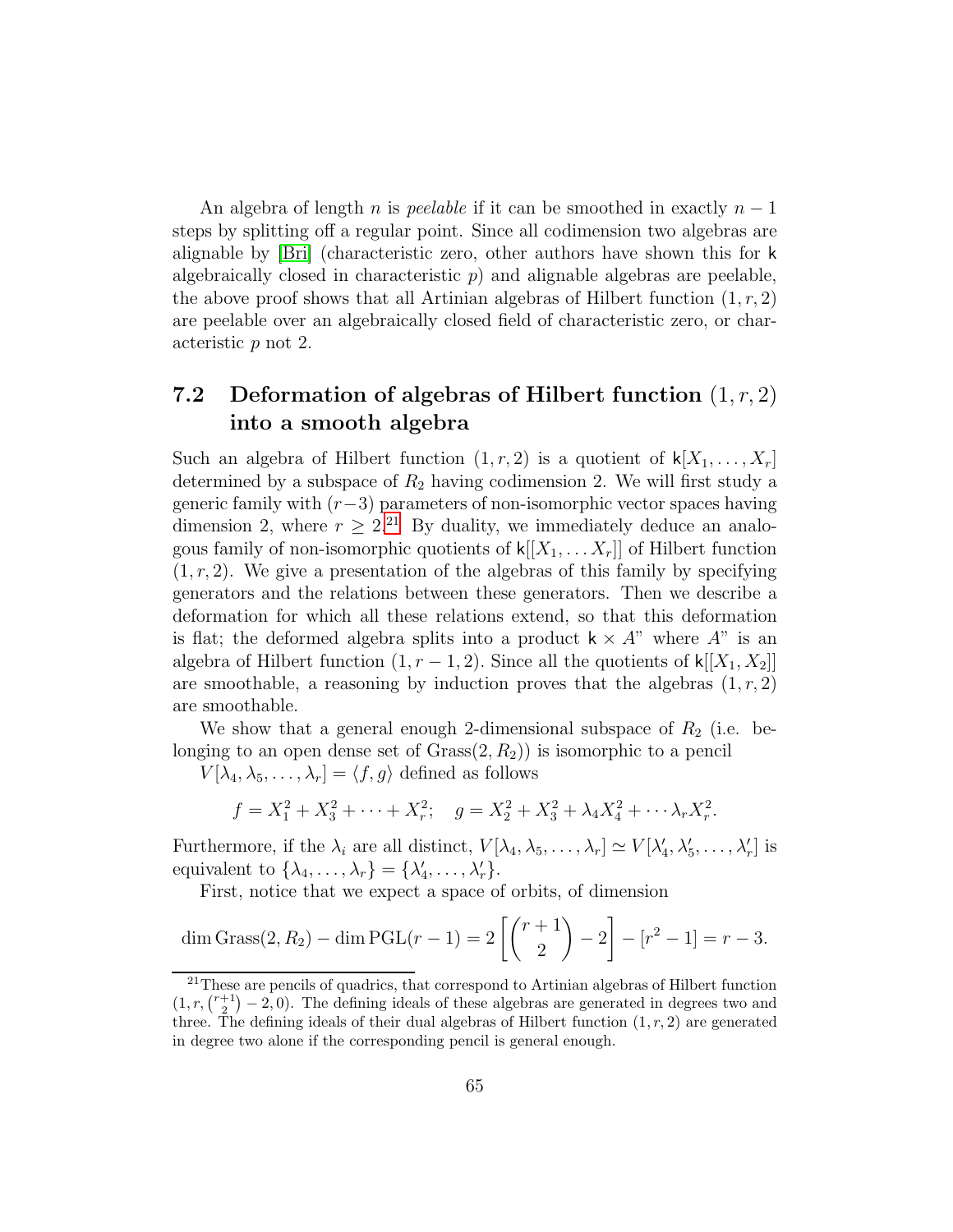An algebra of length $n$ is *peelable* if it can be smoothed in exactly $n-1$ steps by splitting off a regular point. Since all codimension two algebras are alignable by [Bri] (characteristic zero, other authors have shown this for $\mathsf{k}$ algebraically closed in characteristic $p$) and alignable algebras are peelable, the above proof shows that all Artinian algebras of Hilbert function $(1, r, 2)$ are peelable over an algebraically closed field of characteristic zero, or characteristic $p$ not 2.

## 7.2 Deformation of algebras of Hilbert function $(1, r, 2)$ into a smooth algebra

Such an algebra of Hilbert function $(1, r, 2)$ is a quotient of $\mathsf{k}[X_1, \ldots, X_r]$ determined by a subspace of $R_2$ having codimension 2. We will first study a generic family with $(r-3)$ parameters of non-isomorphic vector spaces having dimension 2, where $r \geq 2$.[21] By duality, we immediately deduce an analogous family of non-isomorphic quotients of $\mathsf{k}[[X_1, \ldots X_r]]$ of Hilbert function $(1, r, 2)$. We give a presentation of the algebras of this family by specifying generators and the relations between these generators. Then we describe a deformation for which all these relations extend, so that this deformation is flat; the deformed algebra splits into a product $\mathsf{k} \times A$" where $A$" is an algebra of Hilbert function $(1, r-1, 2)$. Since all the quotients of $\mathsf{k}[[X_1, X_2]]$ are smoothable, a reasoning by induction proves that the algebras $(1, r, 2)$ are smoothable.

We show that a general enough 2-dimensional subspace of $R_2$ (i.e. belonging to an open dense set of $\mathrm{Grass}(2, R_2)$) is isomorphic to a pencil $V[\lambda_4, \lambda_5, \ldots, \lambda_r] = \langle f, g\rangle$ defined as follows

$$f = X_1^2 + X_3^2 + \cdots + X_r^2; \quad g = X_2^2 + X_3^2 + \lambda_4 X_4^2 + \cdots \lambda_r X_r^2.$$

Furthermore, if the $\lambda_i$ are all distinct, $V[\lambda_4, \lambda_5, \ldots, \lambda_r] \simeq V[\lambda'_4, \lambda'_5, \ldots, \lambda'_r]$ is equivalent to $\{\lambda_4, \ldots, \lambda_r\} = \{\lambda'_4, \ldots, \lambda'_r\}$.

First, notice that we expect a space of orbits, of dimension

$$\dim \mathrm{Grass}(2, R_2) - \dim \mathrm{PGL}(r-1) = 2\left[\binom{r+1}{2} - 2\right] - [r^2 - 1] = r - 3.$$

[21] These are pencils of quadrics, that correspond to Artinian algebras of Hilbert function $(1, r, \binom{r+1}{2} - 2, 0)$. The defining ideals of these algebras are generated in degrees two and three. The defining ideals of their dual algebras of Hilbert function $(1, r, 2)$ are generated in degree two alone if the corresponding pencil is general enough.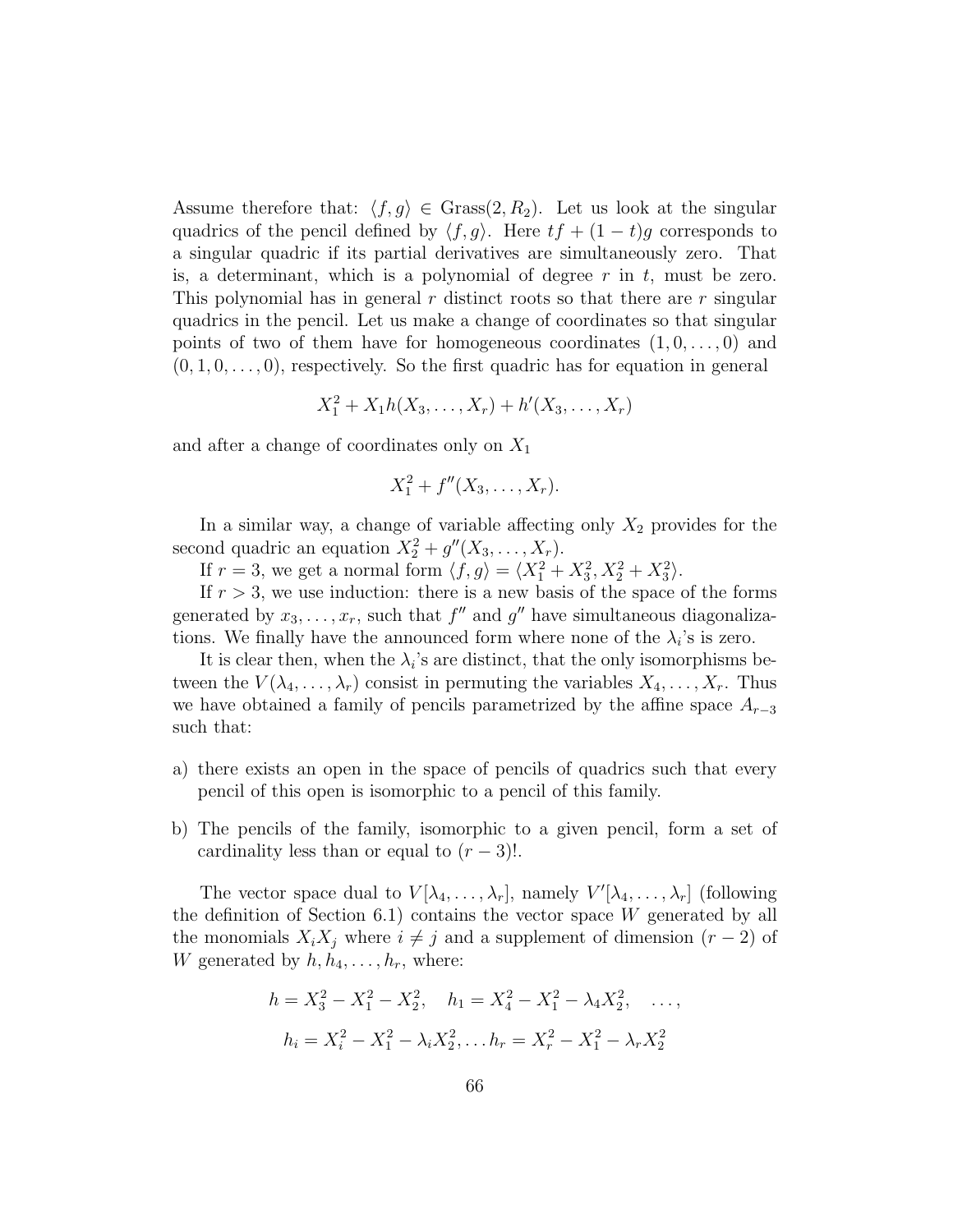Assume therefore that: $\langle f, g\rangle \in \text{Grass}(2, R_2)$. Let us look at the singular quadrics of the pencil defined by $\langle f, g\rangle$. Here $tf + (1-t)g$ corresponds to a singular quadric if its partial derivatives are simultaneously zero. That is, a determinant, which is a polynomial of degree $r$ in $t$, must be zero. This polynomial has in general $r$ distinct roots so that there are $r$ singular quadrics in the pencil. Let us make a change of coordinates so that singular points of two of them have for homogeneous coordinates $(1, 0, \ldots, 0)$ and $(0, 1, 0, \ldots, 0)$, respectively. So the first quadric has for equation in general

$$X_1^2 + X_1 h(X_3, \ldots, X_r) + h'(X_3, \ldots, X_r)$$

and after a change of coordinates only on $X_1$

$$X_1^2 + f''(X_3, \ldots, X_r).$$

In a similar way, a change of variable affecting only $X_2$ provides for the second quadric an equation $X_2^2 + g''(X_3, \ldots, X_r)$.

If $r = 3$, we get a normal form $\langle f, g\rangle = \langle X_1^2 + X_3^2, X_2^2 + X_3^2\rangle$.

If $r > 3$, we use induction: there is a new basis of the space of the forms generated by $x_3, \ldots, x_r$, such that $f''$ and $g''$ have simultaneous diagonalizations. We finally have the announced form where none of the $\lambda_i$'s is zero.

It is clear then, when the $\lambda_i$'s are distinct, that the only isomorphisms between the $V(\lambda_4, \ldots, \lambda_r)$ consist in permuting the variables $X_4, \ldots, X_r$. Thus we have obtained a family of pencils parametrized by the affine space $A_{r-3}$ such that:

a) there exists an open in the space of pencils of quadrics such that every pencil of this open is isomorphic to a pencil of this family.

b) The pencils of the family, isomorphic to a given pencil, form a set of cardinality less than or equal to $(r-3)!$.

The vector space dual to $V[\lambda_4, \ldots, \lambda_r]$, namely $V'[\lambda_4, \ldots, \lambda_r]$ (following the definition of Section 6.1) contains the vector space $W$ generated by all the monomials $X_iX_j$ where $i \neq j$ and a supplement of dimension $(r-2)$ of $W$ generated by $h, h_4, \ldots, h_r$, where:

$$h = X_3^2 - X_1^2 - X_2^2, \quad h_1 = X_4^2 - X_1^2 - \lambda_4 X_2^2, \quad \ldots,$$

$$h_i = X_i^2 - X_1^2 - \lambda_i X_2^2, \ldots h_r = X_r^2 - X_1^2 - \lambda_r X_2^2$$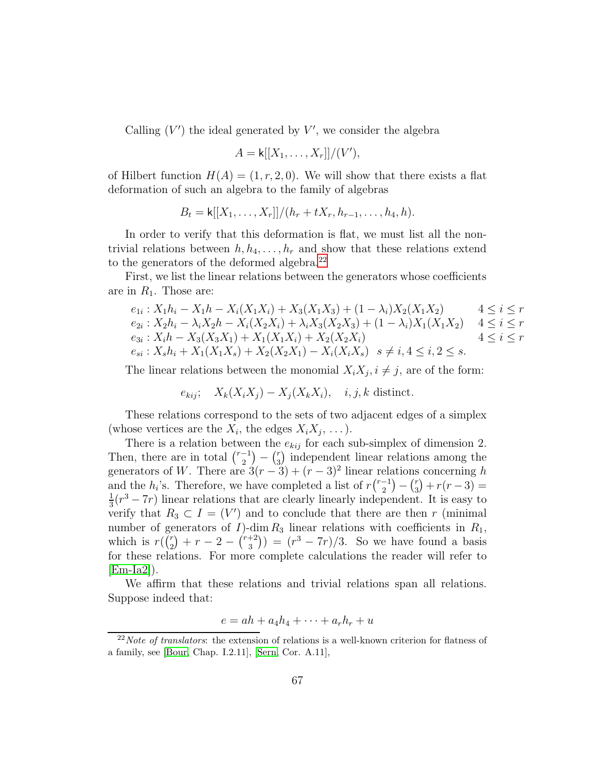Calling $(V')$ the ideal generated by $V'$, we consider the algebra

$$A = \mathsf{k}[[X_1, \dots, X_r]]/(V'),$$

of Hilbert function $H(A) = (1, r, 2, 0)$. We will show that there exists a flat deformation of such an algebra to the family of algebras

$$B_t = \mathsf{k}[[X_1, \dots, X_r]]/(h_r + tX_r, h_{r-1}, \dots, h_4, h).$$

In order to verify that this deformation is flat, we must list all the non-trivial relations between $h, h_4, \dots, h_r$ and show that these relations extend to the generators of the deformed algebra.[22]

First, we list the linear relations between the generators whose coefficients are in $R_1$. Those are:

$$\begin{array}{ll}
e_{1i} : X_1 h_i - X_1 h - X_i(X_1 X_i) + X_3(X_1 X_3) + (1-\lambda_i) X_2(X_1 X_2) & 4 \le i \le r \\
e_{2i} : X_2 h_i - \lambda_i X_2 h - X_i(X_2 X_i) + \lambda_i X_3(X_2 X_3) + (1-\lambda_i) X_1(X_1 X_2) & 4 \le i \le r \\
e_{3i} : X_i h - X_3(X_3 X_1) + X_1(X_1 X_i) + X_2(X_2 X_i) & 4 \le i \le r \\
e_{si} : X_s h_i + X_1(X_1 X_s) + X_2(X_2 X_1) - X_i(X_i X_s) \;\; s \ne i, 4 \le i, 2 \le s. &
\end{array}$$

The linear relations between the monomial $X_i X_j, i \ne j$, are of the form:

$$e_{kij}; \quad X_k(X_i X_j) - X_j(X_k X_i), \quad i, j, k \text{ distinct}.$$

These relations correspond to the sets of two adjacent edges of a simplex (whose vertices are the $X_i$, the edges $X_i X_j$, ...).

There is a relation between the $e_{kij}$ for each sub-simplex of dimension 2. Then, there are in total $\binom{r-1}{2} - \binom{r}{3}$ independent linear relations among the generators of $W$. There are $3(r-3) + (r-3)^2$ linear relations concerning $h$ and the $h_i$'s. Therefore, we have completed a list of $r\binom{r-1}{2} - \binom{r}{3} + r(r-3) = \frac{1}{3}(r^3 - 7r)$ linear relations that are clearly linearly independent. It is easy to verify that $R_3 \subset I = (V')$ and to conclude that there are then $r$ (minimal number of generators of $I$)-$\dim R_3$ linear relations with coefficients in $R_1$, which is $r(\binom{r}{2} + r - 2 - \binom{r+2}{3}) = (r^3 - 7r)/3$. So we have found a basis for these relations. For more complete calculations the reader will refer to [Em-Ia2]).

We affirm that these relations and trivial relations span all relations. Suppose indeed that:

$$e = ah + a_4 h_4 + \dots + a_r h_r + u$$

[22] *Note of translators*: the extension of relations is a well-known criterion for flatness of a family, see [Bour, Chap. I.2.11], [Sern, Cor. A.11],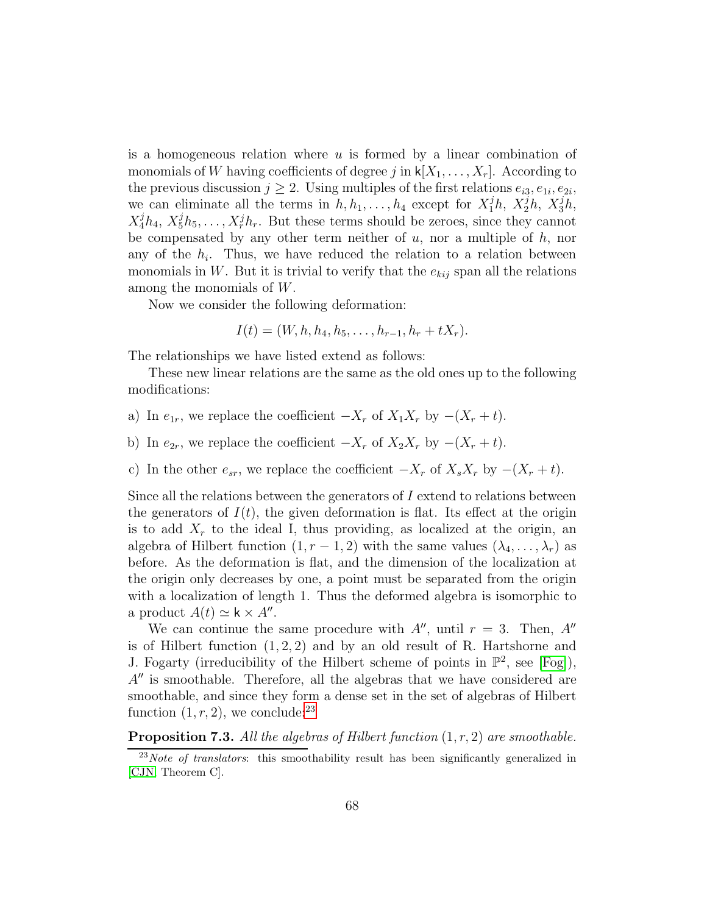is a homogeneous relation where $u$ is formed by a linear combination of monomials of $W$ having coefficients of degree $j$ in $\mathsf{k}[X_1, \ldots, X_r]$. According to the previous discussion $j \geq 2$. Using multiples of the first relations $e_{i3}, e_{1i}, e_{2i}$, we can eliminate all the terms in $h, h_1, \ldots, h_4$ except for $X_1^j h$, $X_2^j h$, $X_3^j h$, $X_4^j h_4$, $X_5^j h_5, \ldots, X_r^j h_r$. But these terms should be zeroes, since they cannot be compensated by any other term neither of $u$, nor a multiple of $h$, nor any of the $h_i$. Thus, we have reduced the relation to a relation between monomials in $W$. But it is trivial to verify that the $e_{kij}$ span all the relations among the monomials of $W$.

Now we consider the following deformation:

$$I(t) = (W, h, h_4, h_5, \ldots, h_{r-1}, h_r + tX_r).$$

The relationships we have listed extend as follows:

These new linear relations are the same as the old ones up to the following modifications:

a) In $e_{1r}$, we replace the coefficient $-X_r$ of $X_1X_r$ by $-(X_r + t)$.

b) In $e_{2r}$, we replace the coefficient $-X_r$ of $X_2X_r$ by $-(X_r + t)$.

c) In the other $e_{sr}$, we replace the coefficient $-X_r$ of $X_sX_r$ by $-(X_r + t)$.

Since all the relations between the generators of $I$ extend to relations between the generators of $I(t)$, the given deformation is flat. Its effect at the origin is to add $X_r$ to the ideal I, thus providing, as localized at the origin, an algebra of Hilbert function $(1, r-1, 2)$ with the same values $(\lambda_4, \ldots, \lambda_r)$ as before. As the deformation is flat, and the dimension of the localization at the origin only decreases by one, a point must be separated from the origin with a localization of length 1. Thus the deformed algebra is isomorphic to a product $A(t) \simeq \mathsf{k} \times A''$.

We can continue the same procedure with $A''$, until $r = 3$. Then, $A''$ is of Hilbert function $(1, 2, 2)$ and by an old result of R. Hartshorne and J. Fogarty (irreducibility of the Hilbert scheme of points in $\mathbb{P}^2$, see [Fog]), $A''$ is smoothable. Therefore, all the algebras that we have considered are smoothable, and since they form a dense set in the set of algebras of Hilbert function $(1, r, 2)$, we conclude:[23]

**Proposition 7.3.** *All the algebras of Hilbert function $(1, r, 2)$ are smoothable.*

[23] *Note of translators*: this smoothability result has been significantly generalized in [CJN, Theorem C].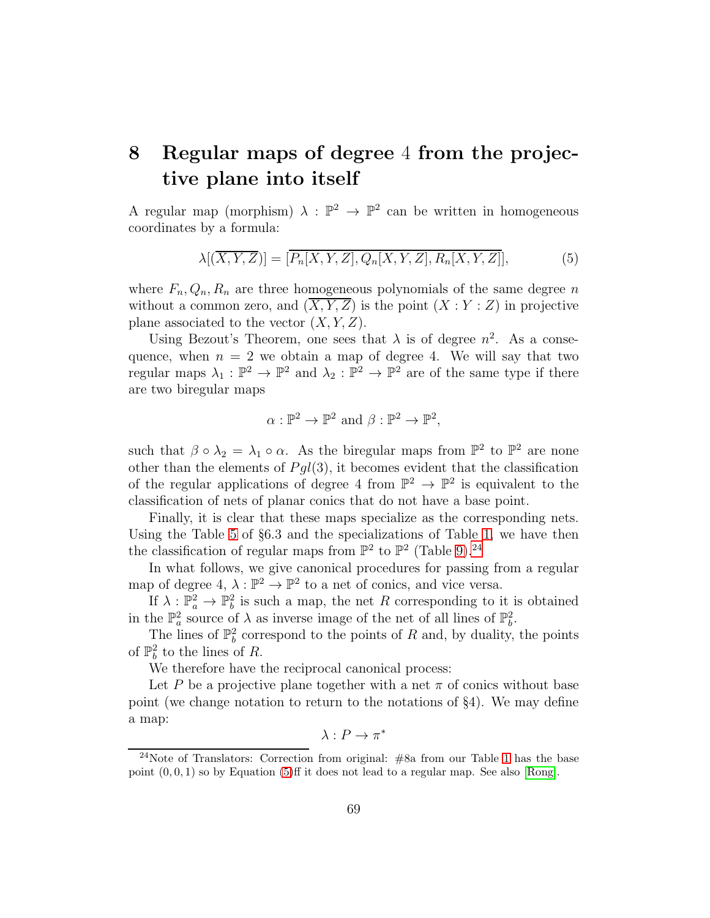# 8 Regular maps of degree 4 from the projective plane into itself

A regular map (morphism) $\lambda : \mathbb{P}^2 \to \mathbb{P}^2$ can be written in homogeneous coordinates by a formula:

$$\lambda[(\overline{X,Y,Z})] = [\overline{P_n[X,Y,Z], Q_n[X,Y,Z], R_n[X,Y,Z]}], \tag{5}$$

where $F_n, Q_n, R_n$ are three homogeneous polynomials of the same degree $n$ without a common zero, and $(\overline{X,Y,Z})$ is the point $(X:Y:Z)$ in projective plane associated to the vector $(X,Y,Z)$.

Using Bezout's Theorem, one sees that $\lambda$ is of degree $n^2$. As a consequence, when $n = 2$ we obtain a map of degree 4. We will say that two regular maps $\lambda_1 : \mathbb{P}^2 \to \mathbb{P}^2$ and $\lambda_2 : \mathbb{P}^2 \to \mathbb{P}^2$ are of the same type if there are two biregular maps

$$\alpha : \mathbb{P}^2 \to \mathbb{P}^2 \text{ and } \beta : \mathbb{P}^2 \to \mathbb{P}^2,$$

such that $\beta \circ \lambda_2 = \lambda_1 \circ \alpha$. As the biregular maps from $\mathbb{P}^2$ to $\mathbb{P}^2$ are none other than the elements of $Pgl(3)$, it becomes evident that the classification of the regular applications of degree 4 from $\mathbb{P}^2 \to \mathbb{P}^2$ is equivalent to the classification of nets of planar conics that do not have a base point.

Finally, it is clear that these maps specialize as the corresponding nets. Using the Table 5 of §6.3 and the specializations of Table 1, we have then the classification of regular maps from $\mathbb{P}^2$ to $\mathbb{P}^2$ (Table 9).[24]

In what follows, we give canonical procedures for passing from a regular map of degree 4, $\lambda : \mathbb{P}^2 \to \mathbb{P}^2$ to a net of conics, and vice versa.

If $\lambda : \mathbb{P}^2_a \to \mathbb{P}^2_b$ is such a map, the net $R$ corresponding to it is obtained in the $\mathbb{P}^2_a$ source of $\lambda$ as inverse image of the net of all lines of $\mathbb{P}^2_b$.

The lines of $\mathbb{P}^2_b$ correspond to the points of $R$ and, by duality, the points of $\mathbb{P}^2_b$ to the lines of $R$.

We therefore have the reciprocal canonical process:

Let $P$ be a projective plane together with a net $\pi$ of conics without base point (we change notation to return to the notations of §4). We may define a map:

$$\lambda : P \to \pi^*$$

[24]Note of Translators: Correction from original: #8a from our Table 1 has the base point $(0,0,1)$ so by Equation (5)ff it does not lead to a regular map. See also [Rong].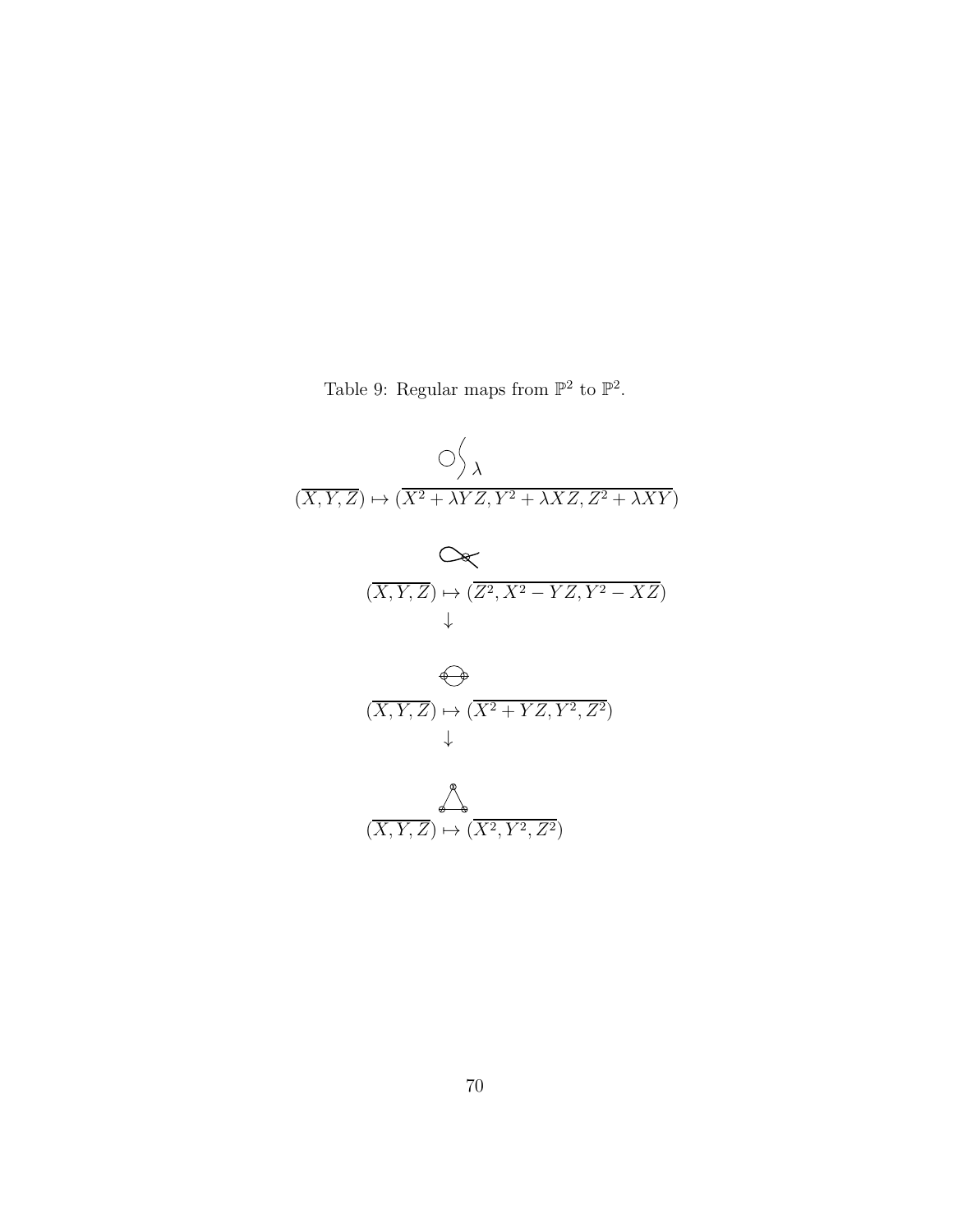Table 9: Regular maps from $\mathbb{P}^2$ to $\mathbb{P}^2$.

$\lambda$

$$(\overline{X,Y,Z}) \mapsto (\overline{X^2+\lambda YZ, Y^2+\lambda XZ, Z^2+\lambda XY})$$

$$(\overline{X,Y,Z}) \mapsto (\overline{Z^2, X^2-YZ, Y^2-XZ})$$

$\downarrow$

$$(\overline{X,Y,Z}) \mapsto (\overline{X^2+YZ, Y^2, Z^2})$$

$\downarrow$

$$(\overline{X,Y,Z}) \mapsto (\overline{X^2, Y^2, Z^2})$$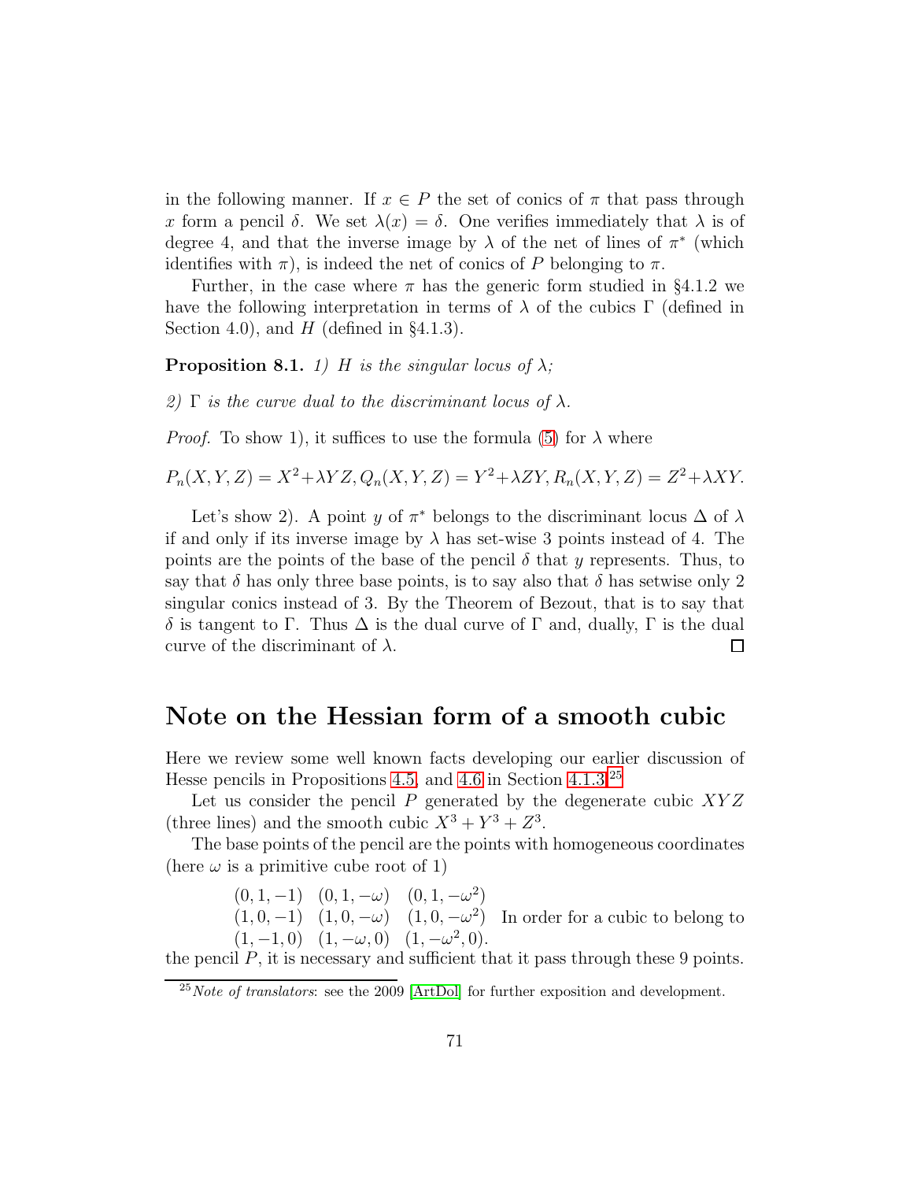in the following manner. If $x \in P$ the set of conics of $\pi$ that pass through $x$ form a pencil $\delta$. We set $\lambda(x) = \delta$. One verifies immediately that $\lambda$ is of degree 4, and that the inverse image by $\lambda$ of the net of lines of $\pi^*$ (which identifies with $\pi$), is indeed the net of conics of $P$ belonging to $\pi$.

Further, in the case where $\pi$ has the generic form studied in §4.1.2 we have the following interpretation in terms of $\lambda$ of the cubics $\Gamma$ (defined in Section 4.0), and $H$ (defined in §4.1.3).

**Proposition 8.1.** *1) $H$ is the singular locus of $\lambda$;*

*2) $\Gamma$ is the curve dual to the discriminant locus of $\lambda$.*

*Proof.* To show 1), it suffices to use the formula (5) for $\lambda$ where

$$P_n(X,Y,Z) = X^2+\lambda YZ, Q_n(X,Y,Z) = Y^2+\lambda ZY, R_n(X,Y,Z) = Z^2+\lambda XY.$$

Let's show 2). A point $y$ of $\pi^*$ belongs to the discriminant locus $\Delta$ of $\lambda$ if and only if its inverse image by $\lambda$ has set-wise 3 points instead of 4. The points are the points of the base of the pencil $\delta$ that $y$ represents. Thus, to say that $\delta$ has only three base points, is to say also that $\delta$ has setwise only 2 singular conics instead of 3. By the Theorem of Bezout, that is to say that $\delta$ is tangent to $\Gamma$. Thus $\Delta$ is the dual curve of $\Gamma$ and, dually, $\Gamma$ is the dual curve of the discriminant of $\lambda$. ∎

## Note on the Hessian form of a smooth cubic

Here we review some well known facts developing our earlier discussion of Hesse pencils in Propositions 4.5, and 4.6 in Section 4.1.3.[25]

Let us consider the pencil $P$ generated by the degenerate cubic $XYZ$ (three lines) and the smooth cubic $X^3 + Y^3 + Z^3$.

The base points of the pencil are the points with homogeneous coordinates (here $\omega$ is a primitive cube root of 1)

$$\begin{array}{lll} (0,1,-1) & (0,1,-\omega) & (0,1,-\omega^2) \\ (1,0,-1) & (1,0,-\omega) & (1,0,-\omega^2) \\ (1,-1,0) & (1,-\omega,0) & (1,-\omega^2,0). \end{array}$$

In order for a cubic to belong to the pencil $P$, it is necessary and sufficient that it pass through these 9 points.

[25] *Note of translators*: see the 2009 [ArtDol] for further exposition and development.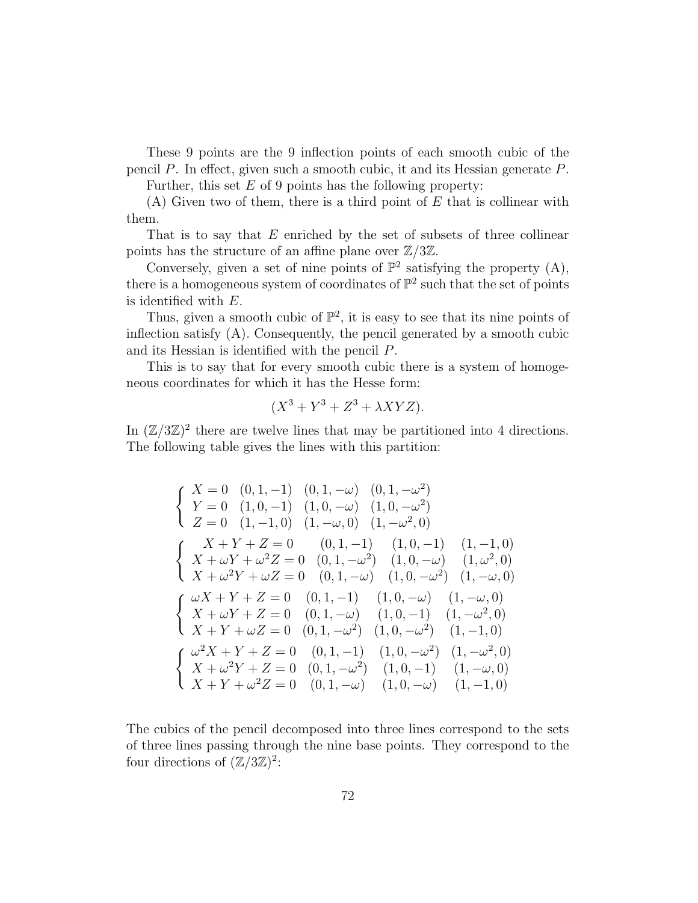These 9 points are the 9 inflection points of each smooth cubic of the pencil $P$. In effect, given such a smooth cubic, it and its Hessian generate $P$.

Further, this set $E$ of 9 points has the following property:

(A) Given two of them, there is a third point of $E$ that is collinear with them.

That is to say that $E$ enriched by the set of subsets of three collinear points has the structure of an affine plane over $\mathbb{Z}/3\mathbb{Z}$.

Conversely, given a set of nine points of $\mathbb{P}^2$ satisfying the property (A), there is a homogeneous system of coordinates of $\mathbb{P}^2$ such that the set of points is identified with $E$.

Thus, given a smooth cubic of $\mathbb{P}^2$, it is easy to see that its nine points of inflection satisfy (A). Consequently, the pencil generated by a smooth cubic and its Hessian is identified with the pencil $P$.

This is to say that for every smooth cubic there is a system of homogeneous coordinates for which it has the Hesse form:

$$(X^3 + Y^3 + Z^3 + \lambda XYZ).$$

In $(\mathbb{Z}/3\mathbb{Z})^2$ there are twelve lines that may be partitioned into 4 directions. The following table gives the lines with this partition:

$$\left\{\begin{array}{llll} X=0 & (0,1,-1) & (0,1,-\omega) & (0,1,-\omega^2) \\ Y=0 & (1,0,-1) & (1,0,-\omega) & (1,0,-\omega^2) \\ Z=0 & (1,-1,0) & (1,-\omega,0) & (1,-\omega^2,0) \end{array}\right.$$

$$\left\{\begin{array}{llll} X+Y+Z=0 & (0,1,-1) & (1,0,-1) & (1,-1,0) \\ X+\omega Y+\omega^2 Z=0 & (0,1,-\omega^2) & (1,0,-\omega) & (1,\omega^2,0) \\ X+\omega^2 Y+\omega Z=0 & (0,1,-\omega) & (1,0,-\omega^2) & (1,-\omega,0) \end{array}\right.$$

$$\left\{\begin{array}{llll} \omega X+Y+Z=0 & (0,1,-1) & (1,0,-\omega) & (1,-\omega,0) \\ X+\omega Y+Z=0 & (0,1,-\omega) & (1,0,-1) & (1,-\omega^2,0) \\ X+Y+\omega Z=0 & (0,1,-\omega^2) & (1,0,-\omega^2) & (1,-1,0) \end{array}\right.$$

$$\left\{\begin{array}{llll} \omega^2 X+Y+Z=0 & (0,1,-1) & (1,0,-\omega^2) & (1,-\omega^2,0) \\ X+\omega^2 Y+Z=0 & (0,1,-\omega^2) & (1,0,-1) & (1,-\omega,0) \\ X+Y+\omega^2 Z=0 & (0,1,-\omega) & (1,0,-\omega) & (1,-1,0) \end{array}\right.$$

The cubics of the pencil decomposed into three lines correspond to the sets of three lines passing through the nine base points. They correspond to the four directions of $(\mathbb{Z}/3\mathbb{Z})^2$: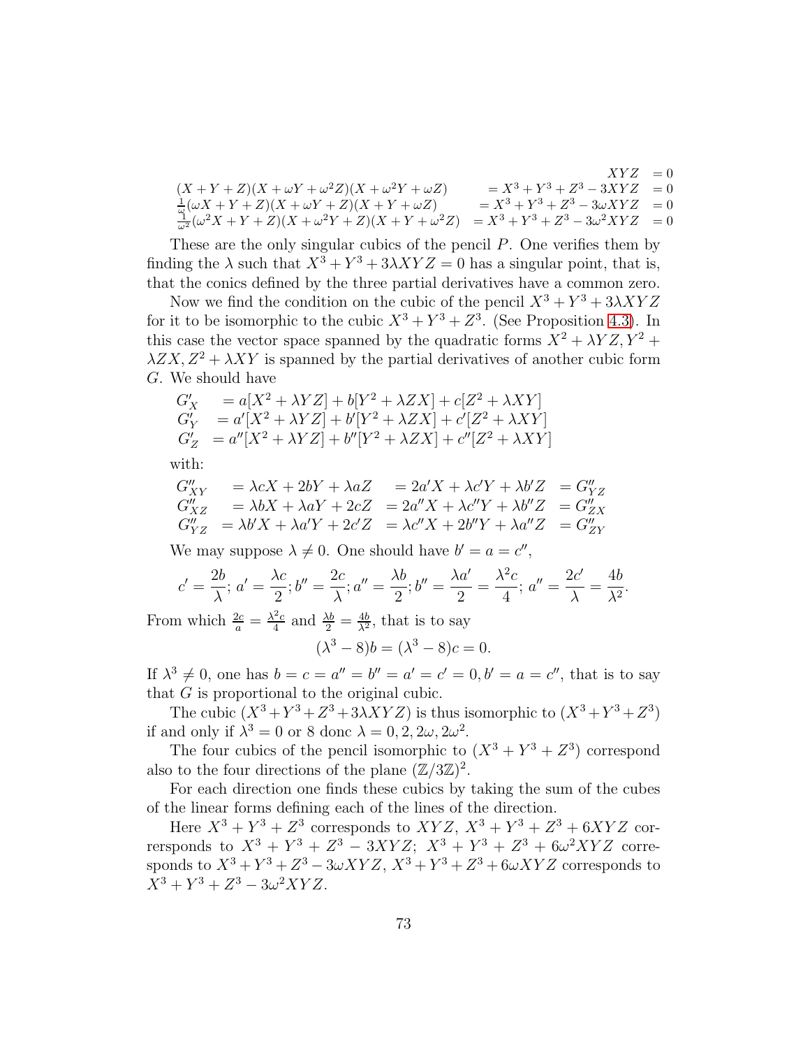$$
\begin{array}{lrl}
 & XYZ & = 0 \\
(X+Y+Z)(X+\omega Y+\omega^2 Z)(X+\omega^2 Y+\omega Z) & = X^3+Y^3+Z^3-3XYZ & = 0 \\
\frac{1}{\omega}(\omega X+Y+Z)(X+\omega Y+Z)(X+Y+\omega Z) & = X^3+Y^3+Z^3-3\omega XYZ & = 0 \\
\frac{1}{\omega^2}(\omega^2 X+Y+Z)(X+\omega^2 Y+Z)(X+Y+\omega^2 Z) & = X^3+Y^3+Z^3-3\omega^2 XYZ & = 0
\end{array}
$$

These are the only singular cubics of the pencil $P$. One verifies them by finding the $\lambda$ such that $X^3+Y^3+3\lambda XYZ = 0$ has a singular point, that is, that the conics defined by the three partial derivatives have a common zero.

Now we find the condition on the cubic of the pencil $X^3+Y^3+3\lambda XYZ$ for it to be isomorphic to the cubic $X^3+Y^3+Z^3$. (See Proposition 4.3). In this case the vector space spanned by the quadratic forms $X^2+\lambda YZ, Y^2+\lambda ZX, Z^2+\lambda XY$ is spanned by the partial derivatives of another cubic form $G$. We should have

$$
\begin{array}{ll}
G'_X & = a[X^2+\lambda YZ]+b[Y^2+\lambda ZX]+c[Z^2+\lambda XY] \\
G'_Y & = a'[X^2+\lambda YZ]+b'[Y^2+\lambda ZX]+c'[Z^2+\lambda XY] \\
G'_Z & = a''[X^2+\lambda YZ]+b''[Y^2+\lambda ZX]+c''[Z^2+\lambda XY]
\end{array}
$$

with:

$$
\begin{array}{llll}
G''_{XY} & = \lambda cX+2bY+\lambda aZ & = 2a'X+\lambda c'Y+\lambda b'Z & = G''_{YZ} \\
G''_{XZ} & = \lambda bX+\lambda aY+2cZ & = 2a''X+\lambda c''Y+\lambda b''Z & = G''_{ZX} \\
G''_{YZ} & = \lambda b'X+\lambda a'Y+2c'Z & = \lambda c''X+2b''Y+\lambda a''Z & = G''_{ZY}
\end{array}
$$

We may suppose $\lambda \neq 0$. One should have $b'=a=c''$,

$$
c' = \frac{2b}{\lambda};\ a' = \frac{\lambda c}{2}; b'' = \frac{2c}{\lambda}; a'' = \frac{\lambda b}{2}; b'' = \frac{\lambda a'}{2} = \frac{\lambda^2 c}{4};\ a'' = \frac{2c'}{\lambda} = \frac{4b}{\lambda^2}.
$$

From which $\frac{2c}{a} = \frac{\lambda^2 c}{4}$ and $\frac{\lambda b}{2} = \frac{4b}{\lambda^2}$, that is to say

$$
(\lambda^3-8)b = (\lambda^3-8)c = 0.
$$

If $\lambda^3 \neq 0$, one has $b=c=a''=b''=a'=c'=0, b'=a=c''$, that is to say that $G$ is proportional to the original cubic.

The cubic $(X^3+Y^3+Z^3+3\lambda XYZ)$ is thus isomorphic to $(X^3+Y^3+Z^3)$ if and only if $\lambda^3 = 0$ or $8$ donc $\lambda = 0, 2, 2\omega, 2\omega^2$.

The four cubics of the pencil isomorphic to $(X^3+Y^3+Z^3)$ correspond also to the four directions of the plane $(\mathbb{Z}/3\mathbb{Z})^2$.

For each direction one finds these cubics by taking the sum of the cubes of the linear forms defining each of the lines of the direction.

Here $X^3+Y^3+Z^3$ corresponds to $XYZ$, $X^3+Y^3+Z^3+6XYZ$ corrresponds to $X^3+Y^3+Z^3-3XYZ$; $X^3+Y^3+Z^3+6\omega^2 XYZ$ corresponds to $X^3+Y^3+Z^3-3\omega XYZ$, $X^3+Y^3+Z^3+6\omega XYZ$ corresponds to $X^3+Y^3+Z^3-3\omega^2 XYZ$.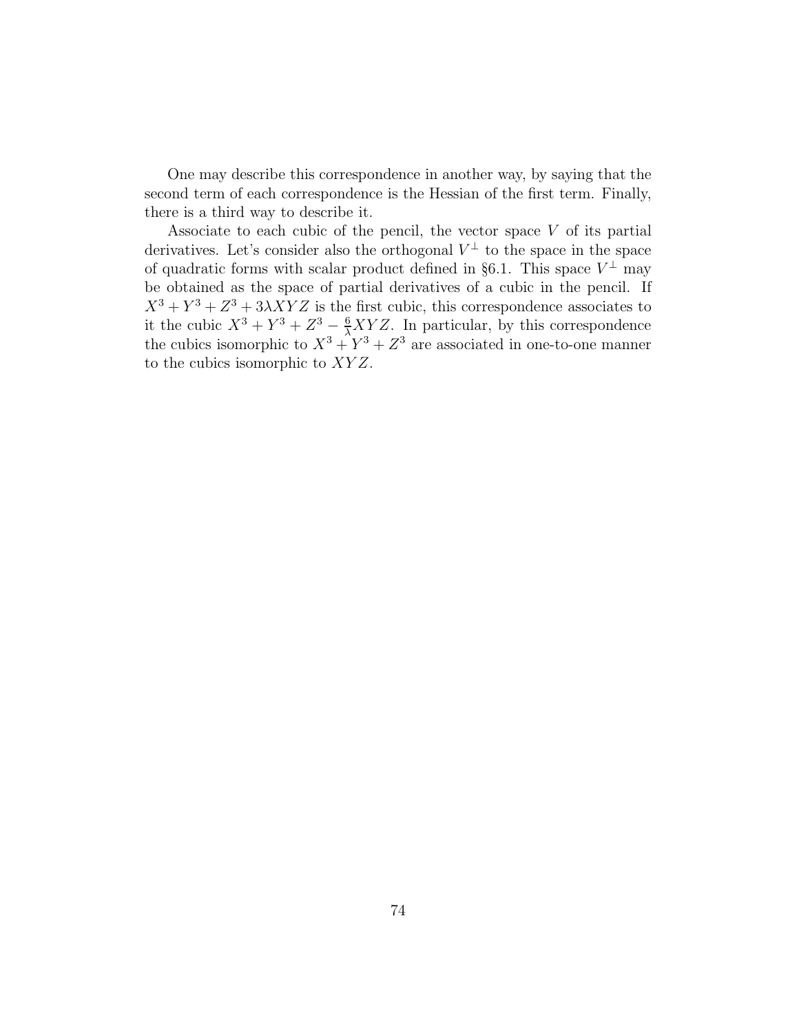One may describe this correspondence in another way, by saying that the second term of each correspondence is the Hessian of the first term. Finally, there is a third way to describe it.

Associate to each cubic of the pencil, the vector space $V$ of its partial derivatives. Let's consider also the orthogonal $V^{\perp}$ to the space in the space of quadratic forms with scalar product defined in §6.1. This space $V^{\perp}$ may be obtained as the space of partial derivatives of a cubic in the pencil. If $X^3 + Y^3 + Z^3 + 3\lambda XYZ$ is the first cubic, this correspondence associates to it the cubic $X^3 + Y^3 + Z^3 - \frac{6}{\lambda}XYZ$. In particular, by this correspondence the cubics isomorphic to $X^3 + Y^3 + Z^3$ are associated in one-to-one manner to the cubics isomorphic to $XYZ$.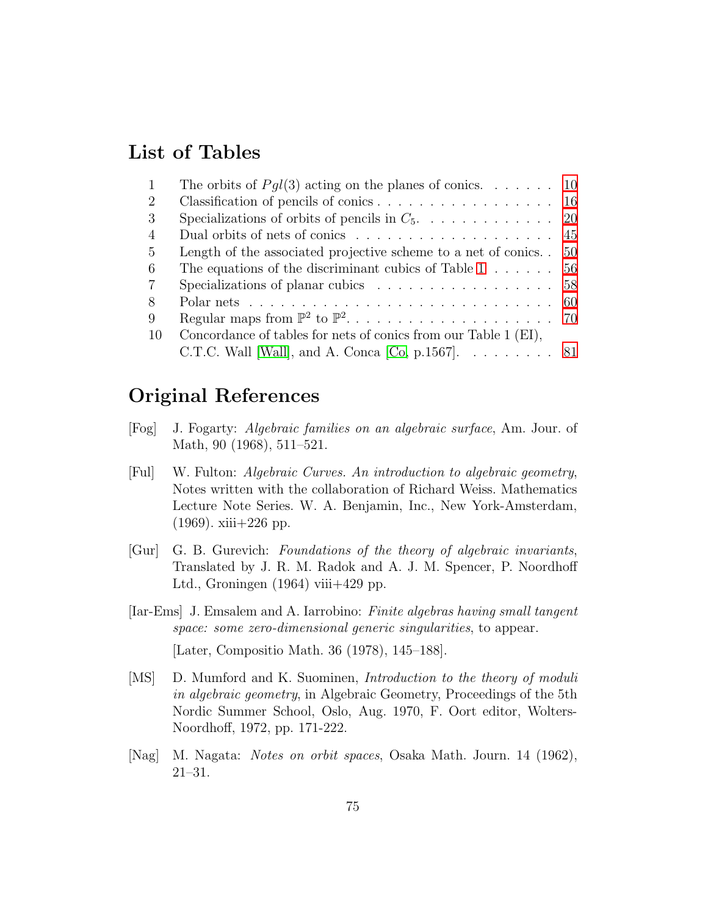## List of Tables

| | | |
|---|---|---|
| 1 | The orbits of $Pgl(3)$ acting on the planes of conics. | 10 |
| 2 | Classification of pencils of conics | 16 |
| 3 | Specializations of orbits of pencils in $C_5$. | 20 |
| 4 | Dual orbits of nets of conics | 45 |
| 5 | Length of the associated projective scheme to a net of conics. | 50 |
| 6 | The equations of the discriminant cubics of Table 1 | 56 |
| 7 | Specializations of planar cubics | 58 |
| 8 | Polar nets | 60 |
| 9 | Regular maps from $\mathbb{P}^2$ to $\mathbb{P}^2$. | 70 |
| 10 | Concordance of tables for nets of conics from our Table 1 (EI), C.T.C. Wall [Wall], and A. Conca [Co, p.1567]. | 81 |

## Original References

[Fog] J. Fogarty: *Algebraic families on an algebraic surface*, Am. Jour. of Math, 90 (1968), 511–521.

[Ful] W. Fulton: *Algebraic Curves. An introduction to algebraic geometry*, Notes written with the collaboration of Richard Weiss. Mathematics Lecture Note Series. W. A. Benjamin, Inc., New York-Amsterdam, (1969). xiii+226 pp.

[Gur] G. B. Gurevich: *Foundations of the theory of algebraic invariants*, Translated by J. R. M. Radok and A. J. M. Spencer, P. Noordhoff Ltd., Groningen (1964) viii+429 pp.

[Iar-Ems] J. Emsalem and A. Iarrobino: *Finite algebras having small tangent space: some zero-dimensional generic singularities*, to appear.

[Later, Compositio Math. 36 (1978), 145–188].

[MS] D. Mumford and K. Suominen, *Introduction to the theory of moduli in algebraic geometry*, in Algebraic Geometry, Proceedings of the 5th Nordic Summer School, Oslo, Aug. 1970, F. Oort editor, Wolters-Noordhoff, 1972, pp. 171-222.

[Nag] M. Nagata: *Notes on orbit spaces*, Osaka Math. Journ. 14 (1962), 21–31.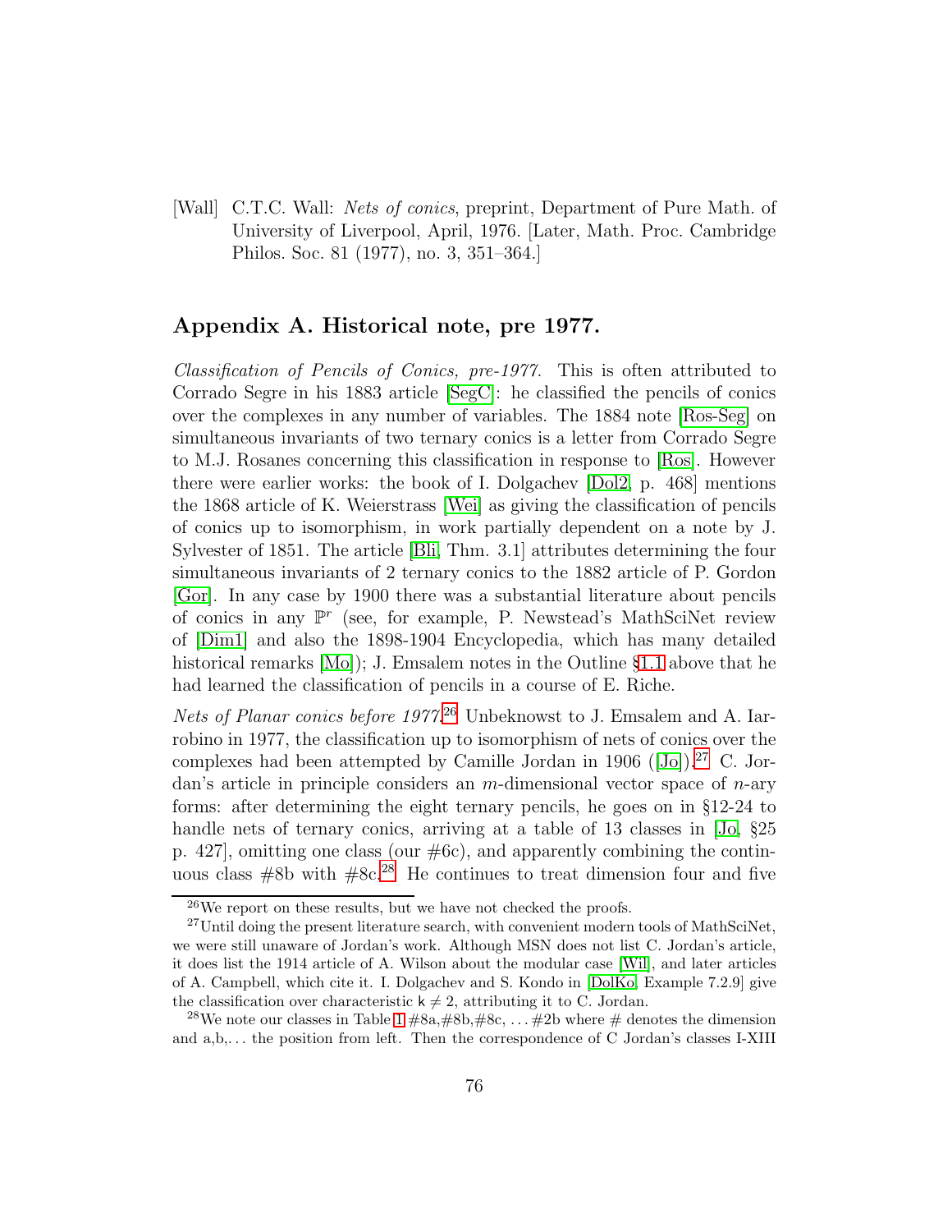[Wall] C.T.C. Wall: *Nets of conics*, preprint, Department of Pure Math. of University of Liverpool, April, 1976. [Later, Math. Proc. Cambridge Philos. Soc. 81 (1977), no. 3, 351–364.]

## Appendix A. Historical note, pre 1977.

*Classification of Pencils of Conics, pre-1977.* This is often attributed to Corrado Segre in his 1883 article [SegC]: he classified the pencils of conics over the complexes in any number of variables. The 1884 note [Ros-Seg] on simultaneous invariants of two ternary conics is a letter from Corrado Segre to M.J. Rosanes concerning this classification in response to [Ros]. However there were earlier works: the book of I. Dolgachev [Dol2, p. 468] mentions the 1868 article of K. Weierstrass [Wei] as giving the classification of pencils of conics up to isomorphism, in work partially dependent on a note by J. Sylvester of 1851. The article [Bli, Thm. 3.1] attributes determining the four simultaneous invariants of 2 ternary conics to the 1882 article of P. Gordon [Gor]. In any case by 1900 there was a substantial literature about pencils of conics in any $\mathbb{P}^r$ (see, for example, P. Newstead's MathSciNet review of [Dim1] and also the 1898-1904 Encyclopedia, which has many detailed historical remarks [Mo]); J. Emsalem notes in the Outline §1.1 above that he had learned the classification of pencils in a course of E. Riche.

*Nets of Planar conics before 1977.*[26] Unbeknowst to J. Emsalem and A. Iarrobino in 1977, the classification up to isomorphism of nets of conics over the complexes had been attempted by Camille Jordan in 1906 ([Jo]).[27] C. Jordan's article in principle considers an $m$-dimensional vector space of $n$-ary forms: after determining the eight ternary pencils, he goes on in §12-24 to handle nets of ternary conics, arriving at a table of 13 classes in [Jo, §25 p. 427], omitting one class (our #6c), and apparently combining the continuous class #8b with #8c.[28] He continues to treat dimension four and five

[26] We report on these results, but we have not checked the proofs.

[27] Until doing the present literature search, with convenient modern tools of MathSciNet, we were still unaware of Jordan's work. Although MSN does not list C. Jordan's article, it does list the 1914 article of A. Wilson about the modular case [Wil], and later articles of A. Campbell, which cite it. I. Dolgachev and S. Kondo in [DolKo, Example 7.2.9] give the classification over characteristic $\mathsf{k} \neq 2$, attributing it to C. Jordan.

[28] We note our classes in Table 1 #8a,#8b,#8c, ... #2b where # denotes the dimension and a,b,... the position from left. Then the correspondence of C Jordan's classes I-XIII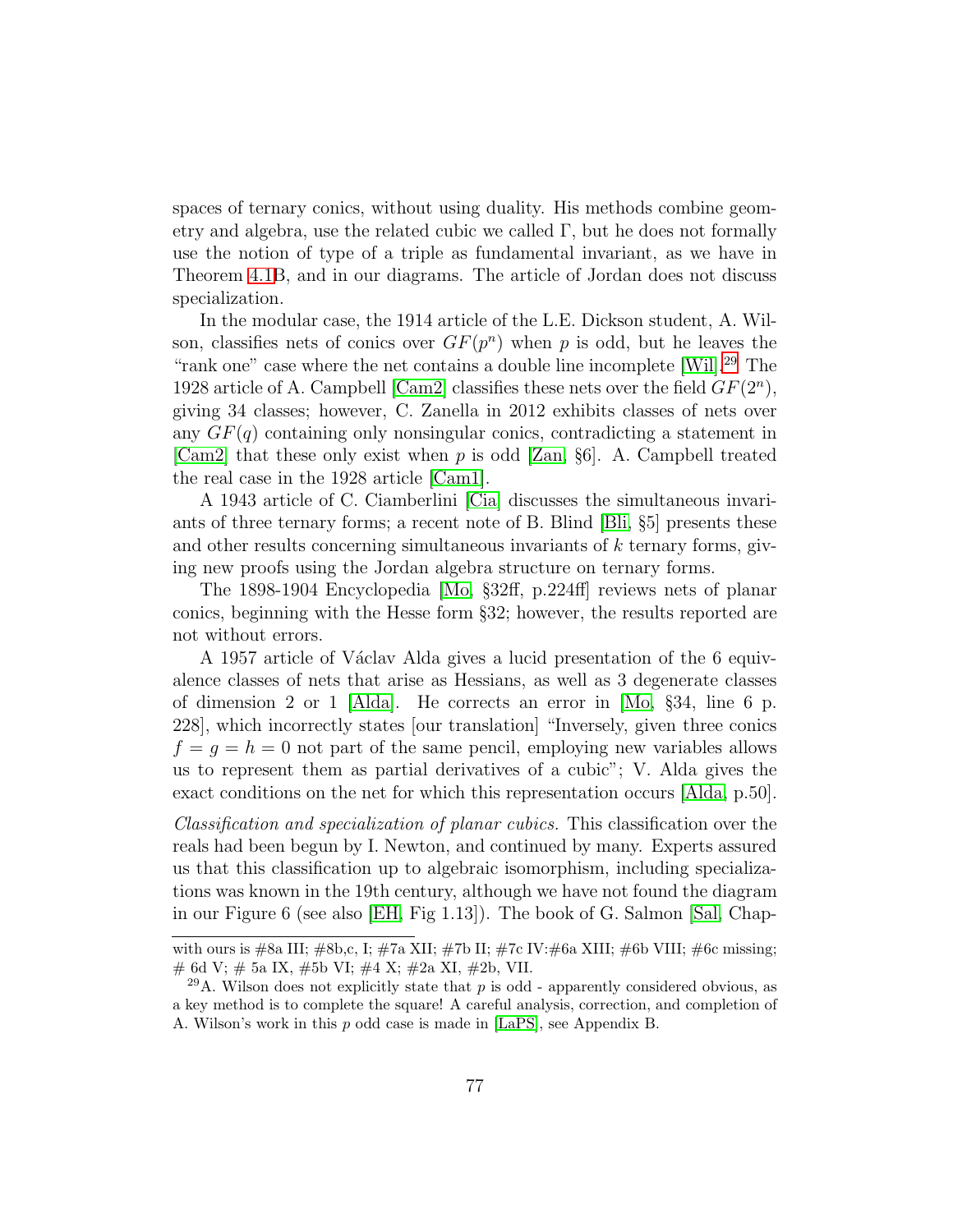spaces of ternary conics, without using duality. His methods combine geometry and algebra, use the related cubic we called $\Gamma$, but he does not formally use the notion of type of a triple as fundamental invariant, as we have in Theorem 4.1B, and in our diagrams. The article of Jordan does not discuss specialization.

In the modular case, the 1914 article of the L.E. Dickson student, A. Wilson, classifies nets of conics over $GF(p^n)$ when $p$ is odd, but he leaves the "rank one" case where the net contains a double line incomplete [Wil].[29] The 1928 article of A. Campbell [Cam2] classifies these nets over the field $GF(2^n)$, giving 34 classes; however, C. Zanella in 2012 exhibits classes of nets over any $GF(q)$ containing only nonsingular conics, contradicting a statement in [Cam2] that these only exist when $p$ is odd [Zan, §6]. A. Campbell treated the real case in the 1928 article [Cam1].

A 1943 article of C. Ciamberlini [Cia] discusses the simultaneous invariants of three ternary forms; a recent note of B. Blind [Bli, §5] presents these and other results concerning simultaneous invariants of $k$ ternary forms, giving new proofs using the Jordan algebra structure on ternary forms.

The 1898-1904 Encyclopedia [Mo, §32ff, p.224ff] reviews nets of planar conics, beginning with the Hesse form §32; however, the results reported are not without errors.

A 1957 article of Václav Alda gives a lucid presentation of the 6 equivalence classes of nets that arise as Hessians, as well as 3 degenerate classes of dimension 2 or 1 [Alda]. He corrects an error in [Mo, §34, line 6 p. 228], which incorrectly states [our translation] "Inversely, given three conics $f = g = h = 0$ not part of the same pencil, employing new variables allows us to represent them as partial derivatives of a cubic"; V. Alda gives the exact conditions on the net for which this representation occurs [Alda, p.50].

*Classification and specialization of planar cubics.* This classification over the reals had been begun by I. Newton, and continued by many. Experts assured us that this classification up to algebraic isomorphism, including specializations was known in the 19th century, although we have not found the diagram in our Figure 6 (see also [EH, Fig 1.13]). The book of G. Salmon [Sal, Chap-

with ours is #8a III; #8b,c, I; #7a XII; #7b II; #7c IV:#6a XIII; #6b VIII; #6c missing; # 6d V; # 5a IX, #5b VI; #4 X; #2a XI, #2b, VII.

[29] A. Wilson does not explicitly state that $p$ is odd - apparently considered obvious, as a key method is to complete the square! A careful analysis, correction, and completion of A. Wilson's work in this $p$ odd case is made in [LaPS], see Appendix B.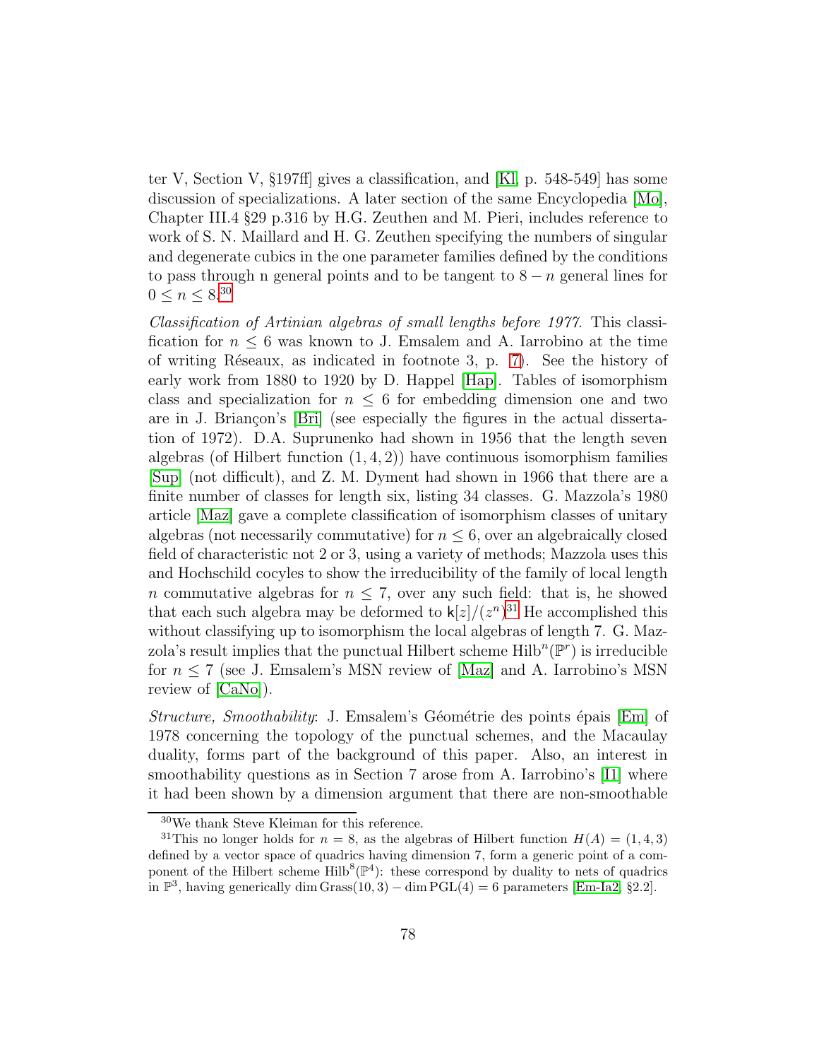ter V, Section V, §197ff] gives a classification, and [Kl, p. 548-549] has some discussion of specializations. A later section of the same Encyclopedia [Mo], Chapter III.4 §29 p.316 by H.G. Zeuthen and M. Pieri, includes reference to work of S. N. Maillard and H. G. Zeuthen specifying the numbers of singular and degenerate cubics in the one parameter families defined by the conditions to pass through n general points and to be tangent to $8-n$ general lines for $0 \le n \le 8$.[30]

*Classification of Artinian algebras of small lengths before 1977.* This classification for $n \le 6$ was known to J. Emsalem and A. Iarrobino at the time of writing Réseaux, as indicated in footnote 3, p. 7). See the history of early work from 1880 to 1920 by D. Happel [Hap]. Tables of isomorphism class and specialization for $n \le 6$ for embedding dimension one and two are in J. Briançon's [Bri] (see especially the figures in the actual dissertation of 1972). D.A. Suprunenko had shown in 1956 that the length seven algebras (of Hilbert function $(1,4,2)$) have continuous isomorphism families [Sup] (not difficult), and Z. M. Dyment had shown in 1966 that there are a finite number of classes for length six, listing 34 classes. G. Mazzola's 1980 article [Maz] gave a complete classification of isomorphism classes of unitary algebras (not necessarily commutative) for $n \le 6$, over an algebraically closed field of characteristic not 2 or 3, using a variety of methods; Mazzola uses this and Hochschild cocyles to show the irreducibility of the family of local length $n$ commutative algebras for $n \le 7$, over any such field: that is, he showed that each such algebra may be deformed to $\mathsf{k}[z]/(z^n)$.[31] He accomplished this without classifying up to isomorphism the local algebras of length 7. G. Mazzola's result implies that the punctual Hilbert scheme $\mathrm{Hilb}^n(\mathbb{P}^r)$ is irreducible for $n \le 7$ (see J. Emsalem's MSN review of [Maz] and A. Iarrobino's MSN review of [CaNo]).

*Structure, Smoothability*: J. Emsalem's Géométrie des points épais [Em] of 1978 concerning the topology of the punctual schemes, and the Macaulay duality, forms part of the background of this paper. Also, an interest in smoothability questions as in Section 7 arose from A. Iarrobino's [I1] where it had been shown by a dimension argument that there are non-smoothable

---

[30] We thank Steve Kleiman for this reference.

[31] This no longer holds for $n = 8$, as the algebras of Hilbert function $H(A) = (1,4,3)$ defined by a vector space of quadrics having dimension 7, form a generic point of a component of the Hilbert scheme $\mathrm{Hilb}^8(\mathbb{P}^4)$: these correspond by duality to nets of quadrics in $\mathbb{P}^3$, having generically $\dim \mathrm{Grass}(10,3) - \dim \mathrm{PGL}(4) = 6$ parameters [Em-Ia2, §2.2].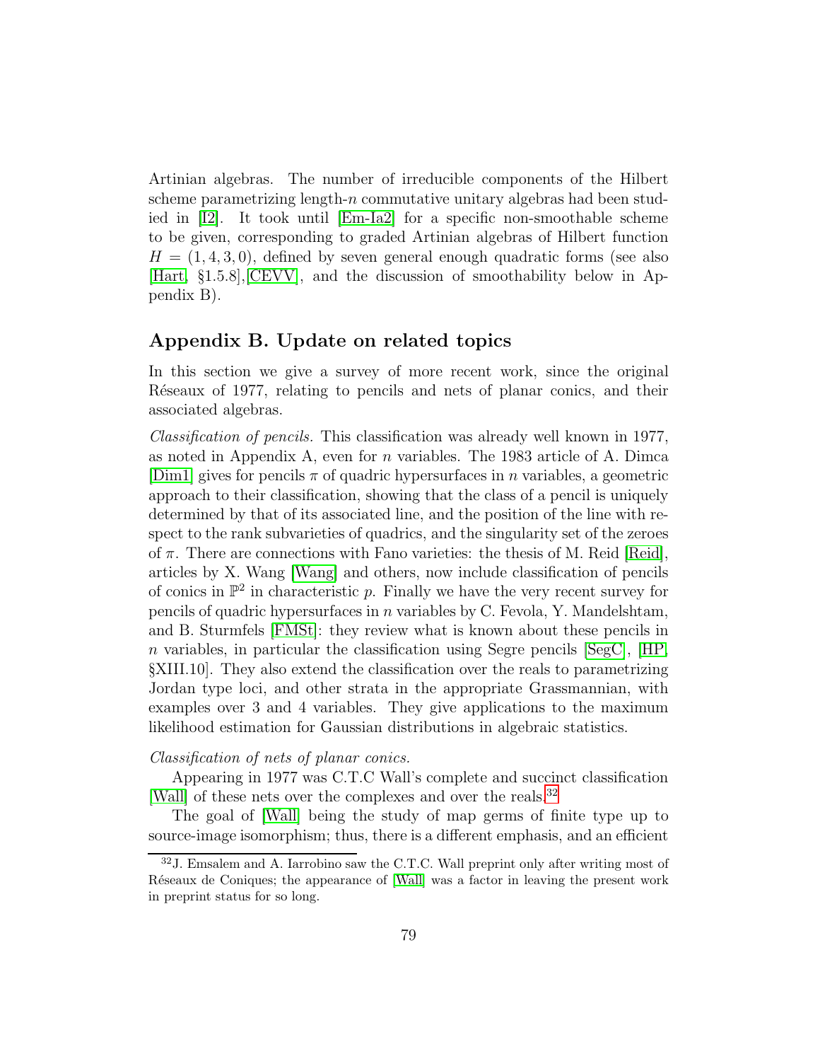Artinian algebras. The number of irreducible components of the Hilbert scheme parametrizing length-$n$ commutative unitary algebras had been studied in [I2]. It took until [Em-Ia2] for a specific non-smoothable scheme to be given, corresponding to graded Artinian algebras of Hilbert function $H = (1, 4, 3, 0)$, defined by seven general enough quadratic forms (see also [Hart, §1.5.8],[CEVV], and the discussion of smoothability below in Appendix B).

## Appendix B. Update on related topics

In this section we give a survey of more recent work, since the original Réseaux of 1977, relating to pencils and nets of planar conics, and their associated algebras.

*Classification of pencils.* This classification was already well known in 1977, as noted in Appendix A, even for $n$ variables. The 1983 article of A. Dimca [Dim1] gives for pencils $\pi$ of quadric hypersurfaces in $n$ variables, a geometric approach to their classification, showing that the class of a pencil is uniquely determined by that of its associated line, and the position of the line with respect to the rank subvarieties of quadrics, and the singularity set of the zeroes of $\pi$. There are connections with Fano varieties: the thesis of M. Reid [Reid], articles by X. Wang [Wang] and others, now include classification of pencils of conics in $\mathbb{P}^2$ in characteristic $p$. Finally we have the very recent survey for pencils of quadric hypersurfaces in $n$ variables by C. Fevola, Y. Mandelshtam, and B. Sturmfels [FMSt]: they review what is known about these pencils in $n$ variables, in particular the classification using Segre pencils [SegC], [HP, §XIII.10]. They also extend the classification over the reals to parametrizing Jordan type loci, and other strata in the appropriate Grassmannian, with examples over 3 and 4 variables. They give applications to the maximum likelihood estimation for Gaussian distributions in algebraic statistics.

*Classification of nets of planar conics.*

Appearing in 1977 was C.T.C Wall's complete and succinct classification [Wall] of these nets over the complexes and over the reals.[32]

The goal of [Wall] being the study of map germs of finite type up to source-image isomorphism; thus, there is a different emphasis, and an efficient

[32] J. Emsalem and A. Iarrobino saw the C.T.C. Wall preprint only after writing most of Réseaux de Coniques; the appearance of [Wall] was a factor in leaving the present work in preprint status for so long.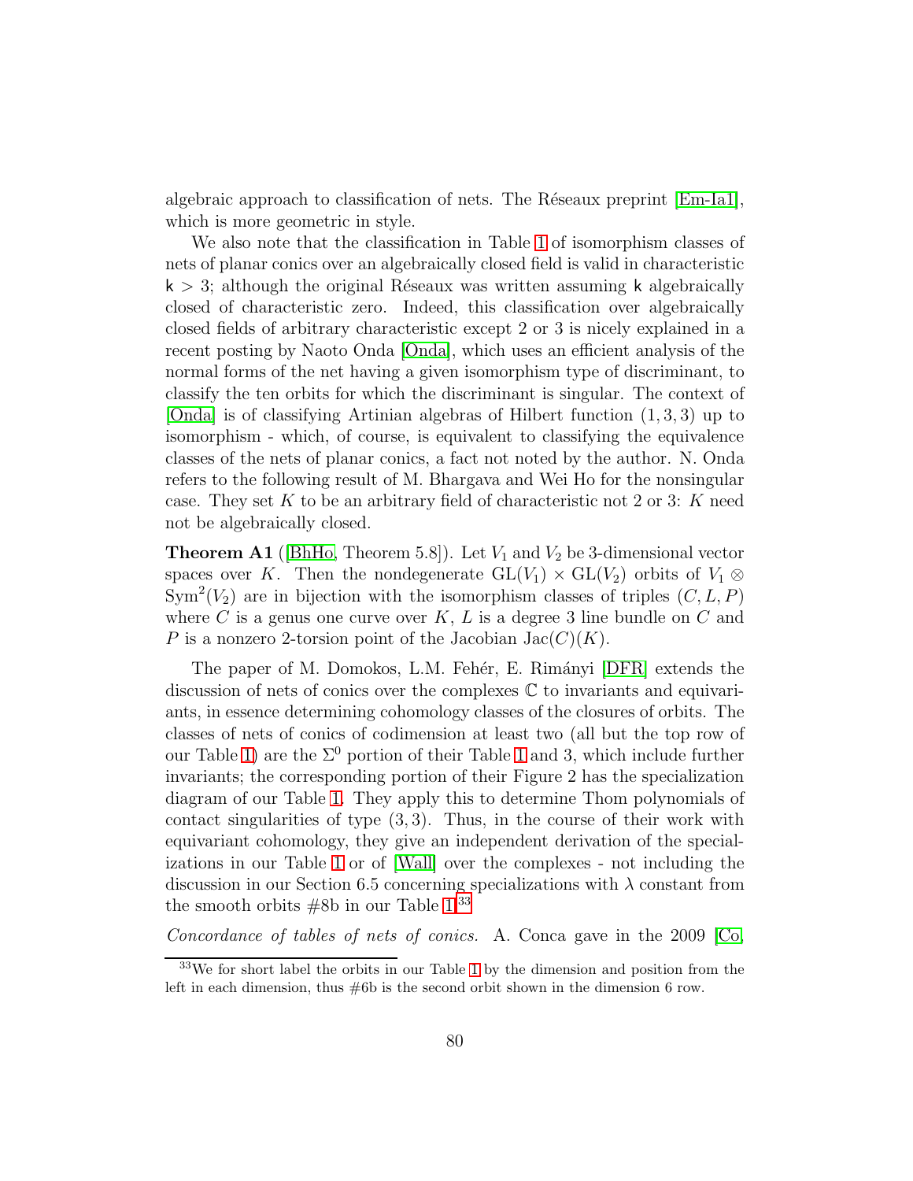algebraic approach to classification of nets. The Réseaux preprint [Em-Ia1], which is more geometric in style.

We also note that the classification in Table 1 of isomorphism classes of nets of planar conics over an algebraically closed field is valid in characteristic $\mathsf{k} > 3$; although the original Réseaux was written assuming $\mathsf{k}$ algebraically closed of characteristic zero. Indeed, this classification over algebraically closed fields of arbitrary characteristic except 2 or 3 is nicely explained in a recent posting by Naoto Onda [Onda], which uses an efficient analysis of the normal forms of the net having a given isomorphism type of discriminant, to classify the ten orbits for which the discriminant is singular. The context of [Onda] is of classifying Artinian algebras of Hilbert function $(1,3,3)$ up to isomorphism - which, of course, is equivalent to classifying the equivalence classes of the nets of planar conics, a fact not noted by the author. N. Onda refers to the following result of M. Bhargava and Wei Ho for the nonsingular case. They set $K$ to be an arbitrary field of characteristic not 2 or 3: $K$ need not be algebraically closed.

**Theorem A1** ([BhHo, Theorem 5.8]). Let $V_1$ and $V_2$ be 3-dimensional vector spaces over $K$. Then the nondegenerate $\mathrm{GL}(V_1) \times \mathrm{GL}(V_2)$ orbits of $V_1 \otimes \mathrm{Sym}^2(V_2)$ are in bijection with the isomorphism classes of triples $(C, L, P)$ where $C$ is a genus one curve over $K$, $L$ is a degree 3 line bundle on $C$ and $P$ is a nonzero 2-torsion point of the Jacobian $\mathrm{Jac}(C)(K)$.

The paper of M. Domokos, L.M. Fehér, E. Rimányi [DFR] extends the discussion of nets of conics over the complexes $\mathbb{C}$ to invariants and equivariants, in essence determining cohomology classes of the closures of orbits. The classes of nets of conics of codimension at least two (all but the top row of our Table 1) are the $\Sigma^0$ portion of their Table 1 and 3, which include further invariants; the corresponding portion of their Figure 2 has the specialization diagram of our Table 1. They apply this to determine Thom polynomials of contact singularities of type $(3,3)$. Thus, in the course of their work with equivariant cohomology, they give an independent derivation of the specializations in our Table 1 or of [Wall] over the complexes - not including the discussion in our Section 6.5 concerning specializations with $\lambda$ constant from the smooth orbits #8b in our Table 1.[33]

*Concordance of tables of nets of conics.* A. Conca gave in the 2009 [Co,

[33] We for short label the orbits in our Table 1 by the dimension and position from the left in each dimension, thus #6b is the second orbit shown in the dimension 6 row.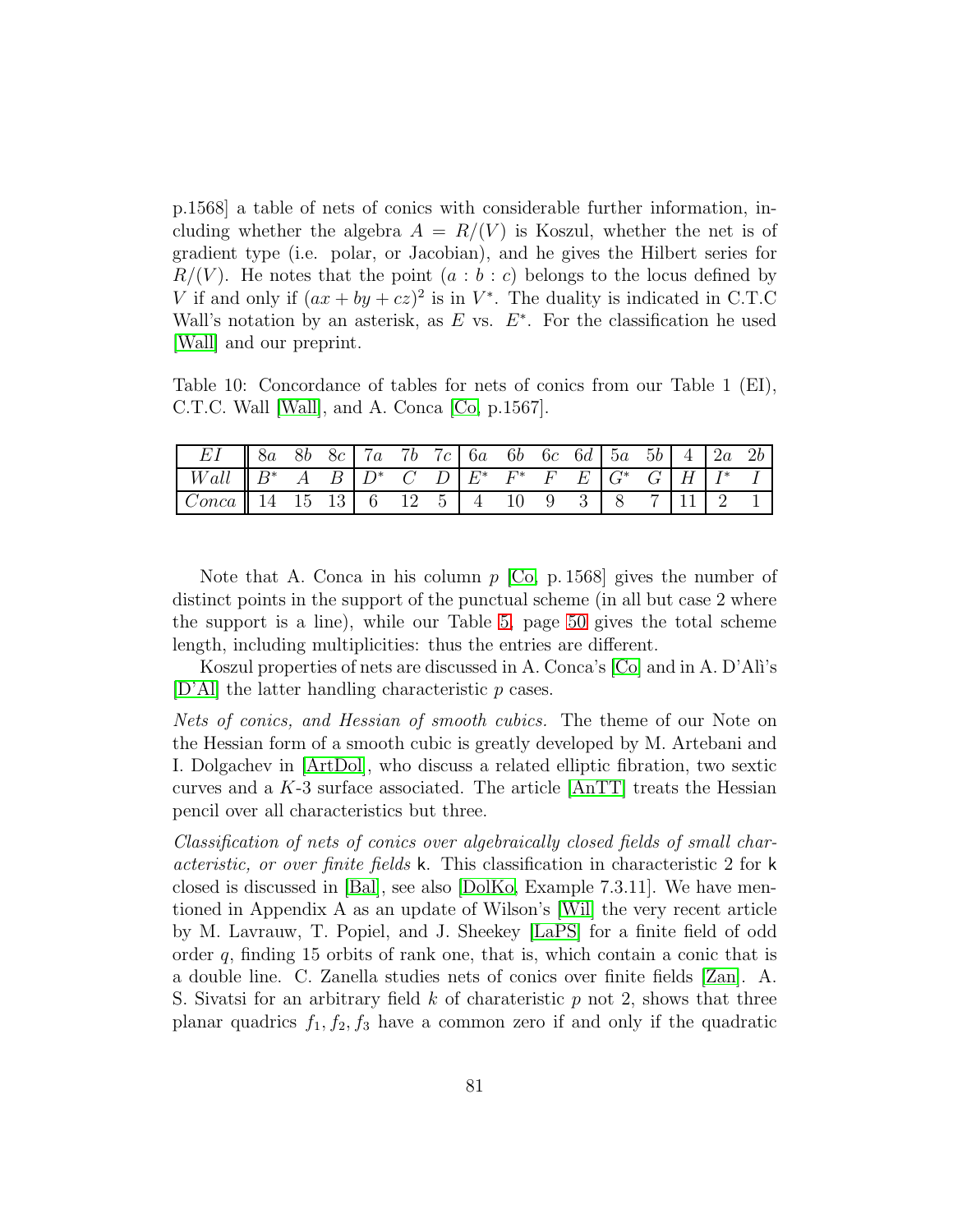p.1568] a table of nets of conics with considerable further information, including whether the algebra $A = R/(V)$ is Koszul, whether the net is of gradient type (i.e. polar, or Jacobian), and he gives the Hilbert series for $R/(V)$. He notes that the point $(a : b : c)$ belongs to the locus defined by $V$ if and only if $(ax + by + cz)^2$ is in $V^*$. The duality is indicated in C.T.C Wall's notation by an asterisk, as $E$ vs. $E^*$. For the classification he used [Wall] and our preprint.

Table 10: Concordance of tables for nets of conics from our Table 1 (EI), C.T.C. Wall [Wall], and A. Conca [Co, p.1567].

| $EI$ | $8a$ | $8b$ | $8c$ | $7a$ | $7b$ | $7c$ | $6a$ | $6b$ | $6c$ | $6d$ | $5a$ | $5b$ | $4$ | $2a$ | $2b$ |
|---|---|---|---|---|---|---|---|---|---|---|---|---|---|---|---|
| $Wall$ | $B^*$ | $A$ | $B$ | $D^*$ | $C$ | $D$ | $E^*$ | $F^*$ | $F$ | $E$ | $G^*$ | $G$ | $H$ | $I^*$ | $I$ |
| $Conca$ | 14 | 15 | 13 | 6 | 12 | 5 | 4 | 10 | 9 | 3 | 8 | 7 | 11 | 2 | 1 |

Note that A. Conca in his column $p$ [Co, p. 1568] gives the number of distinct points in the support of the punctual scheme (in all but case 2 where the support is a line), while our Table 5, page 50 gives the total scheme length, including multiplicities: thus the entries are different.

Koszul properties of nets are discussed in A. Conca's [Co] and in A. D'Alì's [D'Al] the latter handling characteristic $p$ cases.

*Nets of conics, and Hessian of smooth cubics.* The theme of our Note on the Hessian form of a smooth cubic is greatly developed by M. Artebani and I. Dolgachev in [ArtDol], who discuss a related elliptic fibration, two sextic curves and a $K$-3 surface associated. The article [AnTT] treats the Hessian pencil over all characteristics but three.

*Classification of nets of conics over algebraically closed fields of small characteristic, or over finite fields* $\mathsf{k}$. This classification in characteristic 2 for $\mathsf{k}$ closed is discussed in [Bal], see also [DolKo, Example 7.3.11]. We have mentioned in Appendix A as an update of Wilson's [Wil] the very recent article by M. Lavrauw, T. Popiel, and J. Sheekey [LaPS] for a finite field of odd order $q$, finding 15 orbits of rank one, that is, which contain a conic that is a double line. C. Zanella studies nets of conics over finite fields [Zan]. A. S. Sivatsi for an arbitrary field $k$ of charateristic $p$ not 2, shows that three planar quadrics $f_1, f_2, f_3$ have a common zero if and only if the quadratic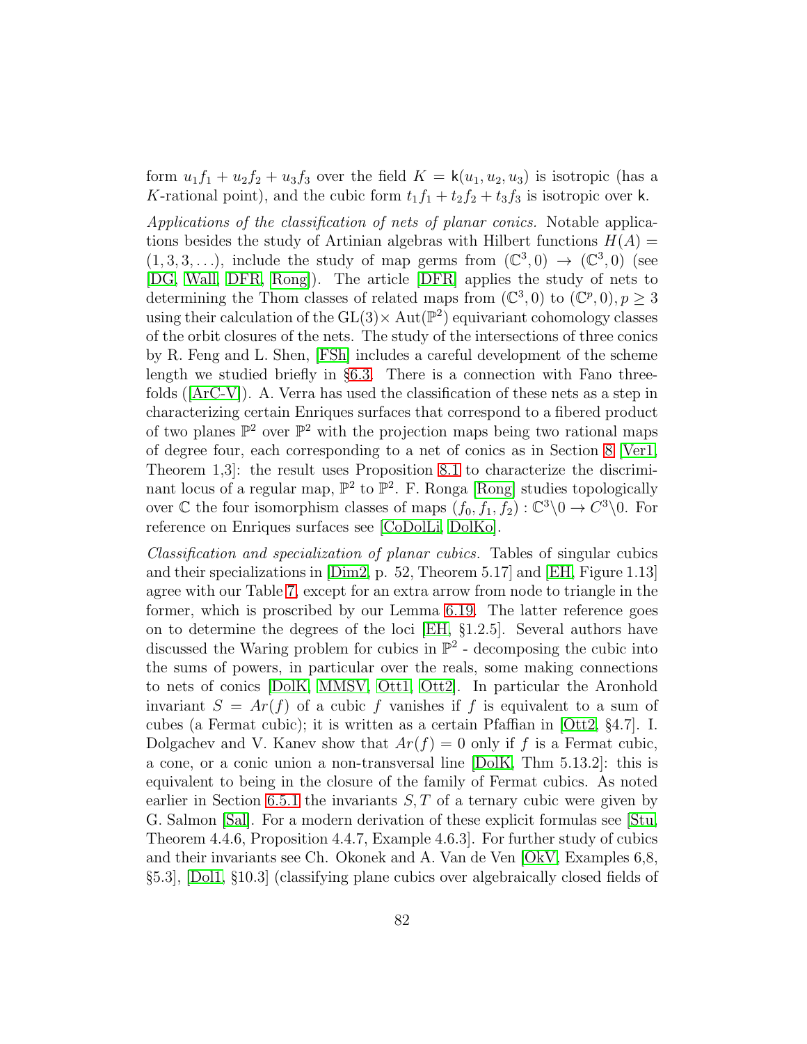form $u_1f_1 + u_2f_2 + u_3f_3$ over the field $K = \mathsf{k}(u_1, u_2, u_3)$ is isotropic (has a $K$-rational point), and the cubic form $t_1f_1 + t_2f_2 + t_3f_3$ is isotropic over $\mathsf{k}$.

*Applications of the classification of nets of planar conics.* Notable applications besides the study of Artinian algebras with Hilbert functions $H(A) = (1, 3, 3, \ldots)$, include the study of map germs from $(\mathbb{C}^3, 0) \to (\mathbb{C}^3, 0)$ (see [DG, Wall, DFR, Rong]). The article [DFR] applies the study of nets to determining the Thom classes of related maps from $(\mathbb{C}^3, 0)$ to $(\mathbb{C}^p, 0), p \geq 3$ using their calculation of the $\mathrm{GL}(3)\times \mathrm{Aut}(\mathbb{P}^2)$ equivariant cohomology classes of the orbit closures of the nets. The study of the intersections of three conics by R. Feng and L. Shen, [FSh] includes a careful development of the scheme length we studied briefly in §6.3. There is a connection with Fano threefolds ([ArC-V]). A. Verra has used the classification of these nets as a step in characterizing certain Enriques surfaces that correspond to a fibered product of two planes $\mathbb{P}^2$ over $\mathbb{P}^2$ with the projection maps being two rational maps of degree four, each corresponding to a net of conics as in Section 8 [Ver1, Theorem 1,3]: the result uses Proposition 8.1 to characterize the discriminant locus of a regular map, $\mathbb{P}^2$ to $\mathbb{P}^2$. F. Ronga [Rong] studies topologically over $\mathbb{C}$ the four isomorphism classes of maps $(f_0, f_1, f_2) : \mathbb{C}^3\backslash 0 \to C^3\backslash 0$. For reference on Enriques surfaces see [CoDolLi, DolKo].

*Classification and specialization of planar cubics.* Tables of singular cubics and their specializations in [Dim2, p. 52, Theorem 5.17] and [EH, Figure 1.13] agree with our Table 7, except for an extra arrow from node to triangle in the former, which is proscribed by our Lemma 6.19. The latter reference goes on to determine the degrees of the loci [EH, §1.2.5]. Several authors have discussed the Waring problem for cubics in $\mathbb{P}^2$ - decomposing the cubic into the sums of powers, in particular over the reals, some making connections to nets of conics [DolK, MMSV, Ott1, Ott2]. In particular the Aronhold invariant $S = Ar(f)$ of a cubic $f$ vanishes if $f$ is equivalent to a sum of cubes (a Fermat cubic); it is written as a certain Pfaffian in [Ott2, §4.7]. I. Dolgachev and V. Kanev show that $Ar(f) = 0$ only if $f$ is a Fermat cubic, a cone, or a conic union a non-transversal line [DolK, Thm 5.13.2]: this is equivalent to being in the closure of the family of Fermat cubics. As noted earlier in Section 6.5.1 the invariants $S, T$ of a ternary cubic were given by G. Salmon [Sal]. For a modern derivation of these explicit formulas see [Stu, Theorem 4.4.6, Proposition 4.4.7, Example 4.6.3]. For further study of cubics and their invariants see Ch. Okonek and A. Van de Ven [OkV, Examples 6,8, §5.3], [Dol1, §10.3] (classifying plane cubics over algebraically closed fields of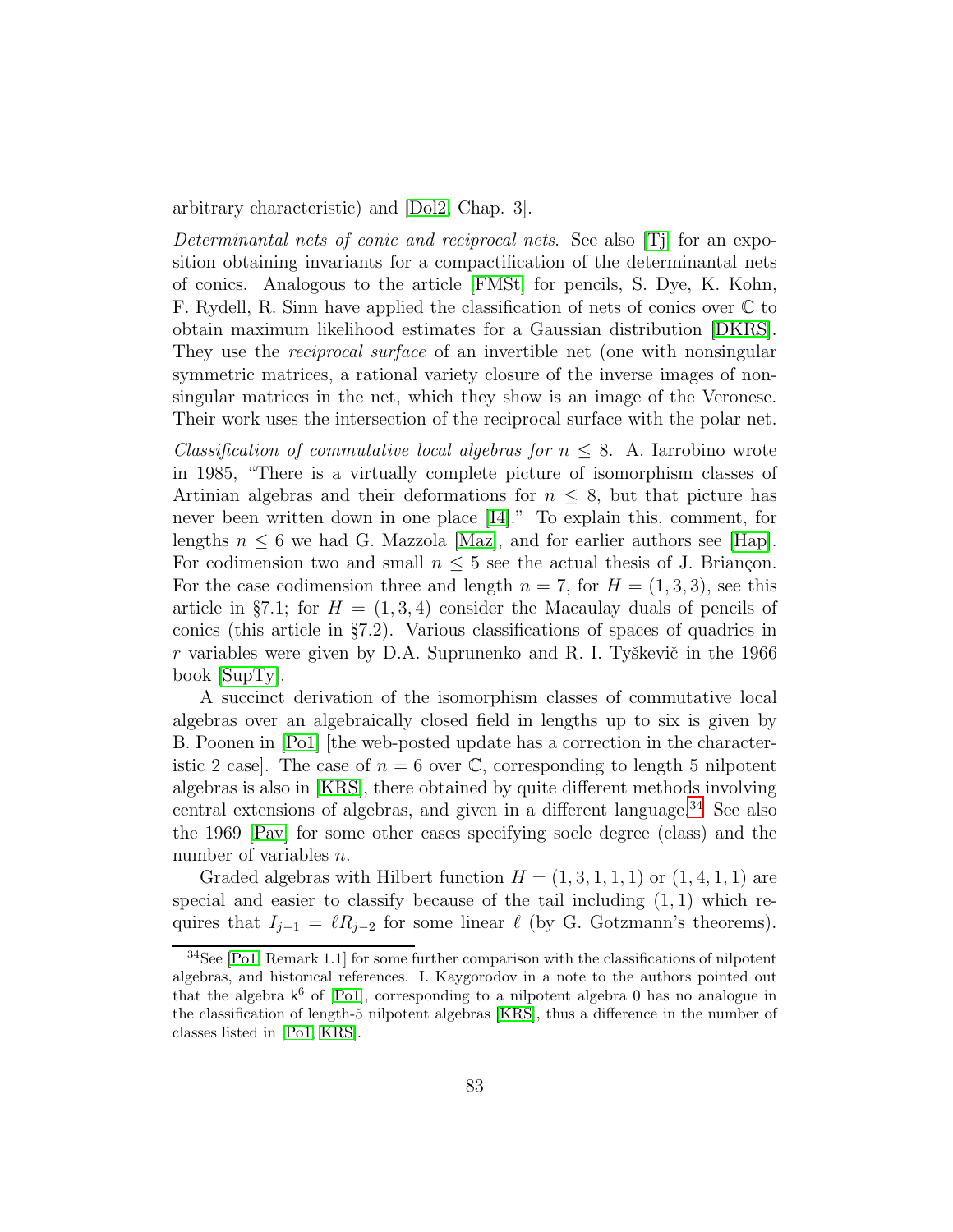arbitrary characteristic) and [Dol2, Chap. 3].

*Determinantal nets of conic and reciprocal nets.* See also [Tj] for an exposition obtaining invariants for a compactification of the determinantal nets of conics. Analogous to the article [FMSt] for pencils, S. Dye, K. Kohn, F. Rydell, R. Sinn have applied the classification of nets of conics over $\mathbb{C}$ to obtain maximum likelihood estimates for a Gaussian distribution [DKRS]. They use the *reciprocal surface* of an invertible net (one with nonsingular symmetric matrices, a rational variety closure of the inverse images of nonsingular matrices in the net, which they show is an image of the Veronese. Their work uses the intersection of the reciprocal surface with the polar net.

*Classification of commutative local algebras for $n \leq 8$.* A. Iarrobino wrote in 1985, "There is a virtually complete picture of isomorphism classes of Artinian algebras and their deformations for $n \leq 8$, but that picture has never been written down in one place [I4]." To explain this, comment, for lengths $n \leq 6$ we had G. Mazzola [Maz], and for earlier authors see [Hap]. For codimension two and small $n \leq 5$ see the actual thesis of J. Briançon. For the case codimension three and length $n = 7$, for $H = (1, 3, 3)$, see this article in §7.1; for $H = (1, 3, 4)$ consider the Macaulay duals of pencils of conics (this article in §7.2). Various classifications of spaces of quadrics in $r$ variables were given by D.A. Suprunenko and R. I. Tyškevič in the 1966 book [SupTy].

A succinct derivation of the isomorphism classes of commutative local algebras over an algebraically closed field in lengths up to six is given by B. Poonen in [Po1] [the web-posted update has a correction in the characteristic 2 case]. The case of $n = 6$ over $\mathbb{C}$, corresponding to length 5 nilpotent algebras is also in [KRS], there obtained by quite different methods involving central extensions of algebras, and given in a different language.[34] See also the 1969 [Pav] for some other cases specifying socle degree (class) and the number of variables $n$.

Graded algebras with Hilbert function $H = (1, 3, 1, 1, 1)$ or $(1, 4, 1, 1)$ are special and easier to classify because of the tail including $(1, 1)$ which requires that $I_{j-1} = \ell R_{j-2}$ for some linear $\ell$ (by G. Gotzmann's theorems).

[34] See [Po1, Remark 1.1] for some further comparison with the classifications of nilpotent algebras, and historical references. I. Kaygorodov in a note to the authors pointed out that the algebra $\mathsf{k}^6$ of [Po1], corresponding to a nilpotent algebra 0 has no analogue in the classification of length-5 nilpotent algebras [KRS], thus a difference in the number of classes listed in [Po1, KRS].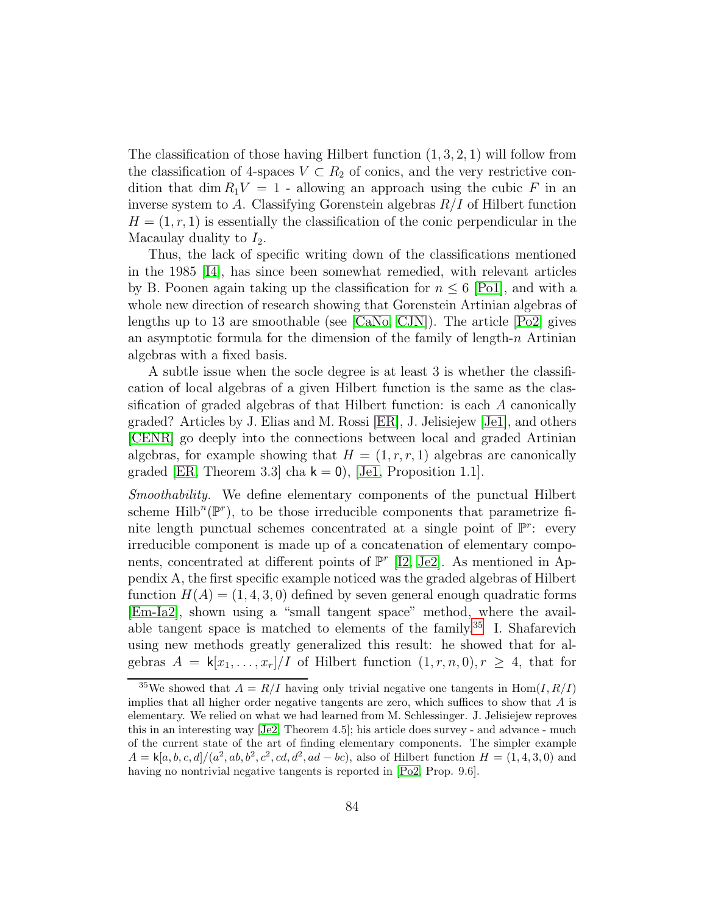The classification of those having Hilbert function $(1,3,2,1)$ will follow from the classification of 4-spaces $V \subset R_2$ of conics, and the very restrictive condition that $\dim R_1V = 1$ - allowing an approach using the cubic $F$ in an inverse system to $A$. Classifying Gorenstein algebras $R/I$ of Hilbert function $H = (1,r,1)$ is essentially the classification of the conic perpendicular in the Macaulay duality to $I_2$.

Thus, the lack of specific writing down of the classifications mentioned in the 1985 [I4], has since been somewhat remedied, with relevant articles by B. Poonen again taking up the classification for $n \le 6$ [Po1], and with a whole new direction of research showing that Gorenstein Artinian algebras of lengths up to 13 are smoothable (see [CaNo, CJN]). The article [Po2] gives an asymptotic formula for the dimension of the family of length-$n$ Artinian algebras with a fixed basis.

A subtle issue when the socle degree is at least 3 is whether the classification of local algebras of a given Hilbert function is the same as the classification of graded algebras of that Hilbert function: is each $A$ canonically graded? Articles by J. Elias and M. Rossi [ER], J. Jelisiejew [Je1], and others [CENR] go deeply into the connections between local and graded Artinian algebras, for example showing that $H = (1,r,r,1)$ algebras are canonically graded [ER, Theorem 3.3] cha $\mathsf{k} = 0$), [Je1, Proposition 1.1].

*Smoothability.* We define elementary components of the punctual Hilbert scheme $\mathrm{Hilb}^n(\mathbb{P}^r)$, to be those irreducible components that parametrize finite length punctual schemes concentrated at a single point of $\mathbb{P}^r$: every irreducible component is made up of a concatenation of elementary components, concentrated at different points of $\mathbb{P}^r$ [I2, Je2]. As mentioned in Appendix A, the first specific example noticed was the graded algebras of Hilbert function $H(A) = (1,4,3,0)$ defined by seven general enough quadratic forms [Em-Ia2], shown using a "small tangent space" method, where the available tangent space is matched to elements of the family.[35] I. Shafarevich using new methods greatly generalized this result: he showed that for algebras $A = \mathsf{k}[x_1,\ldots,x_r]/I$ of Hilbert function $(1,r,n,0), r \ge 4$, that for

[35] We showed that $A = R/I$ having only trivial negative one tangents in $\mathrm{Hom}(I, R/I)$ implies that all higher order negative tangents are zero, which suffices to show that $A$ is elementary. We relied on what we had learned from M. Schlessinger. J. Jelisiejew reproves this in an interesting way [Je2, Theorem 4.5]; his article does survey - and advance - much of the current state of the art of finding elementary components. The simpler example $A = \mathsf{k}[a,b,c,d]/(a^2, ab, b^2, c^2, cd, d^2, ad - bc)$, also of Hilbert function $H = (1,4,3,0)$ and having no nontrivial negative tangents is reported in [Po2, Prop. 9.6].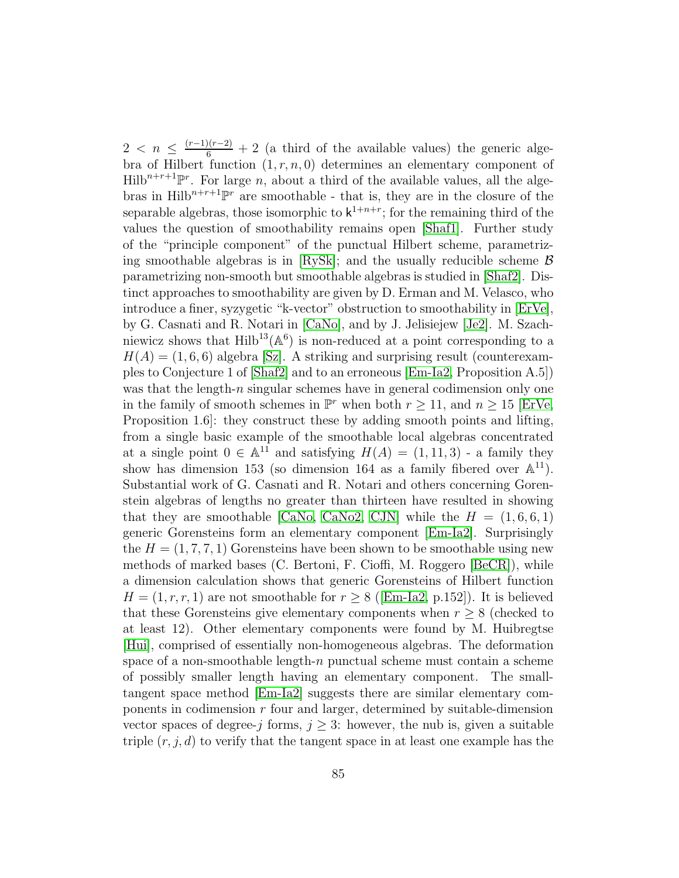$2 < n \leq \frac{(r-1)(r-2)}{6} + 2$ (a third of the available values) the generic algebra of Hilbert function $(1, r, n, 0)$ determines an elementary component of $\mathrm{Hilb}^{n+r+1}\mathbb{P}^r$. For large $n$, about a third of the available values, all the algebras in $\mathrm{Hilb}^{n+r+1}\mathbb{P}^r$ are smoothable - that is, they are in the closure of the separable algebras, those isomorphic to $\mathsf{k}^{1+n+r}$; for the remaining third of the values the question of smoothability remains open [Shaf1]. Further study of the "principle component" of the punctual Hilbert scheme, parametrizing smoothable algebras is in [RySk]; and the usually reducible scheme $\mathcal{B}$ parametrizing non-smooth but smoothable algebras is studied in [Shaf2]. Distinct approaches to smoothability are given by D. Erman and M. Velasco, who introduce a finer, syzygetic "k-vector" obstruction to smoothability in [ErVe], by G. Casnati and R. Notari in [CaNo], and by J. Jelisiejew [Je2]. M. Szachniewicz shows that $\mathrm{Hilb}^{13}(\mathbb{A}^6)$ is non-reduced at a point corresponding to a $H(A) = (1, 6, 6)$ algebra [Sz]. A striking and surprising result (counterexamples to Conjecture 1 of [Shaf2] and to an erroneous [Em-Ia2, Proposition A.5]) was that the length-$n$ singular schemes have in general codimension only one in the family of smooth schemes in $\mathbb{P}^r$ when both $r \geq 11$, and $n \geq 15$ [ErVe, Proposition 1.6]: they construct these by adding smooth points and lifting, from a single basic example of the smoothable local algebras concentrated at a single point $0 \in \mathbb{A}^{11}$ and satisfying $H(A) = (1, 11, 3)$ - a family they show has dimension 153 (so dimension 164 as a family fibered over $\mathbb{A}^{11}$). Substantial work of G. Casnati and R. Notari and others concerning Gorenstein algebras of lengths no greater than thirteen have resulted in showing that they are smoothable [CaNo, CaNo2, CJN] while the $H = (1, 6, 6, 1)$ generic Gorensteins form an elementary component [Em-Ia2]. Surprisingly the $H = (1, 7, 7, 1)$ Gorensteins have been shown to be smoothable using new methods of marked bases (C. Bertoni, F. Cioffi, M. Roggero [BeCR]), while a dimension calculation shows that generic Gorensteins of Hilbert function $H = (1, r, r, 1)$ are not smoothable for $r \geq 8$ ([Em-Ia2, p.152]). It is believed that these Gorensteins give elementary components when $r \geq 8$ (checked to at least 12). Other elementary components were found by M. Huibregtse [Hui], comprised of essentially non-homogeneous algebras. The deformation space of a non-smoothable length-$n$ punctual scheme must contain a scheme of possibly smaller length having an elementary component. The small-tangent space method [Em-Ia2] suggests there are similar elementary components in codimension $r$ four and larger, determined by suitable-dimension vector spaces of degree-$j$ forms, $j \geq 3$: however, the nub is, given a suitable triple $(r, j, d)$ to verify that the tangent space in at least one example has the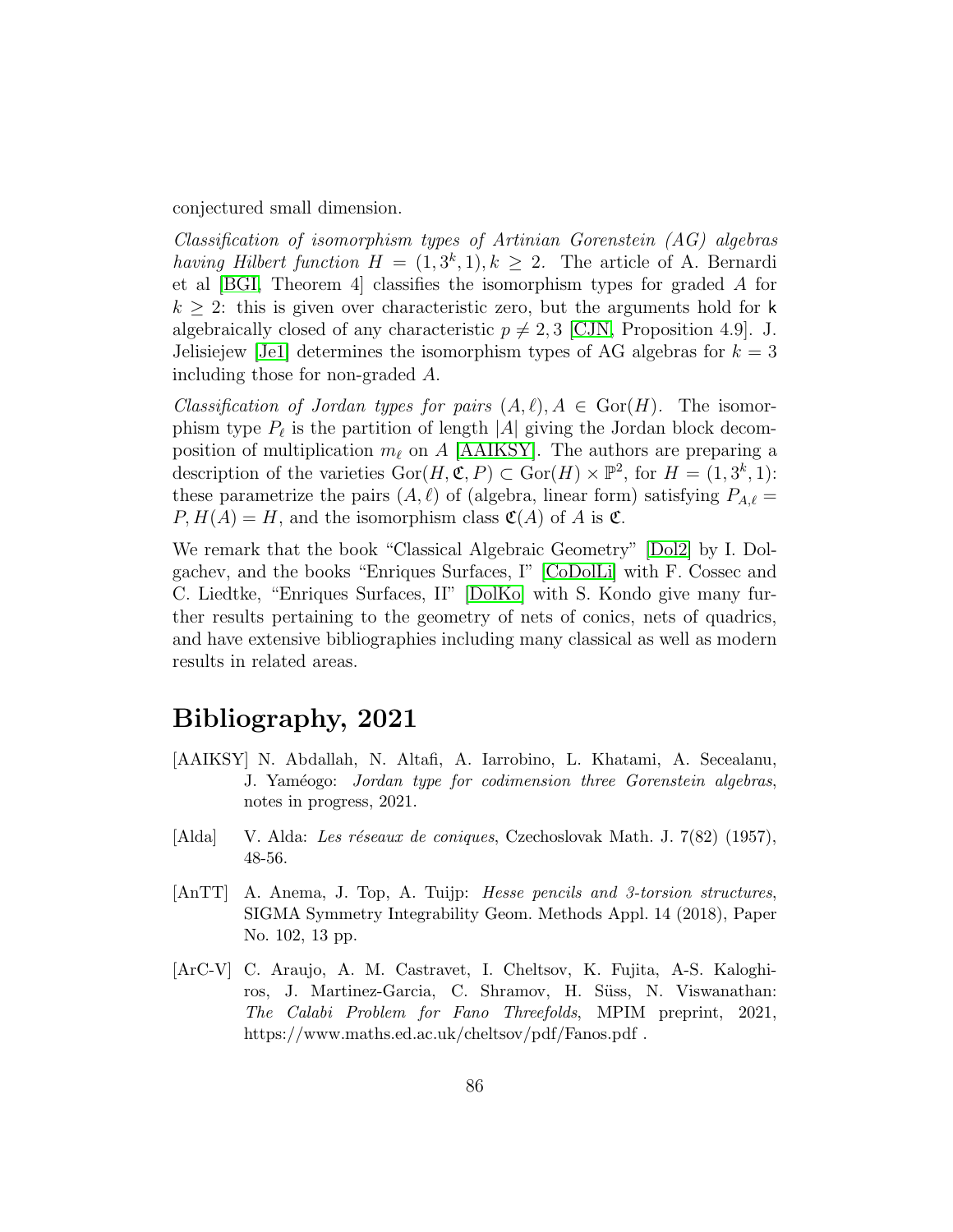conjectured small dimension.

*Classification of isomorphism types of Artinian Gorenstein (AG) algebras having Hilbert function* $H = (1, 3^k, 1), k \geq 2$. The article of A. Bernardi et al [BGI, Theorem 4] classifies the isomorphism types for graded $A$ for $k \geq 2$: this is given over characteristic zero, but the arguments hold for $\mathsf{k}$ algebraically closed of any characteristic $p \neq 2, 3$ [CJN, Proposition 4.9]. J. Jelisiejew [Je1] determines the isomorphism types of AG algebras for $k = 3$ including those for non-graded $A$.

*Classification of Jordan types for pairs* $(A, \ell), A \in \mathrm{Gor}(H)$. The isomorphism type $P_\ell$ is the partition of length $|A|$ giving the Jordan block decomposition of multiplication $m_\ell$ on $A$ [AAIKSY]. The authors are preparing a description of the varieties $\mathrm{Gor}(H, \mathfrak{C}, P) \subset \mathrm{Gor}(H) \times \mathbb{P}^2$, for $H = (1, 3^k, 1)$: these parametrize the pairs $(A, \ell)$ of (algebra, linear form) satisfying $P_{A,\ell} = P, H(A) = H$, and the isomorphism class $\mathfrak{C}(A)$ of $A$ is $\mathfrak{C}$.

We remark that the book "Classical Algebraic Geometry" [Dol2] by I. Dolgachev, and the books "Enriques Surfaces, I" [CoDolLi] with F. Cossec and C. Liedtke, "Enriques Surfaces, II" [DolKo] with S. Kondo give many further results pertaining to the geometry of nets of conics, nets of quadrics, and have extensive bibliographies including many classical as well as modern results in related areas.

# Bibliography, 2021

[AAIKSY] N. Abdallah, N. Altafi, A. Iarrobino, L. Khatami, A. Secealanu, J. Yaméogo: *Jordan type for codimension three Gorenstein algebras*, notes in progress, 2021.

[Alda] V. Alda: *Les réseaux de coniques*, Czechoslovak Math. J. 7(82) (1957), 48-56.

[AnTT] A. Anema, J. Top, A. Tuijp: *Hesse pencils and 3-torsion structures*, SIGMA Symmetry Integrability Geom. Methods Appl. 14 (2018), Paper No. 102, 13 pp.

[ArC-V] C. Araujo, A. M. Castravet, I. Cheltsov, K. Fujita, A-S. Kaloghiros, J. Martinez-Garcia, C. Shramov, H. Süss, N. Viswanathan: *The Calabi Problem for Fano Threefolds*, MPIM preprint, 2021, https://www.maths.ed.ac.uk/cheltsov/pdf/Fanos.pdf .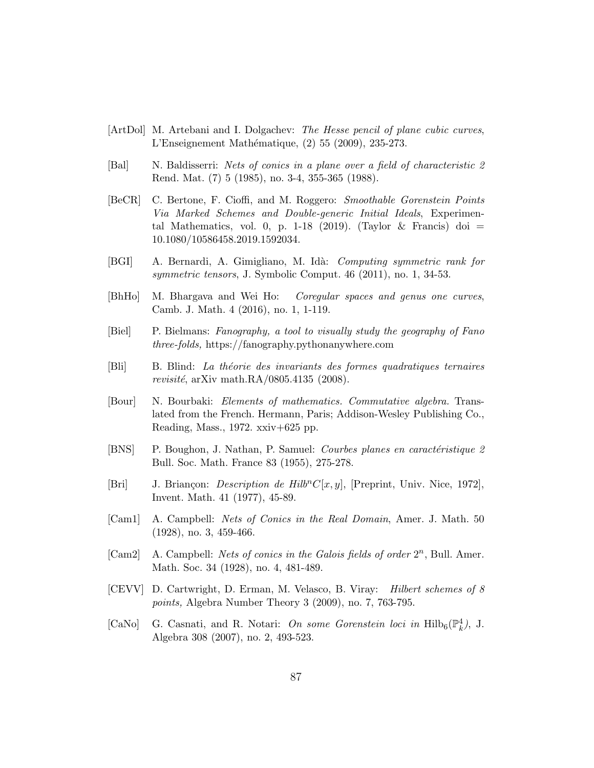[ArtDol] M. Artebani and I. Dolgachev: *The Hesse pencil of plane cubic curves*, L'Enseignement Mathématique, (2) 55 (2009), 235-273.

[Bal] N. Baldisserri: *Nets of conics in a plane over a field of characteristic 2* Rend. Mat. (7) 5 (1985), no. 3-4, 355-365 (1988).

[BeCR] C. Bertone, F. Cioffi, and M. Roggero: *Smoothable Gorenstein Points Via Marked Schemes and Double-generic Initial Ideals*, Experimental Mathematics, vol. 0, p. 1-18 (2019). (Taylor & Francis) doi = 10.1080/10586458.2019.1592034.

[BGI] A. Bernardi, A. Gimigliano, M. Idà: *Computing symmetric rank for symmetric tensors*, J. Symbolic Comput. 46 (2011), no. 1, 34-53.

[BhHo] M. Bhargava and Wei Ho: *Coregular spaces and genus one curves*, Camb. J. Math. 4 (2016), no. 1, 1-119.

[Biel] P. Bielmans: *Fanography, a tool to visually study the geography of Fano three-folds,* https://fanography.pythonanywhere.com

[Bli] B. Blind: *La théorie des invariants des formes quadratiques ternaires revisité*, arXiv math.RA/0805.4135 (2008).

[Bour] N. Bourbaki: *Elements of mathematics. Commutative algebra.* Translated from the French. Hermann, Paris; Addison-Wesley Publishing Co., Reading, Mass., 1972. xxiv+625 pp.

[BNS] P. Boughon, J. Nathan, P. Samuel: *Courbes planes en caractéristique 2* Bull. Soc. Math. France 83 (1955), 275-278.

[Bri] J. Briançon: *Description de* $Hilb^n C[x,y]$, [Preprint, Univ. Nice, 1972], Invent. Math. 41 (1977), 45-89.

[Cam1] A. Campbell: *Nets of Conics in the Real Domain*, Amer. J. Math. 50 (1928), no. 3, 459-466.

[Cam2] A. Campbell: *Nets of conics in the Galois fields of order* $2^n$, Bull. Amer. Math. Soc. 34 (1928), no. 4, 481-489.

[CEVV] D. Cartwright, D. Erman, M. Velasco, B. Viray: *Hilbert schemes of 8 points,* Algebra Number Theory 3 (2009), no. 7, 763-795.

[CaNo] G. Casnati, and R. Notari: *On some Gorenstein loci in* $\mathrm{Hilb}_6(\mathbb{P}^4_k)$, J. Algebra 308 (2007), no. 2, 493-523.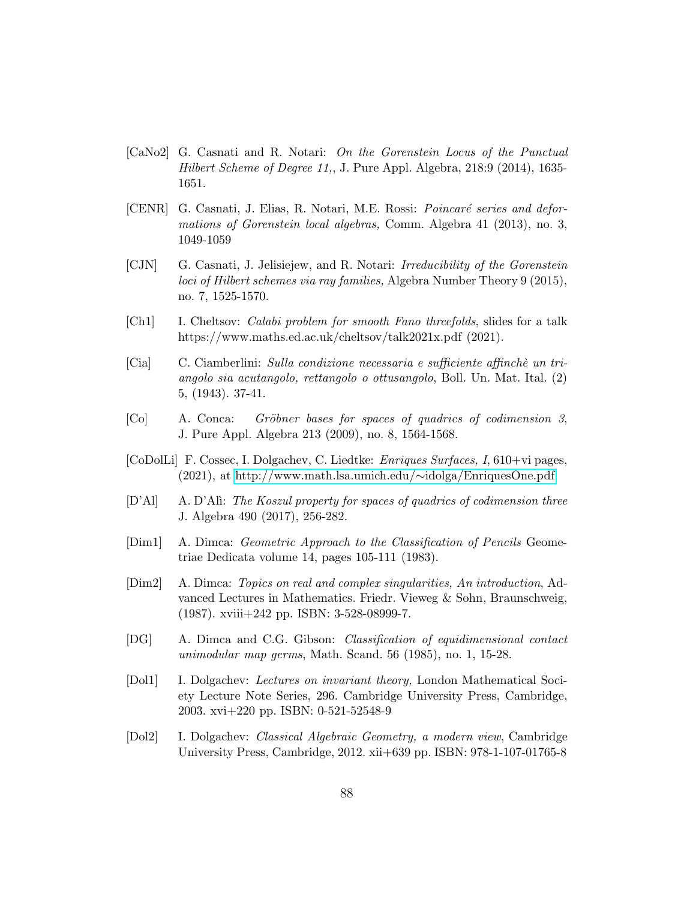[CaNo2] G. Casnati and R. Notari: *On the Gorenstein Locus of the Punctual Hilbert Scheme of Degree 11,*, J. Pure Appl. Algebra, 218:9 (2014), 1635-1651.

[CENR] G. Casnati, J. Elias, R. Notari, M.E. Rossi: *Poincaré series and deformations of Gorenstein local algebras,* Comm. Algebra 41 (2013), no. 3, 1049-1059

[CJN] G. Casnati, J. Jelisiejew, and R. Notari: *Irreducibility of the Gorenstein loci of Hilbert schemes via ray families,* Algebra Number Theory 9 (2015), no. 7, 1525-1570.

[Ch1] I. Cheltsov: *Calabi problem for smooth Fano threefolds*, slides for a talk https://www.maths.ed.ac.uk/cheltsov/talk2021x.pdf (2021).

[Cia] C. Ciamberlini: *Sulla condizione necessaria e sufficiente affinchè un triangolo sia acutangolo, rettangolo o ottusangolo*, Boll. Un. Mat. Ital. (2) 5, (1943). 37-41.

[Co] A. Conca: *Gröbner bases for spaces of quadrics of codimension 3*, J. Pure Appl. Algebra 213 (2009), no. 8, 1564-1568.

[CoDolLi] F. Cossec, I. Dolgachev, C. Liedtke: *Enriques Surfaces, I*, 610+vi pages, (2021), at http://www.math.lsa.umich.edu/∼idolga/EnriquesOne.pdf

[D'Al] A. D'Alì: *The Koszul property for spaces of quadrics of codimension three* J. Algebra 490 (2017), 256-282.

[Dim1] A. Dimca: *Geometric Approach to the Classification of Pencils* Geometriae Dedicata volume 14, pages 105-111 (1983).

[Dim2] A. Dimca: *Topics on real and complex singularities, An introduction*, Advanced Lectures in Mathematics. Friedr. Vieweg & Sohn, Braunschweig, (1987). xviii+242 pp. ISBN: 3-528-08999-7.

[DG] A. Dimca and C.G. Gibson: *Classification of equidimensional contact unimodular map germs*, Math. Scand. 56 (1985), no. 1, 15-28.

[Dol1] I. Dolgachev: *Lectures on invariant theory,* London Mathematical Society Lecture Note Series, 296. Cambridge University Press, Cambridge, 2003. xvi+220 pp. ISBN: 0-521-52548-9

[Dol2] I. Dolgachev: *Classical Algebraic Geometry, a modern view*, Cambridge University Press, Cambridge, 2012. xii+639 pp. ISBN: 978-1-107-01765-8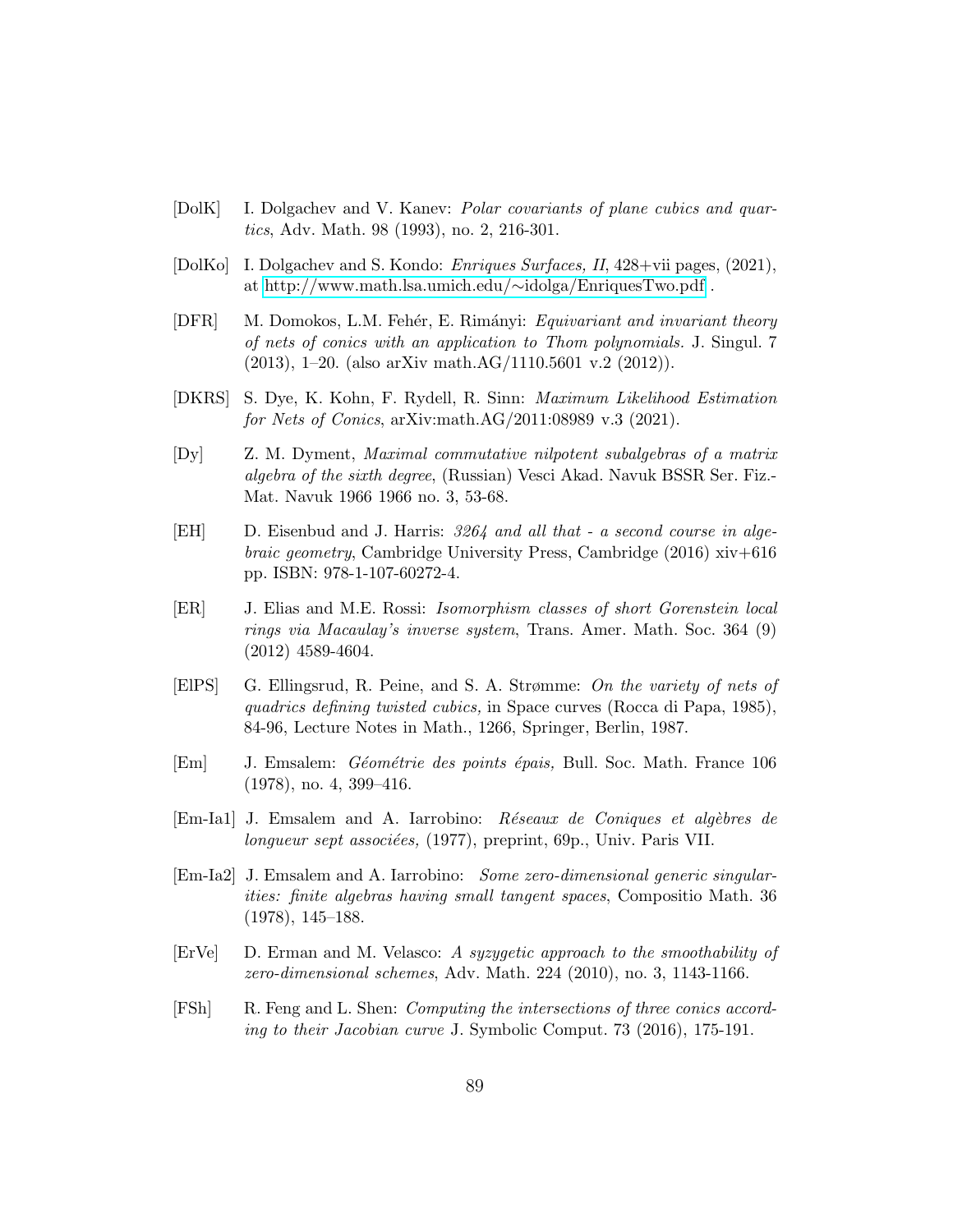[DolK] I. Dolgachev and V. Kanev: *Polar covariants of plane cubics and quartics*, Adv. Math. 98 (1993), no. 2, 216-301.

[DolKo] I. Dolgachev and S. Kondo: *Enriques Surfaces, II*, 428+vii pages, (2021), at http://www.math.lsa.umich.edu/∼idolga/EnriquesTwo.pdf .

[DFR] M. Domokos, L.M. Fehér, E. Rimányi: *Equivariant and invariant theory of nets of conics with an application to Thom polynomials.* J. Singul. 7 (2013), 1–20. (also arXiv math.AG/1110.5601 v.2 (2012)).

[DKRS] S. Dye, K. Kohn, F. Rydell, R. Sinn: *Maximum Likelihood Estimation for Nets of Conics*, arXiv:math.AG/2011:08989 v.3 (2021).

[Dy] Z. M. Dyment, *Maximal commutative nilpotent subalgebras of a matrix algebra of the sixth degree*, (Russian) Vesci Akad. Navuk BSSR Ser. Fiz.-Mat. Navuk 1966 1966 no. 3, 53-68.

[EH] D. Eisenbud and J. Harris: *3264 and all that - a second course in algebraic geometry*, Cambridge University Press, Cambridge (2016) xiv+616 pp. ISBN: 978-1-107-60272-4.

[ER] J. Elias and M.E. Rossi: *Isomorphism classes of short Gorenstein local rings via Macaulay's inverse system*, Trans. Amer. Math. Soc. 364 (9) (2012) 4589-4604.

[ElPS] G. Ellingsrud, R. Peine, and S. A. Strømme: *On the variety of nets of quadrics defining twisted cubics,* in Space curves (Rocca di Papa, 1985), 84-96, Lecture Notes in Math., 1266, Springer, Berlin, 1987.

[Em] J. Emsalem: *Géométrie des points épais,* Bull. Soc. Math. France 106 (1978), no. 4, 399–416.

[Em-Ia1] J. Emsalem and A. Iarrobino: *Réseaux de Coniques et algèbres de longueur sept associées,* (1977), preprint, 69p., Univ. Paris VII.

[Em-Ia2] J. Emsalem and A. Iarrobino: *Some zero-dimensional generic singularities: finite algebras having small tangent spaces*, Compositio Math. 36 (1978), 145–188.

[ErVe] D. Erman and M. Velasco: *A syzygetic approach to the smoothability of zero-dimensional schemes*, Adv. Math. 224 (2010), no. 3, 1143-1166.

[FSh] R. Feng and L. Shen: *Computing the intersections of three conics according to their Jacobian curve* J. Symbolic Comput. 73 (2016), 175-191.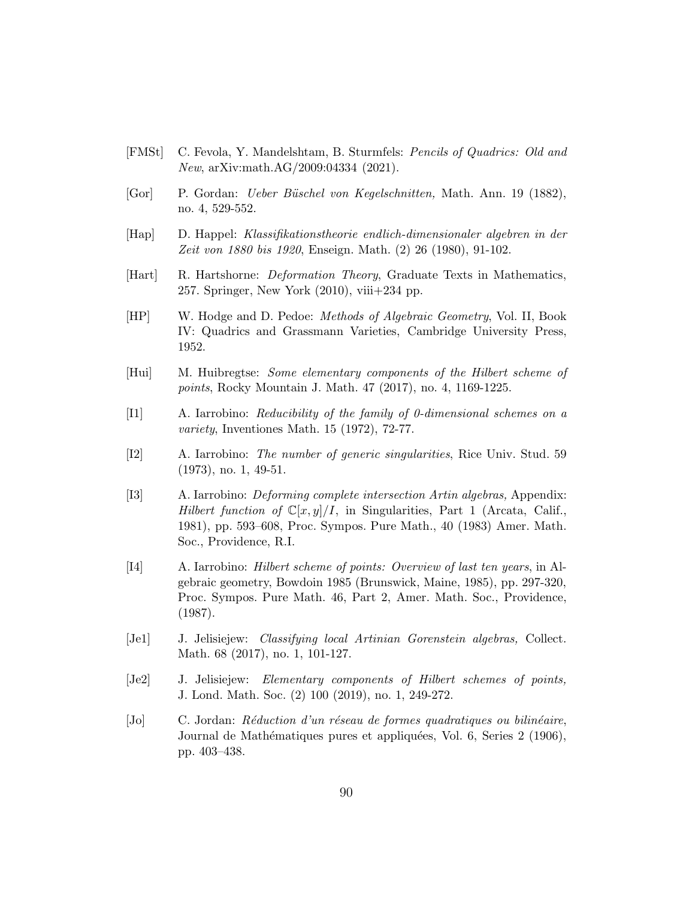[FMSt] C. Fevola, Y. Mandelshtam, B. Sturmfels: *Pencils of Quadrics: Old and New*, arXiv:math.AG/2009:04334 (2021).

[Gor] P. Gordan: *Ueber Büschel von Kegelschnitten,* Math. Ann. 19 (1882), no. 4, 529-552.

[Hap] D. Happel: *Klassifikationstheorie endlich-dimensionaler algebren in der Zeit von 1880 bis 1920*, Enseign. Math. (2) 26 (1980), 91-102.

[Hart] R. Hartshorne: *Deformation Theory*, Graduate Texts in Mathematics, 257. Springer, New York (2010), viii+234 pp.

[HP] W. Hodge and D. Pedoe: *Methods of Algebraic Geometry*, Vol. II, Book IV: Quadrics and Grassmann Varieties, Cambridge University Press, 1952.

[Hui] M. Huibregtse: *Some elementary components of the Hilbert scheme of points*, Rocky Mountain J. Math. 47 (2017), no. 4, 1169-1225.

[I1] A. Iarrobino: *Reducibility of the family of 0-dimensional schemes on a variety*, Inventiones Math. 15 (1972), 72-77.

[I2] A. Iarrobino: *The number of generic singularities*, Rice Univ. Stud. 59 (1973), no. 1, 49-51.

[I3] A. Iarrobino: *Deforming complete intersection Artin algebras,* Appendix: *Hilbert function of* $\mathbb{C}[x,y]/I$, in Singularities, Part 1 (Arcata, Calif., 1981), pp. 593–608, Proc. Sympos. Pure Math., 40 (1983) Amer. Math. Soc., Providence, R.I.

[I4] A. Iarrobino: *Hilbert scheme of points: Overview of last ten years*, in Algebraic geometry, Bowdoin 1985 (Brunswick, Maine, 1985), pp. 297-320, Proc. Sympos. Pure Math. 46, Part 2, Amer. Math. Soc., Providence, (1987).

[Je1] J. Jelisiejew: *Classifying local Artinian Gorenstein algebras,* Collect. Math. 68 (2017), no. 1, 101-127.

[Je2] J. Jelisiejew: *Elementary components of Hilbert schemes of points,* J. Lond. Math. Soc. (2) 100 (2019), no. 1, 249-272.

[Jo] C. Jordan: *Réduction d'un réseau de formes quadratiques ou bilinéaire*, Journal de Mathématiques pures et appliquées, Vol. 6, Series 2 (1906), pp. 403–438.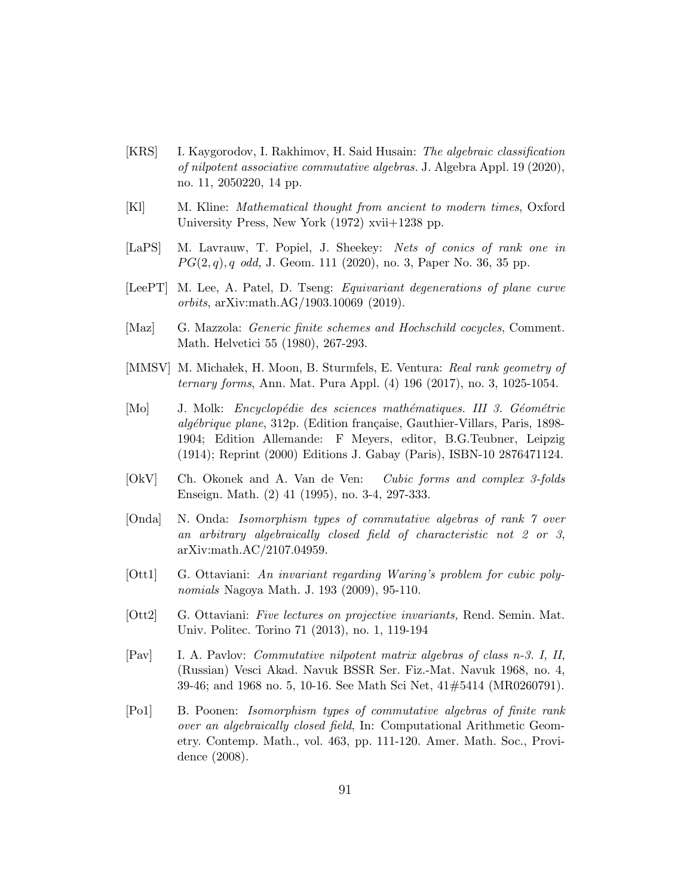[KRS] I. Kaygorodov, I. Rakhimov, H. Said Husain: *The algebraic classification of nilpotent associative commutative algebras.* J. Algebra Appl. 19 (2020), no. 11, 2050220, 14 pp.

[Kl] M. Kline: *Mathematical thought from ancient to modern times*, Oxford University Press, New York (1972) xvii+1238 pp.

[LaPS] M. Lavrauw, T. Popiel, J. Sheekey: *Nets of conics of rank one in $PG(2,q), q$ odd,* J. Geom. 111 (2020), no. 3, Paper No. 36, 35 pp.

[LeePT] M. Lee, A. Patel, D. Tseng: *Equivariant degenerations of plane curve orbits*, arXiv:math.AG/1903.10069 (2019).

[Maz] G. Mazzola: *Generic finite schemes and Hochschild cocycles*, Comment. Math. Helvetici 55 (1980), 267-293.

[MMSV] M. Michałek, H. Moon, B. Sturmfels, E. Ventura: *Real rank geometry of ternary forms*, Ann. Mat. Pura Appl. (4) 196 (2017), no. 3, 1025-1054.

[Mo] J. Molk: *Encyclopédie des sciences mathématiques. III 3. Géométrie algébrique plane*, 312p. (Edition française, Gauthier-Villars, Paris, 1898-1904; Edition Allemande: F Meyers, editor, B.G.Teubner, Leipzig (1914); Reprint (2000) Editions J. Gabay (Paris), ISBN-10 2876471124.

[OkV] Ch. Okonek and A. Van de Ven: *Cubic forms and complex 3-folds* Enseign. Math. (2) 41 (1995), no. 3-4, 297-333.

[Onda] N. Onda: *Isomorphism types of commutative algebras of rank 7 over an arbitrary algebraically closed field of characteristic not 2 or 3*, arXiv:math.AC/2107.04959.

[Ott1] G. Ottaviani: *An invariant regarding Waring's problem for cubic polynomials* Nagoya Math. J. 193 (2009), 95-110.

[Ott2] G. Ottaviani: *Five lectures on projective invariants,* Rend. Semin. Mat. Univ. Politec. Torino 71 (2013), no. 1, 119-194

[Pav] I. A. Pavlov: *Commutative nilpotent matrix algebras of class n-3. I, II*, (Russian) Vesci Akad. Navuk BSSR Ser. Fiz.-Mat. Navuk 1968, no. 4, 39-46; and 1968 no. 5, 10-16. See Math Sci Net, 41#5414 (MR0260791).

[Po1] B. Poonen: *Isomorphism types of commutative algebras of finite rank over an algebraically closed field*, In: Computational Arithmetic Geometry. Contemp. Math., vol. 463, pp. 111-120. Amer. Math. Soc., Providence (2008).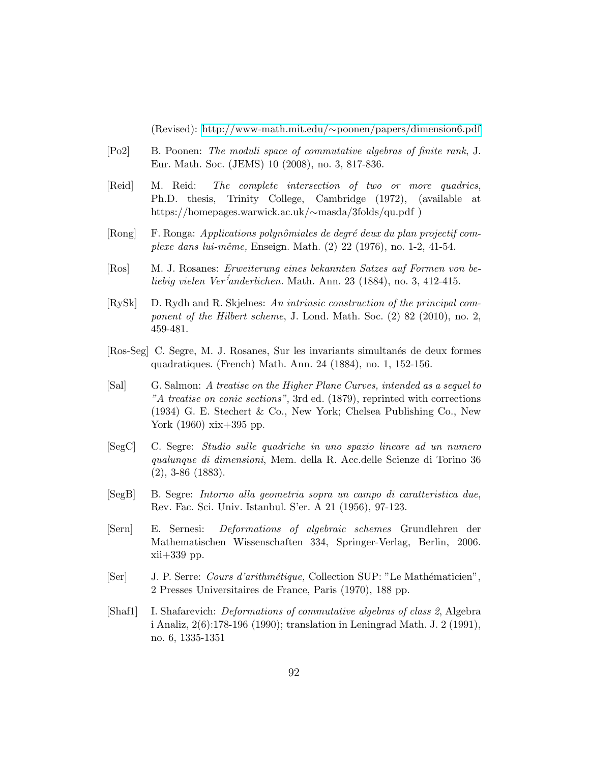(Revised): http://www-math.mit.edu/∼poonen/papers/dimension6.pdf

[Po2] B. Poonen: *The moduli space of commutative algebras of finite rank*, J. Eur. Math. Soc. (JEMS) 10 (2008), no. 3, 817-836.

[Reid] M. Reid: *The complete intersection of two or more quadrics*, Ph.D. thesis, Trinity College, Cambridge (1972), (available at https://homepages.warwick.ac.uk/∼masda/3folds/qu.pdf )

[Rong] F. Ronga: *Applications polynômiales de degré deux du plan projectif complexe dans lui-même,* Enseign. Math. (2) 22 (1976), no. 1-2, 41-54.

[Ros] M. J. Rosanes: *Erweiterung eines bekannten Satzes auf Formen von beliebig vielen Ver´anderlichen.* Math. Ann. 23 (1884), no. 3, 412-415.

[RySk] D. Rydh and R. Skjelnes: *An intrinsic construction of the principal component of the Hilbert scheme*, J. Lond. Math. Soc. (2) 82 (2010), no. 2, 459-481.

[Ros-Seg] C. Segre, M. J. Rosanes, Sur les invariants simultanés de deux formes quadratiques. (French) Math. Ann. 24 (1884), no. 1, 152-156.

[Sal] G. Salmon: *A treatise on the Higher Plane Curves, intended as a sequel to "A treatise on conic sections"*, 3rd ed. (1879), reprinted with corrections (1934) G. E. Stechert & Co., New York; Chelsea Publishing Co., New York (1960) xix+395 pp.

[SegC] C. Segre: *Studio sulle quadriche in uno spazio lineare ad un numero qualunque di dimensioni*, Mem. della R. Acc.delle Scienze di Torino 36 (2), 3-86 (1883).

[SegB] B. Segre: *Intorno alla geometria sopra un campo di caratteristica due*, Rev. Fac. Sci. Univ. Istanbul. S'er. A 21 (1956), 97-123.

[Sern] E. Sernesi: *Deformations of algebraic schemes* Grundlehren der Mathematischen Wissenschaften 334, Springer-Verlag, Berlin, 2006. xii+339 pp.

[Ser] J. P. Serre: *Cours d'arithmétique,* Collection SUP: "Le Mathématicien", 2 Presses Universitaires de France, Paris (1970), 188 pp.

[Shaf1] I. Shafarevich: *Deformations of commutative algebras of class 2*, Algebra i Analiz, 2(6):178-196 (1990); translation in Leningrad Math. J. 2 (1991), no. 6, 1335-1351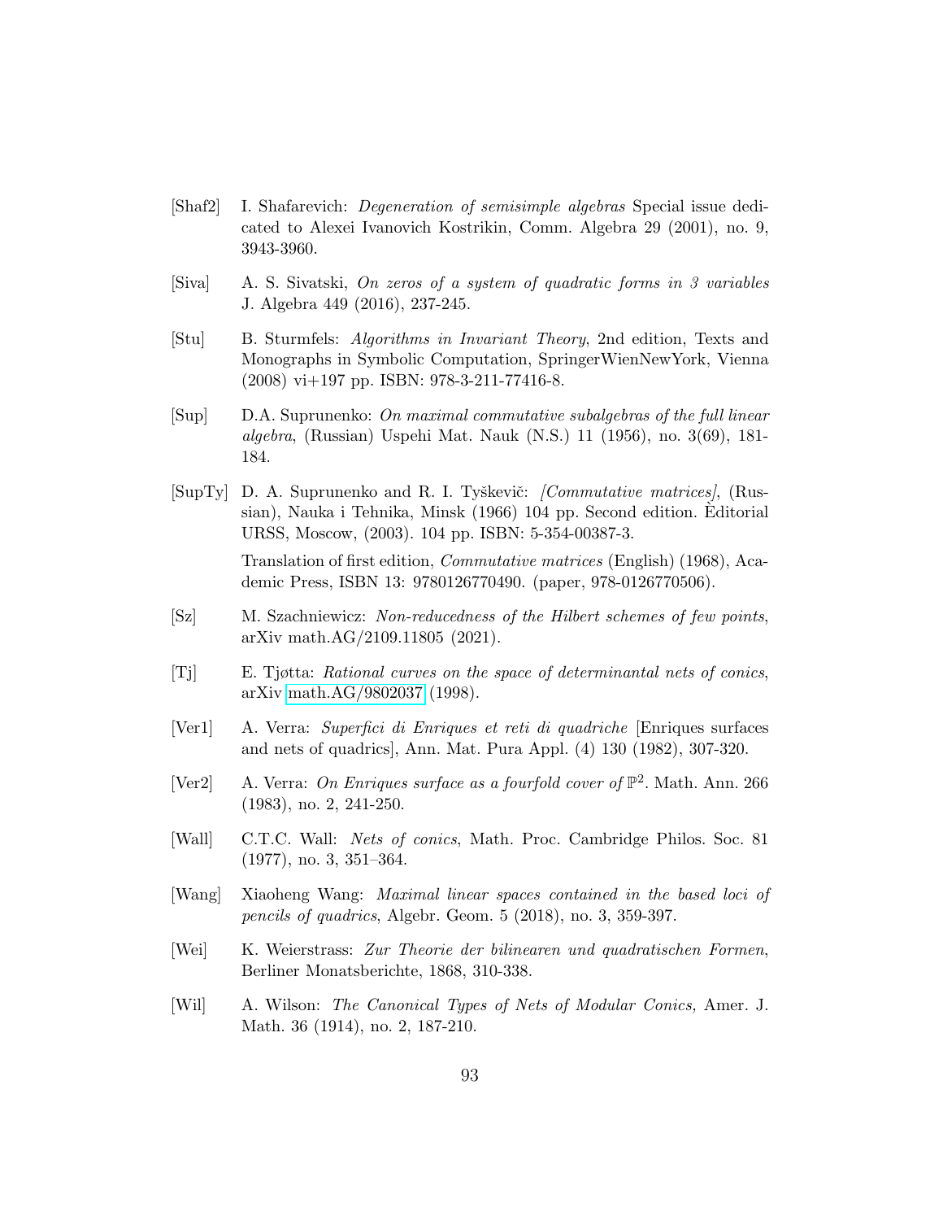[Shaf2] I. Shafarevich: *Degeneration of semisimple algebras* Special issue dedicated to Alexei Ivanovich Kostrikin, Comm. Algebra 29 (2001), no. 9, 3943-3960.

[Siva] A. S. Sivatski, *On zeros of a system of quadratic forms in 3 variables* J. Algebra 449 (2016), 237-245.

[Stu] B. Sturmfels: *Algorithms in Invariant Theory*, 2nd edition, Texts and Monographs in Symbolic Computation, SpringerWienNewYork, Vienna (2008) vi+197 pp. ISBN: 978-3-211-77416-8.

[Sup] D.A. Suprunenko: *On maximal commutative subalgebras of the full linear algebra*, (Russian) Uspehi Mat. Nauk (N.S.) 11 (1956), no. 3(69), 181-184.

[SupTy] D. A. Suprunenko and R. I. Tyškevič: *[Commutative matrices]*, (Russian), Nauka i Tehnika, Minsk (1966) 104 pp. Second edition. Èditorial URSS, Moscow, (2003). 104 pp. ISBN: 5-354-00387-3.

Translation of first edition, *Commutative matrices* (English) (1968), Academic Press, ISBN 13: 9780126770490. (paper, 978-0126770506).

[Sz] M. Szachniewicz: *Non-reducedness of the Hilbert schemes of few points*, arXiv math.AG/2109.11805 (2021).

[Tj] E. Tjøtta: *Rational curves on the space of determinantal nets of conics*, arXiv math.AG/9802037 (1998).

[Ver1] A. Verra: *Superfici di Enriques et reti di quadriche* [Enriques surfaces and nets of quadrics], Ann. Mat. Pura Appl. (4) 130 (1982), 307-320.

[Ver2] A. Verra: *On Enriques surface as a fourfold cover of* $\mathbb{P}^2$. Math. Ann. 266 (1983), no. 2, 241-250.

[Wall] C.T.C. Wall: *Nets of conics*, Math. Proc. Cambridge Philos. Soc. 81 (1977), no. 3, 351–364.

[Wang] Xiaoheng Wang: *Maximal linear spaces contained in the based loci of pencils of quadrics*, Algebr. Geom. 5 (2018), no. 3, 359-397.

[Wei] K. Weierstrass: *Zur Theorie der bilinearen und quadratischen Formen*, Berliner Monatsberichte, 1868, 310-338.

[Wil] A. Wilson: *The Canonical Types of Nets of Modular Conics,* Amer. J. Math. 36 (1914), no. 2, 187-210.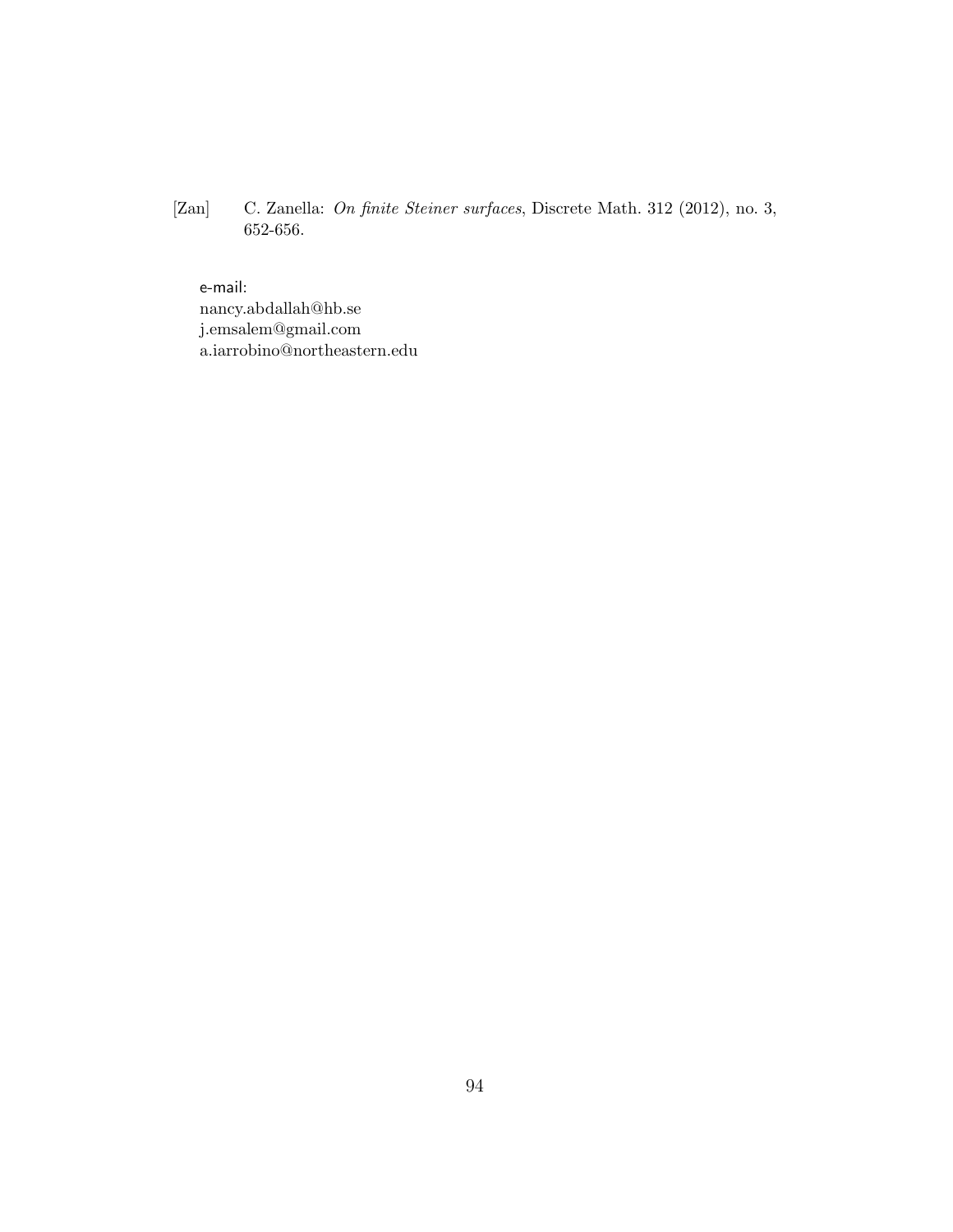[Zan] C. Zanella: *On finite Steiner surfaces*, Discrete Math. 312 (2012), no. 3, 652-656.

e-mail:
nancy.abdallah@hb.se
j.emsalem@gmail.com
a.iarrobino@northeastern.edu